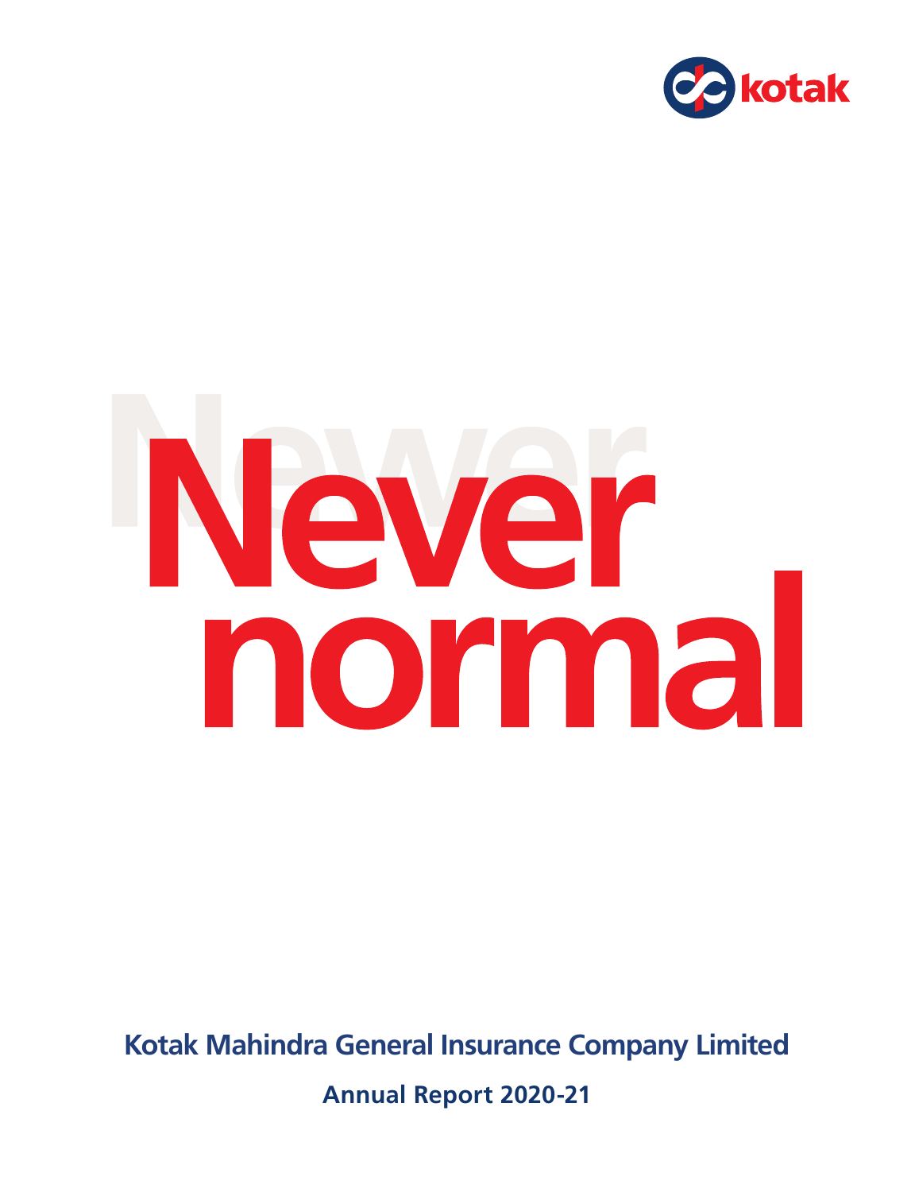kotak

# Never normal

**Kotak Mahindra General Insurance Company Limited**

**Annual Report 2020-21**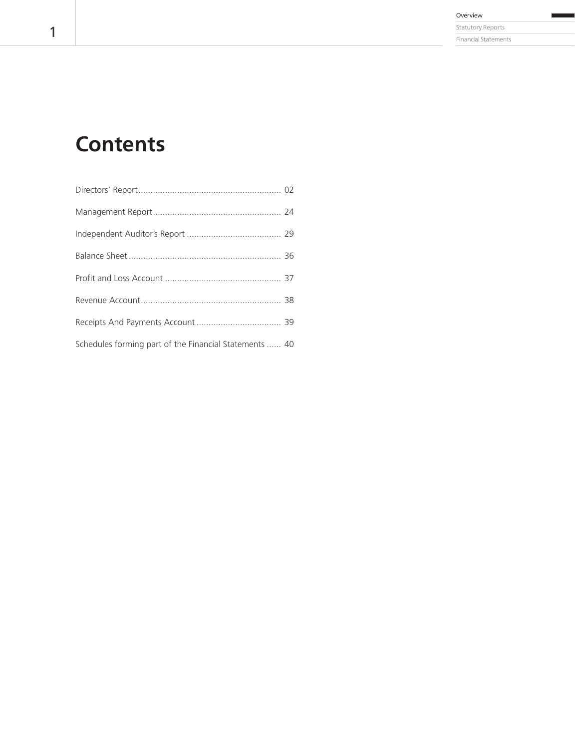# Contents

| | |
|---|---|
| Directors' Report | 02 |
| Management Report | 24 |
| Independent Auditor's Report | 29 |
| Balance Sheet | 36 |
| Profit and Loss Account | 37 |
| Revenue Account | 38 |
| Receipts And Payments Account | 39 |
| Schedules forming part of the Financial Statements | 40 |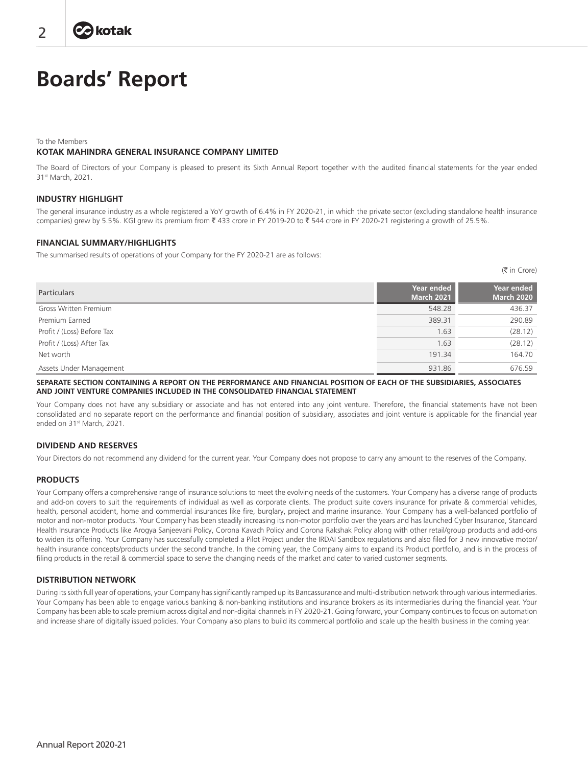# Boards' Report

To the Members

**KOTAK MAHINDRA GENERAL INSURANCE COMPANY LIMITED**

The Board of Directors of your Company is pleased to present its Sixth Annual Report together with the audited financial statements for the year ended 31st March, 2021.

## INDUSTRY HIGHLIGHT

The general insurance industry as a whole registered a YoY growth of 6.4% in FY 2020-21, in which the private sector (excluding standalone health insurance companies) grew by 5.5%. KGI grew its premium from ₹ 433 crore in FY 2019-20 to ₹ 544 crore in FY 2020-21 registering a growth of 25.5%.

## FINANCIAL SUMMARY/HIGHLIGHTS

The summarised results of operations of your Company for the FY 2020-21 are as follows:

(₹ in Crore)

| Particulars | Year ended March 2021 | Year ended March 2020 |
|---|---|---|
| Gross Written Premium | 548.28 | 436.37 |
| Premium Earned | 389.31 | 290.89 |
| Profit / (Loss) Before Tax | 1.63 | (28.12) |
| Profit / (Loss) After Tax | 1.63 | (28.12) |
| Net worth | 191.34 | 164.70 |
| Assets Under Management | 931.86 | 676.59 |

## SEPARATE SECTION CONTAINING A REPORT ON THE PERFORMANCE AND FINANCIAL POSITION OF EACH OF THE SUBSIDIARIES, ASSOCIATES AND JOINT VENTURE COMPANIES INCLUDED IN THE CONSOLIDATED FINANCIAL STATEMENT

Your Company does not have any subsidiary or associate and has not entered into any joint venture. Therefore, the financial statements have not been consolidated and no separate report on the performance and financial position of subsidiary, associates and joint venture is applicable for the financial year ended on 31st March, 2021.

## DIVIDEND AND RESERVES

Your Directors do not recommend any dividend for the current year. Your Company does not propose to carry any amount to the reserves of the Company.

## PRODUCTS

Your Company offers a comprehensive range of insurance solutions to meet the evolving needs of the customers. Your Company has a diverse range of products and add-on covers to suit the requirements of individual as well as corporate clients. The product suite covers insurance for private & commercial vehicles, health, personal accident, home and commercial insurances like fire, burglary, project and marine insurance. Your Company has a well-balanced portfolio of motor and non-motor products. Your Company has been steadily increasing its non-motor portfolio over the years and has launched Cyber Insurance, Standard Health Insurance Products like Arogya Sanjeevani Policy, Corona Kavach Policy and Corona Rakshak Policy along with other retail/group products and add-ons to widen its offering. Your Company has successfully completed a Pilot Project under the IRDAI Sandbox regulations and also filed for 3 new innovative motor/ health insurance concepts/products under the second tranche. In the coming year, the Company aims to expand its Product portfolio, and is in the process of filing products in the retail & commercial space to serve the changing needs of the market and cater to varied customer segments.

## DISTRIBUTION NETWORK

During its sixth full year of operations, your Company has significantly ramped up its Bancassurance and multi-distribution network through various intermediaries. Your Company has been able to engage various banking & non-banking institutions and insurance brokers as its intermediaries during the financial year. Your Company has been able to scale premium across digital and non-digital channels in FY 2020-21. Going forward, your Company continues to focus on automation and increase share of digitally issued policies. Your Company also plans to build its commercial portfolio and scale up the health business in the coming year.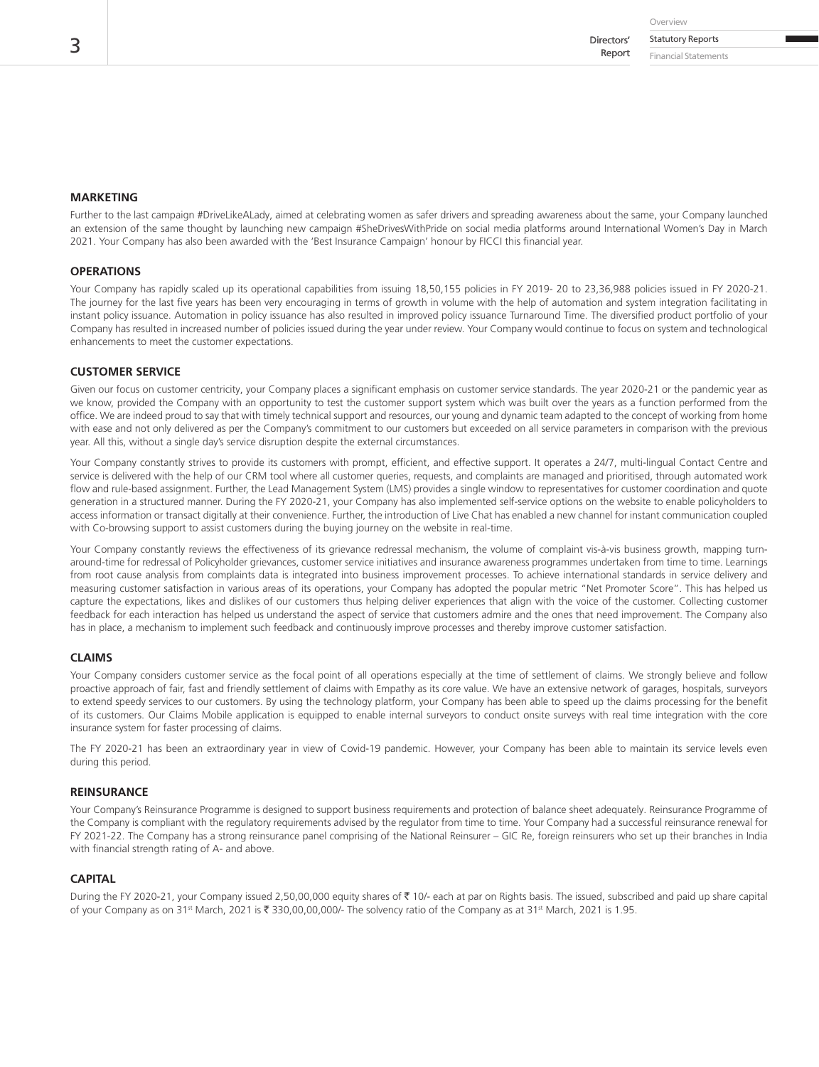## MARKETING

Further to the last campaign #DriveLikeALady, aimed at celebrating women as safer drivers and spreading awareness about the same, your Company launched an extension of the same thought by launching new campaign #SheDrivesWithPride on social media platforms around International Women's Day in March 2021. Your Company has also been awarded with the 'Best Insurance Campaign' honour by FICCI this financial year.

## OPERATIONS

Your Company has rapidly scaled up its operational capabilities from issuing 18,50,155 policies in FY 2019- 20 to 23,36,988 policies issued in FY 2020-21. The journey for the last five years has been very encouraging in terms of growth in volume with the help of automation and system integration facilitating in instant policy issuance. Automation in policy issuance has also resulted in improved policy issuance Turnaround Time. The diversified product portfolio of your Company has resulted in increased number of policies issued during the year under review. Your Company would continue to focus on system and technological enhancements to meet the customer expectations.

## CUSTOMER SERVICE

Given our focus on customer centricity, your Company places a significant emphasis on customer service standards. The year 2020-21 or the pandemic year as we know, provided the Company with an opportunity to test the customer support system which was built over the years as a function performed from the office. We are indeed proud to say that with timely technical support and resources, our young and dynamic team adapted to the concept of working from home with ease and not only delivered as per the Company's commitment to our customers but exceeded on all service parameters in comparison with the previous year. All this, without a single day's service disruption despite the external circumstances.

Your Company constantly strives to provide its customers with prompt, efficient, and effective support. It operates a 24/7, multi-lingual Contact Centre and service is delivered with the help of our CRM tool where all customer queries, requests, and complaints are managed and prioritised, through automated work flow and rule-based assignment. Further, the Lead Management System (LMS) provides a single window to representatives for customer coordination and quote generation in a structured manner. During the FY 2020-21, your Company has also implemented self-service options on the website to enable policyholders to access information or transact digitally at their convenience. Further, the introduction of Live Chat has enabled a new channel for instant communication coupled with Co-browsing support to assist customers during the buying journey on the website in real-time.

Your Company constantly reviews the effectiveness of its grievance redressal mechanism, the volume of complaint vis-à-vis business growth, mapping turn-around-time for redressal of Policyholder grievances, customer service initiatives and insurance awareness programmes undertaken from time to time. Learnings from root cause analysis from complaints data is integrated into business improvement processes. To achieve international standards in service delivery and measuring customer satisfaction in various areas of its operations, your Company has adopted the popular metric "Net Promoter Score". This has helped us capture the expectations, likes and dislikes of our customers thus helping deliver experiences that align with the voice of the customer. Collecting customer feedback for each interaction has helped us understand the aspect of service that customers admire and the ones that need improvement. The Company also has in place, a mechanism to implement such feedback and continuously improve processes and thereby improve customer satisfaction.

## CLAIMS

Your Company considers customer service as the focal point of all operations especially at the time of settlement of claims. We strongly believe and follow proactive approach of fair, fast and friendly settlement of claims with Empathy as its core value. We have an extensive network of garages, hospitals, surveyors to extend speedy services to our customers. By using the technology platform, your Company has been able to speed up the claims processing for the benefit of its customers. Our Claims Mobile application is equipped to enable internal surveyors to conduct onsite surveys with real time integration with the core insurance system for faster processing of claims.

The FY 2020-21 has been an extraordinary year in view of Covid-19 pandemic. However, your Company has been able to maintain its service levels even during this period.

## REINSURANCE

Your Company's Reinsurance Programme is designed to support business requirements and protection of balance sheet adequately. Reinsurance Programme of the Company is compliant with the regulatory requirements advised by the regulator from time to time. Your Company had a successful reinsurance renewal for FY 2021-22. The Company has a strong reinsurance panel comprising of the National Reinsurer – GIC Re, foreign reinsurers who set up their branches in India with financial strength rating of A- and above.

## CAPITAL

During the FY 2020-21, your Company issued 2,50,00,000 equity shares of ₹ 10/- each at par on Rights basis. The issued, subscribed and paid up share capital of your Company as on 31st March, 2021 is ₹ 330,00,00,000/- The solvency ratio of the Company as at 31st March, 2021 is 1.95.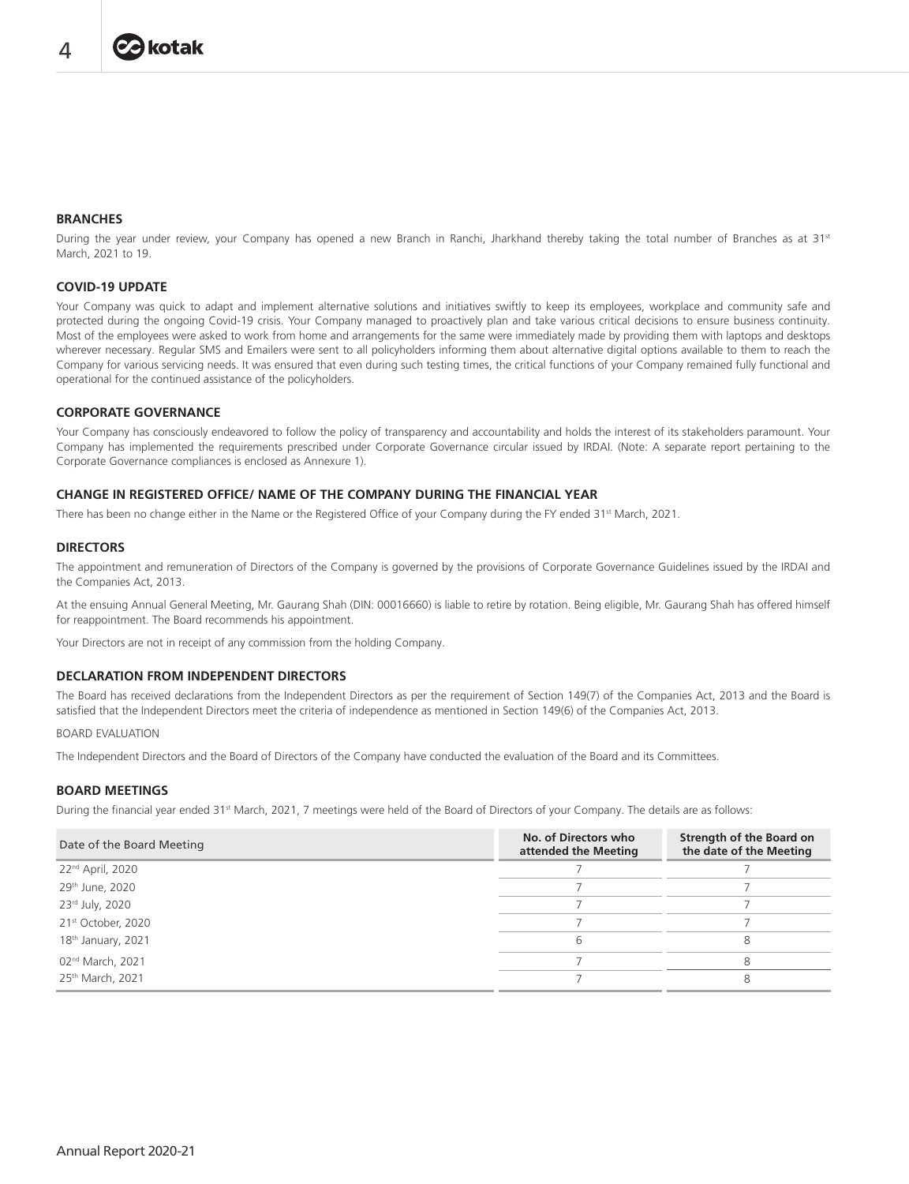## BRANCHES

During the year under review, your Company has opened a new Branch in Ranchi, Jharkhand thereby taking the total number of Branches as at 31st March, 2021 to 19.

## COVID-19 UPDATE

Your Company was quick to adapt and implement alternative solutions and initiatives swiftly to keep its employees, workplace and community safe and protected during the ongoing Covid-19 crisis. Your Company managed to proactively plan and take various critical decisions to ensure business continuity. Most of the employees were asked to work from home and arrangements for the same were immediately made by providing them with laptops and desktops wherever necessary. Regular SMS and Emailers were sent to all policyholders informing them about alternative digital options available to them to reach the Company for various servicing needs. It was ensured that even during such testing times, the critical functions of your Company remained fully functional and operational for the continued assistance of the policyholders.

## CORPORATE GOVERNANCE

Your Company has consciously endeavored to follow the policy of transparency and accountability and holds the interest of its stakeholders paramount. Your Company has implemented the requirements prescribed under Corporate Governance circular issued by IRDAI. (Note: A separate report pertaining to the Corporate Governance compliances is enclosed as Annexure 1).

## CHANGE IN REGISTERED OFFICE/ NAME OF THE COMPANY DURING THE FINANCIAL YEAR

There has been no change either in the Name or the Registered Office of your Company during the FY ended 31st March, 2021.

## DIRECTORS

The appointment and remuneration of Directors of the Company is governed by the provisions of Corporate Governance Guidelines issued by the IRDAI and the Companies Act, 2013.

At the ensuing Annual General Meeting, Mr. Gaurang Shah (DIN: 00016660) is liable to retire by rotation. Being eligible, Mr. Gaurang Shah has offered himself for reappointment. The Board recommends his appointment.

Your Directors are not in receipt of any commission from the holding Company.

## DECLARATION FROM INDEPENDENT DIRECTORS

The Board has received declarations from the Independent Directors as per the requirement of Section 149(7) of the Companies Act, 2013 and the Board is satisfied that the Independent Directors meet the criteria of independence as mentioned in Section 149(6) of the Companies Act, 2013.

BOARD EVALUATION

The Independent Directors and the Board of Directors of the Company have conducted the evaluation of the Board and its Committees.

## BOARD MEETINGS

During the financial year ended 31st March, 2021, 7 meetings were held of the Board of Directors of your Company. The details are as follows:

| Date of the Board Meeting | No. of Directors who attended the Meeting | Strength of the Board on the date of the Meeting |
|---|---|---|
| 22nd April, 2020 | 7 | 7 |
| 29th June, 2020 | 7 | 7 |
| 23rd July, 2020 | 7 | 7 |
| 21st October, 2020 | 7 | 7 |
| 18th January, 2021 | 6 | 8 |
| 02nd March, 2021 | 7 | 8 |
| 25th March, 2021 | 7 | 8 |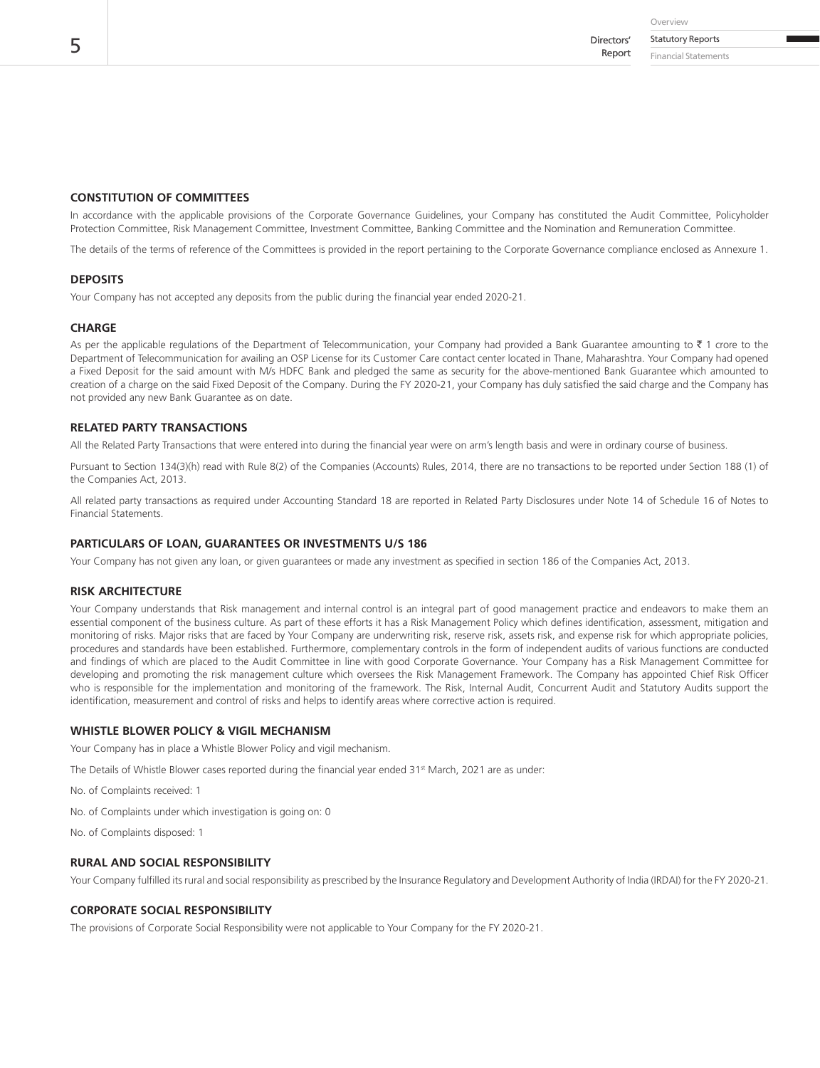## CONSTITUTION OF COMMITTEES

In accordance with the applicable provisions of the Corporate Governance Guidelines, your Company has constituted the Audit Committee, Policyholder Protection Committee, Risk Management Committee, Investment Committee, Banking Committee and the Nomination and Remuneration Committee.

The details of the terms of reference of the Committees is provided in the report pertaining to the Corporate Governance compliance enclosed as Annexure 1.

## DEPOSITS

Your Company has not accepted any deposits from the public during the financial year ended 2020-21.

## CHARGE

As per the applicable regulations of the Department of Telecommunication, your Company had provided a Bank Guarantee amounting to ₹ 1 crore to the Department of Telecommunication for availing an OSP License for its Customer Care contact center located in Thane, Maharashtra. Your Company had opened a Fixed Deposit for the said amount with M/s HDFC Bank and pledged the same as security for the above-mentioned Bank Guarantee which amounted to creation of a charge on the said Fixed Deposit of the Company. During the FY 2020-21, your Company has duly satisfied the said charge and the Company has not provided any new Bank Guarantee as on date.

## RELATED PARTY TRANSACTIONS

All the Related Party Transactions that were entered into during the financial year were on arm's length basis and were in ordinary course of business.

Pursuant to Section 134(3)(h) read with Rule 8(2) of the Companies (Accounts) Rules, 2014, there are no transactions to be reported under Section 188 (1) of the Companies Act, 2013.

All related party transactions as required under Accounting Standard 18 are reported in Related Party Disclosures under Note 14 of Schedule 16 of Notes to Financial Statements.

## PARTICULARS OF LOAN, GUARANTEES OR INVESTMENTS U/S 186

Your Company has not given any loan, or given guarantees or made any investment as specified in section 186 of the Companies Act, 2013.

## RISK ARCHITECTURE

Your Company understands that Risk management and internal control is an integral part of good management practice and endeavors to make them an essential component of the business culture. As part of these efforts it has a Risk Management Policy which defines identification, assessment, mitigation and monitoring of risks. Major risks that are faced by Your Company are underwriting risk, reserve risk, assets risk, and expense risk for which appropriate policies, procedures and standards have been established. Furthermore, complementary controls in the form of independent audits of various functions are conducted and findings of which are placed to the Audit Committee in line with good Corporate Governance. Your Company has a Risk Management Committee for developing and promoting the risk management culture which oversees the Risk Management Framework. The Company has appointed Chief Risk Officer who is responsible for the implementation and monitoring of the framework. The Risk, Internal Audit, Concurrent Audit and Statutory Audits support the identification, measurement and control of risks and helps to identify areas where corrective action is required.

## WHISTLE BLOWER POLICY & VIGIL MECHANISM

Your Company has in place a Whistle Blower Policy and vigil mechanism.

The Details of Whistle Blower cases reported during the financial year ended 31st March, 2021 are as under:

No. of Complaints received: 1

No. of Complaints under which investigation is going on: 0

No. of Complaints disposed: 1

## RURAL AND SOCIAL RESPONSIBILITY

Your Company fulfilled its rural and social responsibility as prescribed by the Insurance Regulatory and Development Authority of India (IRDAI) for the FY 2020-21.

## CORPORATE SOCIAL RESPONSIBILITY

The provisions of Corporate Social Responsibility were not applicable to Your Company for the FY 2020-21.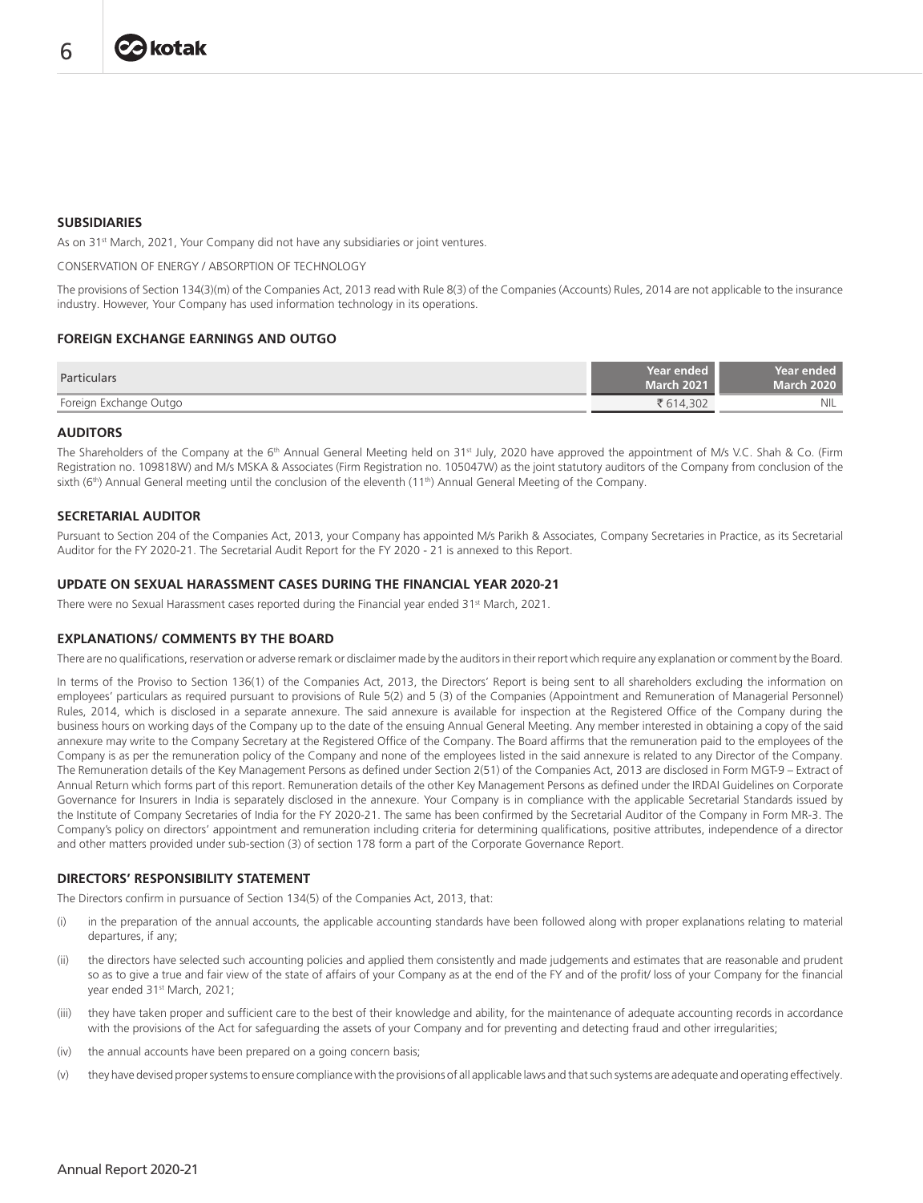## SUBSIDIARIES

As on 31st March, 2021, Your Company did not have any subsidiaries or joint ventures.

CONSERVATION OF ENERGY / ABSORPTION OF TECHNOLOGY

The provisions of Section 134(3)(m) of the Companies Act, 2013 read with Rule 8(3) of the Companies (Accounts) Rules, 2014 are not applicable to the insurance industry. However, Your Company has used information technology in its operations.

## FOREIGN EXCHANGE EARNINGS AND OUTGO

| Particulars | Year ended March 2021 | Year ended March 2020 |
|---|---|---|
| Foreign Exchange Outgo | ₹ 614,302 | NIL |

## AUDITORS

The Shareholders of the Company at the 6th Annual General Meeting held on 31st July, 2020 have approved the appointment of M/s V.C. Shah & Co. (Firm Registration no. 109818W) and M/s MSKA & Associates (Firm Registration no. 105047W) as the joint statutory auditors of the Company from conclusion of the sixth (6th) Annual General meeting until the conclusion of the eleventh (11th) Annual General Meeting of the Company.

## SECRETARIAL AUDITOR

Pursuant to Section 204 of the Companies Act, 2013, your Company has appointed M/s Parikh & Associates, Company Secretaries in Practice, as its Secretarial Auditor for the FY 2020-21. The Secretarial Audit Report for the FY 2020 - 21 is annexed to this Report.

## UPDATE ON SEXUAL HARASSMENT CASES DURING THE FINANCIAL YEAR 2020-21

There were no Sexual Harassment cases reported during the Financial year ended 31st March, 2021.

## EXPLANATIONS/ COMMENTS BY THE BOARD

There are no qualifications, reservation or adverse remark or disclaimer made by the auditors in their report which require any explanation or comment by the Board.

In terms of the Proviso to Section 136(1) of the Companies Act, 2013, the Directors' Report is being sent to all shareholders excluding the information on employees' particulars as required pursuant to provisions of Rule 5(2) and 5 (3) of the Companies (Appointment and Remuneration of Managerial Personnel) Rules, 2014, which is disclosed in a separate annexure. The said annexure is available for inspection at the Registered Office of the Company during the business hours on working days of the Company up to the date of the ensuing Annual General Meeting. Any member interested in obtaining a copy of the said annexure may write to the Company Secretary at the Registered Office of the Company. The Board affirms that the remuneration paid to the employees of the Company is as per the remuneration policy of the Company and none of the employees listed in the said annexure is related to any Director of the Company. The Remuneration details of the Key Management Persons as defined under Section 2(51) of the Companies Act, 2013 are disclosed in Form MGT-9 – Extract of Annual Return which forms part of this report. Remuneration details of the other Key Management Persons as defined under the IRDAI Guidelines on Corporate Governance for Insurers in India is separately disclosed in the annexure. Your Company is in compliance with the applicable Secretarial Standards issued by the Institute of Company Secretaries of India for the FY 2020-21. The same has been confirmed by the Secretarial Auditor of the Company in Form MR-3. The Company's policy on directors' appointment and remuneration including criteria for determining qualifications, positive attributes, independence of a director and other matters provided under sub-section (3) of section 178 form a part of the Corporate Governance Report.

## DIRECTORS' RESPONSIBILITY STATEMENT

The Directors confirm in pursuance of Section 134(5) of the Companies Act, 2013, that:

(i) in the preparation of the annual accounts, the applicable accounting standards have been followed along with proper explanations relating to material departures, if any;

(ii) the directors have selected such accounting policies and applied them consistently and made judgements and estimates that are reasonable and prudent so as to give a true and fair view of the state of affairs of your Company as at the end of the FY and of the profit/ loss of your Company for the financial year ended 31st March, 2021;

(iii) they have taken proper and sufficient care to the best of their knowledge and ability, for the maintenance of adequate accounting records in accordance with the provisions of the Act for safeguarding the assets of your Company and for preventing and detecting fraud and other irregularities;

(iv) the annual accounts have been prepared on a going concern basis;

(v) they have devised proper systems to ensure compliance with the provisions of all applicable laws and that such systems are adequate and operating effectively.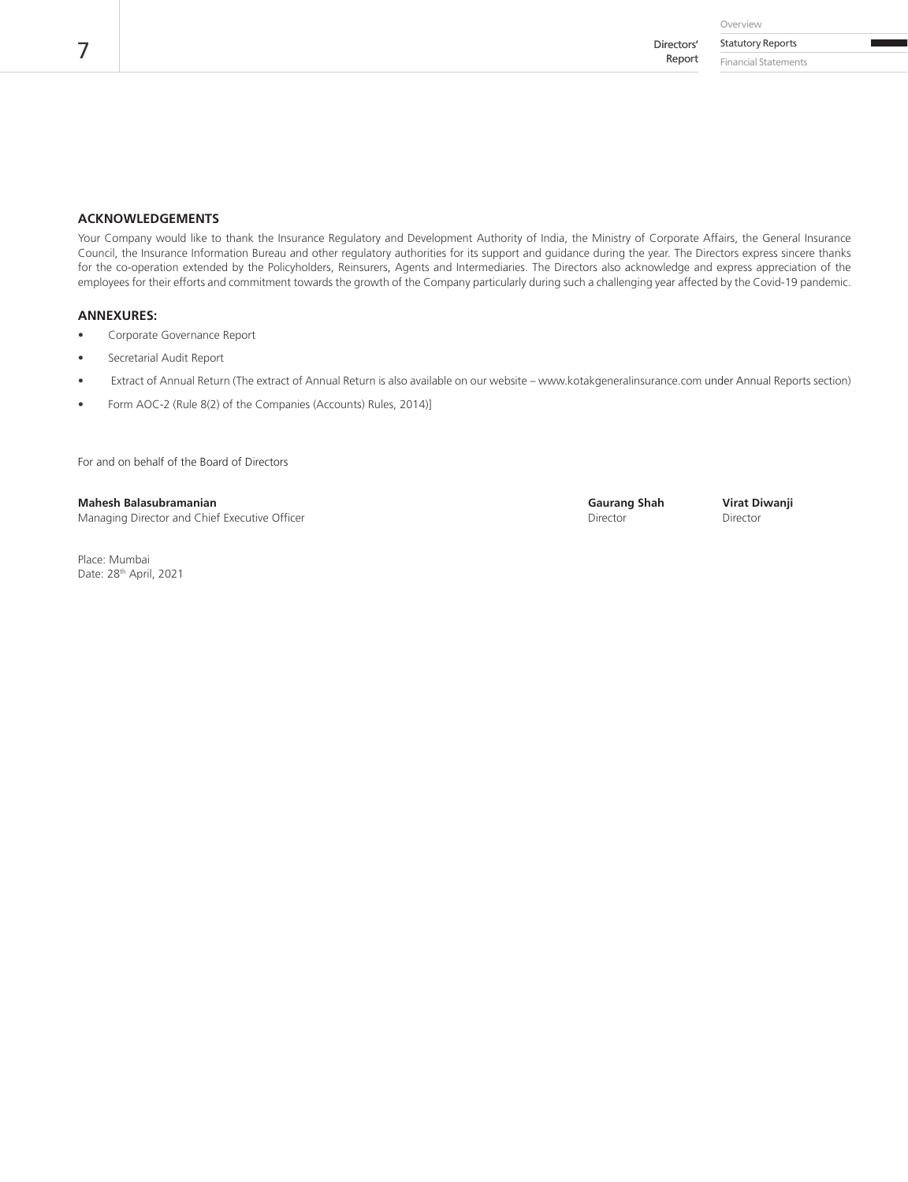## ACKNOWLEDGEMENTS

Your Company would like to thank the Insurance Regulatory and Development Authority of India, the Ministry of Corporate Affairs, the General Insurance Council, the Insurance Information Bureau and other regulatory authorities for its support and guidance during the year. The Directors express sincere thanks for the co-operation extended by the Policyholders, Reinsurers, Agents and Intermediaries. The Directors also acknowledge and express appreciation of the employees for their efforts and commitment towards the growth of the Company particularly during such a challenging year affected by the Covid-19 pandemic.

## ANNEXURES:

- Corporate Governance Report
- Secretarial Audit Report
- Extract of Annual Return (The extract of Annual Return is also available on our website – www.kotakgeneralinsurance.com under Annual Reports section)
- Form AOC-2 (Rule 8(2) of the Companies (Accounts) Rules, 2014)]

For and on behalf of the Board of Directors

**Mahesh Balasubramanian**
Managing Director and Chief Executive Officer

**Gaurang Shah**
Director

**Virat Diwanji**
Director

Place: Mumbai
Date: 28th April, 2021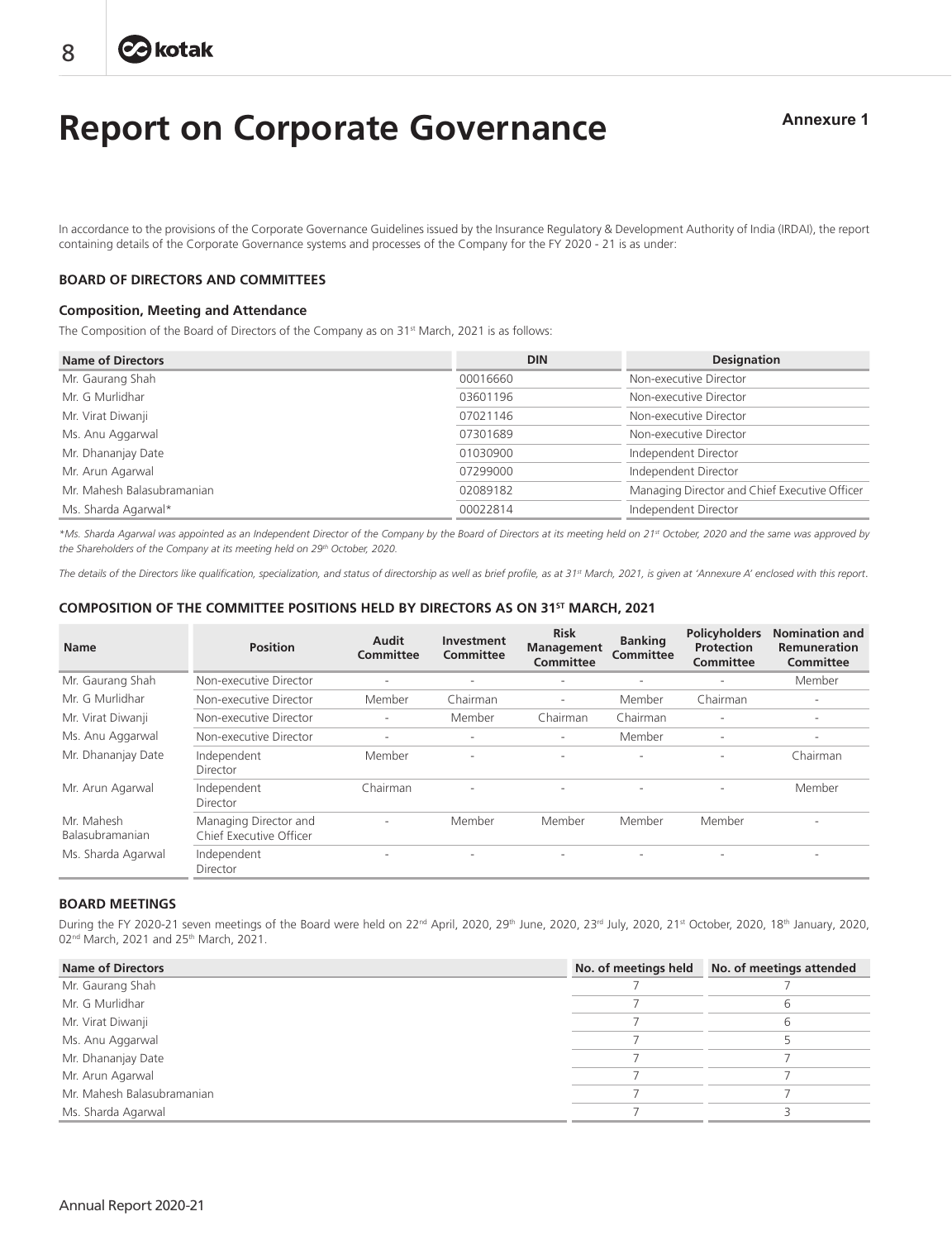# Report on Corporate Governance

**Annexure 1**

In accordance to the provisions of the Corporate Governance Guidelines issued by the Insurance Regulatory & Development Authority of India (IRDAI), the report containing details of the Corporate Governance systems and processes of the Company for the FY 2020 - 21 is as under:

## BOARD OF DIRECTORS AND COMMITTEES

### Composition, Meeting and Attendance

The Composition of the Board of Directors of the Company as on 31st March, 2021 is as follows:

| Name of Directors | DIN | Designation |
|---|---|---|
| Mr. Gaurang Shah | 00016660 | Non-executive Director |
| Mr. G Murlidhar | 03601196 | Non-executive Director |
| Mr. Virat Diwanji | 07021146 | Non-executive Director |
| Ms. Anu Aggarwal | 07301689 | Non-executive Director |
| Mr. Dhananjay Date | 01030900 | Independent Director |
| Mr. Arun Agarwal | 07299000 | Independent Director |
| Mr. Mahesh Balasubramanian | 02089182 | Managing Director and Chief Executive Officer |
| Ms. Sharda Agarwal* | 00022814 | Independent Director |

*\*Ms. Sharda Agarwal was appointed as an Independent Director of the Company by the Board of Directors at its meeting held on 21st October, 2020 and the same was approved by the Shareholders of the Company at its meeting held on 29th October, 2020.*

*The details of the Directors like qualification, specialization, and status of directorship as well as brief profile, as at 31st March, 2021, is given at 'Annexure A' enclosed with this report.*

### COMPOSITION OF THE COMMITTEE POSITIONS HELD BY DIRECTORS AS ON 31ST MARCH, 2021

| Name | Position | Audit Committee | Investment Committee | Risk Management Committee | Banking Committee | Policyholders Protection Committee | Nomination and Remuneration Committee |
|---|---|---|---|---|---|---|---|
| Mr. Gaurang Shah | Non-executive Director | - | - | - | - | - | Member |
| Mr. G Murlidhar | Non-executive Director | Member | Chairman | - | Member | Chairman | - |
| Mr. Virat Diwanji | Non-executive Director | - | Member | Chairman | Chairman | - | - |
| Ms. Anu Aggarwal | Non-executive Director | - | - | - | Member | - | - |
| Mr. Dhananjay Date | Independent Director | Member | - | - | - | - | Chairman |
| Mr. Arun Agarwal | Independent Director | Chairman | - | - | - | - | Member |
| Mr. Mahesh Balasubramanian | Managing Director and Chief Executive Officer | - | Member | Member | Member | Member | - |
| Ms. Sharda Agarwal | Independent Director | - | - | - | - | - | - |

### BOARD MEETINGS

During the FY 2020-21 seven meetings of the Board were held on 22nd April, 2020, 29th June, 2020, 23rd July, 2020, 21st October, 2020, 18th January, 2020, 02nd March, 2021 and 25th March, 2021.

| Name of Directors | No. of meetings held | No. of meetings attended |
|---|---|---|
| Mr. Gaurang Shah | 7 | 7 |
| Mr. G Murlidhar | 7 | 6 |
| Mr. Virat Diwanji | 7 | 6 |
| Ms. Anu Aggarwal | 7 | 5 |
| Mr. Dhananjay Date | 7 | 7 |
| Mr. Arun Agarwal | 7 | 7 |
| Mr. Mahesh Balasubramanian | 7 | 7 |
| Ms. Sharda Agarwal | 7 | 3 |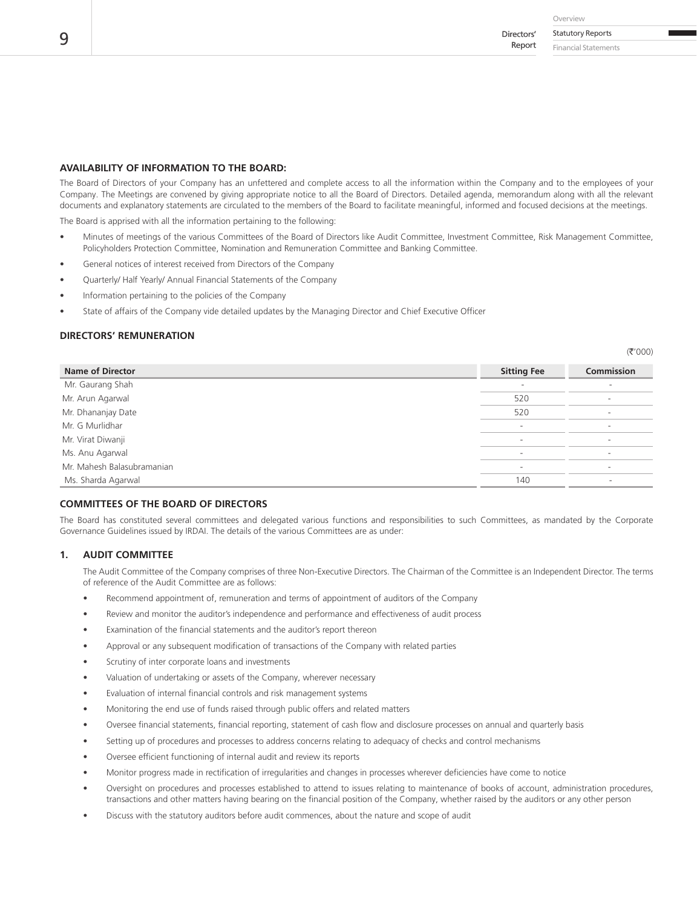## AVAILABILITY OF INFORMATION TO THE BOARD:

The Board of Directors of your Company has an unfettered and complete access to all the information within the Company and to the employees of your Company. The Meetings are convened by giving appropriate notice to all the Board of Directors. Detailed agenda, memorandum along with all the relevant documents and explanatory statements are circulated to the members of the Board to facilitate meaningful, informed and focused decisions at the meetings.

The Board is apprised with all the information pertaining to the following:

- Minutes of meetings of the various Committees of the Board of Directors like Audit Committee, Investment Committee, Risk Management Committee, Policyholders Protection Committee, Nomination and Remuneration Committee and Banking Committee.
- General notices of interest received from Directors of the Company
- Quarterly/ Half Yearly/ Annual Financial Statements of the Company
- Information pertaining to the policies of the Company
- State of affairs of the Company vide detailed updates by the Managing Director and Chief Executive Officer

## DIRECTORS' REMUNERATION

(₹'000)

| Name of Director | Sitting Fee | Commission |
|---|---|---|
| Mr. Gaurang Shah | - | - |
| Mr. Arun Agarwal | 520 | - |
| Mr. Dhananjay Date | 520 | - |
| Mr. G Murlidhar | - | - |
| Mr. Virat Diwanji | - | - |
| Ms. Anu Agarwal | - | - |
| Mr. Mahesh Balasubramanian | - | - |
| Ms. Sharda Agarwal | 140 | - |

## COMMITTEES OF THE BOARD OF DIRECTORS

The Board has constituted several committees and delegated various functions and responsibilities to such Committees, as mandated by the Corporate Governance Guidelines issued by IRDAI. The details of the various Committees are as under:

### 1. AUDIT COMMITTEE

The Audit Committee of the Company comprises of three Non-Executive Directors. The Chairman of the Committee is an Independent Director. The terms of reference of the Audit Committee are as follows:

- Recommend appointment of, remuneration and terms of appointment of auditors of the Company
- Review and monitor the auditor's independence and performance and effectiveness of audit process
- Examination of the financial statements and the auditor's report thereon
- Approval or any subsequent modification of transactions of the Company with related parties
- Scrutiny of inter corporate loans and investments
- Valuation of undertaking or assets of the Company, wherever necessary
- Evaluation of internal financial controls and risk management systems
- Monitoring the end use of funds raised through public offers and related matters
- Oversee financial statements, financial reporting, statement of cash flow and disclosure processes on annual and quarterly basis
- Setting up of procedures and processes to address concerns relating to adequacy of checks and control mechanisms
- Oversee efficient functioning of internal audit and review its reports
- Monitor progress made in rectification of irregularities and changes in processes wherever deficiencies have come to notice
- Oversight on procedures and processes established to attend to issues relating to maintenance of books of account, administration procedures, transactions and other matters having bearing on the financial position of the Company, whether raised by the auditors or any other person
- Discuss with the statutory auditors before audit commences, about the nature and scope of audit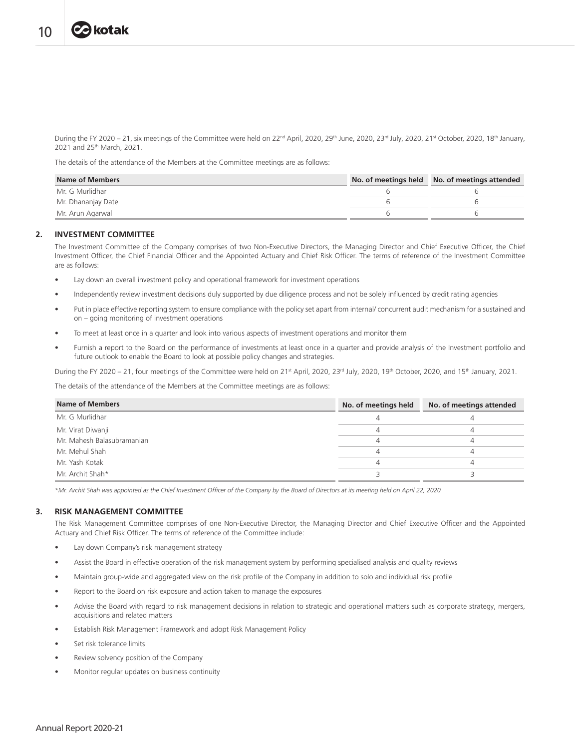During the FY 2020 – 21, six meetings of the Committee were held on 22nd April, 2020, 29th June, 2020, 23rd July, 2020, 21st October, 2020, 18th January, 2021 and 25th March, 2021.

The details of the attendance of the Members at the Committee meetings are as follows:

| Name of Members | No. of meetings held | No. of meetings attended |
|---|---|---|
| Mr. G Murlidhar | 6 | 6 |
| Mr. Dhananjay Date | 6 | 6 |
| Mr. Arun Agarwal | 6 | 6 |

## 2. INVESTMENT COMMITTEE

The Investment Committee of the Company comprises of two Non-Executive Directors, the Managing Director and Chief Executive Officer, the Chief Investment Officer, the Chief Financial Officer and the Appointed Actuary and Chief Risk Officer. The terms of reference of the Investment Committee are as follows:

- Lay down an overall investment policy and operational framework for investment operations
- Independently review investment decisions duly supported by due diligence process and not be solely influenced by credit rating agencies
- Put in place effective reporting system to ensure compliance with the policy set apart from internal/ concurrent audit mechanism for a sustained and on – going monitoring of investment operations
- To meet at least once in a quarter and look into various aspects of investment operations and monitor them
- Furnish a report to the Board on the performance of investments at least once in a quarter and provide analysis of the Investment portfolio and future outlook to enable the Board to look at possible policy changes and strategies.

During the FY 2020 – 21, four meetings of the Committee were held on 21st April, 2020, 23rd July, 2020, 19th October, 2020, and 15th January, 2021.

The details of the attendance of the Members at the Committee meetings are as follows:

| Name of Members | No. of meetings held | No. of meetings attended |
|---|---|---|
| Mr. G Murlidhar | 4 | 4 |
| Mr. Virat Diwanji | 4 | 4 |
| Mr. Mahesh Balasubramanian | 4 | 4 |
| Mr. Mehul Shah | 4 | 4 |
| Mr. Yash Kotak | 4 | 4 |
| Mr. Archit Shah* | 3 | 3 |

*\*Mr. Archit Shah was appointed as the Chief Investment Officer of the Company by the Board of Directors at its meeting held on April 22, 2020*

## 3. RISK MANAGEMENT COMMITTEE

The Risk Management Committee comprises of one Non-Executive Director, the Managing Director and Chief Executive Officer and the Appointed Actuary and Chief Risk Officer. The terms of reference of the Committee include:

- Lay down Company's risk management strategy
- Assist the Board in effective operation of the risk management system by performing specialised analysis and quality reviews
- Maintain group-wide and aggregated view on the risk profile of the Company in addition to solo and individual risk profile
- Report to the Board on risk exposure and action taken to manage the exposures
- Advise the Board with regard to risk management decisions in relation to strategic and operational matters such as corporate strategy, mergers, acquisitions and related matters
- Establish Risk Management Framework and adopt Risk Management Policy
- Set risk tolerance limits
- Review solvency position of the Company
- Monitor regular updates on business continuity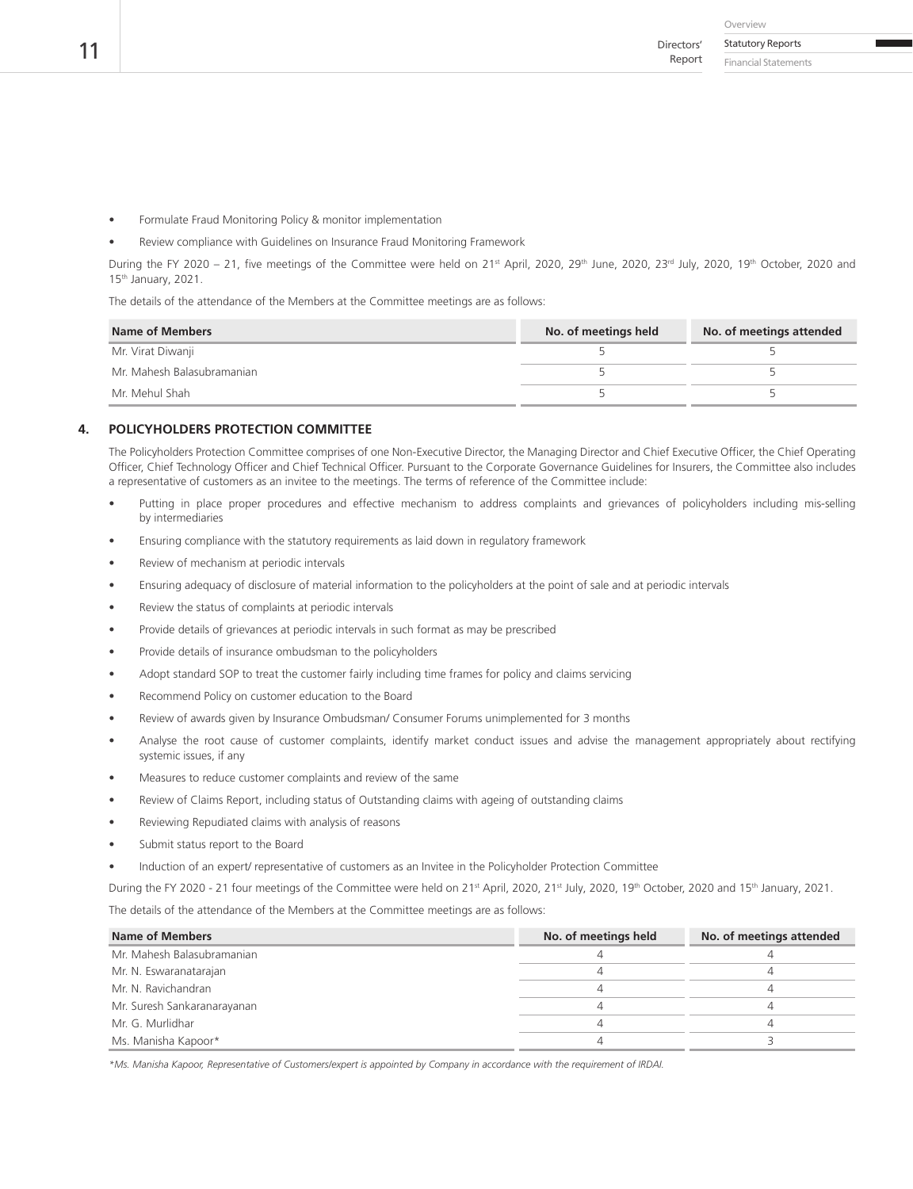- Formulate Fraud Monitoring Policy & monitor implementation
- Review compliance with Guidelines on Insurance Fraud Monitoring Framework

During the FY 2020 – 21, five meetings of the Committee were held on 21st April, 2020, 29th June, 2020, 23rd July, 2020, 19th October, 2020 and 15th January, 2021.

The details of the attendance of the Members at the Committee meetings are as follows:

| Name of Members | No. of meetings held | No. of meetings attended |
|---|---|---|
| Mr. Virat Diwanji | 5 | 5 |
| Mr. Mahesh Balasubramanian | 5 | 5 |
| Mr. Mehul Shah | 5 | 5 |

## 4. POLICYHOLDERS PROTECTION COMMITTEE

The Policyholders Protection Committee comprises of one Non-Executive Director, the Managing Director and Chief Executive Officer, the Chief Operating Officer, Chief Technology Officer and Chief Technical Officer. Pursuant to the Corporate Governance Guidelines for Insurers, the Committee also includes a representative of customers as an invitee to the meetings. The terms of reference of the Committee include:

- Putting in place proper procedures and effective mechanism to address complaints and grievances of policyholders including mis-selling by intermediaries
- Ensuring compliance with the statutory requirements as laid down in regulatory framework
- Review of mechanism at periodic intervals
- Ensuring adequacy of disclosure of material information to the policyholders at the point of sale and at periodic intervals
- Review the status of complaints at periodic intervals
- Provide details of grievances at periodic intervals in such format as may be prescribed
- Provide details of insurance ombudsman to the policyholders
- Adopt standard SOP to treat the customer fairly including time frames for policy and claims servicing
- Recommend Policy on customer education to the Board
- Review of awards given by Insurance Ombudsman/ Consumer Forums unimplemented for 3 months
- Analyse the root cause of customer complaints, identify market conduct issues and advise the management appropriately about rectifying systemic issues, if any
- Measures to reduce customer complaints and review of the same
- Review of Claims Report, including status of Outstanding claims with ageing of outstanding claims
- Reviewing Repudiated claims with analysis of reasons
- Submit status report to the Board
- Induction of an expert/ representative of customers as an Invitee in the Policyholder Protection Committee

During the FY 2020 - 21 four meetings of the Committee were held on 21st April, 2020, 21st July, 2020, 19th October, 2020 and 15th January, 2021.

The details of the attendance of the Members at the Committee meetings are as follows:

| Name of Members | No. of meetings held | No. of meetings attended |
|---|---|---|
| Mr. Mahesh Balasubramanian | 4 | 4 |
| Mr. N. Eswaranatarajan | 4 | 4 |
| Mr. N. Ravichandran | 4 | 4 |
| Mr. Suresh Sankaranarayanan | 4 | 4 |
| Mr. G. Murlidhar | 4 | 4 |
| Ms. Manisha Kapoor* | 4 | 3 |

*\*Ms. Manisha Kapoor, Representative of Customers/expert is appointed by Company in accordance with the requirement of IRDAI.*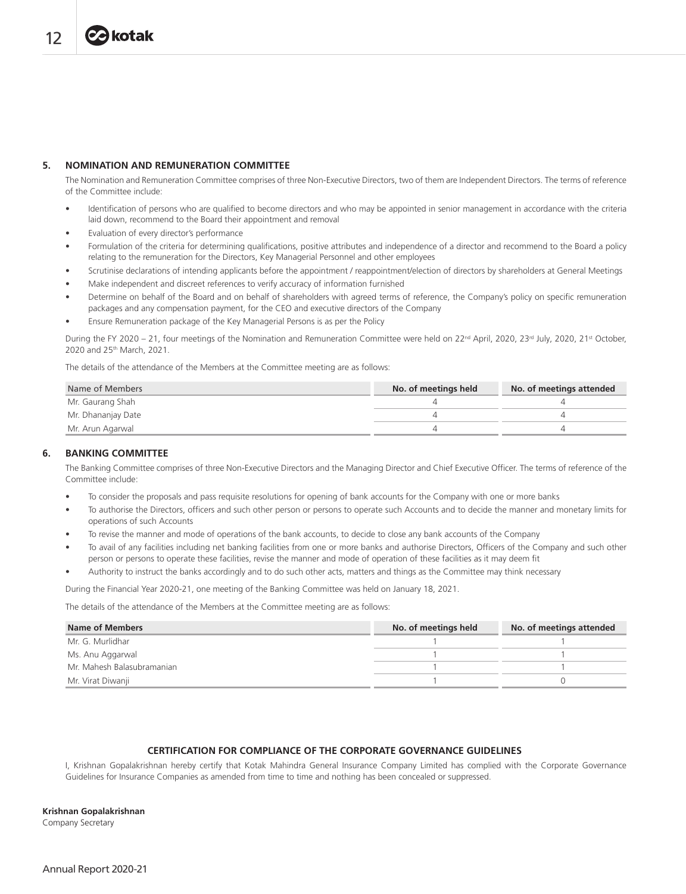### 5. NOMINATION AND REMUNERATION COMMITTEE

The Nomination and Remuneration Committee comprises of three Non-Executive Directors, two of them are Independent Directors. The terms of reference of the Committee include:

- Identification of persons who are qualified to become directors and who may be appointed in senior management in accordance with the criteria laid down, recommend to the Board their appointment and removal
- Evaluation of every director's performance
- Formulation of the criteria for determining qualifications, positive attributes and independence of a director and recommend to the Board a policy relating to the remuneration for the Directors, Key Managerial Personnel and other employees
- Scrutinise declarations of intending applicants before the appointment / reappointment/election of directors by shareholders at General Meetings
- Make independent and discreet references to verify accuracy of information furnished
- Determine on behalf of the Board and on behalf of shareholders with agreed terms of reference, the Company's policy on specific remuneration packages and any compensation payment, for the CEO and executive directors of the Company
- Ensure Remuneration package of the Key Managerial Persons is as per the Policy

During the FY 2020 – 21, four meetings of the Nomination and Remuneration Committee were held on 22nd April, 2020, 23rd July, 2020, 21st October, 2020 and 25th March, 2021.

The details of the attendance of the Members at the Committee meeting are as follows:

| Name of Members | No. of meetings held | No. of meetings attended |
|---|---|---|
| Mr. Gaurang Shah | 4 | 4 |
| Mr. Dhananjay Date | 4 | 4 |
| Mr. Arun Agarwal | 4 | 4 |

### 6. BANKING COMMITTEE

The Banking Committee comprises of three Non-Executive Directors and the Managing Director and Chief Executive Officer. The terms of reference of the Committee include:

- To consider the proposals and pass requisite resolutions for opening of bank accounts for the Company with one or more banks
- To authorise the Directors, officers and such other person or persons to operate such Accounts and to decide the manner and monetary limits for operations of such Accounts
- To revise the manner and mode of operations of the bank accounts, to decide to close any bank accounts of the Company
- To avail of any facilities including net banking facilities from one or more banks and authorise Directors, Officers of the Company and such other person or persons to operate these facilities, revise the manner and mode of operation of these facilities as it may deem fit
- Authority to instruct the banks accordingly and to do such other acts, matters and things as the Committee may think necessary

During the Financial Year 2020-21, one meeting of the Banking Committee was held on January 18, 2021.

The details of the attendance of the Members at the Committee meeting are as follows:

| Name of Members | No. of meetings held | No. of meetings attended |
|---|---|---|
| Mr. G. Murlidhar | 1 | 1 |
| Ms. Anu Aggarwal | 1 | 1 |
| Mr. Mahesh Balasubramanian | 1 | 1 |
| Mr. Virat Diwanji | 1 | 0 |

## CERTIFICATION FOR COMPLIANCE OF THE CORPORATE GOVERNANCE GUIDELINES

I, Krishnan Gopalakrishnan hereby certify that Kotak Mahindra General Insurance Company Limited has complied with the Corporate Governance Guidelines for Insurance Companies as amended from time to time and nothing has been concealed or suppressed.

**Krishnan Gopalakrishnan**
Company Secretary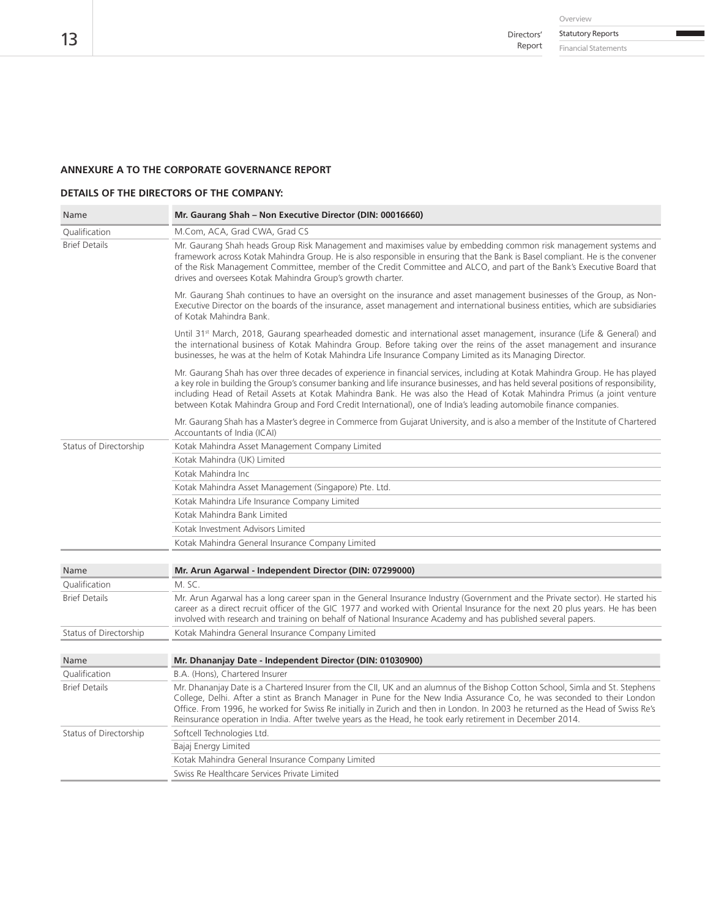## ANNEXURE A TO THE CORPORATE GOVERNANCE REPORT

### DETAILS OF THE DIRECTORS OF THE COMPANY:

| Name | **Mr. Gaurang Shah – Non Executive Director (DIN: 00016660)** |
|---|---|
| Qualification | M.Com, ACA, Grad CWA, Grad CS |
| Brief Details | Mr. Gaurang Shah heads Group Risk Management and maximises value by embedding common risk management systems and framework across Kotak Mahindra Group. He is also responsible in ensuring that the Bank is Basel compliant. He is the convener of the Risk Management Committee, member of the Credit Committee and ALCO, and part of the Bank's Executive Board that drives and oversees Kotak Mahindra Group's growth charter.<br><br>Mr. Gaurang Shah continues to have an oversight on the insurance and asset management businesses of the Group, as Non-Executive Director on the boards of the insurance, asset management and international business entities, which are subsidiaries of Kotak Mahindra Bank.<br><br>Until 31st March, 2018, Gaurang spearheaded domestic and international asset management, insurance (Life & General) and the international business of Kotak Mahindra Group. Before taking over the reins of the asset management and insurance businesses, he was at the helm of Kotak Mahindra Life Insurance Company Limited as its Managing Director.<br><br>Mr. Gaurang Shah has over three decades of experience in financial services, including at Kotak Mahindra Group. He has played a key role in building the Group's consumer banking and life insurance businesses, and has held several positions of responsibility, including Head of Retail Assets at Kotak Mahindra Bank. He was also the Head of Kotak Mahindra Primus (a joint venture between Kotak Mahindra Group and Ford Credit International), one of India's leading automobile finance companies.<br><br>Mr. Gaurang Shah has a Master's degree in Commerce from Gujarat University, and is also a member of the Institute of Chartered Accountants of India (ICAI) |
| Status of Directorship | Kotak Mahindra Asset Management Company Limited |
| | Kotak Mahindra (UK) Limited |
| | Kotak Mahindra Inc |
| | Kotak Mahindra Asset Management (Singapore) Pte. Ltd. |
| | Kotak Mahindra Life Insurance Company Limited |
| | Kotak Mahindra Bank Limited |
| | Kotak Investment Advisors Limited |
| | Kotak Mahindra General Insurance Company Limited |

| Name | **Mr. Arun Agarwal - Independent Director (DIN: 07299000)** |
|---|---|
| Qualification | M. SC. |
| Brief Details | Mr. Arun Agarwal has a long career span in the General Insurance Industry (Government and the Private sector). He started his career as a direct recruit officer of the GIC 1977 and worked with Oriental Insurance for the next 20 plus years. He has been involved with research and training on behalf of National Insurance Academy and has published several papers. |
| Status of Directorship | Kotak Mahindra General Insurance Company Limited |

| Name | **Mr. Dhananjay Date - Independent Director (DIN: 01030900)** |
|---|---|
| Qualification | B.A. (Hons), Chartered Insurer |
| Brief Details | Mr. Dhananjay Date is a Chartered Insurer from the CII, UK and an alumnus of the Bishop Cotton School, Simla and St. Stephens College, Delhi. After a stint as Branch Manager in Pune for the New India Assurance Co, he was seconded to their London Office. From 1996, he worked for Swiss Re initially in Zurich and then in London. In 2003 he returned as the Head of Swiss Re's Reinsurance operation in India. After twelve years as the Head, he took early retirement in December 2014. |
| Status of Directorship | Softcell Technologies Ltd. |
| | Bajaj Energy Limited |
| | Kotak Mahindra General Insurance Company Limited |
| | Swiss Re Healthcare Services Private Limited |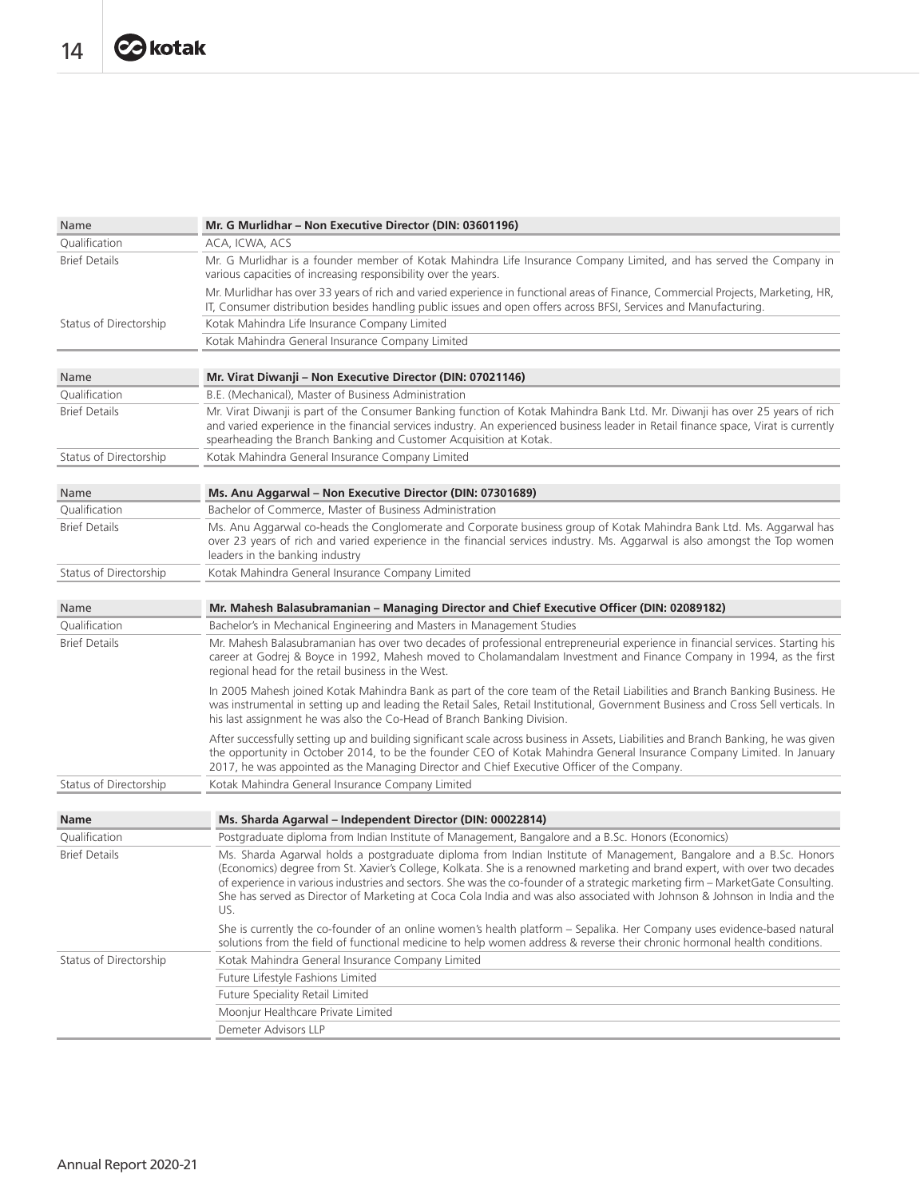| Name | Mr. G Murlidhar – Non Executive Director (DIN: 03601196) |
|---|---|
| Qualification | ACA, ICWA, ACS |
| Brief Details | Mr. G Murlidhar is a founder member of Kotak Mahindra Life Insurance Company Limited, and has served the Company in various capacities of increasing responsibility over the years.<br><br>Mr. Murlidhar has over 33 years of rich and varied experience in functional areas of Finance, Commercial Projects, Marketing, HR, IT, Consumer distribution besides handling public issues and open offers across BFSI, Services and Manufacturing. |
| Status of Directorship | Kotak Mahindra Life Insurance Company Limited |
| | Kotak Mahindra General Insurance Company Limited |

| Name | Mr. Virat Diwanji – Non Executive Director (DIN: 07021146) |
|---|---|
| Qualification | B.E. (Mechanical), Master of Business Administration |
| Brief Details | Mr. Virat Diwanji is part of the Consumer Banking function of Kotak Mahindra Bank Ltd. Mr. Diwanji has over 25 years of rich and varied experience in the financial services industry. An experienced business leader in Retail finance space, Virat is currently spearheading the Branch Banking and Customer Acquisition at Kotak. |
| Status of Directorship | Kotak Mahindra General Insurance Company Limited |

| Name | Ms. Anu Aggarwal – Non Executive Director (DIN: 07301689) |
|---|---|
| Qualification | Bachelor of Commerce, Master of Business Administration |
| Brief Details | Ms. Anu Aggarwal co-heads the Conglomerate and Corporate business group of Kotak Mahindra Bank Ltd. Ms. Aggarwal has over 23 years of rich and varied experience in the financial services industry. Ms. Aggarwal is also amongst the Top women leaders in the banking industry |
| Status of Directorship | Kotak Mahindra General Insurance Company Limited |

| Name | Mr. Mahesh Balasubramanian – Managing Director and Chief Executive Officer (DIN: 02089182) |
|---|---|
| Qualification | Bachelor's in Mechanical Engineering and Masters in Management Studies |
| Brief Details | Mr. Mahesh Balasubramanian has over two decades of professional entrepreneurial experience in financial services. Starting his career at Godrej & Boyce in 1992, Mahesh moved to Cholamandalam Investment and Finance Company in 1994, as the first regional head for the retail business in the West.<br><br>In 2005 Mahesh joined Kotak Mahindra Bank as part of the core team of the Retail Liabilities and Branch Banking Business. He was instrumental in setting up and leading the Retail Sales, Retail Institutional, Government Business and Cross Sell verticals. In his last assignment he was also the Co-Head of Branch Banking Division.<br><br>After successfully setting up and building significant scale across business in Assets, Liabilities and Branch Banking, he was given the opportunity in October 2014, to be the founder CEO of Kotak Mahindra General Insurance Company Limited. In January 2017, he was appointed as the Managing Director and Chief Executive Officer of the Company. |
| Status of Directorship | Kotak Mahindra General Insurance Company Limited |

| **Name** | **Ms. Sharda Agarwal – Independent Director (DIN: 00022814)** |
|---|---|
| Qualification | Postgraduate diploma from Indian Institute of Management, Bangalore and a B.Sc. Honors (Economics) |
| Brief Details | Ms. Sharda Agarwal holds a postgraduate diploma from Indian Institute of Management, Bangalore and a B.Sc. Honors (Economics) degree from St. Xavier's College, Kolkata. She is a renowned marketing and brand expert, with over two decades of experience in various industries and sectors. She was the co-founder of a strategic marketing firm – MarketGate Consulting. She has served as Director of Marketing at Coca Cola India and was also associated with Johnson & Johnson in India and the US.<br><br>She is currently the co-founder of an online women's health platform – Sepalika. Her Company uses evidence-based natural solutions from the field of functional medicine to help women address & reverse their chronic hormonal health conditions. |
| Status of Directorship | Kotak Mahindra General Insurance Company Limited |
| | Future Lifestyle Fashions Limited |
| | Future Speciality Retail Limited |
| | Moonjur Healthcare Private Limited |
| | Demeter Advisors LLP |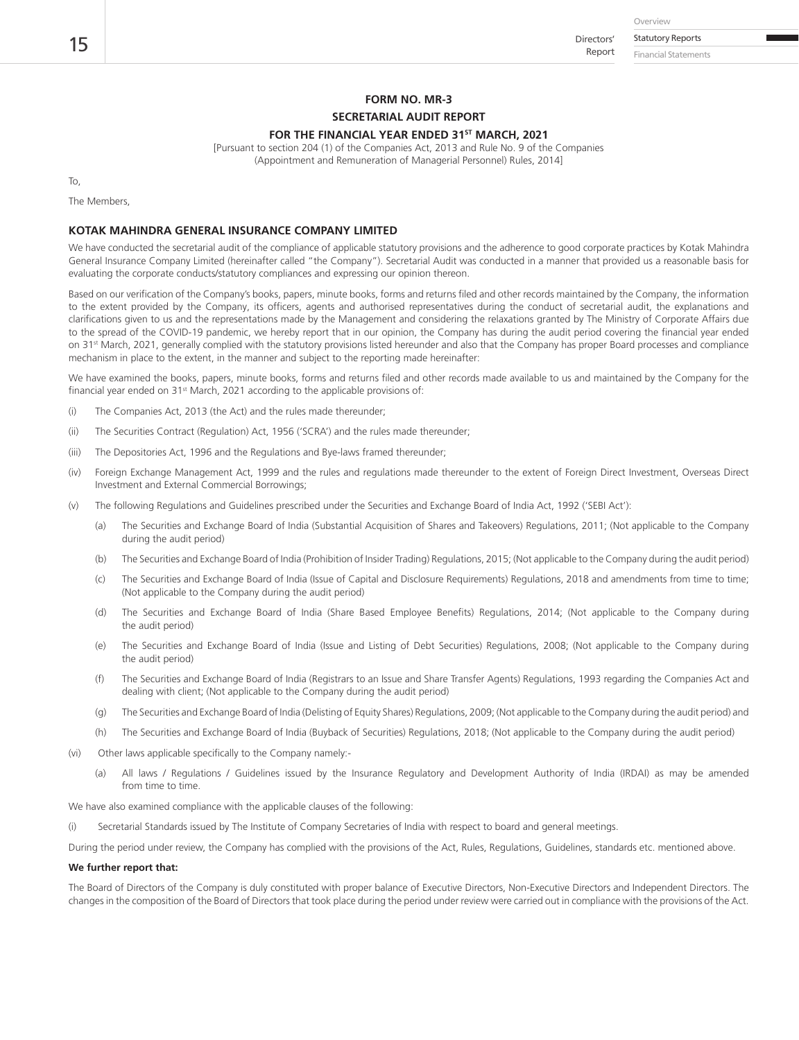# FORM NO. MR-3

## SECRETARIAL AUDIT REPORT

### FOR THE FINANCIAL YEAR ENDED 31ST MARCH, 2021

[Pursuant to section 204 (1) of the Companies Act, 2013 and Rule No. 9 of the Companies (Appointment and Remuneration of Managerial Personnel) Rules, 2014]

To,

The Members,

**KOTAK MAHINDRA GENERAL INSURANCE COMPANY LIMITED**

We have conducted the secretarial audit of the compliance of applicable statutory provisions and the adherence to good corporate practices by Kotak Mahindra General Insurance Company Limited (hereinafter called "the Company"). Secretarial Audit was conducted in a manner that provided us a reasonable basis for evaluating the corporate conducts/statutory compliances and expressing our opinion thereon.

Based on our verification of the Company's books, papers, minute books, forms and returns filed and other records maintained by the Company, the information to the extent provided by the Company, its officers, agents and authorised representatives during the conduct of secretarial audit, the explanations and clarifications given to us and the representations made by the Management and considering the relaxations granted by The Ministry of Corporate Affairs due to the spread of the COVID-19 pandemic, we hereby report that in our opinion, the Company has during the audit period covering the financial year ended on 31st March, 2021, generally complied with the statutory provisions listed hereunder and also that the Company has proper Board processes and compliance mechanism in place to the extent, in the manner and subject to the reporting made hereinafter:

We have examined the books, papers, minute books, forms and returns filed and other records made available to us and maintained by the Company for the financial year ended on 31st March, 2021 according to the applicable provisions of:

(i) The Companies Act, 2013 (the Act) and the rules made thereunder;

(ii) The Securities Contract (Regulation) Act, 1956 ('SCRA') and the rules made thereunder;

(iii) The Depositories Act, 1996 and the Regulations and Bye-laws framed thereunder;

(iv) Foreign Exchange Management Act, 1999 and the rules and regulations made thereunder to the extent of Foreign Direct Investment, Overseas Direct Investment and External Commercial Borrowings;

(v) The following Regulations and Guidelines prescribed under the Securities and Exchange Board of India Act, 1992 ('SEBI Act'):

   (a) The Securities and Exchange Board of India (Substantial Acquisition of Shares and Takeovers) Regulations, 2011; (Not applicable to the Company during the audit period)

   (b) The Securities and Exchange Board of India (Prohibition of Insider Trading) Regulations, 2015; (Not applicable to the Company during the audit period)

   (c) The Securities and Exchange Board of India (Issue of Capital and Disclosure Requirements) Regulations, 2018 and amendments from time to time; (Not applicable to the Company during the audit period)

   (d) The Securities and Exchange Board of India (Share Based Employee Benefits) Regulations, 2014; (Not applicable to the Company during the audit period)

   (e) The Securities and Exchange Board of India (Issue and Listing of Debt Securities) Regulations, 2008; (Not applicable to the Company during the audit period)

   (f) The Securities and Exchange Board of India (Registrars to an Issue and Share Transfer Agents) Regulations, 1993 regarding the Companies Act and dealing with client; (Not applicable to the Company during the audit period)

   (g) The Securities and Exchange Board of India (Delisting of Equity Shares) Regulations, 2009; (Not applicable to the Company during the audit period) and

   (h) The Securities and Exchange Board of India (Buyback of Securities) Regulations, 2018; (Not applicable to the Company during the audit period)

(vi) Other laws applicable specifically to the Company namely:-

   (a) All laws / Regulations / Guidelines issued by the Insurance Regulatory and Development Authority of India (IRDAI) as may be amended from time to time.

We have also examined compliance with the applicable clauses of the following:

(i) Secretarial Standards issued by The Institute of Company Secretaries of India with respect to board and general meetings.

During the period under review, the Company has complied with the provisions of the Act, Rules, Regulations, Guidelines, standards etc. mentioned above.

**We further report that:**

The Board of Directors of the Company is duly constituted with proper balance of Executive Directors, Non-Executive Directors and Independent Directors. The changes in the composition of the Board of Directors that took place during the period under review were carried out in compliance with the provisions of the Act.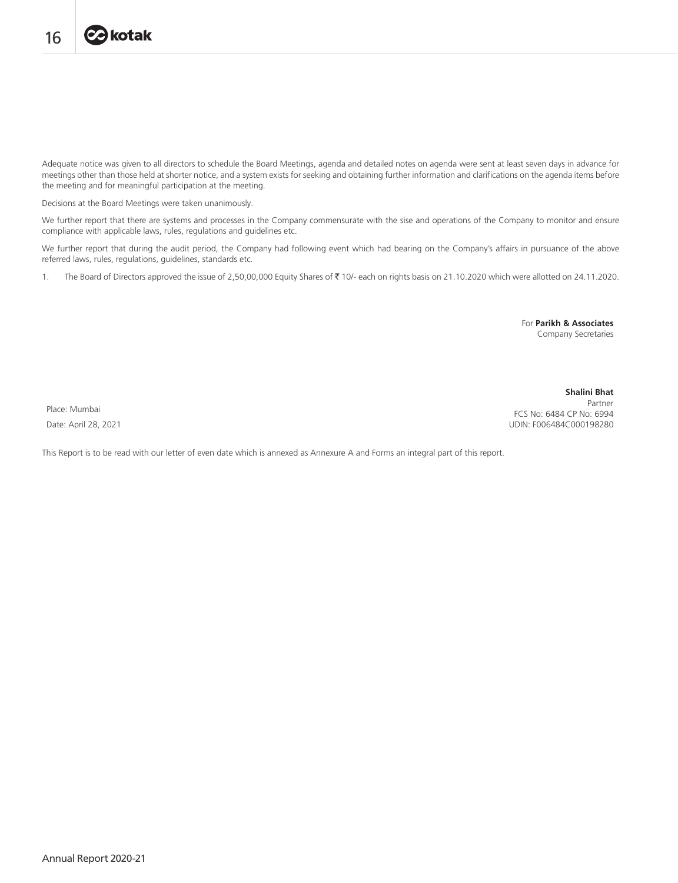Adequate notice was given to all directors to schedule the Board Meetings, agenda and detailed notes on agenda were sent at least seven days in advance for meetings other than those held at shorter notice, and a system exists for seeking and obtaining further information and clarifications on the agenda items before the meeting and for meaningful participation at the meeting.

Decisions at the Board Meetings were taken unanimously.

We further report that there are systems and processes in the Company commensurate with the sise and operations of the Company to monitor and ensure compliance with applicable laws, rules, regulations and guidelines etc.

We further report that during the audit period, the Company had following event which had bearing on the Company's affairs in pursuance of the above referred laws, rules, regulations, guidelines, standards etc.

1. The Board of Directors approved the issue of 2,50,00,000 Equity Shares of ₹ 10/- each on rights basis on 21.10.2020 which were allotted on 24.11.2020.

For **Parikh & Associates**
Company Secretaries

**Shalini Bhat**
Partner
FCS No: 6484 CP No: 6994
UDIN: F006484C000198280

Place: Mumbai
Date: April 28, 2021

This Report is to be read with our letter of even date which is annexed as Annexure A and Forms an integral part of this report.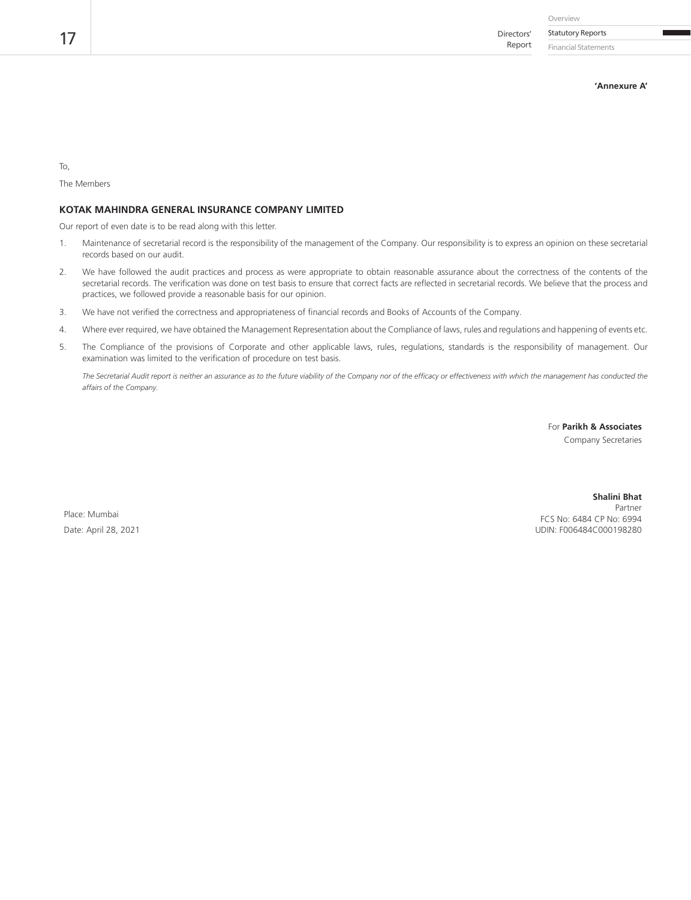**'Annexure A'**

To,

The Members

**KOTAK MAHINDRA GENERAL INSURANCE COMPANY LIMITED**

Our report of even date is to be read along with this letter.

1. Maintenance of secretarial record is the responsibility of the management of the Company. Our responsibility is to express an opinion on these secretarial records based on our audit.
2. We have followed the audit practices and process as were appropriate to obtain reasonable assurance about the correctness of the contents of the secretarial records. The verification was done on test basis to ensure that correct facts are reflected in secretarial records. We believe that the process and practices, we followed provide a reasonable basis for our opinion.
3. We have not verified the correctness and appropriateness of financial records and Books of Accounts of the Company.
4. Where ever required, we have obtained the Management Representation about the Compliance of laws, rules and regulations and happening of events etc.
5. The Compliance of the provisions of Corporate and other applicable laws, rules, regulations, standards is the responsibility of management. Our examination was limited to the verification of procedure on test basis.

*The Secretarial Audit report is neither an assurance as to the future viability of the Company nor of the efficacy or effectiveness with which the management has conducted the affairs of the Company.*

For **Parikh & Associates**
Company Secretaries

**Shalini Bhat**
Partner
FCS No: 6484 CP No: 6994
UDIN: F006484C000198280

Place: Mumbai
Date: April 28, 2021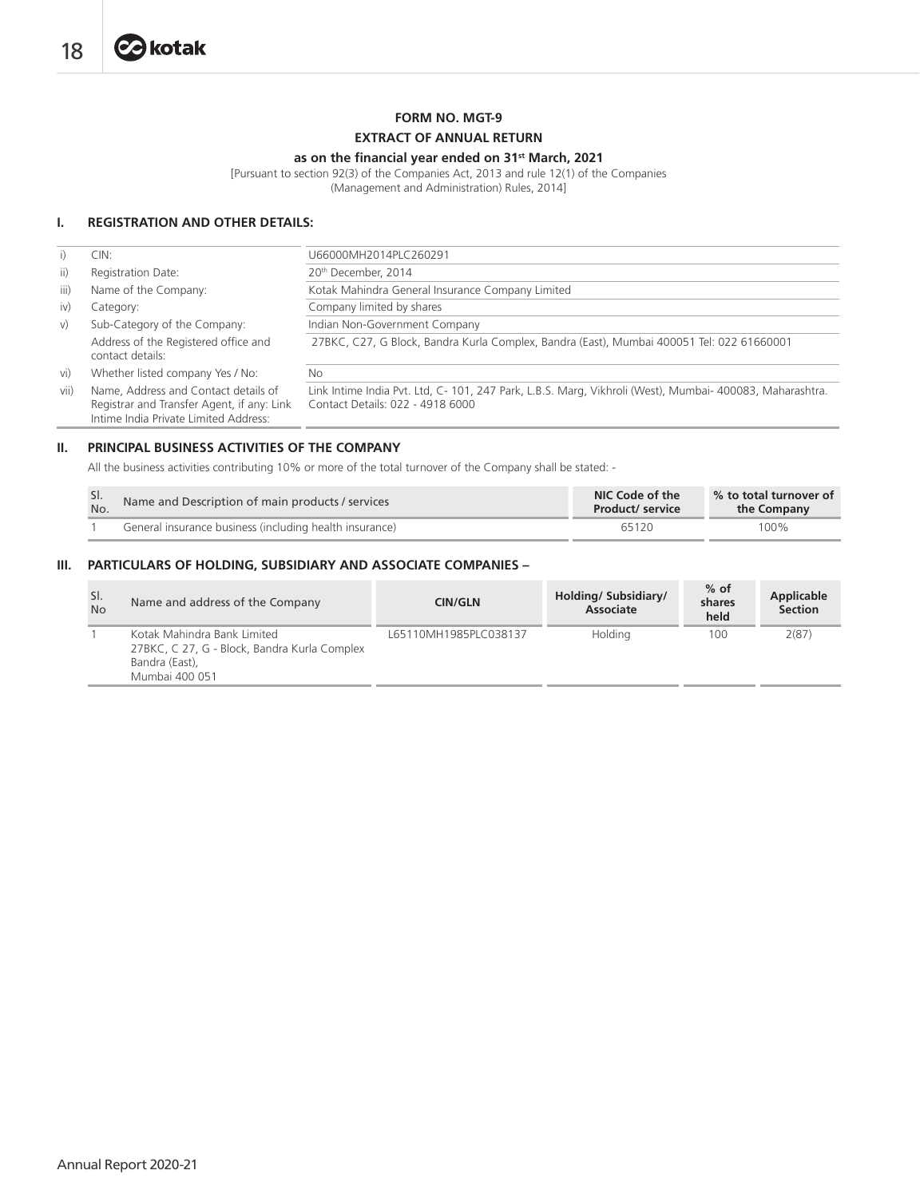**FORM NO. MGT-9**

**EXTRACT OF ANNUAL RETURN**

**as on the financial year ended on 31st March, 2021**

[Pursuant to section 92(3) of the Companies Act, 2013 and rule 12(1) of the Companies (Management and Administration) Rules, 2014]

## I. REGISTRATION AND OTHER DETAILS:

| | | |
|---|---|---|
| i) | CIN: | U66000MH2014PLC260291 |
| ii) | Registration Date: | 20th December, 2014 |
| iii) | Name of the Company: | Kotak Mahindra General Insurance Company Limited |
| iv) | Category: | Company limited by shares |
| v) | Sub-Category of the Company: | Indian Non-Government Company |
| | Address of the Registered office and contact details: | 27BKC, C27, G Block, Bandra Kurla Complex, Bandra (East), Mumbai 400051 Tel: 022 61660001 |
| vi) | Whether listed company Yes / No: | No |
| vii) | Name, Address and Contact details of Registrar and Transfer Agent, if any: Link Intime India Private Limited Address: | Link Intime India Pvt. Ltd, C- 101, 247 Park, L.B.S. Marg, Vikhroli (West), Mumbai- 400083, Maharashtra. Contact Details: 022 - 4918 6000 |

## II. PRINCIPAL BUSINESS ACTIVITIES OF THE COMPANY

All the business activities contributing 10% or more of the total turnover of the Company shall be stated: -

| Sl. No. | Name and Description of main products / services | NIC Code of the Product/ service | % to total turnover of the Company |
|---|---|---|---|
| 1 | General insurance business (including health insurance) | 65120 | 100% |

## III. PARTICULARS OF HOLDING, SUBSIDIARY AND ASSOCIATE COMPANIES –

| Sl. No | Name and address of the Company | CIN/GLN | Holding/ Subsidiary/ Associate | % of shares held | Applicable Section |
|---|---|---|---|---|---|
| 1 | Kotak Mahindra Bank Limited 27BKC, C 27, G - Block, Bandra Kurla Complex Bandra (East), Mumbai 400 051 | L65110MH1985PLC038137 | Holding | 100 | 2(87) |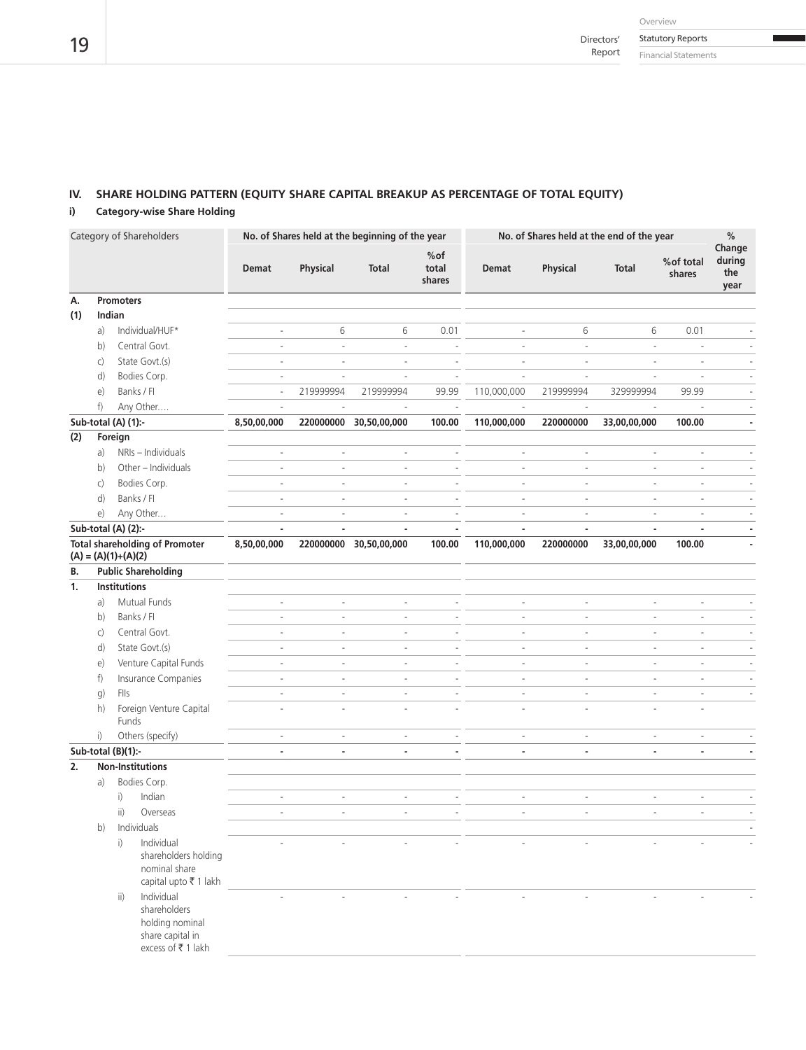## IV. SHARE HOLDING PATTERN (EQUITY SHARE CAPITAL BREAKUP AS PERCENTAGE OF TOTAL EQUITY)

### i) Category-wise Share Holding

| Category of Shareholders | No. of Shares held at the beginning of the year | | | | No. of Shares held at the end of the year | | | | % Change during the year |
|---|---|---|---|---|---|---|---|---|---|
| | Demat | Physical | Total | %of total shares | Demat | Physical | Total | %of total shares | |
| **A. Promoters** | | | | | | | | | |
| **(1) Indian** | | | | | | | | | |
| a) Individual/HUF* | - | 6 | 6 | 0.01 | - | 6 | 6 | 0.01 | - |
| b) Central Govt. | - | - | - | - | - | - | - | - | - |
| c) State Govt.(s) | - | - | - | - | - | - | - | - | - |
| d) Bodies Corp. | - | - | - | - | - | - | - | - | - |
| e) Banks / FI | - | 219999994 | 219999994 | 99.99 | 110,000,000 | 219999994 | 329999994 | 99.99 | - |
| f) Any Other…. | - | - | - | - | - | - | - | - | - |
| **Sub-total (A) (1):-** | **8,50,00,000** | **220000000** | **30,50,00,000** | **100.00** | **110,000,000** | **220000000** | **33,00,00,000** | **100.00** | **-** |
| **(2) Foreign** | | | | | | | | | |
| a) NRIs – Individuals | - | - | - | - | - | - | - | - | - |
| b) Other – Individuals | - | - | - | - | - | - | - | - | - |
| c) Bodies Corp. | - | - | - | - | - | - | - | - | - |
| d) Banks / FI | - | - | - | - | - | - | - | - | - |
| e) Any Other… | - | - | - | - | - | - | - | - | - |
| **Sub-total (A) (2):-** | **-** | **-** | **-** | **-** | **-** | **-** | **-** | **-** | **-** |
| **Total shareholding of Promoter (A) = (A)(1)+(A)(2)** | **8,50,00,000** | **220000000** | **30,50,00,000** | **100.00** | **110,000,000** | **220000000** | **33,00,00,000** | **100.00** | **-** |
| **B. Public Shareholding** | | | | | | | | | |
| **1. Institutions** | | | | | | | | | |
| a) Mutual Funds | - | - | - | - | - | - | - | - | - |
| b) Banks / FI | - | - | - | - | - | - | - | - | - |
| c) Central Govt. | - | - | - | - | - | - | - | - | - |
| d) State Govt.(s) | - | - | - | - | - | - | - | - | - |
| e) Venture Capital Funds | - | - | - | - | - | - | - | - | - |
| f) Insurance Companies | - | - | - | - | - | - | - | - | - |
| g) FIIs | - | - | - | - | - | - | - | - | - |
| h) Foreign Venture Capital Funds | - | - | - | - | - | - | - | - | |
| i) Others (specify) | - | - | - | - | - | - | - | - | - |
| **Sub-total (B)(1):-** | **-** | **-** | **-** | **-** | **-** | **-** | **-** | **-** | **-** |
| **2. Non-Institutions** | | | | | | | | | |
| a) Bodies Corp. | | | | | | | | | |
| i) Indian | - | - | - | - | - | - | - | - | - |
| ii) Overseas | - | - | - | - | - | - | - | - | - |
| b) Individuals | | | | | | | | | - |
| i) Individual shareholders holding nominal share capital upto ₹ 1 lakh | - | - | - | - | - | - | - | - | - |
| ii) Individual shareholders holding nominal share capital in excess of ₹ 1 lakh | - | - | - | - | - | - | - | - | - |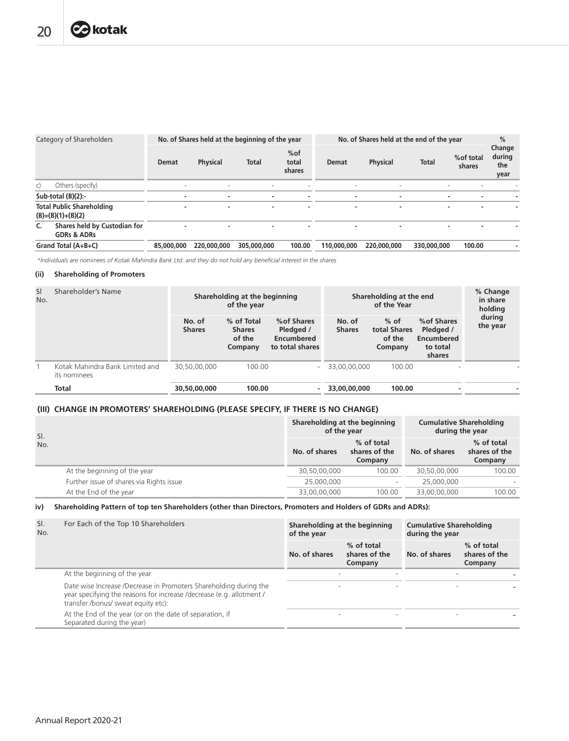| Category of Shareholders | No. of Shares held at the beginning of the year | | | | No. of Shares held at the end of the year | | | | % Change during the year |
|---|---|---|---|---|---|---|---|---|---|
| | Demat | Physical | Total | %of total shares | Demat | Physical | Total | %of total shares | |
| c) Others (specify) | - | - | - | - | - | - | - | - | - |
| **Sub-total (B)(2):-** | - | - | - | - | - | - | - | - | - |
| **Total Public Shareholding (B)=(B)(1)+(B)(2)** | - | - | - | - | - | - | - | - | - |
| **C. Shares held by Custodian for GDRs & ADRs** | - | - | - | - | - | - | - | - | - |
| **Grand Total (A+B+C)** | **85,000,000** | **220,000,000** | **305,000,000** | **100.00** | **110,000,000** | **220,000,000** | **330,000,000** | **100.00** | - |

*Individuals are nominees of Kotak Mahindra Bank Ltd. and they do not hold any beneficial interest in the shares*

**(ii) Shareholding of Promoters**

| Sl No. | Shareholder's Name | Shareholding at the beginning of the year | | | Shareholding at the end of the Year | | | % Change in share holding during the year |
|---|---|---|---|---|---|---|---|---|
| | | No. of Shares | % of Total Shares of the Company | %of Shares Pledged / Encumbered to total shares | No. of Shares | % of total Shares of the Company | %of Shares Pledged / Encumbered to total shares | |
| 1 | Kotak Mahindra Bank Limited and its nominees | 30,50,00,000 | 100.00 | - | 33,00,00,000 | 100.00 | - | - |
| | **Total** | **30,50,00,000** | **100.00** | - | **33,00,00,000** | **100.00** | - | - |

**(III) CHANGE IN PROMOTERS' SHAREHOLDING (PLEASE SPECIFY, IF THERE IS NO CHANGE)**

| Sl. No. | | Shareholding at the beginning of the year | | Cumulative Shareholding during the year | |
|---|---|---|---|---|---|
| | | No. of shares | % of total shares of the Company | No. of shares | % of total shares of the Company |
| | At the beginning of the year | 30,50,00,000 | 100.00 | 30,50,00,000 | 100.00 |
| | Further issue of shares via Rights issue | 25,000,000 | - | 25,000,000 | - |
| | At the End of the year | 33,00,00,000 | 100.00 | 33,00,00,000 | 100.00 |

**iv) Shareholding Pattern of top ten Shareholders (other than Directors, Promoters and Holders of GDRs and ADRs):**

| Sl. No. | For Each of the Top 10 Shareholders | Shareholding at the beginning of the year | | Cumulative Shareholding during the year | |
|---|---|---|---|---|---|
| | | No. of shares | % of total shares of the Company | No. of shares | % of total shares of the Company |
| | At the beginning of the year | - | - | - | - |
| | Date wise Increase /Decrease in Promoters Shareholding during the year specifying the reasons for increase /decrease (e.g. allotment / transfer /bonus/ sweat equity etc): | - | - | - | - |
| | At the End of the year (or on the date of separation, if Separated during the year) | - | - | - | - |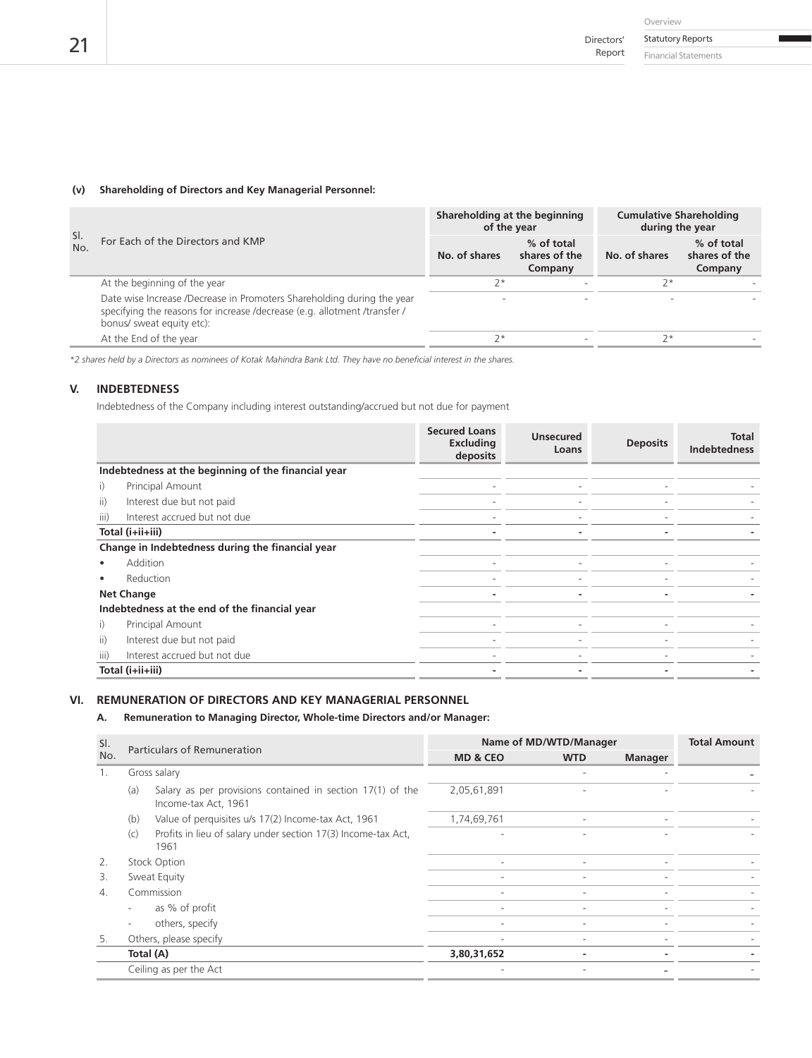**(v) Shareholding of Directors and Key Managerial Personnel:**

| Sl. No. | For Each of the Directors and KMP | Shareholding at the beginning of the year | | Cumulative Shareholding during the year | |
|---|---|---|---|---|---|
| | | No. of shares | % of total shares of the Company | No. of shares | % of total shares of the Company |
| | At the beginning of the year | 2* | - | 2* | - |
| | Date wise Increase /Decrease in Promoters Shareholding during the year specifying the reasons for increase /decrease (e.g. allotment /transfer / bonus/ sweat equity etc): | - | - | - | - |
| | At the End of the year | 2* | - | 2* | - |

*\*2 shares held by a Directors as nominees of Kotak Mahindra Bank Ltd. They have no beneficial interest in the shares.*

## V. INDEBTEDNESS

Indebtedness of the Company including interest outstanding/accrued but not due for payment

| | Secured Loans Excluding deposits | Unsecured Loans | Deposits | Total Indebtedness |
|---|---|---|---|---|
| **Indebtedness at the beginning of the financial year** | | | | |
| i) Principal Amount | - | - | - | - |
| ii) Interest due but not paid | - | - | - | - |
| iii) Interest accrued but not due | - | - | - | - |
| **Total (i+ii+iii)** | **-** | **-** | **-** | **-** |
| **Change in Indebtedness during the financial year** | | | | |
| • Addition | - | - | - | - |
| • Reduction | - | - | - | - |
| **Net Change** | **-** | **-** | **-** | **-** |
| **Indebtedness at the end of the financial year** | | | | |
| i) Principal Amount | - | - | - | - |
| ii) Interest due but not paid | - | - | - | - |
| iii) Interest accrued but not due | - | - | - | - |
| **Total (i+ii+iii)** | **-** | **-** | **-** | **-** |

## VI. REMUNERATION OF DIRECTORS AND KEY MANAGERIAL PERSONNEL

### A. Remuneration to Managing Director, Whole-time Directors and/or Manager:

| Sl. No. | Particulars of Remuneration | Name of MD/WTD/Manager | | | Total Amount |
|---|---|---|---|---|---|
| | | MD & CEO | WTD | Manager | |
| 1. | Gross salary | | - | - | - |
| | (a) Salary as per provisions contained in section 17(1) of the Income-tax Act, 1961 | 2,05,61,891 | - | - | - |
| | (b) Value of perquisites u/s 17(2) Income-tax Act, 1961 | 1,74,69,761 | - | - | - |
| | (c) Profits in lieu of salary under section 17(3) Income-tax Act, 1961 | - | - | - | - |
| 2. | Stock Option | - | - | - | - |
| 3. | Sweat Equity | - | - | - | - |
| 4. | Commission | - | - | - | - |
| | - as % of profit | - | - | - | - |
| | - others, specify | - | - | - | - |
| 5. | Others, please specify | - | - | - | - |
| | **Total (A)** | **3,80,31,652** | **-** | **-** | **-** |
| | Ceiling as per the Act | - | - | - | - |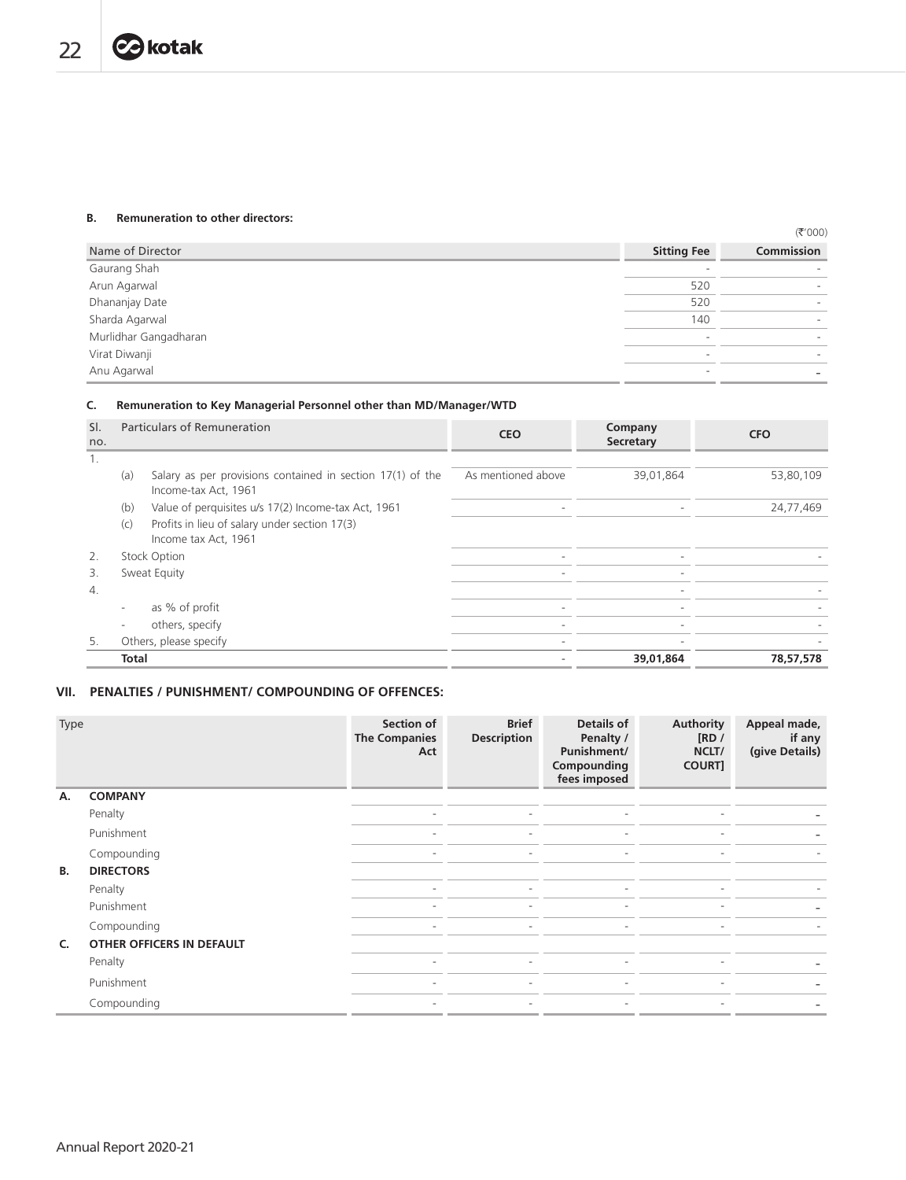**B. Remuneration to other directors:**

(₹'000)

| Name of Director | Sitting Fee | Commission |
|---|---|---|
| Gaurang Shah | - | - |
| Arun Agarwal | 520 | - |
| Dhananjay Date | 520 | - |
| Sharda Agarwal | 140 | - |
| Murlidhar Gangadharan | - | - |
| Virat Diwanji | - | - |
| Anu Agarwal | - | - |

**C. Remuneration to Key Managerial Personnel other than MD/Manager/WTD**

| Sl. no. | Particulars of Remuneration | CEO | Company Secretary | CFO |
|---|---|---|---|---|
| 1. | | | | |
| | (a) Salary as per provisions contained in section 17(1) of the Income-tax Act, 1961 | As mentioned above | 39,01,864 | 53,80,109 |
| | (b) Value of perquisites u/s 17(2) Income-tax Act, 1961 | - | - | 24,77,469 |
| | (c) Profits in lieu of salary under section 17(3) Income tax Act, 1961 | | | |
| 2. | Stock Option | - | - | - |
| 3. | Sweat Equity | - | - | |
| 4. | | | - | - |
| | - as % of profit | - | - | - |
| | - others, specify | - | - | - |
| 5. | Others, please specify | - | - | - |
| | **Total** | - | **39,01,864** | **78,57,578** |

## VII. PENALTIES / PUNISHMENT/ COMPOUNDING OF OFFENCES:

| Type | Section of The Companies Act | Brief Description | Details of Penalty / Punishment/ Compounding fees imposed | Authority [RD / NCLT/ COURT] | Appeal made, if any (give Details) |
|---|---|---|---|---|---|
| **A. COMPANY** | | | | | |
| Penalty | - | - | - | - | - |
| Punishment | - | - | - | - | - |
| Compounding | - | - | - | - | - |
| **B. DIRECTORS** | | | | | |
| Penalty | - | - | - | - | - |
| Punishment | - | - | - | - | - |
| Compounding | - | - | - | - | - |
| **C. OTHER OFFICERS IN DEFAULT** | | | | | |
| Penalty | - | - | - | - | - |
| Punishment | - | - | - | - | - |
| Compounding | - | - | - | - | - |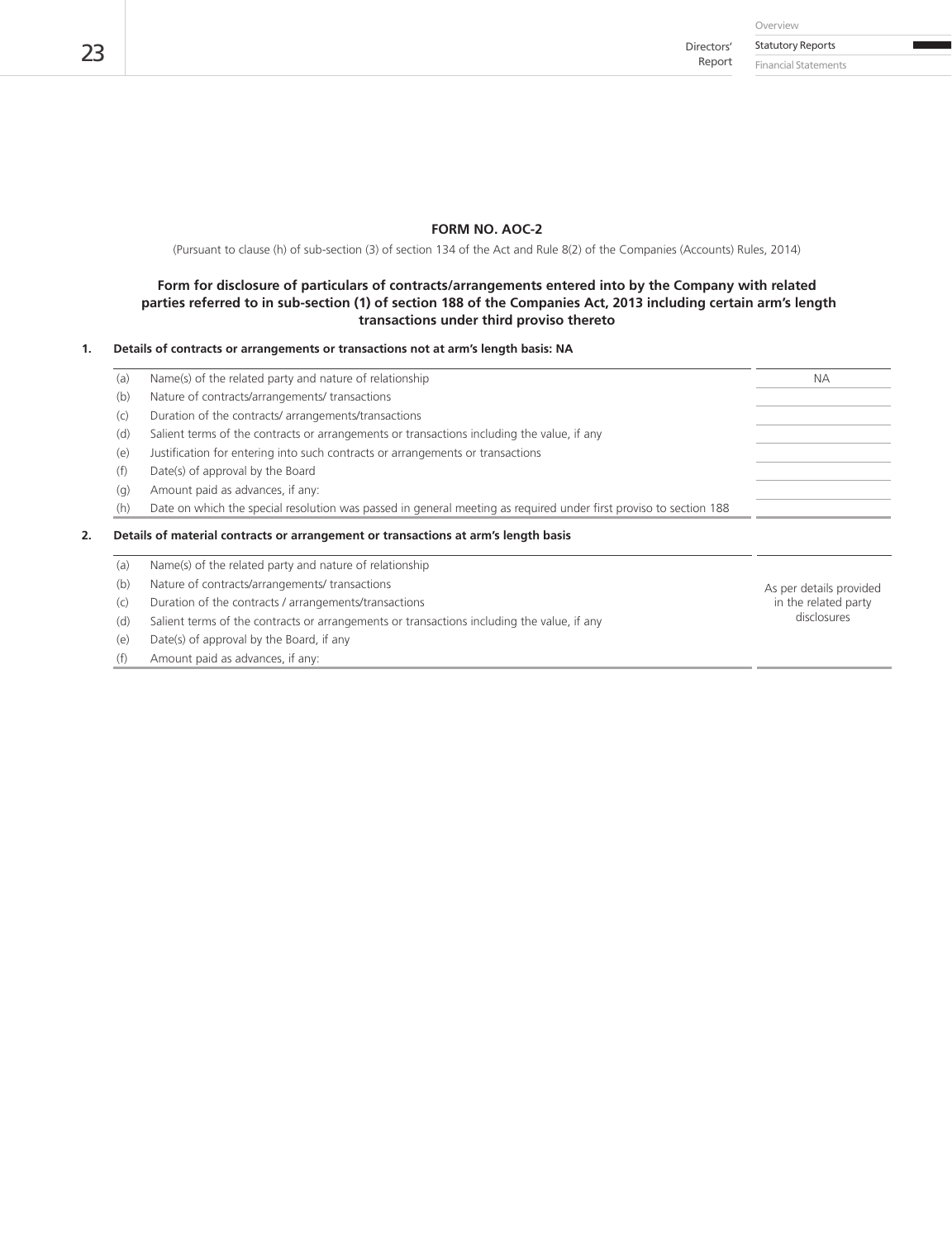## FORM NO. AOC-2

(Pursuant to clause (h) of sub-section (3) of section 134 of the Act and Rule 8(2) of the Companies (Accounts) Rules, 2014)

**Form for disclosure of particulars of contracts/arrangements entered into by the Company with related parties referred to in sub-section (1) of section 188 of the Companies Act, 2013 including certain arm's length transactions under third proviso thereto**

**1. Details of contracts or arrangements or transactions not at arm's length basis: NA**

| | | |
|---|---|---|
| (a) | Name(s) of the related party and nature of relationship | NA |
| (b) | Nature of contracts/arrangements/ transactions | |
| (c) | Duration of the contracts/ arrangements/transactions | |
| (d) | Salient terms of the contracts or arrangements or transactions including the value, if any | |
| (e) | Justification for entering into such contracts or arrangements or transactions | |
| (f) | Date(s) of approval by the Board | |
| (g) | Amount paid as advances, if any: | |
| (h) | Date on which the special resolution was passed in general meeting as required under first proviso to section 188 | |

**2. Details of material contracts or arrangement or transactions at arm's length basis**

| | | |
|---|---|---|
| (a) | Name(s) of the related party and nature of relationship | As per details provided in the related party disclosures |
| (b) | Nature of contracts/arrangements/ transactions | |
| (c) | Duration of the contracts / arrangements/transactions | |
| (d) | Salient terms of the contracts or arrangements or transactions including the value, if any | |
| (e) | Date(s) of approval by the Board, if any | |
| (f) | Amount paid as advances, if any: | |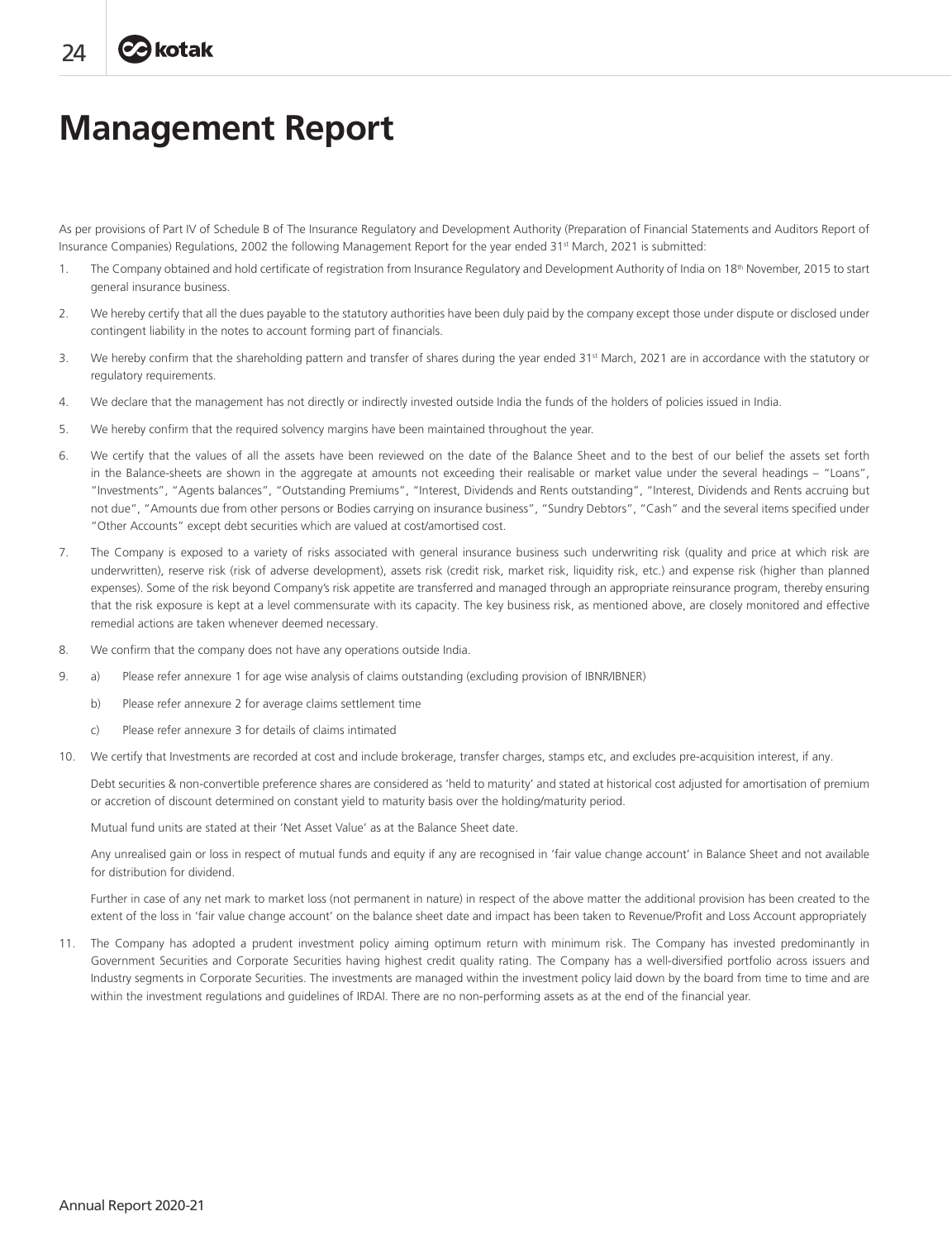# Management Report

As per provisions of Part IV of Schedule B of The Insurance Regulatory and Development Authority (Preparation of Financial Statements and Auditors Report of Insurance Companies) Regulations, 2002 the following Management Report for the year ended 31st March, 2021 is submitted:

1. The Company obtained and hold certificate of registration from Insurance Regulatory and Development Authority of India on 18th November, 2015 to start general insurance business.

2. We hereby certify that all the dues payable to the statutory authorities have been duly paid by the company except those under dispute or disclosed under contingent liability in the notes to account forming part of financials.

3. We hereby confirm that the shareholding pattern and transfer of shares during the year ended 31st March, 2021 are in accordance with the statutory or regulatory requirements.

4. We declare that the management has not directly or indirectly invested outside India the funds of the holders of policies issued in India.

5. We hereby confirm that the required solvency margins have been maintained throughout the year.

6. We certify that the values of all the assets have been reviewed on the date of the Balance Sheet and to the best of our belief the assets set forth in the Balance-sheets are shown in the aggregate at amounts not exceeding their realisable or market value under the several headings – "Loans", "Investments", "Agents balances", "Outstanding Premiums", "Interest, Dividends and Rents outstanding", "Interest, Dividends and Rents accruing but not due", "Amounts due from other persons or Bodies carrying on insurance business", "Sundry Debtors", "Cash" and the several items specified under "Other Accounts" except debt securities which are valued at cost/amortised cost.

7. The Company is exposed to a variety of risks associated with general insurance business such underwriting risk (quality and price at which risk are underwritten), reserve risk (risk of adverse development), assets risk (credit risk, market risk, liquidity risk, etc.) and expense risk (higher than planned expenses). Some of the risk beyond Company's risk appetite are transferred and managed through an appropriate reinsurance program, thereby ensuring that the risk exposure is kept at a level commensurate with its capacity. The key business risk, as mentioned above, are closely monitored and effective remedial actions are taken whenever deemed necessary.

8. We confirm that the company does not have any operations outside India.

9. a) Please refer annexure 1 for age wise analysis of claims outstanding (excluding provision of IBNR/IBNER)

   b) Please refer annexure 2 for average claims settlement time

   c) Please refer annexure 3 for details of claims intimated

10. We certify that Investments are recorded at cost and include brokerage, transfer charges, stamps etc, and excludes pre-acquisition interest, if any.

    Debt securities & non-convertible preference shares are considered as 'held to maturity' and stated at historical cost adjusted for amortisation of premium or accretion of discount determined on constant yield to maturity basis over the holding/maturity period.

    Mutual fund units are stated at their 'Net Asset Value' as at the Balance Sheet date.

    Any unrealised gain or loss in respect of mutual funds and equity if any are recognised in 'fair value change account' in Balance Sheet and not available for distribution for dividend.

    Further in case of any net mark to market loss (not permanent in nature) in respect of the above matter the additional provision has been created to the extent of the loss in 'fair value change account' on the balance sheet date and impact has been taken to Revenue/Profit and Loss Account appropriately

11. The Company has adopted a prudent investment policy aiming optimum return with minimum risk. The Company has invested predominantly in Government Securities and Corporate Securities having highest credit quality rating. The Company has a well-diversified portfolio across issuers and Industry segments in Corporate Securities. The investments are managed within the investment policy laid down by the board from time to time and are within the investment regulations and guidelines of IRDAI. There are no non-performing assets as at the end of the financial year.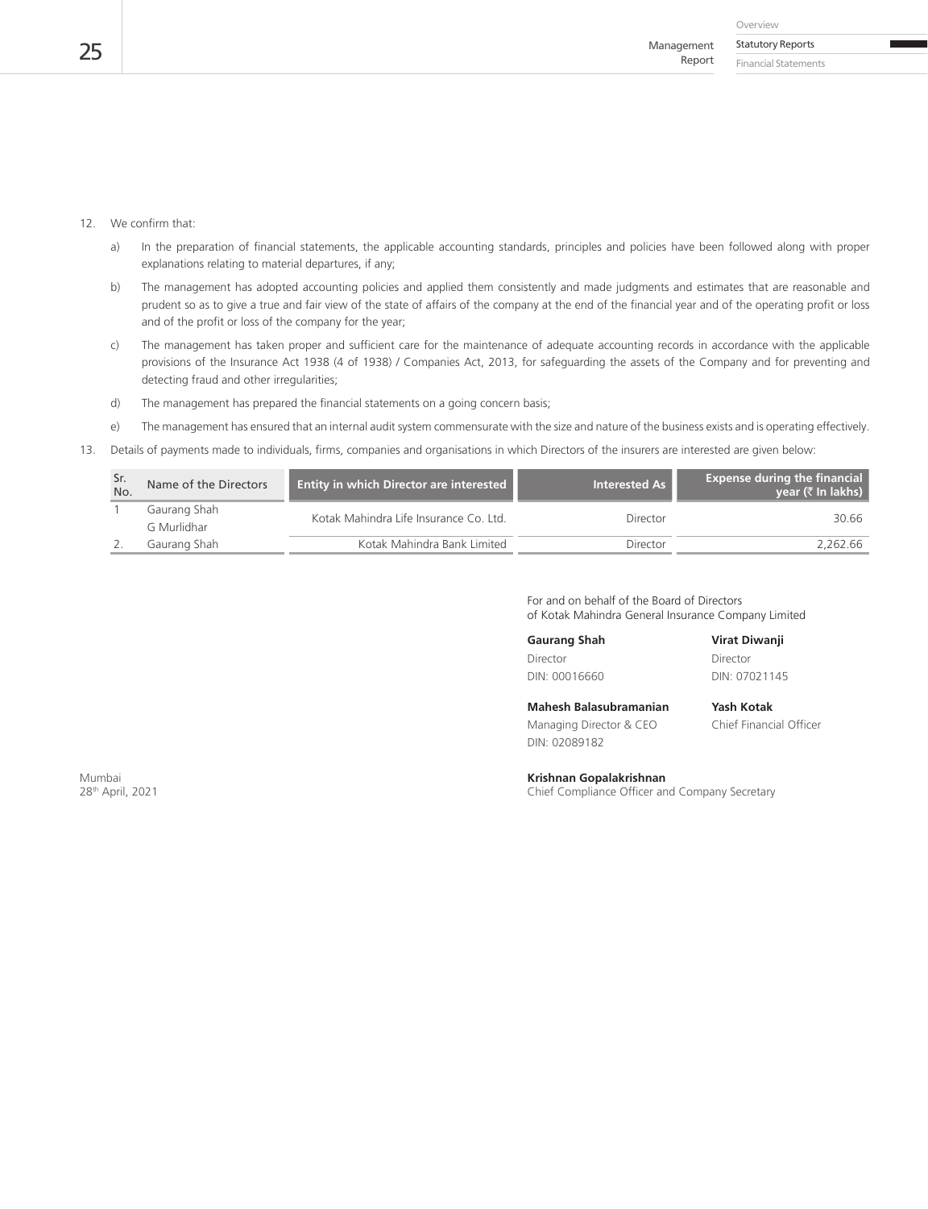12. We confirm that:

    a) In the preparation of financial statements, the applicable accounting standards, principles and policies have been followed along with proper explanations relating to material departures, if any;

    b) The management has adopted accounting policies and applied them consistently and made judgments and estimates that are reasonable and prudent so as to give a true and fair view of the state of affairs of the company at the end of the financial year and of the operating profit or loss and of the profit or loss of the company for the year;

    c) The management has taken proper and sufficient care for the maintenance of adequate accounting records in accordance with the applicable provisions of the Insurance Act 1938 (4 of 1938) / Companies Act, 2013, for safeguarding the assets of the Company and for preventing and detecting fraud and other irregularities;

    d) The management has prepared the financial statements on a going concern basis;

    e) The management has ensured that an internal audit system commensurate with the size and nature of the business exists and is operating effectively.

13. Details of payments made to individuals, firms, companies and organisations in which Directors of the insurers are interested are given below:

| Sr. No. | Name of the Directors | Entity in which Director are interested | Interested As | Expense during the financial year (₹ In lakhs) |
|---|---|---|---|---|
| 1 | Gaurang Shah<br>G Murlidhar | Kotak Mahindra Life Insurance Co. Ltd. | Director | 30.66 |
| 2. | Gaurang Shah | Kotak Mahindra Bank Limited | Director | 2,262.66 |

For and on behalf of the Board of Directors
of Kotak Mahindra General Insurance Company Limited

**Gaurang Shah**
Director
DIN: 00016660

**Virat Diwanji**
Director
DIN: 07021145

**Mahesh Balasubramanian**
Managing Director & CEO
DIN: 02089182

**Yash Kotak**
Chief Financial Officer

**Krishnan Gopalakrishnan**
Chief Compliance Officer and Company Secretary

Mumbai
28th April, 2021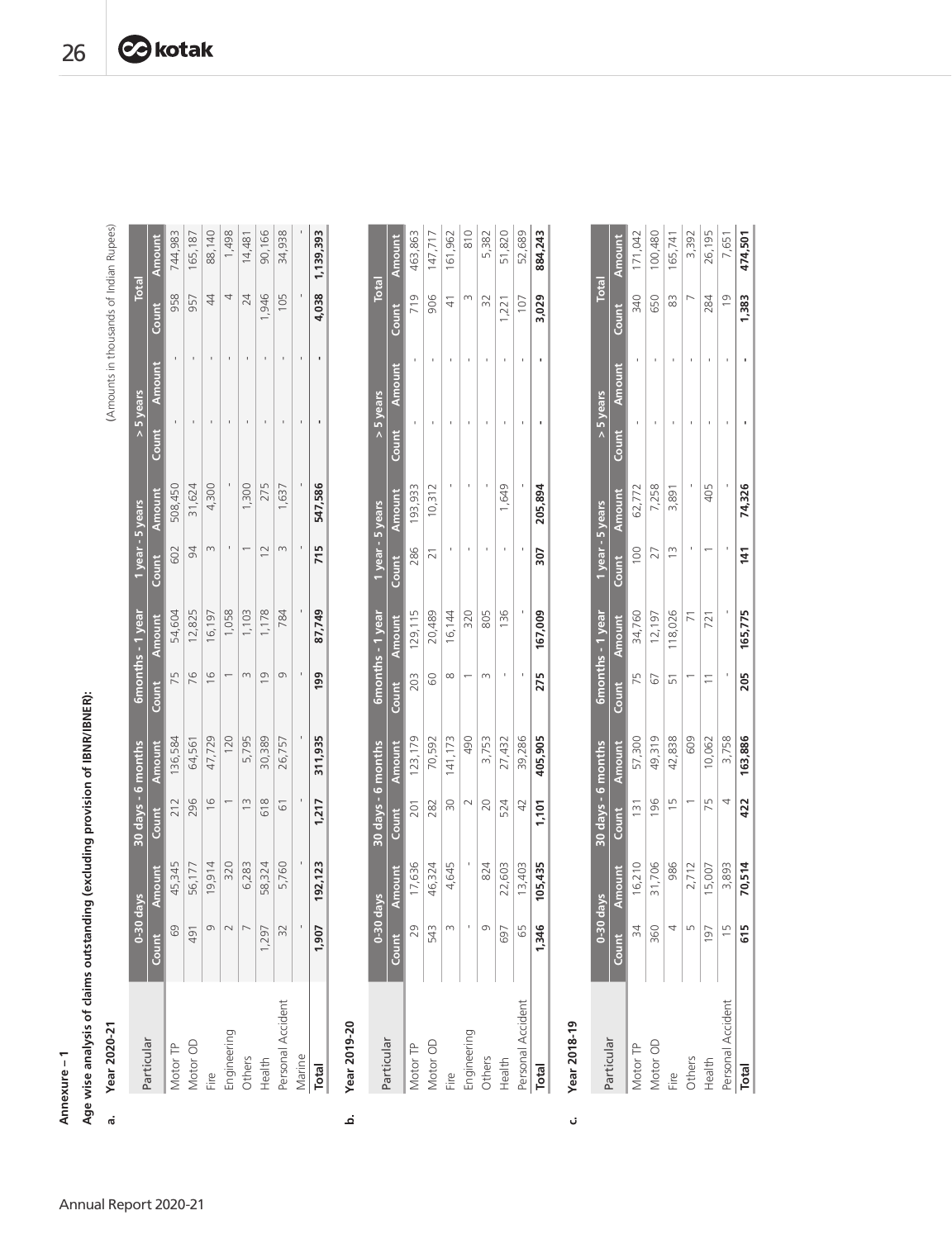**Annexure – 1**

**Age wise analysis of claims outstanding (excluding provision of IBNR/IBNER):**

(Amounts in thousands of Indian Rupees)

**a. Year 2020-21**

| Particular | 0-30 days | | 30 days - 6 months | | 6months - 1 year | | 1 year - 5 years | | > 5 years | | Total | |
|---|---|---|---|---|---|---|---|---|---|---|---|---|
| | Count | Amount | Count | Amount | Count | Amount | Count | Amount | Count | Amount | Count | Amount |
| Motor TP | 69 | 45,345 | 212 | 136,584 | 75 | 54,604 | 602 | 508,450 | - | - | 958 | 744,983 |
| Motor OD | 491 | 56,177 | 296 | 64,561 | 76 | 12,825 | 94 | 31,624 | - | - | 957 | 165,187 |
| Fire | 9 | 19,914 | 16 | 47,729 | 16 | 16,197 | 3 | 4,300 | - | - | 44 | 88,140 |
| Engineering | 2 | 320 | 1 | 120 | 1 | 1,058 | - | - | - | - | 4 | 1,498 |
| Others | 7 | 6,283 | 13 | 5,795 | 3 | 1,103 | 1 | 1,300 | - | - | 24 | 14,481 |
| Health | 1,297 | 58,324 | 618 | 30,389 | 19 | 1,178 | 12 | 275 | - | - | 1,946 | 90,166 |
| Personal Accident | 32 | 5,760 | 61 | 26,757 | 9 | 784 | 3 | 1,637 | - | - | 105 | 34,938 |
| Marine | - | - | - | - | - | - | - | - | - | - | - | - |
| **Total** | **1,907** | **192,123** | **1,217** | **311,935** | **199** | **87,749** | **715** | **547,586** | **-** | **-** | **4,038** | **1,139,393** |

**b. Year 2019-20**

| Particular | 0-30 days | | 30 days - 6 months | | 6months - 1 year | | 1 year - 5 years | | > 5 years | | Total | |
|---|---|---|---|---|---|---|---|---|---|---|---|---|
| | Count | Amount | Count | Amount | Count | Amount | Count | Amount | Count | Amount | Count | Amount |
| Motor TP | 29 | 17,636 | 201 | 123,179 | 203 | 129,115 | 286 | 193,933 | - | - | 719 | 463,863 |
| Motor OD | 543 | 46,324 | 282 | 70,592 | 60 | 20,489 | 21 | 10,312 | - | - | 906 | 147,717 |
| Fire | 3 | 4,645 | 30 | 141,173 | 8 | 16,144 | - | - | - | - | 41 | 161,962 |
| Engineering | - | - | 2 | 490 | 1 | 320 | - | - | - | - | 3 | 810 |
| Others | 9 | 824 | 20 | 3,753 | 3 | 805 | - | - | - | - | 32 | 5,382 |
| Health | 697 | 22,603 | 524 | 27,432 | - | 136 | - | 1,649 | - | - | 1,221 | 51,820 |
| Personal Accident | 65 | 13,403 | 42 | 39,286 | - | - | - | - | - | - | 107 | 52,689 |
| **Total** | **1,346** | **105,435** | **1,101** | **405,905** | **275** | **167,009** | **307** | **205,894** | **-** | **-** | **3,029** | **884,243** |

**c. Year 2018-19**

| Particular | 0-30 days | | 30 days - 6 months | | 6months - 1 year | | 1 year - 5 years | | > 5 years | | Total | |
|---|---|---|---|---|---|---|---|---|---|---|---|---|
| | Count | Amount | Count | Amount | Count | Amount | Count | Amount | Count | Amount | Count | Amount |
| Motor TP | 34 | 16,210 | 131 | 57,300 | 75 | 34,760 | 100 | 62,772 | - | - | 340 | 171,042 |
| Motor OD | 360 | 31,706 | 196 | 49,319 | 67 | 12,197 | 27 | 7,258 | - | - | 650 | 100,480 |
| Fire | 4 | 986 | 15 | 42,838 | 51 | 118,026 | 13 | 3,891 | - | - | 83 | 165,741 |
| Others | 5 | 2,712 | 1 | 609 | 1 | 71 | - | - | - | - | 7 | 3,392 |
| Health | 197 | 15,007 | 75 | 10,062 | 11 | 721 | 1 | 405 | - | - | 284 | 26,195 |
| Personal Accident | 15 | 3,893 | 4 | 3,758 | - | - | - | - | - | - | 19 | 7,651 |
| **Total** | **615** | **70,514** | **422** | **163,886** | **205** | **165,775** | **141** | **74,326** | **-** | **-** | **1,383** | **474,501** |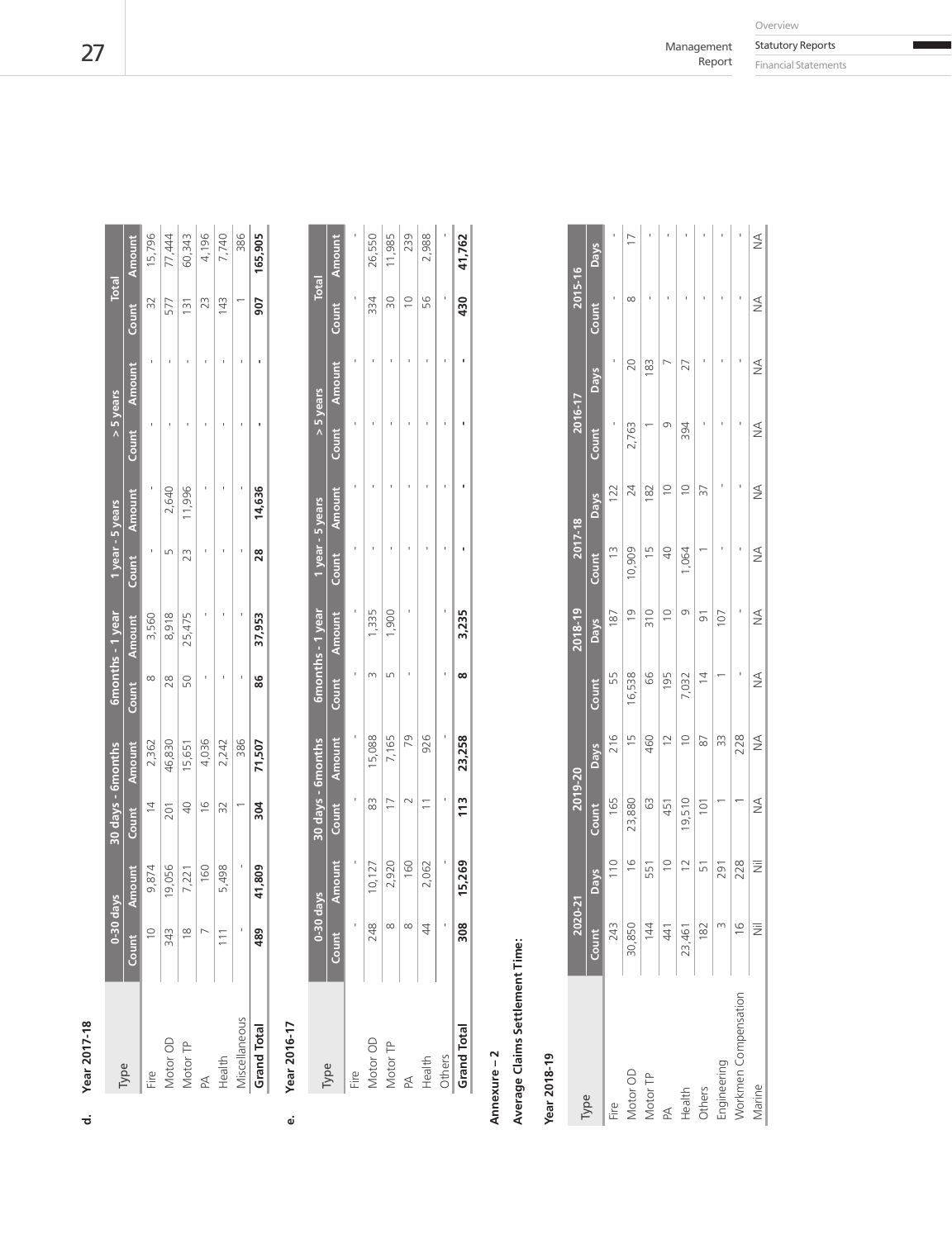**d. Year 2017-18**

| Type | 0-30 days | | 30 days - 6months | | 6months - 1 year | | 1 year - 5 years | | > 5 years | | Total | |
|---|---|---|---|---|---|---|---|---|---|---|---|---|
| | Count | Amount | Count | Amount | Count | Amount | Count | Amount | Count | Amount | Count | Amount |
| Fire | 10 | 9,874 | 14 | 2,362 | 8 | 3,560 | - | - | - | - | 32 | 15,796 |
| Motor OD | 343 | 19,056 | 201 | 46,830 | 28 | 8,918 | 5 | 2,640 | - | - | 577 | 77,444 |
| Motor TP | 18 | 7,221 | 40 | 15,651 | 50 | 25,475 | 23 | 11,996 | - | - | 131 | 60,343 |
| PA | 7 | 160 | 16 | 4,036 | - | - | - | - | - | - | 23 | 4,196 |
| Health | 111 | 5,498 | 32 | 2,242 | - | - | - | - | - | - | 143 | 7,740 |
| Miscellaneous | - | - | 1 | 386 | - | - | - | - | - | - | 1 | 386 |
| **Grand Total** | **489** | **41,809** | **304** | **71,507** | **86** | **37,953** | **28** | **14,636** | **-** | **-** | **907** | **165,905** |

**e. Year 2016-17**

| Type | 0-30 days | | 30 days - 6months | | 6months - 1 year | | 1 year - 5 years | | > 5 years | | Total | |
|---|---|---|---|---|---|---|---|---|---|---|---|---|
| | Count | Amount | Count | Amount | Count | Amount | Count | Amount | Count | Amount | Count | Amount |
| Fire | - | - | - | - | - | - | - | - | - | - | - | - |
| Motor OD | 248 | 10,127 | 83 | 15,088 | 3 | 1,335 | - | - | - | - | 334 | 26,550 |
| Motor TP | 8 | 2,920 | 17 | 7,165 | 5 | 1,900 | - | - | - | - | 30 | 11,985 |
| PA | 8 | 160 | 2 | 79 | - | - | - | - | - | - | 10 | 239 |
| Health | 44 | 2,062 | 11 | 926 | - | - | - | - | - | - | 56 | 2,988 |
| Others | - | - | - | - | - | - | - | - | - | - | - | - |
| **Grand Total** | **308** | **15,269** | **113** | **23,258** | **8** | **3,235** | **-** | **-** | **-** | **-** | **430** | **41,762** |

**Annexure – 2**

**Average Claims Settlement Time:**

**Year 2018-19**

| Type | 2020-21 | | 2019-20 | | 2018-19 | | 2017-18 | | 2016-17 | | 2015-16 | |
|---|---|---|---|---|---|---|---|---|---|---|---|---|
| | Count | Days | Count | Days | Count | Days | Count | Days | Count | Days | Count | Days |
| Fire | 243 | 110 | 165 | 216 | 55 | 187 | 13 | 122 | - | - | - | - |
| Motor OD | 30,850 | 16 | 23,880 | 15 | 16,538 | 19 | 10,909 | 24 | 2,763 | 20 | 8 | 17 |
| Motor TP | 144 | 551 | 63 | 460 | 66 | 310 | 15 | 182 | 1 | 183 | - | - |
| PA | 441 | 10 | 451 | 12 | 195 | 10 | 40 | 10 | 9 | 7 | - | - |
| Health | 23,461 | 12 | 19,510 | 10 | 7,032 | 9 | 1,064 | 10 | 394 | 27 | - | - |
| Others | 182 | 51 | 101 | 87 | 14 | 91 | 1 | 37 | - | - | - | - |
| Engineering | 3 | 291 | 1 | 33 | 1 | 107 | - | - | - | - | - | - |
| Workmen Compensation | 16 | 228 | 1 | 228 | - | - | - | - | - | - | - | - |
| Marine | Nil | Nil | NA | NA | NA | NA | NA | NA | NA | NA | NA | NA |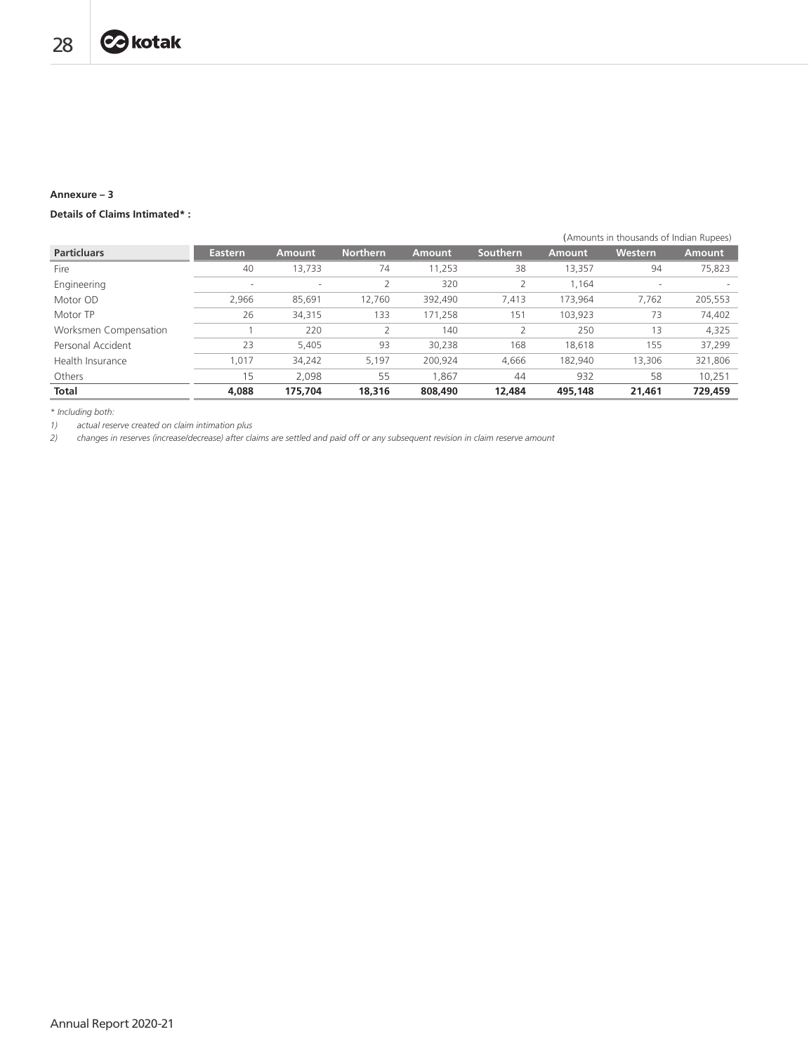**Annexure – 3**

**Details of Claims Intimated* :**

(Amounts in thousands of Indian Rupees)

| Particulars | Eastern | Amount | Northern | Amount | Southern | Amount | Western | Amount |
|---|---|---|---|---|---|---|---|---|
| Fire | 40 | 13,733 | 74 | 11,253 | 38 | 13,357 | 94 | 75,823 |
| Engineering | - | - | 2 | 320 | 2 | 1,164 | - | - |
| Motor OD | 2,966 | 85,691 | 12,760 | 392,490 | 7,413 | 173,964 | 7,762 | 205,553 |
| Motor TP | 26 | 34,315 | 133 | 171,258 | 151 | 103,923 | 73 | 74,402 |
| Worksmen Compensation | 1 | 220 | 2 | 140 | 2 | 250 | 13 | 4,325 |
| Personal Accident | 23 | 5,405 | 93 | 30,238 | 168 | 18,618 | 155 | 37,299 |
| Health Insurance | 1,017 | 34,242 | 5,197 | 200,924 | 4,666 | 182,940 | 13,306 | 321,806 |
| Others | 15 | 2,098 | 55 | 1,867 | 44 | 932 | 58 | 10,251 |
| **Total** | **4,088** | **175,704** | **18,316** | **808,490** | **12,484** | **495,148** | **21,461** | **729,459** |

*\* Including both:*

*1) actual reserve created on claim intimation plus*

*2) changes in reserves (increase/decrease) after claims are settled and paid off or any subsequent revision in claim reserve amount*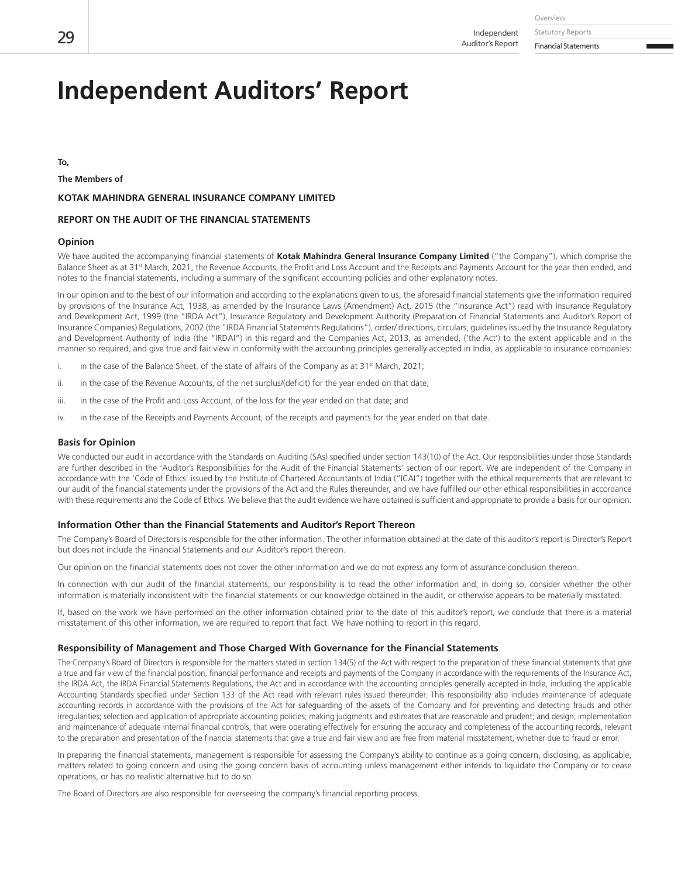# Independent Auditors' Report

**To,**

**The Members of**

**KOTAK MAHINDRA GENERAL INSURANCE COMPANY LIMITED**

**REPORT ON THE AUDIT OF THE FINANCIAL STATEMENTS**

### Opinion

We have audited the accompanying financial statements of **Kotak Mahindra General Insurance Company Limited** ("the Company"), which comprise the Balance Sheet as at 31st March, 2021, the Revenue Accounts, the Profit and Loss Account and the Receipts and Payments Account for the year then ended, and notes to the financial statements, including a summary of the significant accounting policies and other explanatory notes.

In our opinion and to the best of our information and according to the explanations given to us, the aforesaid financial statements give the information required by provisions of the Insurance Act, 1938, as amended by the Insurance Laws (Amendment) Act, 2015 (the "Insurance Act") read with Insurance Regulatory and Development Act, 1999 (the "IRDA Act"), Insurance Regulatory and Development Authority (Preparation of Financial Statements and Auditor's Report of Insurance Companies) Regulations, 2002 (the "IRDA Financial Statements Regulations"), order/ directions, circulars, guidelines issued by the Insurance Regulatory and Development Authority of India (the "IRDAI") in this regard and the Companies Act, 2013, as amended, ('the Act') to the extent applicable and in the manner so required, and give true and fair view in conformity with the accounting principles generally accepted in India, as applicable to insurance companies:

i. in the case of the Balance Sheet, of the state of affairs of the Company as at 31st March, 2021;

ii. in the case of the Revenue Accounts, of the net surplus/(deficit) for the year ended on that date;

iii. in the case of the Profit and Loss Account, of the loss for the year ended on that date; and

iv. in the case of the Receipts and Payments Account, of the receipts and payments for the year ended on that date.

### Basis for Opinion

We conducted our audit in accordance with the Standards on Auditing (SAs) specified under section 143(10) of the Act. Our responsibilities under those Standards are further described in the 'Auditor's Responsibilities for the Audit of the Financial Statements' section of our report. We are independent of the Company in accordance with the 'Code of Ethics' issued by the Institute of Chartered Accountants of India ("ICAI") together with the ethical requirements that are relevant to our audit of the financial statements under the provisions of the Act and the Rules thereunder, and we have fulfilled our other ethical responsibilities in accordance with these requirements and the Code of Ethics. We believe that the audit evidence we have obtained is sufficient and appropriate to provide a basis for our opinion.

### Information Other than the Financial Statements and Auditor's Report Thereon

The Company's Board of Directors is responsible for the other information. The other information obtained at the date of this auditor's report is Director's Report but does not include the Financial Statements and our Auditor's report thereon.

Our opinion on the financial statements does not cover the other information and we do not express any form of assurance conclusion thereon.

In connection with our audit of the financial statements, our responsibility is to read the other information and, in doing so, consider whether the other information is materially inconsistent with the financial statements or our knowledge obtained in the audit, or otherwise appears to be materially misstated.

If, based on the work we have performed on the other information obtained prior to the date of this auditor's report, we conclude that there is a material misstatement of this other information, we are required to report that fact. We have nothing to report in this regard.

### Responsibility of Management and Those Charged With Governance for the Financial Statements

The Company's Board of Directors is responsible for the matters stated in section 134(5) of the Act with respect to the preparation of these financial statements that give a true and fair view of the financial position, financial performance and receipts and payments of the Company in accordance with the requirements of the Insurance Act, the IRDA Act, the IRDA Financial Statements Regulations, the Act and in accordance with the accounting principles generally accepted in India, including the applicable Accounting Standards specified under Section 133 of the Act read with relevant rules issued thereunder. This responsibility also includes maintenance of adequate accounting records in accordance with the provisions of the Act for safeguarding of the assets of the Company and for preventing and detecting frauds and other irregularities; selection and application of appropriate accounting policies; making judgments and estimates that are reasonable and prudent; and design, implementation and maintenance of adequate internal financial controls, that were operating effectively for ensuring the accuracy and completeness of the accounting records, relevant to the preparation and presentation of the financial statements that give a true and fair view and are free from material misstatement, whether due to fraud or error.

In preparing the financial statements, management is responsible for assessing the Company's ability to continue as a going concern, disclosing, as applicable, matters related to going concern and using the going concern basis of accounting unless management either intends to liquidate the Company or to cease operations, or has no realistic alternative but to do so.

The Board of Directors are also responsible for overseeing the company's financial reporting process.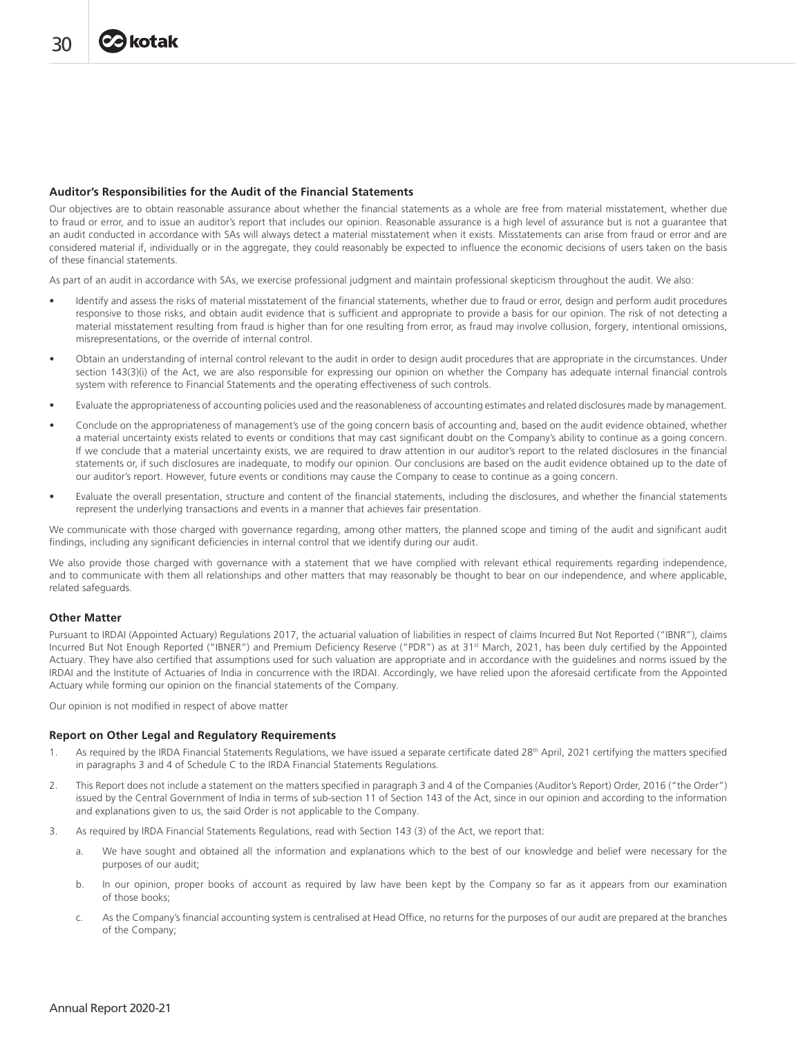### Auditor's Responsibilities for the Audit of the Financial Statements

Our objectives are to obtain reasonable assurance about whether the financial statements as a whole are free from material misstatement, whether due to fraud or error, and to issue an auditor's report that includes our opinion. Reasonable assurance is a high level of assurance but is not a guarantee that an audit conducted in accordance with SAs will always detect a material misstatement when it exists. Misstatements can arise from fraud or error and are considered material if, individually or in the aggregate, they could reasonably be expected to influence the economic decisions of users taken on the basis of these financial statements.

As part of an audit in accordance with SAs, we exercise professional judgment and maintain professional skepticism throughout the audit. We also:

- Identify and assess the risks of material misstatement of the financial statements, whether due to fraud or error, design and perform audit procedures responsive to those risks, and obtain audit evidence that is sufficient and appropriate to provide a basis for our opinion. The risk of not detecting a material misstatement resulting from fraud is higher than for one resulting from error, as fraud may involve collusion, forgery, intentional omissions, misrepresentations, or the override of internal control.
- Obtain an understanding of internal control relevant to the audit in order to design audit procedures that are appropriate in the circumstances. Under section 143(3)(i) of the Act, we are also responsible for expressing our opinion on whether the Company has adequate internal financial controls system with reference to Financial Statements and the operating effectiveness of such controls.
- Evaluate the appropriateness of accounting policies used and the reasonableness of accounting estimates and related disclosures made by management.
- Conclude on the appropriateness of management's use of the going concern basis of accounting and, based on the audit evidence obtained, whether a material uncertainty exists related to events or conditions that may cast significant doubt on the Company's ability to continue as a going concern. If we conclude that a material uncertainty exists, we are required to draw attention in our auditor's report to the related disclosures in the financial statements or, if such disclosures are inadequate, to modify our opinion. Our conclusions are based on the audit evidence obtained up to the date of our auditor's report. However, future events or conditions may cause the Company to cease to continue as a going concern.
- Evaluate the overall presentation, structure and content of the financial statements, including the disclosures, and whether the financial statements represent the underlying transactions and events in a manner that achieves fair presentation.

We communicate with those charged with governance regarding, among other matters, the planned scope and timing of the audit and significant audit findings, including any significant deficiencies in internal control that we identify during our audit.

We also provide those charged with governance with a statement that we have complied with relevant ethical requirements regarding independence, and to communicate with them all relationships and other matters that may reasonably be thought to bear on our independence, and where applicable, related safeguards.

### Other Matter

Pursuant to IRDAI (Appointed Actuary) Regulations 2017, the actuarial valuation of liabilities in respect of claims Incurred But Not Reported ("IBNR"), claims Incurred But Not Enough Reported ("IBNER") and Premium Deficiency Reserve ("PDR") as at 31st March, 2021, has been duly certified by the Appointed Actuary. They have also certified that assumptions used for such valuation are appropriate and in accordance with the guidelines and norms issued by the IRDAI and the Institute of Actuaries of India in concurrence with the IRDAI. Accordingly, we have relied upon the aforesaid certificate from the Appointed Actuary while forming our opinion on the financial statements of the Company.

Our opinion is not modified in respect of above matter

### Report on Other Legal and Regulatory Requirements

1. As required by the IRDA Financial Statements Regulations, we have issued a separate certificate dated 28th April, 2021 certifying the matters specified in paragraphs 3 and 4 of Schedule C to the IRDA Financial Statements Regulations.
2. This Report does not include a statement on the matters specified in paragraph 3 and 4 of the Companies (Auditor's Report) Order, 2016 ("the Order") issued by the Central Government of India in terms of sub-section 11 of Section 143 of the Act, since in our opinion and according to the information and explanations given to us, the said Order is not applicable to the Company.
3. As required by IRDA Financial Statements Regulations, read with Section 143 (3) of the Act, we report that:
   a. We have sought and obtained all the information and explanations which to the best of our knowledge and belief were necessary for the purposes of our audit;
   b. In our opinion, proper books of account as required by law have been kept by the Company so far as it appears from our examination of those books;
   c. As the Company's financial accounting system is centralised at Head Office, no returns for the purposes of our audit are prepared at the branches of the Company;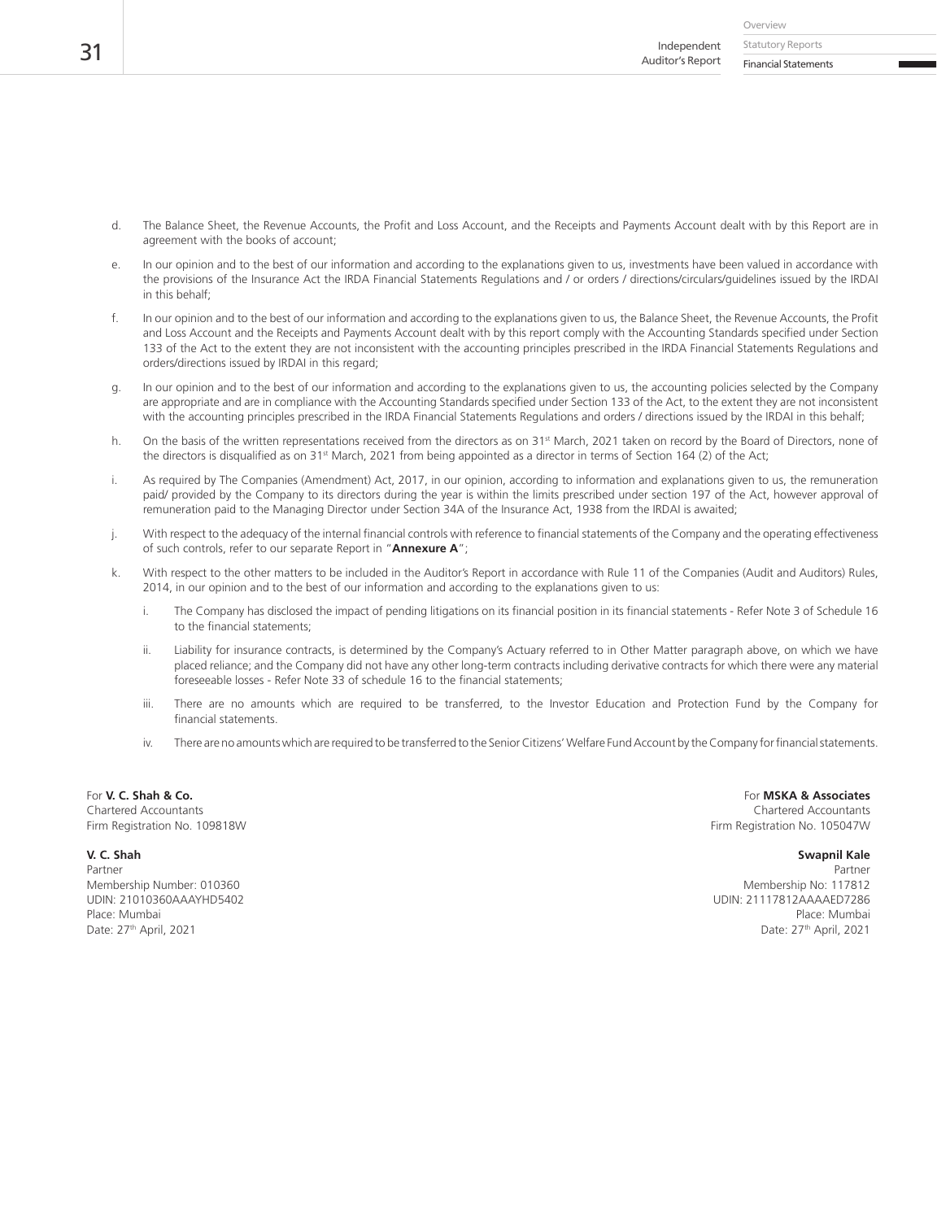d. The Balance Sheet, the Revenue Accounts, the Profit and Loss Account, and the Receipts and Payments Account dealt with by this Report are in agreement with the books of account;

e. In our opinion and to the best of our information and according to the explanations given to us, investments have been valued in accordance with the provisions of the Insurance Act the IRDA Financial Statements Regulations and / or orders / directions/circulars/guidelines issued by the IRDAI in this behalf;

f. In our opinion and to the best of our information and according to the explanations given to us, the Balance Sheet, the Revenue Accounts, the Profit and Loss Account and the Receipts and Payments Account dealt with by this report comply with the Accounting Standards specified under Section 133 of the Act to the extent they are not inconsistent with the accounting principles prescribed in the IRDA Financial Statements Regulations and orders/directions issued by IRDAI in this regard;

g. In our opinion and to the best of our information and according to the explanations given to us, the accounting policies selected by the Company are appropriate and are in compliance with the Accounting Standards specified under Section 133 of the Act, to the extent they are not inconsistent with the accounting principles prescribed in the IRDA Financial Statements Regulations and orders / directions issued by the IRDAI in this behalf;

h. On the basis of the written representations received from the directors as on 31st March, 2021 taken on record by the Board of Directors, none of the directors is disqualified as on 31st March, 2021 from being appointed as a director in terms of Section 164 (2) of the Act;

i. As required by The Companies (Amendment) Act, 2017, in our opinion, according to information and explanations given to us, the remuneration paid/ provided by the Company to its directors during the year is within the limits prescribed under section 197 of the Act, however approval of remuneration paid to the Managing Director under Section 34A of the Insurance Act, 1938 from the IRDAI is awaited;

j. With respect to the adequacy of the internal financial controls with reference to financial statements of the Company and the operating effectiveness of such controls, refer to our separate Report in "**Annexure A**";

k. With respect to the other matters to be included in the Auditor's Report in accordance with Rule 11 of the Companies (Audit and Auditors) Rules, 2014, in our opinion and to the best of our information and according to the explanations given to us:

   i. The Company has disclosed the impact of pending litigations on its financial position in its financial statements - Refer Note 3 of Schedule 16 to the financial statements;

   ii. Liability for insurance contracts, is determined by the Company's Actuary referred to in Other Matter paragraph above, on which we have placed reliance; and the Company did not have any other long-term contracts including derivative contracts for which there were any material foreseeable losses - Refer Note 33 of schedule 16 to the financial statements;

   iii. There are no amounts which are required to be transferred, to the Investor Education and Protection Fund by the Company for financial statements.

   iv. There are no amounts which are required to be transferred to the Senior Citizens' Welfare Fund Account by the Company for financial statements.

For **V. C. Shah & Co.**
Chartered Accountants
Firm Registration No. 109818W

**V. C. Shah**
Partner
Membership Number: 010360
UDIN: 21010360AAAYHD5402
Place: Mumbai
Date: 27th April, 2021

For **MSKA & Associates**
Chartered Accountants
Firm Registration No. 105047W

**Swapnil Kale**
Partner
Membership No: 117812
UDIN: 21117812AAAAED7286
Place: Mumbai
Date: 27th April, 2021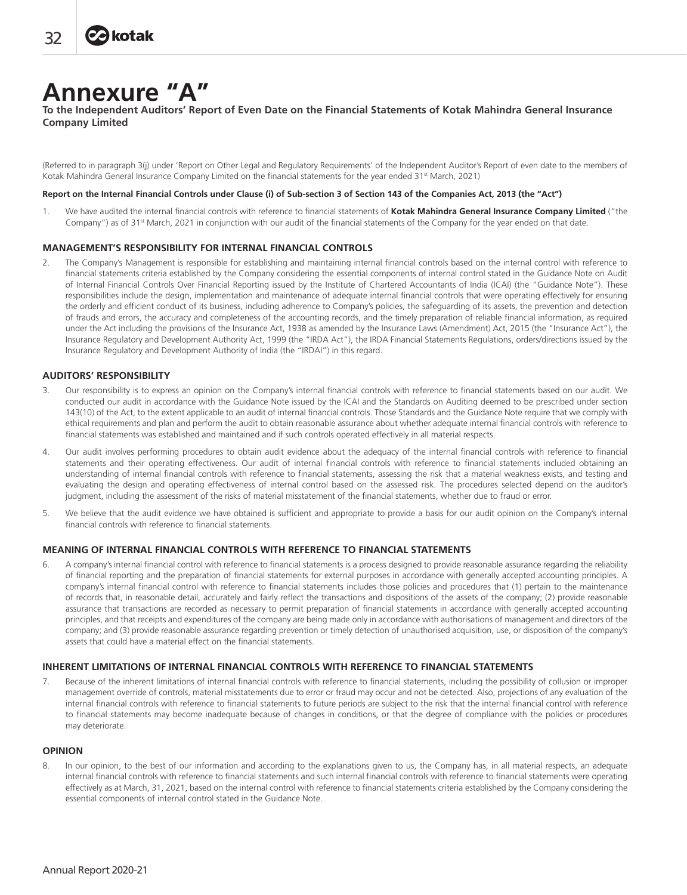# Annexure "A"

**To the Independent Auditors' Report of Even Date on the Financial Statements of Kotak Mahindra General Insurance Company Limited**

(Referred to in paragraph 3(j) under 'Report on Other Legal and Regulatory Requirements' of the Independent Auditor's Report of even date to the members of Kotak Mahindra General Insurance Company Limited on the financial statements for the year ended 31st March, 2021)

**Report on the Internal Financial Controls under Clause (i) of Sub-section 3 of Section 143 of the Companies Act, 2013 (the "Act")**

1. We have audited the internal financial controls with reference to financial statements of **Kotak Mahindra General Insurance Company Limited** ("the Company") as of 31st March, 2021 in conjunction with our audit of the financial statements of the Company for the year ended on that date.

### MANAGEMENT'S RESPONSIBILITY FOR INTERNAL FINANCIAL CONTROLS

2. The Company's Management is responsible for establishing and maintaining internal financial controls based on the internal control with reference to financial statements criteria established by the Company considering the essential components of internal control stated in the Guidance Note on Audit of Internal Financial Controls Over Financial Reporting issued by the Institute of Chartered Accountants of India (ICAI) (the "Guidance Note"). These responsibilities include the design, implementation and maintenance of adequate internal financial controls that were operating effectively for ensuring the orderly and efficient conduct of its business, including adherence to Company's policies, the safeguarding of its assets, the prevention and detection of frauds and errors, the accuracy and completeness of the accounting records, and the timely preparation of reliable financial information, as required under the Act including the provisions of the Insurance Act, 1938 as amended by the Insurance Laws (Amendment) Act, 2015 (the "Insurance Act"), the Insurance Regulatory and Development Authority Act, 1999 (the "IRDA Act"), the IRDA Financial Statements Regulations, orders/directions issued by the Insurance Regulatory and Development Authority of India (the "IRDAI") in this regard.

### AUDITORS' RESPONSIBILITY

3. Our responsibility is to express an opinion on the Company's internal financial controls with reference to financial statements based on our audit. We conducted our audit in accordance with the Guidance Note issued by the ICAI and the Standards on Auditing deemed to be prescribed under section 143(10) of the Act, to the extent applicable to an audit of internal financial controls. Those Standards and the Guidance Note require that we comply with ethical requirements and plan and perform the audit to obtain reasonable assurance about whether adequate internal financial controls with reference to financial statements was established and maintained and if such controls operated effectively in all material respects.

4. Our audit involves performing procedures to obtain audit evidence about the adequacy of the internal financial controls with reference to financial statements and their operating effectiveness. Our audit of internal financial controls with reference to financial statements included obtaining an understanding of internal financial controls with reference to financial statements, assessing the risk that a material weakness exists, and testing and evaluating the design and operating effectiveness of internal control based on the assessed risk. The procedures selected depend on the auditor's judgment, including the assessment of the risks of material misstatement of the financial statements, whether due to fraud or error.

5. We believe that the audit evidence we have obtained is sufficient and appropriate to provide a basis for our audit opinion on the Company's internal financial controls with reference to financial statements.

### MEANING OF INTERNAL FINANCIAL CONTROLS WITH REFERENCE TO FINANCIAL STATEMENTS

6. A company's internal financial control with reference to financial statements is a process designed to provide reasonable assurance regarding the reliability of financial reporting and the preparation of financial statements for external purposes in accordance with generally accepted accounting principles. A company's internal financial control with reference to financial statements includes those policies and procedures that (1) pertain to the maintenance of records that, in reasonable detail, accurately and fairly reflect the transactions and dispositions of the assets of the company; (2) provide reasonable assurance that transactions are recorded as necessary to permit preparation of financial statements in accordance with generally accepted accounting principles, and that receipts and expenditures of the company are being made only in accordance with authorisations of management and directors of the company; and (3) provide reasonable assurance regarding prevention or timely detection of unauthorised acquisition, use, or disposition of the company's assets that could have a material effect on the financial statements.

### INHERENT LIMITATIONS OF INTERNAL FINANCIAL CONTROLS WITH REFERENCE TO FINANCIAL STATEMENTS

7. Because of the inherent limitations of internal financial controls with reference to financial statements, including the possibility of collusion or improper management override of controls, material misstatements due to error or fraud may occur and not be detected. Also, projections of any evaluation of the internal financial controls with reference to financial statements to future periods are subject to the risk that the internal financial control with reference to financial statements may become inadequate because of changes in conditions, or that the degree of compliance with the policies or procedures may deteriorate.

### OPINION

8. In our opinion, to the best of our information and according to the explanations given to us, the Company has, in all material respects, an adequate internal financial controls with reference to financial statements and such internal financial controls with reference to financial statements were operating effectively as at March, 31, 2021, based on the internal control with reference to financial statements criteria established by the Company considering the essential components of internal control stated in the Guidance Note.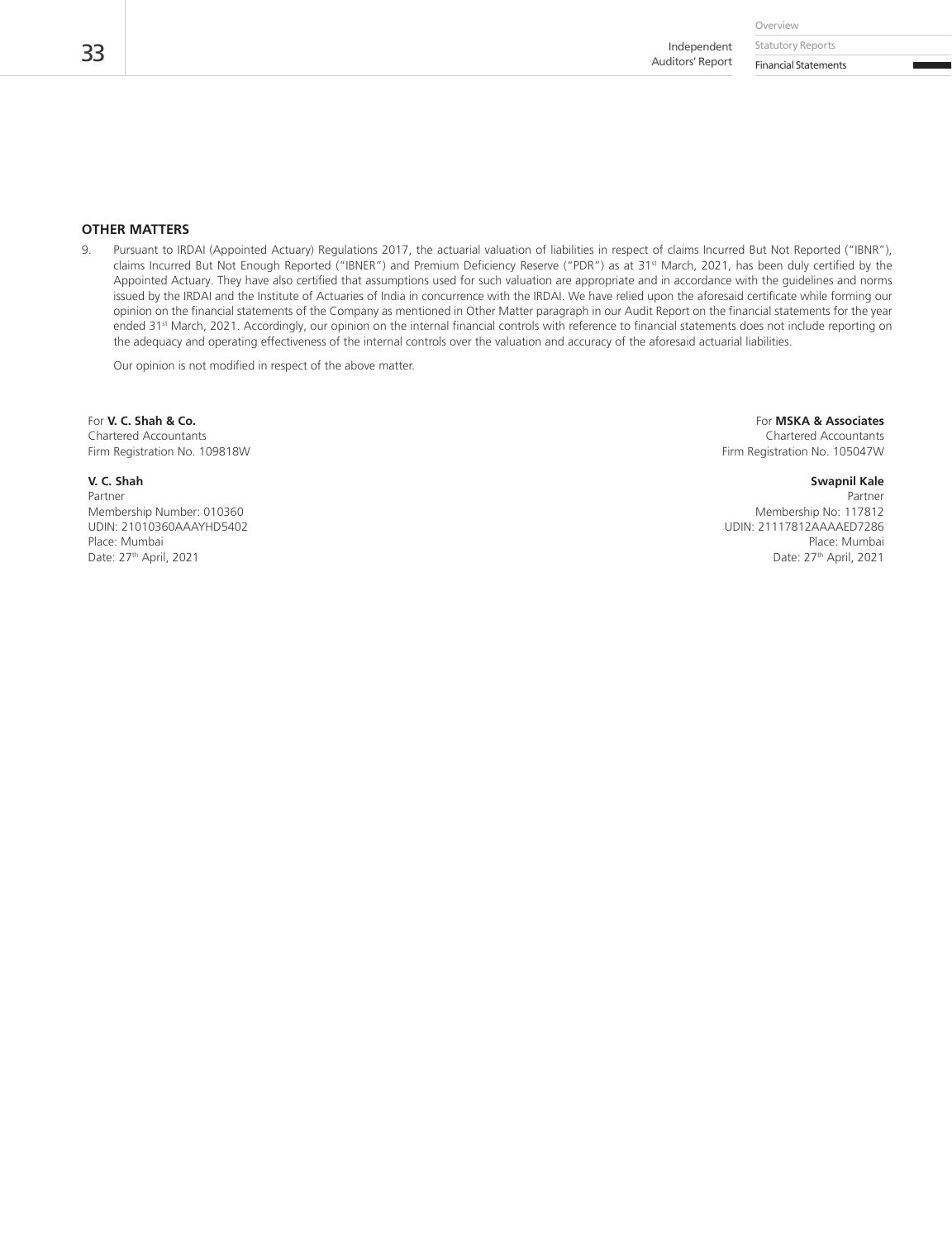## OTHER MATTERS

9. Pursuant to IRDAI (Appointed Actuary) Regulations 2017, the actuarial valuation of liabilities in respect of claims Incurred But Not Reported ("IBNR"), claims Incurred But Not Enough Reported ("IBNER") and Premium Deficiency Reserve ("PDR") as at 31st March, 2021, has been duly certified by the Appointed Actuary. They have also certified that assumptions used for such valuation are appropriate and in accordance with the guidelines and norms issued by the IRDAI and the Institute of Actuaries of India in concurrence with the IRDAI. We have relied upon the aforesaid certificate while forming our opinion on the financial statements of the Company as mentioned in Other Matter paragraph in our Audit Report on the financial statements for the year ended 31st March, 2021. Accordingly, our opinion on the internal financial controls with reference to financial statements does not include reporting on the adequacy and operating effectiveness of the internal controls over the valuation and accuracy of the aforesaid actuarial liabilities.

   Our opinion is not modified in respect of the above matter.

For **V. C. Shah & Co.**
Chartered Accountants
Firm Registration No. 109818W

**V. C. Shah**
Partner
Membership Number: 010360
UDIN: 21010360AAAYHD5402
Place: Mumbai
Date: 27th April, 2021

For **MSKA & Associates**
Chartered Accountants
Firm Registration No. 105047W

**Swapnil Kale**
Partner
Membership No: 117812
UDIN: 21117812AAAAED7286
Place: Mumbai
Date: 27th April, 2021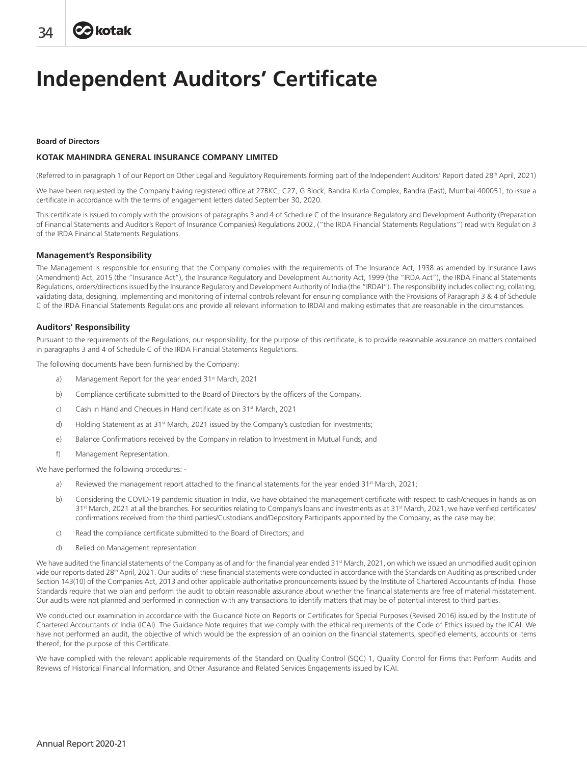# Independent Auditors' Certificate

**Board of Directors**

**KOTAK MAHINDRA GENERAL INSURANCE COMPANY LIMITED**

(Referred to in paragraph 1 of our Report on Other Legal and Regulatory Requirements forming part of the Independent Auditors' Report dated 28th April, 2021)

We have been requested by the Company having registered office at 27BKC, C27, G Block, Bandra Kurla Complex, Bandra (East), Mumbai 400051, to issue a certificate in accordance with the terms of engagement letters dated September 30, 2020.

This certificate is issued to comply with the provisions of paragraphs 3 and 4 of Schedule C of the Insurance Regulatory and Development Authority (Preparation of Financial Statements and Auditor's Report of Insurance Companies) Regulations 2002, ("the IRDA Financial Statements Regulations") read with Regulation 3 of the IRDA Financial Statements Regulations.

### Management's Responsibility

The Management is responsible for ensuring that the Company complies with the requirements of The Insurance Act, 1938 as amended by Insurance Laws (Amendment) Act, 2015 (the "Insurance Act"), the Insurance Regulatory and Development Authority Act, 1999 (the "IRDA Act"), the IRDA Financial Statements Regulations, orders/directions issued by the Insurance Regulatory and Development Authority of India (the "IRDAI"). The responsibility includes collecting, collating, validating data, designing, implementing and monitoring of internal controls relevant for ensuring compliance with the Provisions of Paragraph 3 & 4 of Schedule C of the IRDA Financial Statements Regulations and provide all relevant information to IRDAI and making estimates that are reasonable in the circumstances.

### Auditors' Responsibility

Pursuant to the requirements of the Regulations, our responsibility, for the purpose of this certificate, is to provide reasonable assurance on matters contained in paragraphs 3 and 4 of Schedule C of the IRDA Financial Statements Regulations.

The following documents have been furnished by the Company:

a) Management Report for the year ended 31st March, 2021

b) Compliance certificate submitted to the Board of Directors by the officers of the Company.

c) Cash in Hand and Cheques in Hand certificate as on 31st March, 2021

d) Holding Statement as at 31st March, 2021 issued by the Company's custodian for Investments;

e) Balance Confirmations received by the Company in relation to Investment in Mutual Funds; and

f) Management Representation.

We have performed the following procedures: -

a) Reviewed the management report attached to the financial statements for the year ended 31st March, 2021;

b) Considering the COVID-19 pandemic situation in India, we have obtained the management certificate with respect to cash/cheques in hands as on 31st March, 2021 at all the branches. For securities relating to Company's loans and investments as at 31st March, 2021, we have verified certificates/ confirmations received from the third parties/Custodians and/Depository Participants appointed by the Company, as the case may be;

c) Read the compliance certificate submitted to the Board of Directors; and

d) Relied on Management representation.

We have audited the financial statements of the Company as of and for the financial year ended 31st March, 2021, on which we issued an unmodified audit opinion vide our reports dated 28th April, 2021. Our audits of these financial statements were conducted in accordance with the Standards on Auditing as prescribed under Section 143(10) of the Companies Act, 2013 and other applicable authoritative pronouncements issued by the Institute of Chartered Accountants of India. Those Standards require that we plan and perform the audit to obtain reasonable assurance about whether the financial statements are free of material misstatement. Our audits were not planned and performed in connection with any transactions to identify matters that may be of potential interest to third parties.

We conducted our examination in accordance with the Guidance Note on Reports or Certificates for Special Purposes (Revised 2016) issued by the Institute of Chartered Accountants of India (ICAI). The Guidance Note requires that we comply with the ethical requirements of the Code of Ethics issued by the ICAI. We have not performed an audit, the objective of which would be the expression of an opinion on the financial statements, specified elements, accounts or items thereof, for the purpose of this Certificate.

We have complied with the relevant applicable requirements of the Standard on Quality Control (SQC) 1, Quality Control for Firms that Perform Audits and Reviews of Historical Financial Information, and Other Assurance and Related Services Engagements issued by ICAI.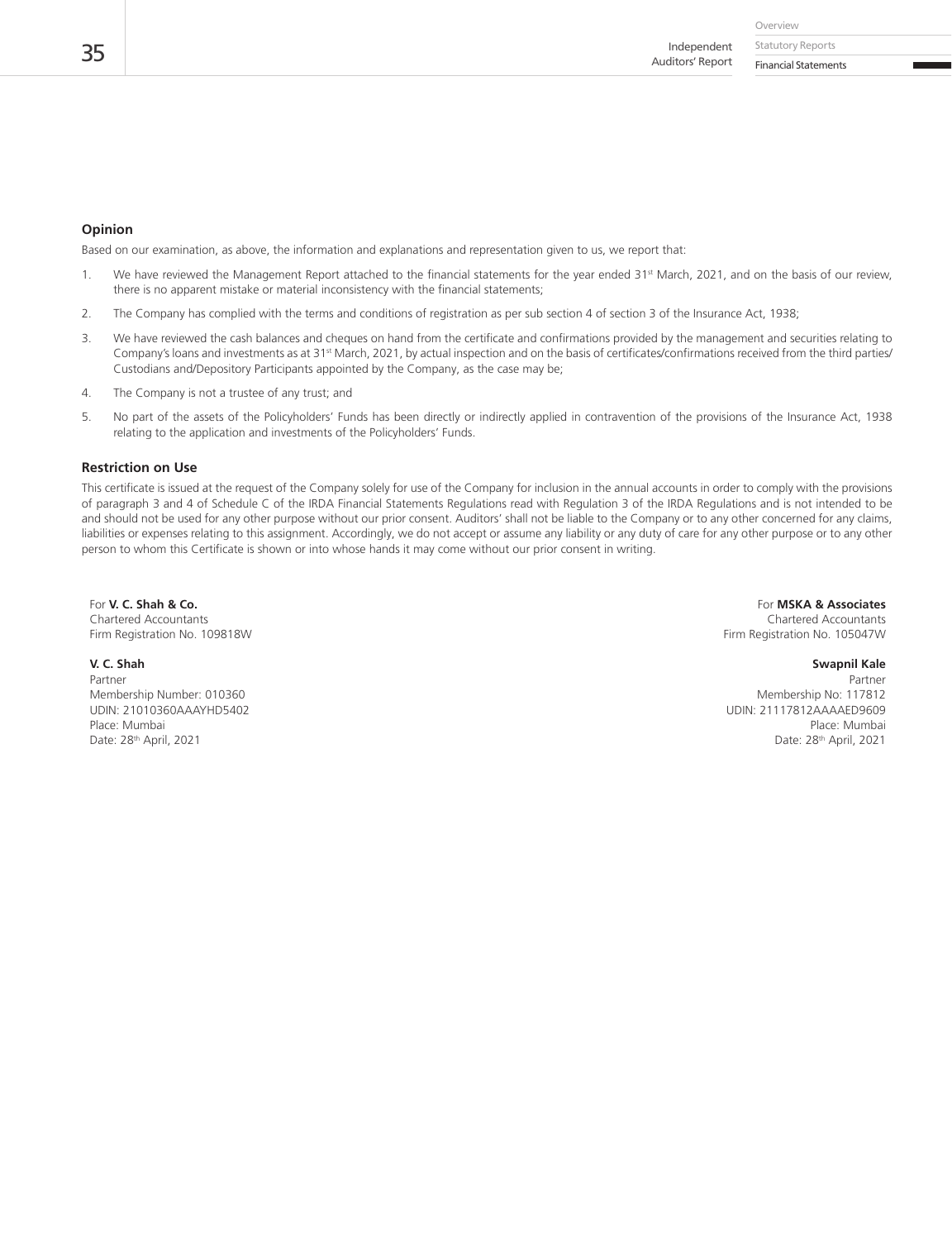## Opinion

Based on our examination, as above, the information and explanations and representation given to us, we report that:

1. We have reviewed the Management Report attached to the financial statements for the year ended 31st March, 2021, and on the basis of our review, there is no apparent mistake or material inconsistency with the financial statements;
2. The Company has complied with the terms and conditions of registration as per sub section 4 of section 3 of the Insurance Act, 1938;
3. We have reviewed the cash balances and cheques on hand from the certificate and confirmations provided by the management and securities relating to Company's loans and investments as at 31st March, 2021, by actual inspection and on the basis of certificates/confirmations received from the third parties/ Custodians and/Depository Participants appointed by the Company, as the case may be;
4. The Company is not a trustee of any trust; and
5. No part of the assets of the Policyholders' Funds has been directly or indirectly applied in contravention of the provisions of the Insurance Act, 1938 relating to the application and investments of the Policyholders' Funds.

## Restriction on Use

This certificate is issued at the request of the Company solely for use of the Company for inclusion in the annual accounts in order to comply with the provisions of paragraph 3 and 4 of Schedule C of the IRDA Financial Statements Regulations read with Regulation 3 of the IRDA Regulations and is not intended to be and should not be used for any other purpose without our prior consent. Auditors' shall not be liable to the Company or to any other concerned for any claims, liabilities or expenses relating to this assignment. Accordingly, we do not accept or assume any liability or any duty of care for any other purpose or to any other person to whom this Certificate is shown or into whose hands it may come without our prior consent in writing.

For **V. C. Shah & Co.**
Chartered Accountants
Firm Registration No. 109818W

**V. C. Shah**
Partner
Membership Number: 010360
UDIN: 21010360AAAYHD5402
Place: Mumbai
Date: 28th April, 2021

For **MSKA & Associates**
Chartered Accountants
Firm Registration No. 105047W

**Swapnil Kale**
Partner
Membership No: 117812
UDIN: 21117812AAAAED9609
Place: Mumbai
Date: 28th April, 2021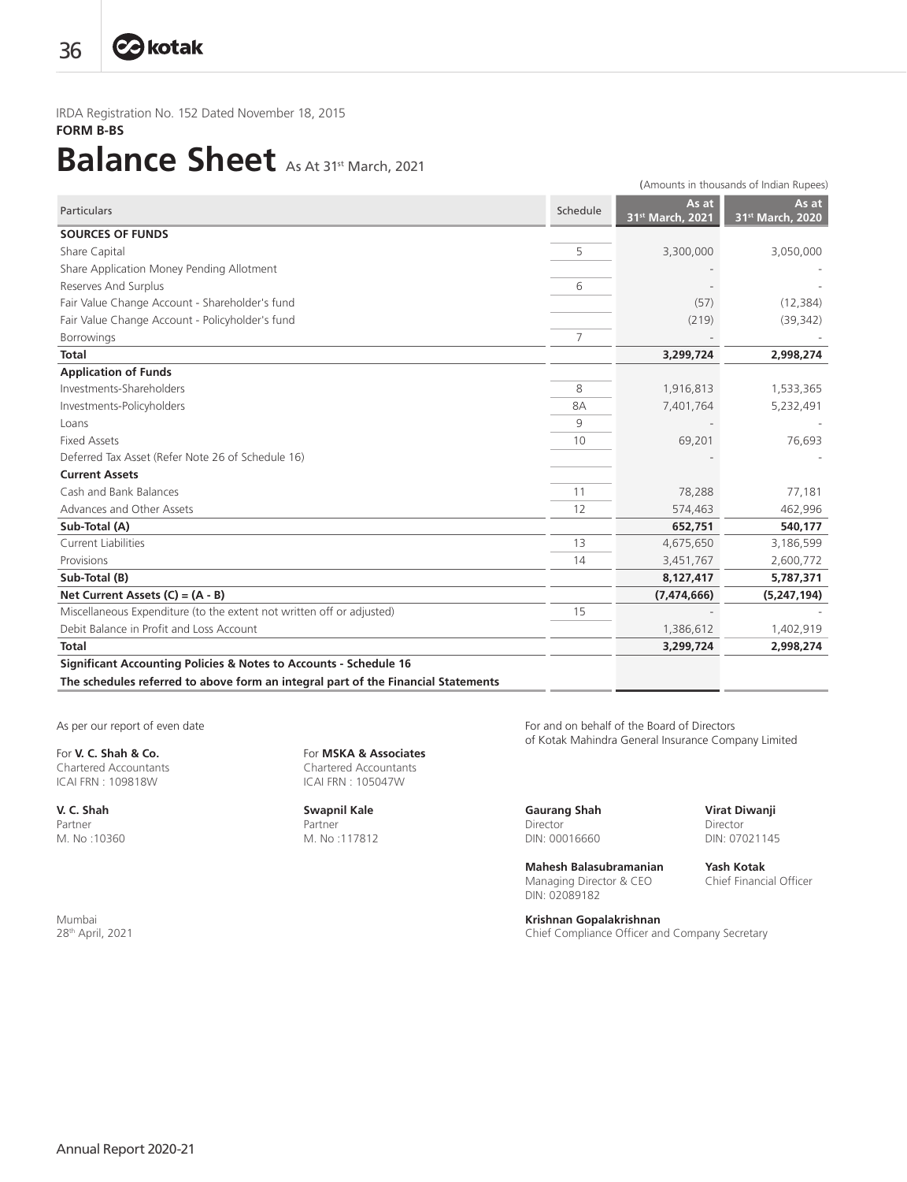IRDA Registration No. 152 Dated November 18, 2015

**FORM B-BS**

# Balance Sheet As At 31st March, 2021

(Amounts in thousands of Indian Rupees)

| Particulars | Schedule | As at 31st March, 2021 | As at 31st March, 2020 |
|---|---|---|---|
| **SOURCES OF FUNDS** | | | |
| Share Capital | 5 | 3,300,000 | 3,050,000 |
| Share Application Money Pending Allotment | | - | - |
| Reserves And Surplus | 6 | - | - |
| Fair Value Change Account - Shareholder's fund | | (57) | (12,384) |
| Fair Value Change Account - Policyholder's fund | | (219) | (39,342) |
| Borrowings | 7 | - | - |
| **Total** | | **3,299,724** | **2,998,274** |
| **Application of Funds** | | | |
| Investments-Shareholders | 8 | 1,916,813 | 1,533,365 |
| Investments-Policyholders | 8A | 7,401,764 | 5,232,491 |
| Loans | 9 | - | - |
| Fixed Assets | 10 | 69,201 | 76,693 |
| Deferred Tax Asset (Refer Note 26 of Schedule 16) | | - | - |
| **Current Assets** | | | |
| Cash and Bank Balances | 11 | 78,288 | 77,181 |
| Advances and Other Assets | 12 | 574,463 | 462,996 |
| **Sub-Total (A)** | | **652,751** | **540,177** |
| Current Liabilities | 13 | 4,675,650 | 3,186,599 |
| Provisions | 14 | 3,451,767 | 2,600,772 |
| **Sub-Total (B)** | | **8,127,417** | **5,787,371** |
| **Net Current Assets (C) = (A - B)** | | **(7,474,666)** | **(5,247,194)** |
| Miscellaneous Expenditure (to the extent not written off or adjusted) | 15 | - | - |
| Debit Balance in Profit and Loss Account | | 1,386,612 | 1,402,919 |
| **Total** | | **3,299,724** | **2,998,274** |
| **Significant Accounting Policies & Notes to Accounts - Schedule 16** | | | |
| **The schedules referred to above form an integral part of the Financial Statements** | | | |

As per our report of even date

For **V. C. Shah & Co.**
Chartered Accountants
ICAI FRN : 109818W

**V. C. Shah**
Partner
M. No :10360

For **MSKA & Associates**
Chartered Accountants
ICAI FRN : 105047W

**Swapnil Kale**
Partner
M. No :117812

Mumbai
28th April, 2021

For and on behalf of the Board of Directors
of Kotak Mahindra General Insurance Company Limited

**Gaurang Shah**
Director
DIN: 00016660

**Virat Diwanji**
Director
DIN: 07021145

**Mahesh Balasubramanian**
Managing Director & CEO
DIN: 02089182

**Yash Kotak**
Chief Financial Officer

**Krishnan Gopalakrishnan**
Chief Compliance Officer and Company Secretary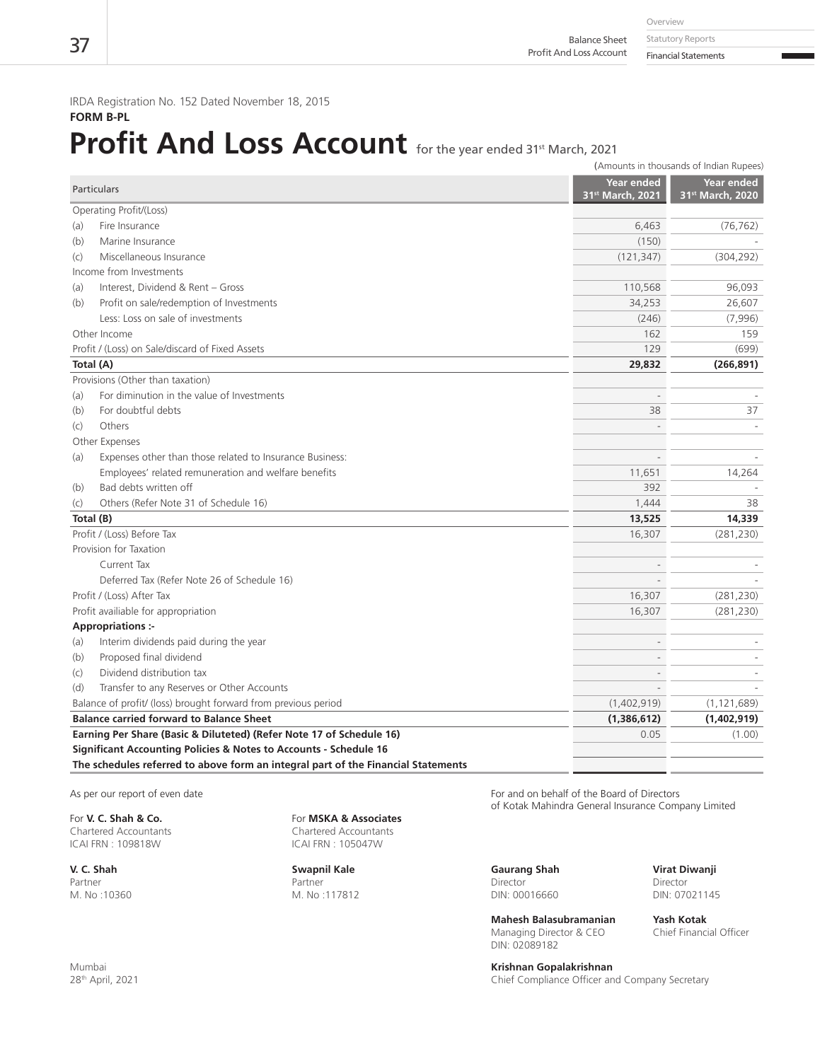IRDA Registration No. 152 Dated November 18, 2015

**FORM B-PL**

# Profit And Loss Account for the year ended 31st March, 2021

(Amounts in thousands of Indian Rupees)

| Particulars | Year ended 31st March, 2021 | Year ended 31st March, 2020 |
|---|---|---|
| Operating Profit/(Loss) | | |
| (a) Fire Insurance | 6,463 | (76,762) |
| (b) Marine Insurance | (150) | - |
| (c) Miscellaneous Insurance | (121,347) | (304,292) |
| Income from Investments | | |
| (a) Interest, Dividend & Rent – Gross | 110,568 | 96,093 |
| (b) Profit on sale/redemption of Investments | 34,253 | 26,607 |
| Less: Loss on sale of investments | (246) | (7,996) |
| Other Income | 162 | 159 |
| Profit / (Loss) on Sale/discard of Fixed Assets | 129 | (699) |
| **Total (A)** | **29,832** | **(266,891)** |
| Provisions (Other than taxation) | | |
| (a) For diminution in the value of Investments | - | - |
| (b) For doubtful debts | 38 | 37 |
| (c) Others | - | - |
| Other Expenses | | |
| (a) Expenses other than those related to Insurance Business: | - | - |
| Employees' related remuneration and welfare benefits | 11,651 | 14,264 |
| (b) Bad debts written off | 392 | - |
| (c) Others (Refer Note 31 of Schedule 16) | 1,444 | 38 |
| **Total (B)** | **13,525** | **14,339** |
| Profit / (Loss) Before Tax | 16,307 | (281,230) |
| Provision for Taxation | | |
| Current Tax | - | - |
| Deferred Tax (Refer Note 26 of Schedule 16) | - | - |
| Profit / (Loss) After Tax | 16,307 | (281,230) |
| Profit availiable for appropriation | 16,307 | (281,230) |
| **Appropriations :-** | | |
| (a) Interim dividends paid during the year | - | - |
| (b) Proposed final dividend | - | - |
| (c) Dividend distribution tax | - | - |
| (d) Transfer to any Reserves or Other Accounts | - | - |
| Balance of profit/ (loss) brought forward from previous period | (1,402,919) | (1,121,689) |
| **Balance carried forward to Balance Sheet** | **(1,386,612)** | **(1,402,919)** |
| **Earning Per Share (Basic & Diluteted) (Refer Note 17 of Schedule 16)** | 0.05 | (1.00) |
| **Significant Accounting Policies & Notes to Accounts - Schedule 16** | | |
| **The schedules referred to above form an integral part of the Financial Statements** | | |

As per our report of even date

For **V. C. Shah & Co.**
Chartered Accountants
ICAI FRN : 109818W

**V. C. Shah**
Partner
M. No :10360

For **MSKA & Associates**
Chartered Accountants
ICAI FRN : 105047W

**Swapnil Kale**
Partner
M. No :117812

For and on behalf of the Board of Directors
of Kotak Mahindra General Insurance Company Limited

**Gaurang Shah**
Director
DIN: 00016660

**Virat Diwanji**
Director
DIN: 07021145

**Mahesh Balasubramanian**
Managing Director & CEO
DIN: 02089182

**Yash Kotak**
Chief Financial Officer

**Krishnan Gopalakrishnan**
Chief Compliance Officer and Company Secretary

Mumbai
28th April, 2021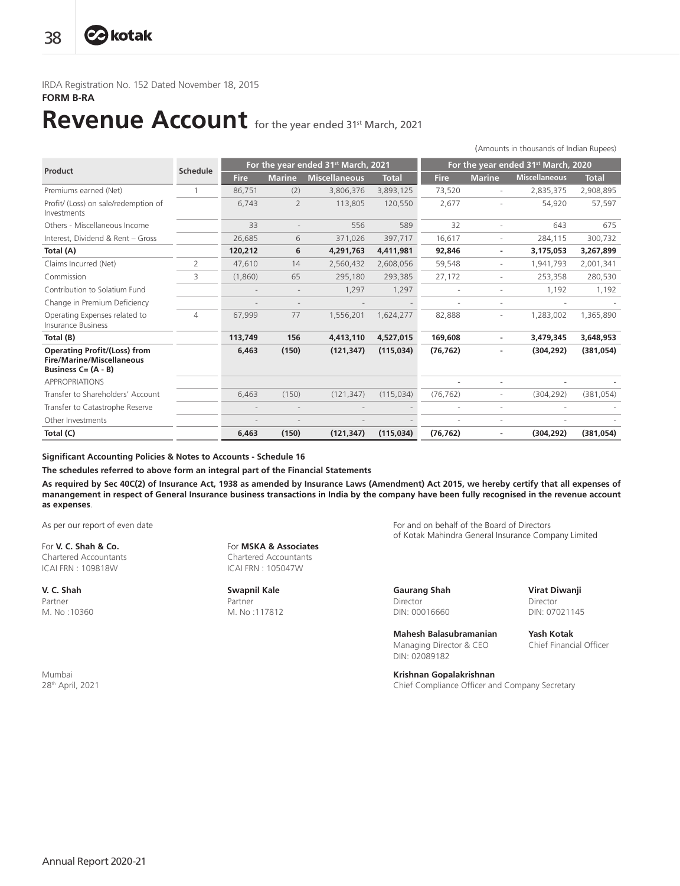IRDA Registration No. 152 Dated November 18, 2015

**FORM B-RA**

# Revenue Account for the year ended 31st March, 2021

(Amounts in thousands of Indian Rupees)

| Product | Schedule | For the year ended 31st March, 2021 | | | | For the year ended 31st March, 2020 | | | |
|---|---|---|---|---|---|---|---|---|---|
| | | Fire | Marine | Miscellaneous | Total | Fire | Marine | Miscellaneous | Total |
| Premiums earned (Net) | 1 | 86,751 | (2) | 3,806,376 | 3,893,125 | 73,520 | - | 2,835,375 | 2,908,895 |
| Profit/ (Loss) on sale/redemption of Investments | | 6,743 | 2 | 113,805 | 120,550 | 2,677 | - | 54,920 | 57,597 |
| Others - Miscellaneous Income | | 33 | - | 556 | 589 | 32 | - | 643 | 675 |
| Interest, Dividend & Rent – Gross | | 26,685 | 6 | 371,026 | 397,717 | 16,617 | - | 284,115 | 300,732 |
| **Total (A)** | | **120,212** | **6** | **4,291,763** | **4,411,981** | **92,846** | **-** | **3,175,053** | **3,267,899** |
| Claims Incurred (Net) | 2 | 47,610 | 14 | 2,560,432 | 2,608,056 | 59,548 | - | 1,941,793 | 2,001,341 |
| Commission | 3 | (1,860) | 65 | 295,180 | 293,385 | 27,172 | - | 253,358 | 280,530 |
| Contribution to Solatium Fund | | - | - | 1,297 | 1,297 | - | - | 1,192 | 1,192 |
| Change in Premium Deficiency | | - | - | - | - | - | - | - | - |
| Operating Expenses related to Insurance Business | 4 | 67,999 | 77 | 1,556,201 | 1,624,277 | 82,888 | - | 1,283,002 | 1,365,890 |
| **Total (B)** | | **113,749** | **156** | **4,413,110** | **4,527,015** | **169,608** | **-** | **3,479,345** | **3,648,953** |
| **Operating Profit/(Loss) from Fire/Marine/Miscellaneous Business C= (A - B)** | | **6,463** | **(150)** | **(121,347)** | **(115,034)** | **(76,762)** | **-** | **(304,292)** | **(381,054)** |
| APPROPRIATIONS | | | | | | - | - | - | - |
| Transfer to Shareholders' Account | | 6,463 | (150) | (121,347) | (115,034) | (76,762) | - | (304,292) | (381,054) |
| Transfer to Catastrophe Reserve | | - | - | - | - | - | - | - | - |
| Other Investments | | - | - | - | - | - | - | - | - |
| **Total (C)** | | **6,463** | **(150)** | **(121,347)** | **(115,034)** | **(76,762)** | **-** | **(304,292)** | **(381,054)** |

**Significant Accounting Policies & Notes to Accounts - Schedule 16**

**The schedules referred to above form an integral part of the Financial Statements**

**As required by Sec 40C(2) of Insurance Act, 1938 as amended by Insurance Laws (Amendment) Act 2015, we hereby certify that all expenses of manangement in respect of General Insurance business transactions in India by the company have been fully recognised in the revenue account as expenses**.

As per our report of even date

For **V. C. Shah & Co.**
Chartered Accountants
ICAI FRN : 109818W

**V. C. Shah**
Partner
M. No :10360

For **MSKA & Associates**
Chartered Accountants
ICAI FRN : 105047W

**Swapnil Kale**
Partner
M. No :117812

For and on behalf of the Board of Directors
of Kotak Mahindra General Insurance Company Limited

**Gaurang Shah**
Director
DIN: 00016660

**Virat Diwanji**
Director
DIN: 07021145

**Mahesh Balasubramanian**
Managing Director & CEO
DIN: 02089182

**Yash Kotak**
Chief Financial Officer

**Krishnan Gopalakrishnan**
Chief Compliance Officer and Company Secretary

Mumbai
28th April, 2021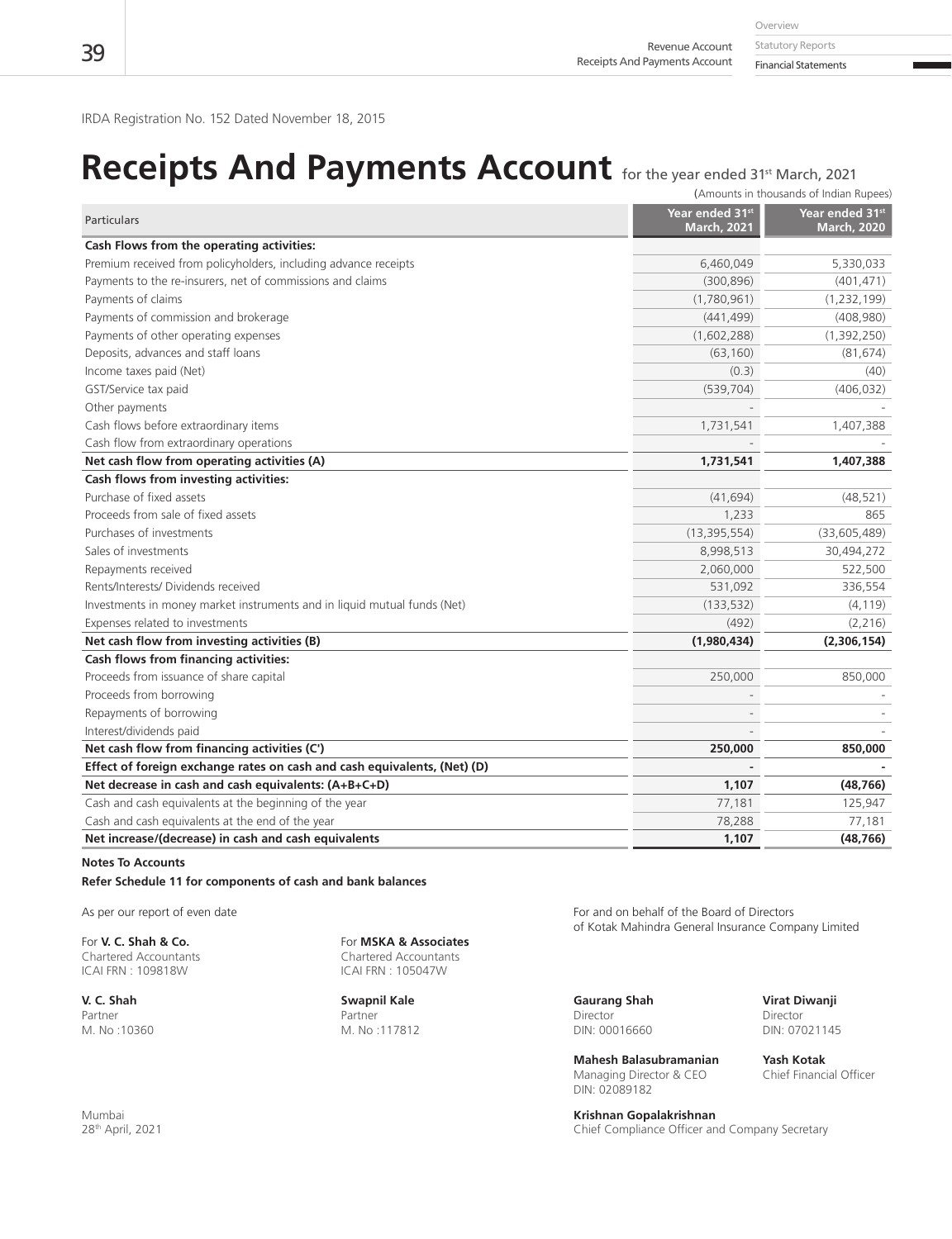IRDA Registration No. 152 Dated November 18, 2015

# Receipts And Payments Account for the year ended 31st March, 2021

(Amounts in thousands of Indian Rupees)

| Particulars | Year ended 31st March, 2021 | Year ended 31st March, 2020 |
|---|---|---|
| **Cash Flows from the operating activities:** | | |
| Premium received from policyholders, including advance receipts | 6,460,049 | 5,330,033 |
| Payments to the re-insurers, net of commissions and claims | (300,896) | (401,471) |
| Payments of claims | (1,780,961) | (1,232,199) |
| Payments of commission and brokerage | (441,499) | (408,980) |
| Payments of other operating expenses | (1,602,288) | (1,392,250) |
| Deposits, advances and staff loans | (63,160) | (81,674) |
| Income taxes paid (Net) | (0.3) | (40) |
| GST/Service tax paid | (539,704) | (406,032) |
| Other payments | - | - |
| Cash flows before extraordinary items | 1,731,541 | 1,407,388 |
| Cash flow from extraordinary operations | - | - |
| **Net cash flow from operating activities (A)** | **1,731,541** | **1,407,388** |
| **Cash flows from investing activities:** | | |
| Purchase of fixed assets | (41,694) | (48,521) |
| Proceeds from sale of fixed assets | 1,233 | 865 |
| Purchases of investments | (13,395,554) | (33,605,489) |
| Sales of investments | 8,998,513 | 30,494,272 |
| Repayments received | 2,060,000 | 522,500 |
| Rents/Interests/ Dividends received | 531,092 | 336,554 |
| Investments in money market instruments and in liquid mutual funds (Net) | (133,532) | (4,119) |
| Expenses related to investments | (492) | (2,216) |
| **Net cash flow from investing activities (B)** | **(1,980,434)** | **(2,306,154)** |
| **Cash flows from financing activities:** | | |
| Proceeds from issuance of share capital | 250,000 | 850,000 |
| Proceeds from borrowing | - | - |
| Repayments of borrowing | - | - |
| Interest/dividends paid | - | - |
| **Net cash flow from financing activities (C')** | **250,000** | **850,000** |
| **Effect of foreign exchange rates on cash and cash equivalents, (Net) (D)** | **-** | **-** |
| **Net decrease in cash and cash equivalents: (A+B+C+D)** | **1,107** | **(48,766)** |
| Cash and cash equivalents at the beginning of the year | 77,181 | 125,947 |
| Cash and cash equivalents at the end of the year | 78,288 | 77,181 |
| **Net increase/(decrease) in cash and cash equivalents** | **1,107** | **(48,766)** |

**Notes To Accounts**

**Refer Schedule 11 for components of cash and bank balances**

As per our report of even date

For **V. C. Shah & Co.**
Chartered Accountants
ICAI FRN : 109818W

**V. C. Shah**
Partner
M. No :10360

For **MSKA & Associates**
Chartered Accountants
ICAI FRN : 105047W

**Swapnil Kale**
Partner
M. No :117812

Mumbai
28th April, 2021

For and on behalf of the Board of Directors
of Kotak Mahindra General Insurance Company Limited

**Gaurang Shah**
Director
DIN: 00016660

**Virat Diwanji**
Director
DIN: 07021145

**Mahesh Balasubramanian**
Managing Director & CEO
DIN: 02089182

**Yash Kotak**
Chief Financial Officer

**Krishnan Gopalakrishnan**
Chief Compliance Officer and Company Secretary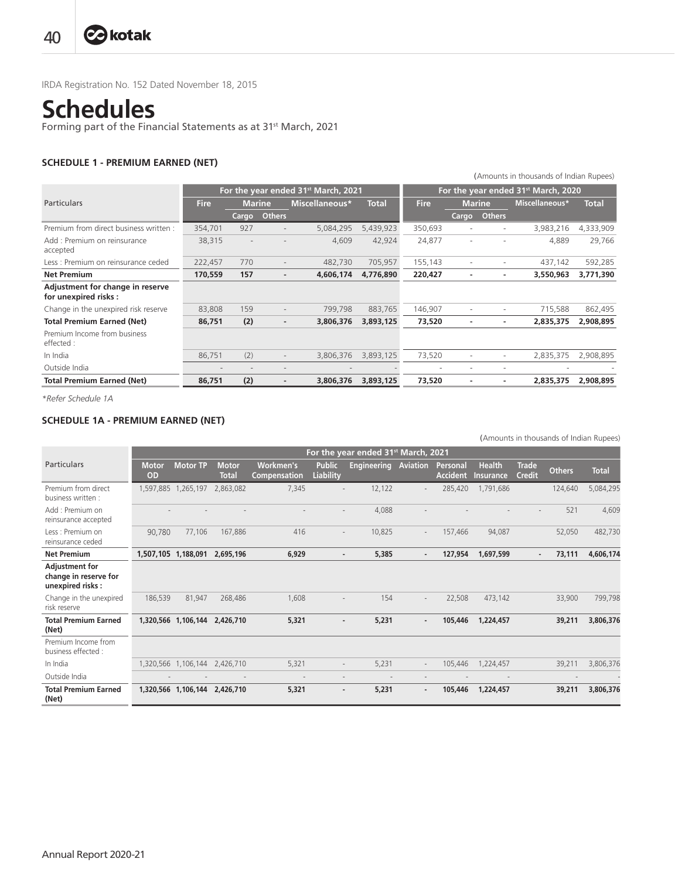IRDA Registration No. 152 Dated November 18, 2015

# Schedules

Forming part of the Financial Statements as at 31st March, 2021

### SCHEDULE 1 - PREMIUM EARNED (NET)

(Amounts in thousands of Indian Rupees)

| Particulars | For the year ended 31st March, 2021 | | | | | For the year ended 31st March, 2020 | | | | |
|---|---|---|---|---|---|---|---|---|---|---|
| | Fire | Marine | | Miscellaneous* | Total | Fire | Marine | | Miscellaneous* | Total |
| | | Cargo | Others | | | | Cargo | Others | | |
| Premium from direct business written : | 354,701 | 927 | - | 5,084,295 | 5,439,923 | 350,693 | - | - | 3,983,216 | 4,333,909 |
| Add : Premium on reinsurance accepted | 38,315 | - | - | 4,609 | 42,924 | 24,877 | - | - | 4,889 | 29,766 |
| Less : Premium on reinsurance ceded | 222,457 | 770 | - | 482,730 | 705,957 | 155,143 | - | - | 437,142 | 592,285 |
| **Net Premium** | **170,559** | **157** | **-** | **4,606,174** | **4,776,890** | **220,427** | **-** | **-** | **3,550,963** | **3,771,390** |
| **Adjustment for change in reserve for unexpired risks :** | | | | | | | | | | |
| Change in the unexpired risk reserve | 83,808 | 159 | - | 799,798 | 883,765 | 146,907 | - | - | 715,588 | 862,495 |
| **Total Premium Earned (Net)** | **86,751** | **(2)** | **-** | **3,806,376** | **3,893,125** | **73,520** | **-** | **-** | **2,835,375** | **2,908,895** |
| Premium Income from business effected : | | | | | | | | | | |
| In India | 86,751 | (2) | - | 3,806,376 | 3,893,125 | 73,520 | - | - | 2,835,375 | 2,908,895 |
| Outside India | - | - | - | - | - | - | - | - | - | - |
| **Total Premium Earned (Net)** | **86,751** | **(2)** | **-** | **3,806,376** | **3,893,125** | **73,520** | **-** | **-** | **2,835,375** | **2,908,895** |

*Refer Schedule 1A*

### SCHEDULE 1A - PREMIUM EARNED (NET)

(Amounts in thousands of Indian Rupees)

| Particulars | For the year ended 31st March, 2021 | | | | | | | | | | | |
|---|---|---|---|---|---|---|---|---|---|---|---|---|
| | Motor OD | Motor TP | Motor Total | Workmen's Compensation | Public Liability | Engineering | Aviation | Personal Accident | Health Insurance | Trade Credit | Others | Total |
| Premium from direct business written : | 1,597,885 | 1,265,197 | 2,863,082 | 7,345 | - | 12,122 | - | 285,420 | 1,791,686 | | 124,640 | 5,084,295 |
| Add : Premium on reinsurance accepted | - | - | - | - | - | 4,088 | - | - | - | - | 521 | 4,609 |
| Less : Premium on reinsurance ceded | 90,780 | 77,106 | 167,886 | 416 | - | 10,825 | - | 157,466 | 94,087 | | 52,050 | 482,730 |
| **Net Premium** | **1,507,105** | **1,188,091** | **2,695,196** | **6,929** | **-** | **5,385** | **-** | **127,954** | **1,697,599** | **-** | **73,111** | **4,606,174** |
| **Adjustment for change in reserve for unexpired risks :** | | | | | | | | | | | | |
| Change in the unexpired risk reserve | 186,539 | 81,947 | 268,486 | 1,608 | - | 154 | - | 22,508 | 473,142 | | 33,900 | 799,798 |
| **Total Premium Earned (Net)** | **1,320,566** | **1,106,144** | **2,426,710** | **5,321** | **-** | **5,231** | **-** | **105,446** | **1,224,457** | | **39,211** | **3,806,376** |
| Premium Income from business effected : | | | | | | | | | | | | |
| In India | 1,320,566 | 1,106,144 | 2,426,710 | 5,321 | - | 5,231 | - | 105,446 | 1,224,457 | | 39,211 | 3,806,376 |
| Outside India | - | - | - | - | - | - | - | - | - | | - | - |
| **Total Premium Earned (Net)** | **1,320,566** | **1,106,144** | **2,426,710** | **5,321** | **-** | **5,231** | **-** | **105,446** | **1,224,457** | | **39,211** | **3,806,376** |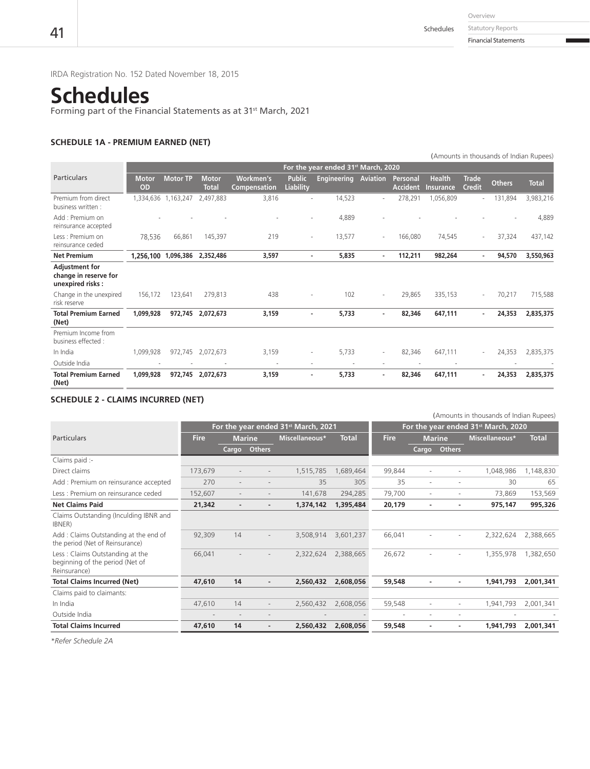IRDA Registration No. 152 Dated November 18, 2015

# Schedules

Forming part of the Financial Statements as at 31st March, 2021

### SCHEDULE 1A - PREMIUM EARNED (NET)

(Amounts in thousands of Indian Rupees)

| Particulars | For the year ended 31st March, 2020 | | | | | | | | | | | | |
|---|---|---|---|---|---|---|---|---|---|---|---|---|---|
| | Motor OD | Motor TP | Motor Total | Workmen's Compensation | Public Liability | Engineering | Aviation | Personal Accident | Health Insurance | Trade Credit | Others | Total |
| Premium from direct business written : | 1,334,636 | 1,163,247 | 2,497,883 | 3,816 | - | 14,523 | - | 278,291 | 1,056,809 | - | 131,894 | 3,983,216 |
| Add : Premium on reinsurance accepted | - | - | - | - | - | 4,889 | - | - | - | - | - | 4,889 |
| Less : Premium on reinsurance ceded | 78,536 | 66,861 | 145,397 | 219 | - | 13,577 | - | 166,080 | 74,545 | - | 37,324 | 437,142 |
| **Net Premium** | **1,256,100** | **1,096,386** | **2,352,486** | **3,597** | **-** | **5,835** | **-** | **112,211** | **982,264** | **-** | **94,570** | **3,550,963** |
| **Adjustment for change in reserve for unexpired risks :** | | | | | | | | | | | | |
| Change in the unexpired risk reserve | 156,172 | 123,641 | 279,813 | 438 | - | 102 | - | 29,865 | 335,153 | - | 70,217 | 715,588 |
| **Total Premium Earned (Net)** | **1,099,928** | **972,745** | **2,072,673** | **3,159** | **-** | **5,733** | **-** | **82,346** | **647,111** | **-** | **24,353** | **2,835,375** |
| Premium Income from business effected : | | | | | | | | | | | | |
| In India | 1,099,928 | 972,745 | 2,072,673 | 3,159 | - | 5,733 | - | 82,346 | 647,111 | - | 24,353 | 2,835,375 |
| Outside India | - | - | - | - | - | - | - | - | - | - | - | - |
| **Total Premium Earned (Net)** | **1,099,928** | **972,745** | **2,072,673** | **3,159** | **-** | **5,733** | **-** | **82,346** | **647,111** | **-** | **24,353** | **2,835,375** |

### SCHEDULE 2 - CLAIMS INCURRED (NET)

(Amounts in thousands of Indian Rupees)

| Particulars | For the year ended 31st March, 2021 | | | | | For the year ended 31st March, 2020 | | | | |
|---|---|---|---|---|---|---|---|---|---|---|
| | Fire | Marine | | Miscellaneous* | Total | Fire | Marine | | Miscellaneous* | Total |
| | | Cargo | Others | | | | Cargo | Others | | |
| Claims paid :- | | | | | | | | | | |
| Direct claims | 173,679 | - | - | 1,515,785 | 1,689,464 | 99,844 | - | - | 1,048,986 | 1,148,830 |
| Add : Premium on reinsurance accepted | 270 | - | - | 35 | 305 | 35 | - | - | 30 | 65 |
| Less : Premium on reinsurance ceded | 152,607 | - | - | 141,678 | 294,285 | 79,700 | - | - | 73,869 | 153,569 |
| **Net Claims Paid** | **21,342** | **-** | **-** | **1,374,142** | **1,395,484** | **20,179** | **-** | **-** | **975,147** | **995,326** |
| Claims Outstanding (Inculding IBNR and IBNER) | | | | | | | | | | |
| Add : Claims Outstanding at the end of the period (Net of Reinsurance) | 92,309 | 14 | - | 3,508,914 | 3,601,237 | 66,041 | - | - | 2,322,624 | 2,388,665 |
| Less : Claims Outstanding at the beginning of the period (Net of Reinsurance) | 66,041 | - | - | 2,322,624 | 2,388,665 | 26,672 | - | - | 1,355,978 | 1,382,650 |
| **Total Claims Incurred (Net)** | **47,610** | **14** | **-** | **2,560,432** | **2,608,056** | **59,548** | **-** | **-** | **1,941,793** | **2,001,341** |
| Claims paid to claimants: | | | | | | | | | | |
| In India | 47,610 | 14 | - | 2,560,432 | 2,608,056 | 59,548 | - | - | 1,941,793 | 2,001,341 |
| Outside India | - | - | - | - | - | - | - | - | - | - |
| **Total Claims Incurred** | **47,610** | **14** | **-** | **2,560,432** | **2,608,056** | **59,548** | **-** | **-** | **1,941,793** | **2,001,341** |

*Refer Schedule 2A*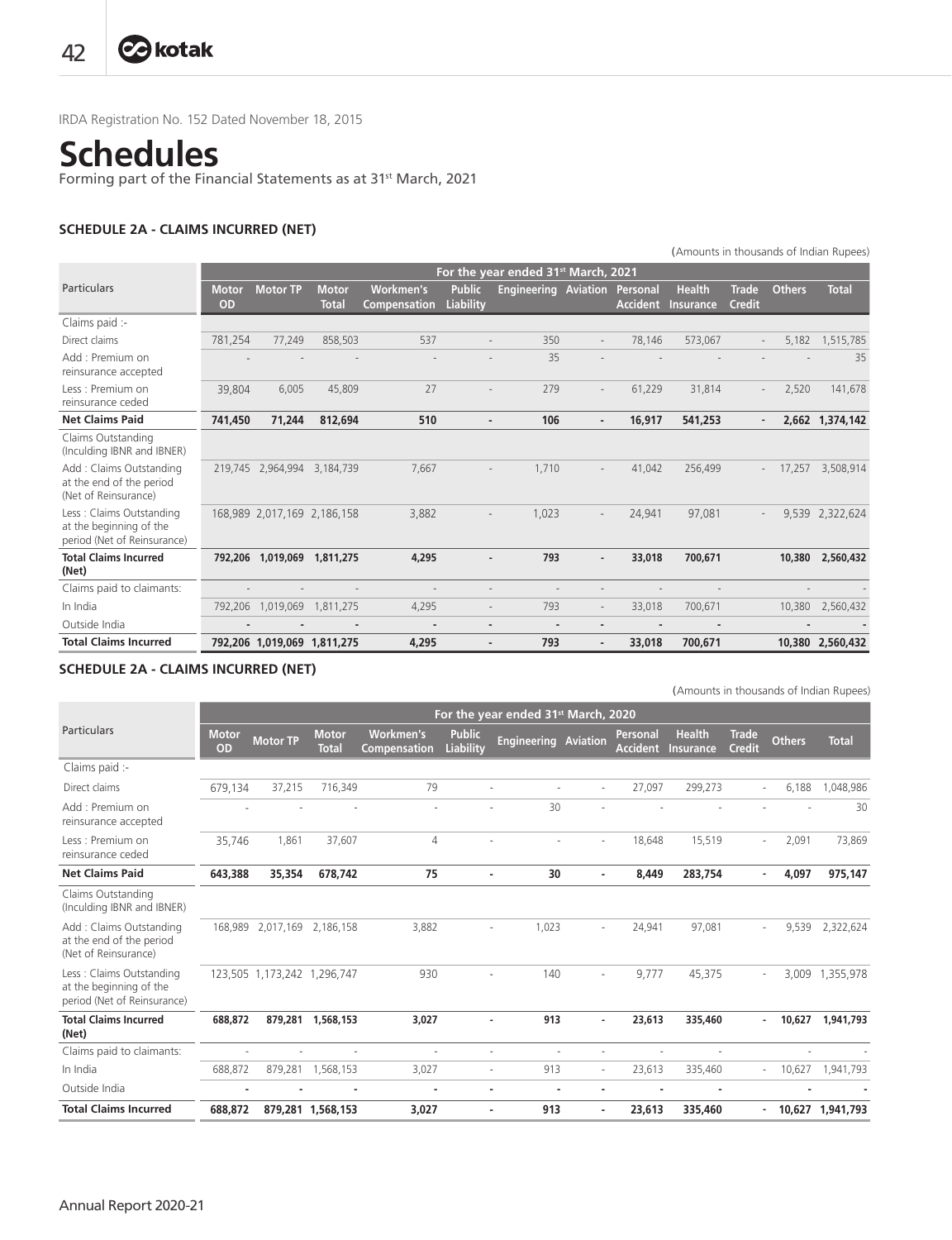IRDA Registration No. 152 Dated November 18, 2015

# Schedules

Forming part of the Financial Statements as at 31st March, 2021

### SCHEDULE 2A - CLAIMS INCURRED (NET)

(Amounts in thousands of Indian Rupees)

| Particulars | For the year ended 31st March, 2021 | | | | | | | | | | | |
|---|---|---|---|---|---|---|---|---|---|---|---|---|
| | Motor OD | Motor TP | Motor Total | Workmen's Compensation | Public Liability | Engineering | Aviation | Personal Accident | Health Insurance | Trade Credit | Others | Total |
| Claims paid :- | | | | | | | | | | | | |
| Direct claims | 781,254 | 77,249 | 858,503 | 537 | - | 350 | - | 78,146 | 573,067 | - | 5,182 | 1,515,785 |
| Add : Premium on reinsurance accepted | - | - | - | - | - | 35 | - | - | - | - | - | 35 |
| Less : Premium on reinsurance ceded | 39,804 | 6,005 | 45,809 | 27 | - | 279 | - | 61,229 | 31,814 | - | 2,520 | 141,678 |
| **Net Claims Paid** | **741,450** | **71,244** | **812,694** | **510** | **-** | **106** | **-** | **16,917** | **541,253** | **-** | **2,662** | **1,374,142** |
| Claims Outstanding (Inculding IBNR and IBNER) | | | | | | | | | | | | |
| Add : Claims Outstanding at the end of the period (Net of Reinsurance) | 219,745 | 2,964,994 | 3,184,739 | 7,667 | - | 1,710 | - | 41,042 | 256,499 | - | 17,257 | 3,508,914 |
| Less : Claims Outstanding at the beginning of the period (Net of Reinsurance) | 168,989 | 2,017,169 | 2,186,158 | 3,882 | - | 1,023 | - | 24,941 | 97,081 | - | 9,539 | 2,322,624 |
| **Total Claims Incurred (Net)** | **792,206** | **1,019,069** | **1,811,275** | **4,295** | **-** | **793** | **-** | **33,018** | **700,671** | | **10,380** | **2,560,432** |
| Claims paid to claimants: | - | - | - | - | - | - | - | - | - | | - | - |
| In India | 792,206 | 1,019,069 | 1,811,275 | 4,295 | - | 793 | - | 33,018 | 700,671 | | 10,380 | 2,560,432 |
| Outside India | - | - | - | - | - | - | - | - | - | | - | - |
| **Total Claims Incurred** | **792,206** | **1,019,069** | **1,811,275** | **4,295** | **-** | **793** | **-** | **33,018** | **700,671** | | **10,380** | **2,560,432** |

### SCHEDULE 2A - CLAIMS INCURRED (NET)

(Amounts in thousands of Indian Rupees)

| Particulars | For the year ended 31st March, 2020 | | | | | | | | | | | |
|---|---|---|---|---|---|---|---|---|---|---|---|---|
| | Motor OD | Motor TP | Motor Total | Workmen's Compensation | Public Liability | Engineering | Aviation | Personal Accident | Health Insurance | Trade Credit | Others | Total |
| Claims paid :- | | | | | | | | | | | | |
| Direct claims | 679,134 | 37,215 | 716,349 | 79 | - | - | - | 27,097 | 299,273 | - | 6,188 | 1,048,986 |
| Add : Premium on reinsurance accepted | - | - | - | - | - | 30 | - | - | - | - | - | 30 |
| Less : Premium on reinsurance ceded | 35,746 | 1,861 | 37,607 | 4 | - | - | - | 18,648 | 15,519 | - | 2,091 | 73,869 |
| **Net Claims Paid** | **643,388** | **35,354** | **678,742** | **75** | **-** | **30** | **-** | **8,449** | **283,754** | **-** | **4,097** | **975,147** |
| Claims Outstanding (Inculding IBNR and IBNER) | | | | | | | | | | | | |
| Add : Claims Outstanding at the end of the period (Net of Reinsurance) | 168,989 | 2,017,169 | 2,186,158 | 3,882 | - | 1,023 | - | 24,941 | 97,081 | - | 9,539 | 2,322,624 |
| Less : Claims Outstanding at the beginning of the period (Net of Reinsurance) | 123,505 | 1,173,242 | 1,296,747 | 930 | - | 140 | - | 9,777 | 45,375 | - | 3,009 | 1,355,978 |
| **Total Claims Incurred (Net)** | **688,872** | **879,281** | **1,568,153** | **3,027** | **-** | **913** | **-** | **23,613** | **335,460** | **-** | **10,627** | **1,941,793** |
| Claims paid to claimants: | - | - | - | - | - | - | - | - | - | | - | - |
| In India | 688,872 | 879,281 | 1,568,153 | 3,027 | - | 913 | - | 23,613 | 335,460 | - | 10,627 | 1,941,793 |
| Outside India | - | - | - | - | - | - | - | - | - | | - | - |
| **Total Claims Incurred** | **688,872** | **879,281** | **1,568,153** | **3,027** | **-** | **913** | **-** | **23,613** | **335,460** | **-** | **10,627** | **1,941,793** |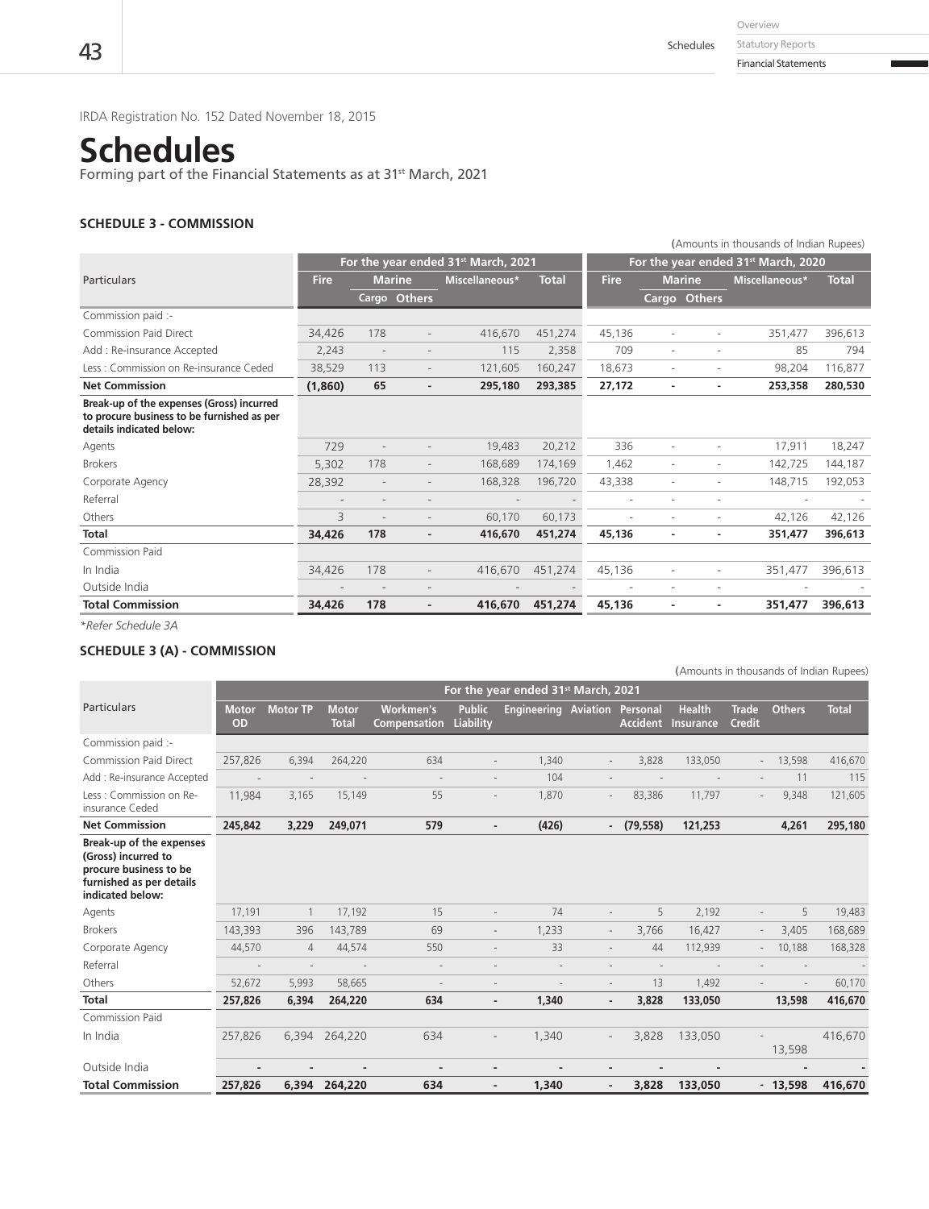IRDA Registration No. 152 Dated November 18, 2015

# Schedules

Forming part of the Financial Statements as at 31st March, 2021

### SCHEDULE 3 - COMMISSION

(Amounts in thousands of Indian Rupees)

| Particulars | For the year ended 31st March, 2021 | | | | | For the year ended 31st March, 2020 | | | | |
|---|---|---|---|---|---|---|---|---|---|---|
| | Fire | Marine | | Miscellaneous* | Total | Fire | Marine | | Miscellaneous* | Total |
| | | Cargo | Others | | | | Cargo | Others | | |
| Commission paid :- | | | | | | | | | | |
| Commission Paid Direct | 34,426 | 178 | - | 416,670 | 451,274 | 45,136 | - | - | 351,477 | 396,613 |
| Add : Re-insurance Accepted | 2,243 | - | - | 115 | 2,358 | 709 | - | - | 85 | 794 |
| Less : Commission on Re-insurance Ceded | 38,529 | 113 | - | 121,605 | 160,247 | 18,673 | - | - | 98,204 | 116,877 |
| **Net Commission** | **(1,860)** | **65** | **-** | **295,180** | **293,385** | **27,172** | **-** | **-** | **253,358** | **280,530** |
| **Break-up of the expenses (Gross) incurred to procure business to be furnished as per details indicated below:** | | | | | | | | | | |
| Agents | 729 | - | - | 19,483 | 20,212 | 336 | - | - | 17,911 | 18,247 |
| Brokers | 5,302 | 178 | - | 168,689 | 174,169 | 1,462 | - | - | 142,725 | 144,187 |
| Corporate Agency | 28,392 | - | - | 168,328 | 196,720 | 43,338 | - | - | 148,715 | 192,053 |
| Referral | - | - | - | - | - | - | - | - | - | - |
| Others | 3 | - | - | 60,170 | 60,173 | - | - | - | 42,126 | 42,126 |
| **Total** | **34,426** | **178** | **-** | **416,670** | **451,274** | **45,136** | **-** | **-** | **351,477** | **396,613** |
| Commission Paid | | | | | | | | | | |
| In India | 34,426 | 178 | - | 416,670 | 451,274 | 45,136 | - | - | 351,477 | 396,613 |
| Outside India | - | - | - | - | - | - | - | - | - | - |
| **Total Commission** | **34,426** | **178** | **-** | **416,670** | **451,274** | **45,136** | **-** | **-** | **351,477** | **396,613** |

*\*Refer Schedule 3A*

### SCHEDULE 3 (A) - COMMISSION

(Amounts in thousands of Indian Rupees)

| Particulars | For the year ended 31st March, 2021 | | | | | | | | | | | |
|---|---|---|---|---|---|---|---|---|---|---|---|---|
| | Motor OD | Motor TP | Motor Total | Workmen's Compensation | Public Liability | Engineering | Aviation | Personal Accident | Health Insurance | Trade Credit | Others | Total |
| Commission paid :- | | | | | | | | | | | | |
| Commission Paid Direct | 257,826 | 6,394 | 264,220 | 634 | - | 1,340 | - | 3,828 | 133,050 | - | 13,598 | 416,670 |
| Add : Re-insurance Accepted | - | - | - | - | - | 104 | - | - | - | - | 11 | 115 |
| Less : Commission on Re-insurance Ceded | 11,984 | 3,165 | 15,149 | 55 | - | 1,870 | - | 83,386 | 11,797 | - | 9,348 | 121,605 |
| **Net Commission** | **245,842** | **3,229** | **249,071** | **579** | **-** | **(426)** | **-** | **(79,558)** | **121,253** | | **4,261** | **295,180** |
| **Break-up of the expenses (Gross) incurred to procure business to be furnished as per details indicated below:** | | | | | | | | | | | | |
| Agents | 17,191 | 1 | 17,192 | 15 | - | 74 | - | 5 | 2,192 | - | 5 | 19,483 |
| Brokers | 143,393 | 396 | 143,789 | 69 | - | 1,233 | - | 3,766 | 16,427 | - | 3,405 | 168,689 |
| Corporate Agency | 44,570 | 4 | 44,574 | 550 | - | 33 | - | 44 | 112,939 | - | 10,188 | 168,328 |
| Referral | - | - | - | - | - | - | - | - | - | - | - | - |
| Others | 52,672 | 5,993 | 58,665 | - | - | - | - | 13 | 1,492 | - | - | 60,170 |
| **Total** | **257,826** | **6,394** | **264,220** | **634** | **-** | **1,340** | **-** | **3,828** | **133,050** | | **13,598** | **416,670** |
| Commission Paid | | | | | | | | | | | | |
| In India | 257,826 | 6,394 | 264,220 | 634 | - | 1,340 | - | 3,828 | 133,050 | - | 13,598 | 416,670 |
| Outside India | - | - | - | - | - | - | - | - | - | | - | - |
| **Total Commission** | **257,826** | **6,394** | **264,220** | **634** | **-** | **1,340** | **-** | **3,828** | **133,050** | **-** | **13,598** | **416,670** |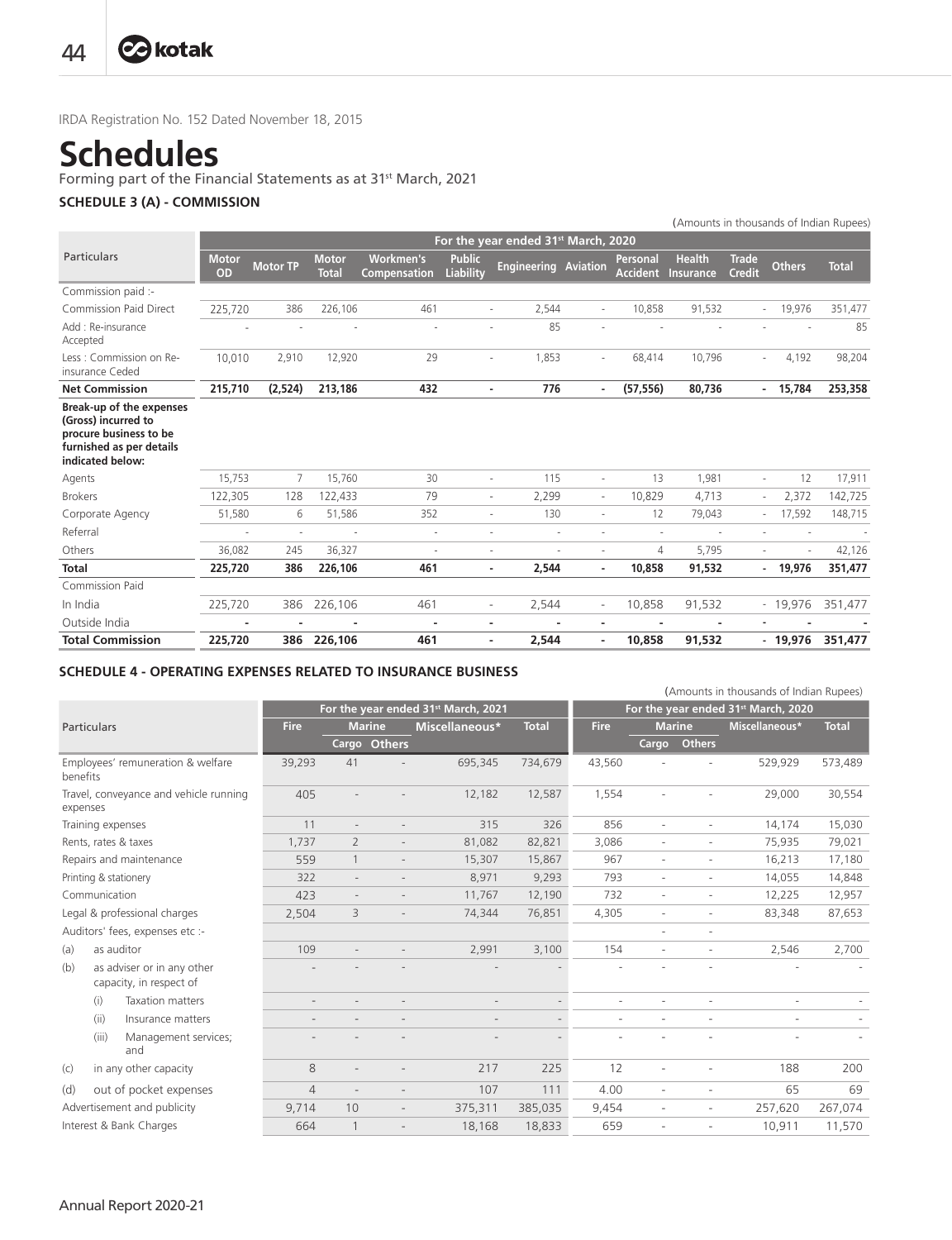IRDA Registration No. 152 Dated November 18, 2015

# Schedules

Forming part of the Financial Statements as at 31st March, 2021

### SCHEDULE 3 (A) - COMMISSION

(Amounts in thousands of Indian Rupees)

| Particulars | For the year ended 31st March, 2020 | | | | | | | | | | | |
|---|---|---|---|---|---|---|---|---|---|---|---|---|
| | Motor OD | Motor TP | Motor Total | Workmen's Compensation | Public Liability | Engineering | Aviation | Personal Accident | Health Insurance | Trade Credit | Others | Total |
| Commission paid :- | | | | | | | | | | | | |
| Commission Paid Direct | 225,720 | 386 | 226,106 | 461 | - | 2,544 | - | 10,858 | 91,532 | - | 19,976 | 351,477 |
| Add : Re-insurance Accepted | - | - | - | - | - | 85 | - | - | - | - | - | 85 |
| Less : Commission on Re-insurance Ceded | 10,010 | 2,910 | 12,920 | 29 | - | 1,853 | - | 68,414 | 10,796 | - | 4,192 | 98,204 |
| **Net Commission** | **215,710** | **(2,524)** | **213,186** | **432** | **-** | **776** | **-** | **(57,556)** | **80,736** | **-** | **15,784** | **253,358** |
| **Break-up of the expenses (Gross) incurred to procure business to be furnished as per details indicated below:** | | | | | | | | | | | | |
| Agents | 15,753 | 7 | 15,760 | 30 | - | 115 | - | 13 | 1,981 | - | 12 | 17,911 |
| Brokers | 122,305 | 128 | 122,433 | 79 | - | 2,299 | - | 10,829 | 4,713 | - | 2,372 | 142,725 |
| Corporate Agency | 51,580 | 6 | 51,586 | 352 | - | 130 | - | 12 | 79,043 | - | 17,592 | 148,715 |
| Referral | - | - | - | - | - | - | - | - | - | - | - | - |
| Others | 36,082 | 245 | 36,327 | - | - | - | - | 4 | 5,795 | - | - | 42,126 |
| **Total** | **225,720** | **386** | **226,106** | **461** | **-** | **2,544** | **-** | **10,858** | **91,532** | **-** | **19,976** | **351,477** |
| Commission Paid | | | | | | | | | | | | |
| In India | 225,720 | 386 | 226,106 | 461 | - | 2,544 | - | 10,858 | 91,532 | - | 19,976 | 351,477 |
| Outside India | - | - | - | - | - | - | - | - | - | - | - | - |
| **Total Commission** | **225,720** | **386** | **226,106** | **461** | **-** | **2,544** | **-** | **10,858** | **91,532** | **-** | **19,976** | **351,477** |

### SCHEDULE 4 - OPERATING EXPENSES RELATED TO INSURANCE BUSINESS

(Amounts in thousands of Indian Rupees)

| Particulars | For the year ended 31st March, 2021 | | | | | For the year ended 31st March, 2020 | | | | |
|---|---|---|---|---|---|---|---|---|---|---|
| | Fire | Marine | | Miscellaneous* | Total | Fire | Marine | | Miscellaneous* | Total |
| | | Cargo | Others | | | | Cargo | Others | | |
| Employees' remuneration & welfare benefits | 39,293 | 41 | - | 695,345 | 734,679 | 43,560 | - | - | 529,929 | 573,489 |
| Travel, conveyance and vehicle running expenses | 405 | - | - | 12,182 | 12,587 | 1,554 | - | - | 29,000 | 30,554 |
| Training expenses | 11 | - | - | 315 | 326 | 856 | - | - | 14,174 | 15,030 |
| Rents, rates & taxes | 1,737 | 2 | - | 81,082 | 82,821 | 3,086 | - | - | 75,935 | 79,021 |
| Repairs and maintenance | 559 | 1 | - | 15,307 | 15,867 | 967 | - | - | 16,213 | 17,180 |
| Printing & stationery | 322 | - | - | 8,971 | 9,293 | 793 | - | - | 14,055 | 14,848 |
| Communication | 423 | - | - | 11,767 | 12,190 | 732 | - | - | 12,225 | 12,957 |
| Legal & professional charges | 2,504 | 3 | - | 74,344 | 76,851 | 4,305 | - | - | 83,348 | 87,653 |
| Auditors' fees, expenses etc :- | | | | | | | - | - | | |
| (a) as auditor | 109 | - | - | 2,991 | 3,100 | 154 | - | - | 2,546 | 2,700 |
| (b) as adviser or in any other capacity, in respect of | - | - | - | - | - | - | - | - | - | - |
| (i) Taxation matters | - | - | - | - | - | - | - | - | - | - |
| (ii) Insurance matters | - | - | - | - | - | - | - | - | - | - |
| (iii) Management services; and | - | - | - | - | - | - | - | - | - | - |
| (c) in any other capacity | 8 | - | - | 217 | 225 | 12 | - | - | 188 | 200 |
| (d) out of pocket expenses | 4 | - | - | 107 | 111 | 4.00 | - | - | 65 | 69 |
| Advertisement and publicity | 9,714 | 10 | - | 375,311 | 385,035 | 9,454 | - | - | 257,620 | 267,074 |
| Interest & Bank Charges | 664 | 1 | - | 18,168 | 18,833 | 659 | - | - | 10,911 | 11,570 |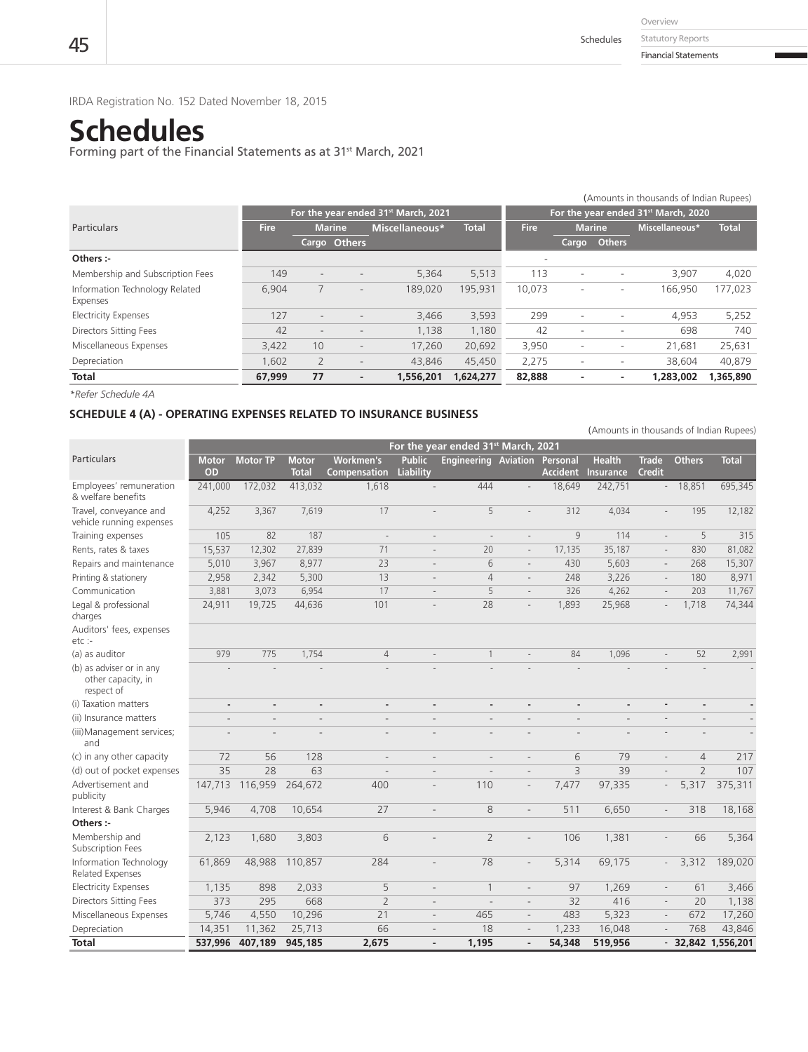IRDA Registration No. 152 Dated November 18, 2015

# Schedules

Forming part of the Financial Statements as at 31st March, 2021

(Amounts in thousands of Indian Rupees)

| Particulars | For the year ended 31st March, 2021 | | | | | For the year ended 31st March, 2020 | | | | |
|---|---|---|---|---|---|---|---|---|---|---|
| | Fire | Marine | | Miscellaneous* | Total | Fire | Marine | | Miscellaneous* | Total |
| | | Cargo | Others | | | | Cargo | Others | | |
| **Others :-** | | | | | | - | | | | |
| Membership and Subscription Fees | 149 | - | - | 5,364 | 5,513 | 113 | - | - | 3,907 | 4,020 |
| Information Technology Related Expenses | 6,904 | 7 | - | 189,020 | 195,931 | 10,073 | - | - | 166,950 | 177,023 |
| Electricity Expenses | 127 | - | - | 3,466 | 3,593 | 299 | - | - | 4,953 | 5,252 |
| Directors Sitting Fees | 42 | - | - | 1,138 | 1,180 | 42 | - | - | 698 | 740 |
| Miscellaneous Expenses | 3,422 | 10 | - | 17,260 | 20,692 | 3,950 | - | - | 21,681 | 25,631 |
| Depreciation | 1,602 | 2 | - | 43,846 | 45,450 | 2,275 | - | - | 38,604 | 40,879 |
| **Total** | **67,999** | **77** | **-** | **1,556,201** | **1,624,277** | **82,888** | **-** | **-** | **1,283,002** | **1,365,890** |

*Refer Schedule 4A

### SCHEDULE 4 (A) - OPERATING EXPENSES RELATED TO INSURANCE BUSINESS

(Amounts in thousands of Indian Rupees)

| Particulars | For the year ended 31st March, 2021 | | | | | | | | | | | |
|---|---|---|---|---|---|---|---|---|---|---|---|---|
| | Motor OD | Motor TP | Motor Total | Workmen's Compensation | Public Liability | Engineering | Aviation | Personal Accident | Health Insurance | Trade Credit | Others | Total |
| Employees' remuneration & welfare benefits | 241,000 | 172,032 | 413,032 | 1,618 | - | 444 | - | 18,649 | 242,751 | - | 18,851 | 695,345 |
| Travel, conveyance and vehicle running expenses | 4,252 | 3,367 | 7,619 | 17 | - | 5 | - | 312 | 4,034 | - | 195 | 12,182 |
| Training expenses | 105 | 82 | 187 | - | - | - | - | 9 | 114 | - | 5 | 315 |
| Rents, rates & taxes | 15,537 | 12,302 | 27,839 | 71 | - | 20 | - | 17,135 | 35,187 | - | 830 | 81,082 |
| Repairs and maintenance | 5,010 | 3,967 | 8,977 | 23 | - | 6 | - | 430 | 5,603 | - | 268 | 15,307 |
| Printing & stationery | 2,958 | 2,342 | 5,300 | 13 | - | 4 | - | 248 | 3,226 | - | 180 | 8,971 |
| Communication | 3,881 | 3,073 | 6,954 | 17 | - | 5 | - | 326 | 4,262 | - | 203 | 11,767 |
| Legal & professional charges | 24,911 | 19,725 | 44,636 | 101 | - | 28 | - | 1,893 | 25,968 | - | 1,718 | 74,344 |
| Auditors' fees, expenses etc :- | | | | | | | | | | | | |
| (a) as auditor | 979 | 775 | 1,754 | 4 | - | 1 | - | 84 | 1,096 | - | 52 | 2,991 |
| (b) as adviser or in any other capacity, in respect of | - | - | - | - | - | - | - | - | - | - | - | - |
| (i) Taxation matters | - | - | - | - | - | - | - | - | - | - | - | - |
| (ii) Insurance matters | - | - | - | - | - | - | - | - | - | - | - | - |
| (iii) Management services; and | - | - | - | - | - | - | - | - | - | - | - | - |
| (c) in any other capacity | 72 | 56 | 128 | - | - | - | - | 6 | 79 | - | 4 | 217 |
| (d) out of pocket expenses | 35 | 28 | 63 | - | - | - | - | 3 | 39 | - | 2 | 107 |
| Advertisement and publicity | 147,713 | 116,959 | 264,672 | 400 | - | 110 | - | 7,477 | 97,335 | - | 5,317 | 375,311 |
| Interest & Bank Charges | 5,946 | 4,708 | 10,654 | 27 | - | 8 | - | 511 | 6,650 | - | 318 | 18,168 |
| **Others :-** | | | | | | | | | | | | |
| Membership and Subscription Fees | 2,123 | 1,680 | 3,803 | 6 | - | 2 | - | 106 | 1,381 | - | 66 | 5,364 |
| Information Technology Related Expenses | 61,869 | 48,988 | 110,857 | 284 | - | 78 | - | 5,314 | 69,175 | - | 3,312 | 189,020 |
| Electricity Expenses | 1,135 | 898 | 2,033 | 5 | - | 1 | - | 97 | 1,269 | - | 61 | 3,466 |
| Directors Sitting Fees | 373 | 295 | 668 | 2 | - | - | - | 32 | 416 | - | 20 | 1,138 |
| Miscellaneous Expenses | 5,746 | 4,550 | 10,296 | 21 | - | 465 | - | 483 | 5,323 | - | 672 | 17,260 |
| Depreciation | 14,351 | 11,362 | 25,713 | 66 | - | 18 | - | 1,233 | 16,048 | - | 768 | 43,846 |
| **Total** | **537,996** | **407,189** | **945,185** | **2,675** | **-** | **1,195** | **-** | **54,348** | **519,956** | **-** | **32,842** | **1,556,201** |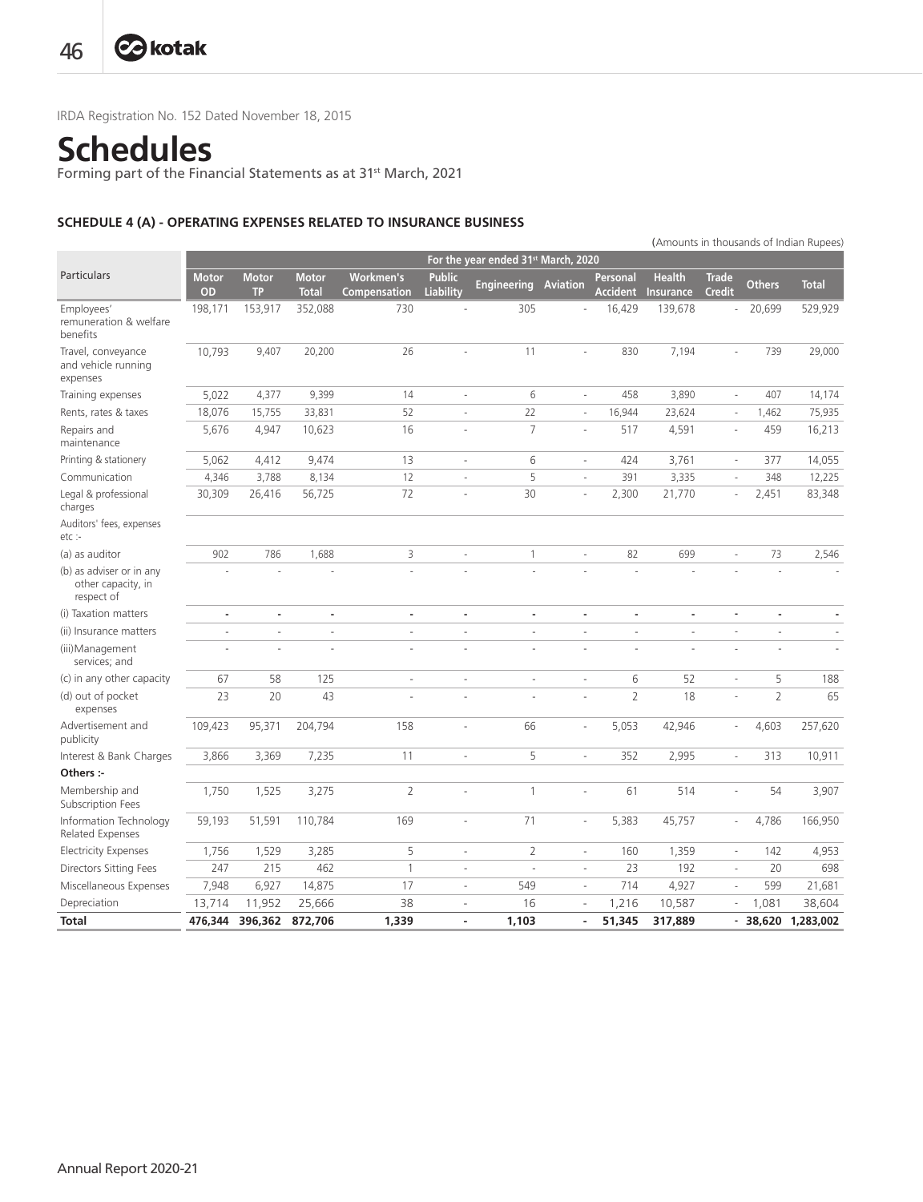IRDA Registration No. 152 Dated November 18, 2015

# Schedules

Forming part of the Financial Statements as at 31st March, 2021

### SCHEDULE 4 (A) - OPERATING EXPENSES RELATED TO INSURANCE BUSINESS

(Amounts in thousands of Indian Rupees)

| Particulars | For the year ended 31st March, 2020 | | | | | | | | | | | |
|---|---|---|---|---|---|---|---|---|---|---|---|---|
| | Motor OD | Motor TP | Motor Total | Workmen's Compensation | Public Liability | Engineering | Aviation | Personal Accident | Health Insurance | Trade Credit | Others | Total |
| Employees' remuneration & welfare benefits | 198,171 | 153,917 | 352,088 | 730 | - | 305 | - | 16,429 | 139,678 | - | 20,699 | 529,929 |
| Travel, conveyance and vehicle running expenses | 10,793 | 9,407 | 20,200 | 26 | - | 11 | - | 830 | 7,194 | - | 739 | 29,000 |
| Training expenses | 5,022 | 4,377 | 9,399 | 14 | - | 6 | - | 458 | 3,890 | - | 407 | 14,174 |
| Rents, rates & taxes | 18,076 | 15,755 | 33,831 | 52 | - | 22 | - | 16,944 | 23,624 | - | 1,462 | 75,935 |
| Repairs and maintenance | 5,676 | 4,947 | 10,623 | 16 | - | 7 | - | 517 | 4,591 | - | 459 | 16,213 |
| Printing & stationery | 5,062 | 4,412 | 9,474 | 13 | - | 6 | - | 424 | 3,761 | - | 377 | 14,055 |
| Communication | 4,346 | 3,788 | 8,134 | 12 | - | 5 | - | 391 | 3,335 | - | 348 | 12,225 |
| Legal & professional charges | 30,309 | 26,416 | 56,725 | 72 | - | 30 | - | 2,300 | 21,770 | - | 2,451 | 83,348 |
| Auditors' fees, expenses etc :- | | | | | | | | | | | | |
| (a) as auditor | 902 | 786 | 1,688 | 3 | - | 1 | - | 82 | 699 | - | 73 | 2,546 |
| (b) as adviser or in any other capacity, in respect of | - | - | - | - | - | - | - | - | - | - | - | - |
| (i) Taxation matters | - | - | - | - | - | - | - | - | - | - | - | - |
| (ii) Insurance matters | - | - | - | - | - | - | - | - | - | - | - | - |
| (iii) Management services; and | - | - | - | - | - | - | - | - | - | - | - | - |
| (c) in any other capacity | 67 | 58 | 125 | - | - | - | - | 6 | 52 | - | 5 | 188 |
| (d) out of pocket expenses | 23 | 20 | 43 | - | - | - | - | 2 | 18 | - | 2 | 65 |
| Advertisement and publicity | 109,423 | 95,371 | 204,794 | 158 | - | 66 | - | 5,053 | 42,946 | - | 4,603 | 257,620 |
| Interest & Bank Charges | 3,866 | 3,369 | 7,235 | 11 | - | 5 | - | 352 | 2,995 | - | 313 | 10,911 |
| **Others :-** | | | | | | | | | | | | |
| Membership and Subscription Fees | 1,750 | 1,525 | 3,275 | 2 | - | 1 | - | 61 | 514 | - | 54 | 3,907 |
| Information Technology Related Expenses | 59,193 | 51,591 | 110,784 | 169 | - | 71 | - | 5,383 | 45,757 | - | 4,786 | 166,950 |
| Electricity Expenses | 1,756 | 1,529 | 3,285 | 5 | - | 2 | - | 160 | 1,359 | - | 142 | 4,953 |
| Directors Sitting Fees | 247 | 215 | 462 | 1 | - | - | - | 23 | 192 | - | 20 | 698 |
| Miscellaneous Expenses | 7,948 | 6,927 | 14,875 | 17 | - | 549 | - | 714 | 4,927 | - | 599 | 21,681 |
| Depreciation | 13,714 | 11,952 | 25,666 | 38 | - | 16 | - | 1,216 | 10,587 | - | 1,081 | 38,604 |
| **Total** | **476,344** | **396,362** | **872,706** | **1,339** | **-** | **1,103** | **-** | **51,345** | **317,889** | **-** | **38,620** | **1,283,002** |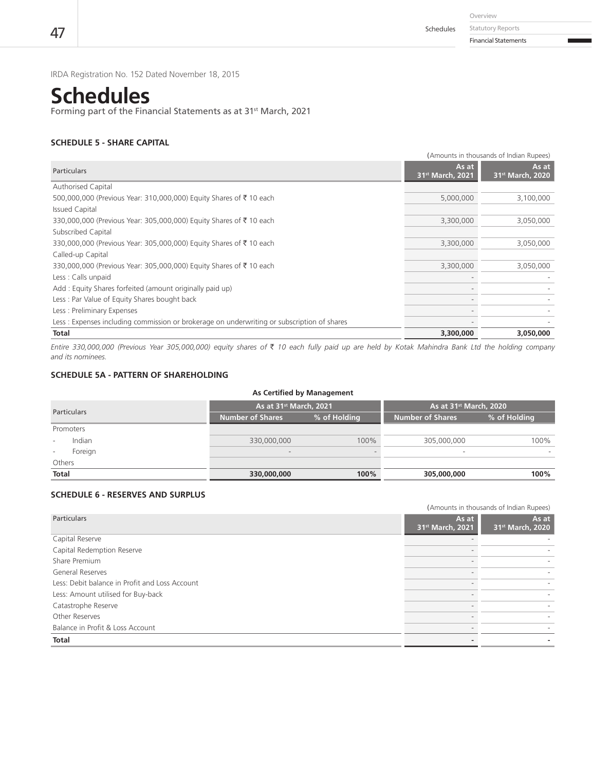IRDA Registration No. 152 Dated November 18, 2015

# Schedules

Forming part of the Financial Statements as at 31st March, 2021

### SCHEDULE 5 - SHARE CAPITAL

(Amounts in thousands of Indian Rupees)

| Particulars | As at 31st March, 2021 | As at 31st March, 2020 |
|---|---|---|
| Authorised Capital | | |
| 500,000,000 (Previous Year: 310,000,000) Equity Shares of ₹ 10 each | 5,000,000 | 3,100,000 |
| Issued Capital | | |
| 330,000,000 (Previous Year: 305,000,000) Equity Shares of ₹ 10 each | 3,300,000 | 3,050,000 |
| Subscribed Capital | | |
| 330,000,000 (Previous Year: 305,000,000) Equity Shares of ₹ 10 each | 3,300,000 | 3,050,000 |
| Called-up Capital | | |
| 330,000,000 (Previous Year: 305,000,000) Equity Shares of ₹ 10 each | 3,300,000 | 3,050,000 |
| Less : Calls unpaid | - | - |
| Add : Equity Shares forfeited (amount originally paid up) | - | - |
| Less : Par Value of Equity Shares bought back | - | - |
| Less : Preliminary Expenses | - | - |
| Less : Expenses including commission or brokerage on underwriting or subscription of shares | - | - |
| **Total** | **3,300,000** | **3,050,000** |

*Entire 330,000,000 (Previous Year 305,000,000) equity shares of ₹ 10 each fully paid up are held by Kotak Mahindra Bank Ltd the holding company and its nominees.*

### SCHEDULE 5A - PATTERN OF SHAREHOLDING

**As Certified by Management**

| Particulars | As at 31st March, 2021 | | As at 31st March, 2020 | |
|---|---|---|---|---|
| | Number of Shares | % of Holding | Number of Shares | % of Holding |
| Promoters | | | | |
| - Indian | 330,000,000 | 100% | 305,000,000 | 100% |
| - Foreign | - | - | - | - |
| Others | | | | |
| **Total** | **330,000,000** | **100%** | **305,000,000** | **100%** |

### SCHEDULE 6 - RESERVES AND SURPLUS

(Amounts in thousands of Indian Rupees)

| Particulars | As at 31st March, 2021 | As at 31st March, 2020 |
|---|---|---|
| Capital Reserve | - | - |
| Capital Redemption Reserve | - | - |
| Share Premium | - | - |
| General Reserves | - | - |
| Less: Debit balance in Profit and Loss Account | - | - |
| Less: Amount utilised for Buy-back | - | - |
| Catastrophe Reserve | - | - |
| Other Reserves | - | - |
| Balance in Profit & Loss Account | - | - |
| **Total** | **-** | **-** |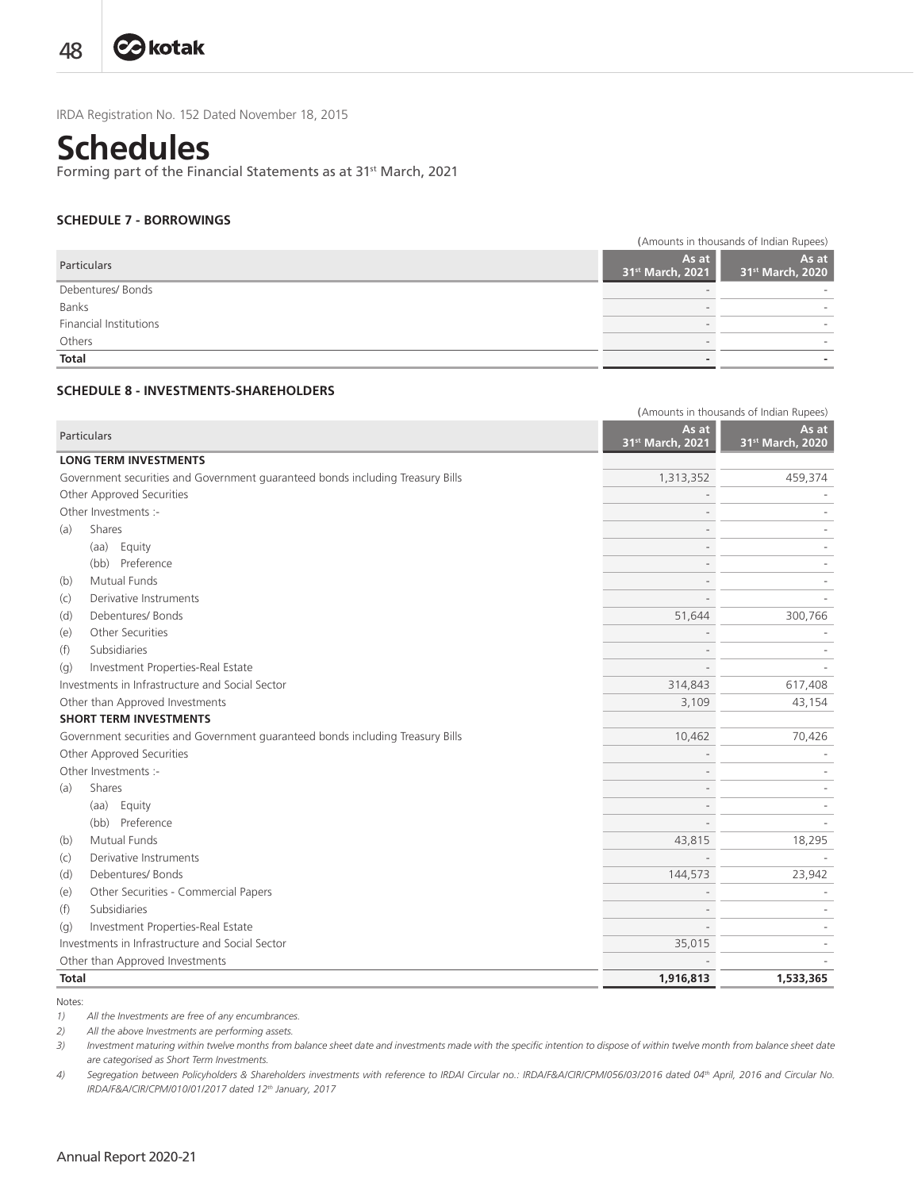IRDA Registration No. 152 Dated November 18, 2015

# Schedules

Forming part of the Financial Statements as at 31st March, 2021

### SCHEDULE 7 - BORROWINGS

(Amounts in thousands of Indian Rupees)

| Particulars | As at 31st March, 2021 | As at 31st March, 2020 |
|---|---|---|
| Debentures/ Bonds | - | - |
| Banks | - | - |
| Financial Institutions | - | - |
| Others | - | - |
| **Total** | **-** | **-** |

### SCHEDULE 8 - INVESTMENTS-SHAREHOLDERS

(Amounts in thousands of Indian Rupees)

| Particulars | As at 31st March, 2021 | As at 31st March, 2020 |
|---|---|---|
| **LONG TERM INVESTMENTS** | | |
| Government securities and Government guaranteed bonds including Treasury Bills | 1,313,352 | 459,374 |
| Other Approved Securities | - | - |
| Other Investments :- | - | - |
| (a) Shares | - | - |
| (aa) Equity | - | - |
| (bb) Preference | - | - |
| (b) Mutual Funds | - | - |
| (c) Derivative Instruments | - | - |
| (d) Debentures/ Bonds | 51,644 | 300,766 |
| (e) Other Securities | - | - |
| (f) Subsidiaries | - | - |
| (g) Investment Properties-Real Estate | - | - |
| Investments in Infrastructure and Social Sector | 314,843 | 617,408 |
| Other than Approved Investments | 3,109 | 43,154 |
| **SHORT TERM INVESTMENTS** | | |
| Government securities and Government guaranteed bonds including Treasury Bills | 10,462 | 70,426 |
| Other Approved Securities | - | - |
| Other Investments :- | - | - |
| (a) Shares | - | - |
| (aa) Equity | - | - |
| (bb) Preference | - | - |
| (b) Mutual Funds | 43,815 | 18,295 |
| (c) Derivative Instruments | - | - |
| (d) Debentures/ Bonds | 144,573 | 23,942 |
| (e) Other Securities - Commercial Papers | - | - |
| (f) Subsidiaries | - | - |
| (g) Investment Properties-Real Estate | - | - |
| Investments in Infrastructure and Social Sector | 35,015 | - |
| Other than Approved Investments | - | - |
| **Total** | **1,916,813** | **1,533,365** |

Notes:

1) *All the Investments are free of any encumbrances.*
2) *All the above Investments are performing assets.*
3) *Investment maturing within twelve months from balance sheet date and investments made with the specific intention to dispose of within twelve month from balance sheet date are categorised as Short Term Investments.*
4) *Segregation between Policyholders & Shareholders investments with reference to IRDAI Circular no.: IRDA/F&A/CIR/CPM/056/03/2016 dated 04th April, 2016 and Circular No. IRDA/F&A/CIR/CPM/010/01/2017 dated 12th January, 2017*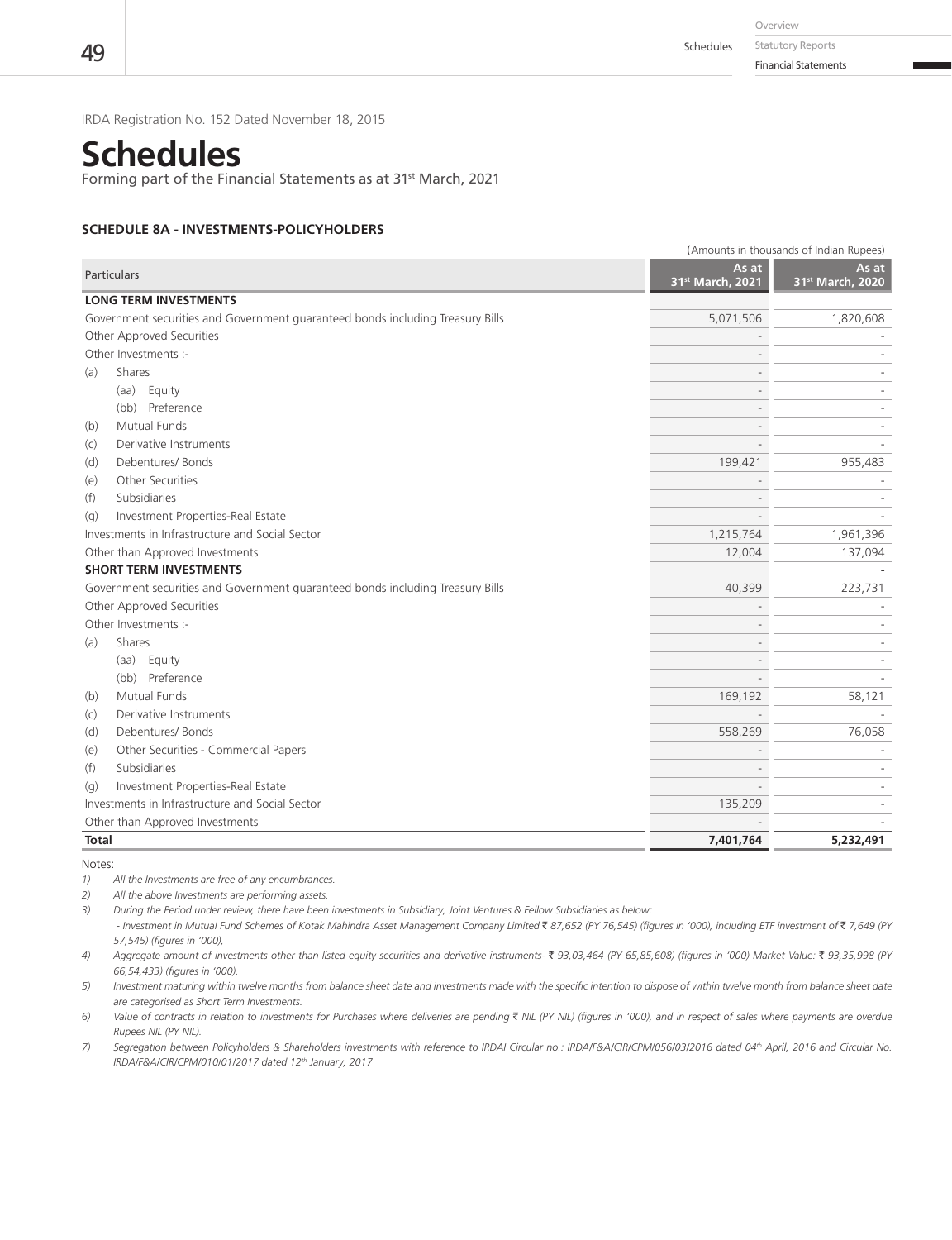IRDA Registration No. 152 Dated November 18, 2015

# Schedules

Forming part of the Financial Statements as at 31st March, 2021

### SCHEDULE 8A - INVESTMENTS-POLICYHOLDERS

(Amounts in thousands of Indian Rupees)

| Particulars | As at 31st March, 2021 | As at 31st March, 2020 |
|---|---|---|
| **LONG TERM INVESTMENTS** | | |
| Government securities and Government guaranteed bonds including Treasury Bills | 5,071,506 | 1,820,608 |
| Other Approved Securities | - | - |
| Other Investments :- | - | - |
| (a) Shares | - | - |
| (aa) Equity | - | - |
| (bb) Preference | - | - |
| (b) Mutual Funds | - | - |
| (c) Derivative Instruments | - | - |
| (d) Debentures/ Bonds | 199,421 | 955,483 |
| (e) Other Securities | - | - |
| (f) Subsidiaries | - | - |
| (g) Investment Properties-Real Estate | - | - |
| Investments in Infrastructure and Social Sector | 1,215,764 | 1,961,396 |
| Other than Approved Investments | 12,004 | 137,094 |
| **SHORT TERM INVESTMENTS** | | - |
| Government securities and Government guaranteed bonds including Treasury Bills | 40,399 | 223,731 |
| Other Approved Securities | - | - |
| Other Investments :- | - | - |
| (a) Shares | - | - |
| (aa) Equity | - | - |
| (bb) Preference | - | - |
| (b) Mutual Funds | 169,192 | 58,121 |
| (c) Derivative Instruments | - | - |
| (d) Debentures/ Bonds | 558,269 | 76,058 |
| (e) Other Securities - Commercial Papers | - | - |
| (f) Subsidiaries | - | - |
| (g) Investment Properties-Real Estate | - | - |
| Investments in Infrastructure and Social Sector | 135,209 | - |
| Other than Approved Investments | - | - |
| **Total** | **7,401,764** | **5,232,491** |

Notes:

1) *All the Investments are free of any encumbrances.*
2) *All the above Investments are performing assets.*
3) *During the Period under review, there have been investments in Subsidiary, Joint Ventures & Fellow Subsidiaries as below:*
   *- Investment in Mutual Fund Schemes of Kotak Mahindra Asset Management Company Limited ₹ 87,652 (PY 76,545) (figures in '000), including ETF investment of ₹ 7,649 (PY 57,545) (figures in '000),*
4) *Aggregate amount of investments other than listed equity securities and derivative instruments- ₹ 93,03,464 (PY 65,85,608) (figures in '000) Market Value: ₹ 93,35,998 (PY 66,54,433) (figures in '000).*
5) *Investment maturing within twelve months from balance sheet date and investments made with the specific intention to dispose of within twelve month from balance sheet date are categorised as Short Term Investments.*
6) *Value of contracts in relation to investments for Purchases where deliveries are pending ₹ NIL (PY NIL) (figures in '000), and in respect of sales where payments are overdue Rupees NIL (PY NIL).*
7) *Segregation between Policyholders & Shareholders investments with reference to IRDAI Circular no.: IRDA/F&A/CIR/CPM/056/03/2016 dated 04th April, 2016 and Circular No. IRDA/F&A/CIR/CPM/010/01/2017 dated 12th January, 2017*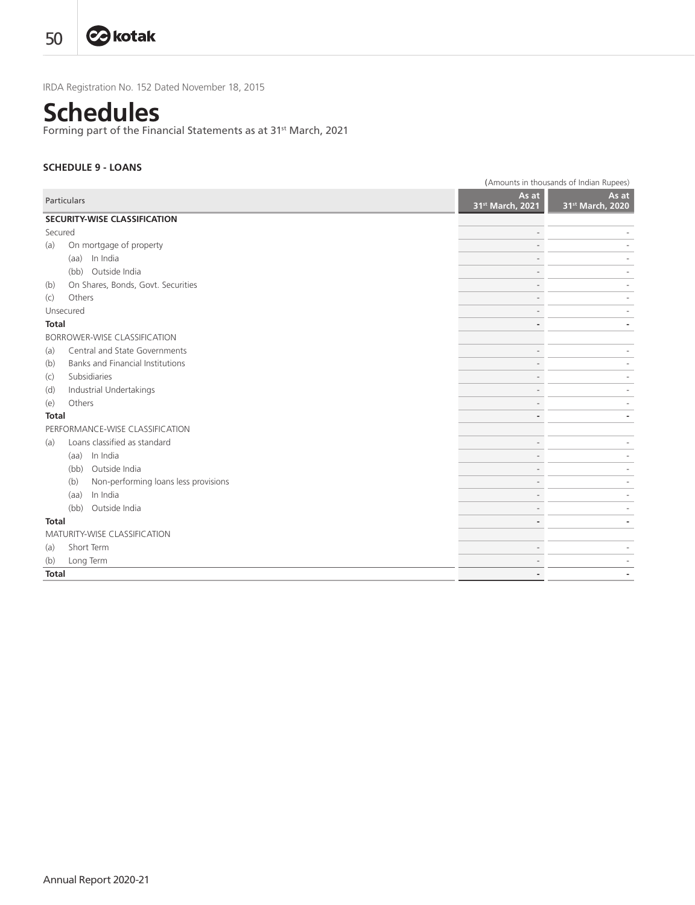IRDA Registration No. 152 Dated November 18, 2015

# Schedules

Forming part of the Financial Statements as at 31st March, 2021

### SCHEDULE 9 - LOANS

(Amounts in thousands of Indian Rupees)

| Particulars | As at 31st March, 2021 | As at 31st March, 2020 |
|---|---|---|
| **SECURITY-WISE CLASSIFICATION** | | |
| Secured | - | - |
| (a) On mortgage of property | - | - |
| (aa) In India | - | - |
| (bb) Outside India | - | - |
| (b) On Shares, Bonds, Govt. Securities | - | - |
| (c) Others | - | - |
| Unsecured | - | - |
| **Total** | **-** | **-** |
| BORROWER-WISE CLASSIFICATION | | |
| (a) Central and State Governments | - | - |
| (b) Banks and Financial Institutions | - | - |
| (c) Subsidiaries | - | - |
| (d) Industrial Undertakings | - | - |
| (e) Others | - | - |
| **Total** | **-** | **-** |
| PERFORMANCE-WISE CLASSIFICATION | | |
| (a) Loans classified as standard | - | - |
| (aa) In India | - | - |
| (bb) Outside India | - | - |
| (b) Non-performing loans less provisions | - | - |
| (aa) In India | - | - |
| (bb) Outside India | - | - |
| **Total** | **-** | **-** |
| MATURITY-WISE CLASSIFICATION | | |
| (a) Short Term | - | - |
| (b) Long Term | - | - |
| **Total** | **-** | **-** |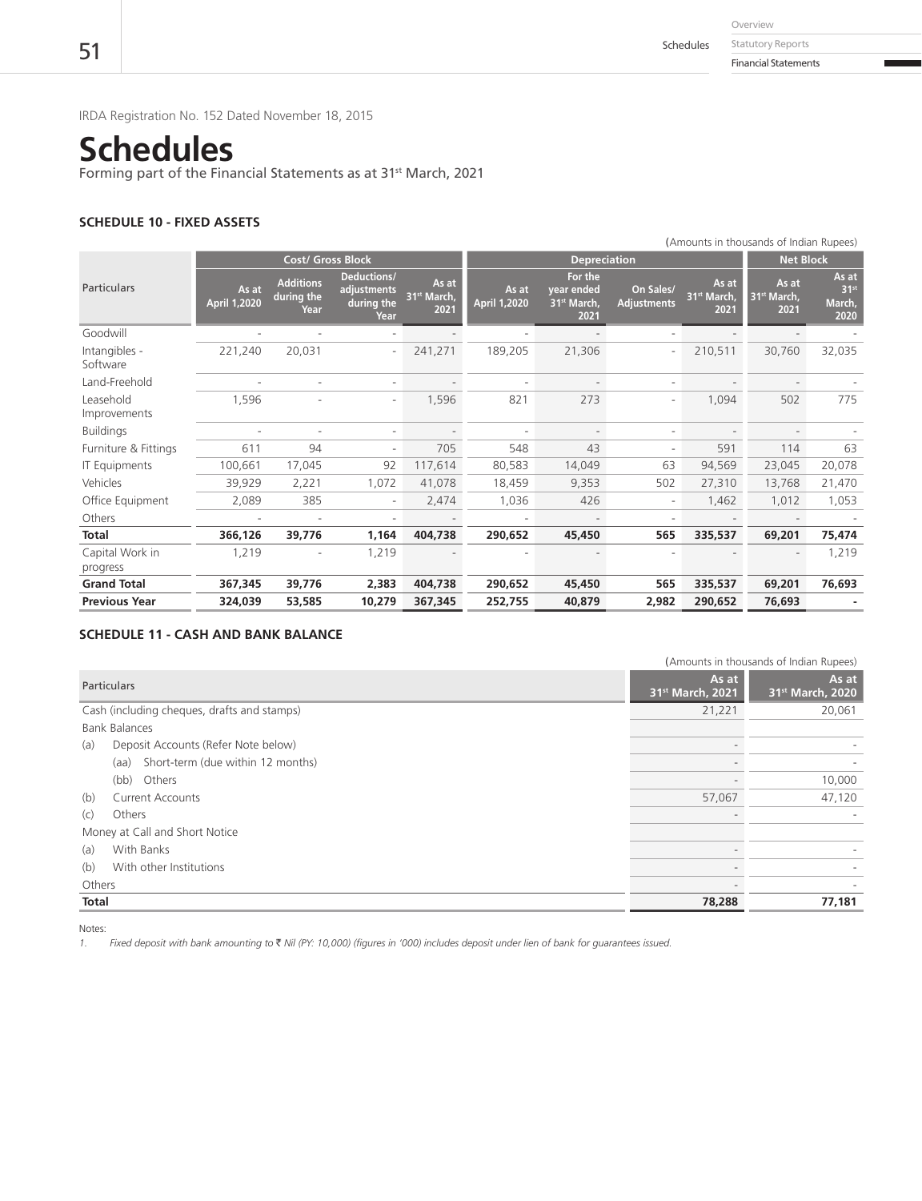IRDA Registration No. 152 Dated November 18, 2015

# Schedules

Forming part of the Financial Statements as at 31st March, 2021

### SCHEDULE 10 - FIXED ASSETS

(Amounts in thousands of Indian Rupees)

| Particulars | Cost/ Gross Block | | | | Depreciation | | | | Net Block | |
|---|---|---|---|---|---|---|---|---|---|---|
| | As at April 1,2020 | Additions during the Year | Deductions/ adjustments during the Year | As at 31st March, 2021 | As at April 1,2020 | For the year ended 31st March, 2021 | On Sales/ Adjustments | As at 31st March, 2021 | As at 31st March, 2021 | As at 31st March, 2020 |
| Goodwill | - | - | - | - | - | - | - | - | - | - |
| Intangibles - Software | 221,240 | 20,031 | - | 241,271 | 189,205 | 21,306 | - | 210,511 | 30,760 | 32,035 |
| Land-Freehold | - | - | - | - | - | - | - | - | - | - |
| Leasehold Improvements | 1,596 | - | - | 1,596 | 821 | 273 | - | 1,094 | 502 | 775 |
| Buildings | - | - | - | - | - | - | - | - | - | - |
| Furniture & Fittings | 611 | 94 | - | 705 | 548 | 43 | - | 591 | 114 | 63 |
| IT Equipments | 100,661 | 17,045 | 92 | 117,614 | 80,583 | 14,049 | 63 | 94,569 | 23,045 | 20,078 |
| Vehicles | 39,929 | 2,221 | 1,072 | 41,078 | 18,459 | 9,353 | 502 | 27,310 | 13,768 | 21,470 |
| Office Equipment | 2,089 | 385 | - | 2,474 | 1,036 | 426 | - | 1,462 | 1,012 | 1,053 |
| Others | - | - | - | - | - | - | - | - | - | - |
| **Total** | **366,126** | **39,776** | **1,164** | **404,738** | **290,652** | **45,450** | **565** | **335,537** | **69,201** | **75,474** |
| Capital Work in progress | 1,219 | - | 1,219 | - | - | - | - | - | - | 1,219 |
| **Grand Total** | **367,345** | **39,776** | **2,383** | **404,738** | **290,652** | **45,450** | **565** | **335,537** | **69,201** | **76,693** |
| **Previous Year** | **324,039** | **53,585** | **10,279** | **367,345** | **252,755** | **40,879** | **2,982** | **290,652** | **76,693** | **-** |

### SCHEDULE 11 - CASH AND BANK BALANCE

(Amounts in thousands of Indian Rupees)

| Particulars | As at 31st March, 2021 | As at 31st March, 2020 |
|---|---|---|
| Cash (including cheques, drafts and stamps) | 21,221 | 20,061 |
| Bank Balances | | |
| (a) Deposit Accounts (Refer Note below) | - | - |
| (aa) Short-term (due within 12 months) | - | - |
| (bb) Others | - | 10,000 |
| (b) Current Accounts | 57,067 | 47,120 |
| (c) Others | - | - |
| Money at Call and Short Notice | | |
| (a) With Banks | - | - |
| (b) With other Institutions | - | - |
| Others | - | - |
| **Total** | **78,288** | **77,181** |

Notes:

1. *Fixed deposit with bank amounting to ₹ Nil (PY: 10,000) (figures in '000) includes deposit under lien of bank for guarantees issued.*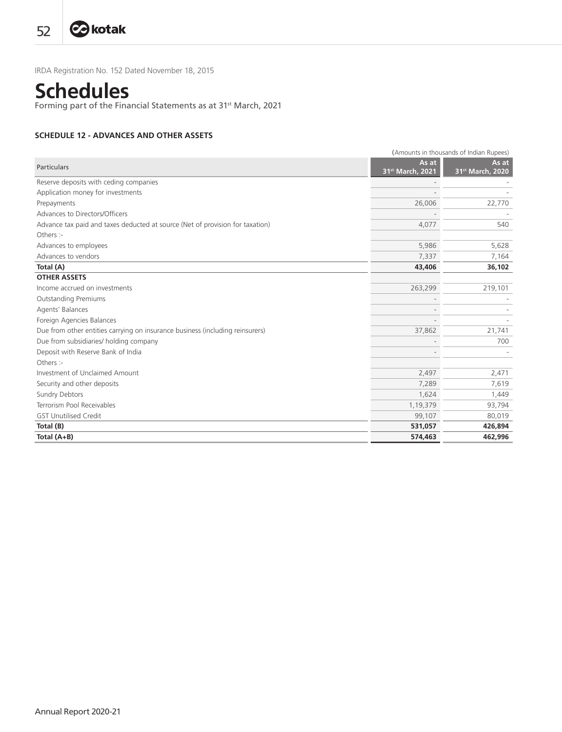IRDA Registration No. 152 Dated November 18, 2015

# Schedules

Forming part of the Financial Statements as at 31st March, 2021

### SCHEDULE 12 - ADVANCES AND OTHER ASSETS

(Amounts in thousands of Indian Rupees)

| Particulars | As at 31st March, 2021 | As at 31st March, 2020 |
|---|---|---|
| Reserve deposits with ceding companies | - | - |
| Application money for investments | - | - |
| Prepayments | 26,006 | 22,770 |
| Advances to Directors/Officers | - | - |
| Advance tax paid and taxes deducted at source (Net of provision for taxation) | 4,077 | 540 |
| Others :- | | |
| Advances to employees | 5,986 | 5,628 |
| Advances to vendors | 7,337 | 7,164 |
| **Total (A)** | **43,406** | **36,102** |
| **OTHER ASSETS** | | |
| Income accrued on investments | 263,299 | 219,101 |
| Outstanding Premiums | - | - |
| Agents' Balances | - | - |
| Foreign Agencies Balances | - | - |
| Due from other entities carrying on insurance business (including reinsurers) | 37,862 | 21,741 |
| Due from subsidiaries/ holding company | - | 700 |
| Deposit with Reserve Bank of India | - | - |
| Others :- | | |
| Investment of Unclaimed Amount | 2,497 | 2,471 |
| Security and other deposits | 7,289 | 7,619 |
| Sundry Debtors | 1,624 | 1,449 |
| Terrorism Pool Receivables | 1,19,379 | 93,794 |
| GST Unutilised Credit | 99,107 | 80,019 |
| **Total (B)** | **531,057** | **426,894** |
| **Total (A+B)** | **574,463** | **462,996** |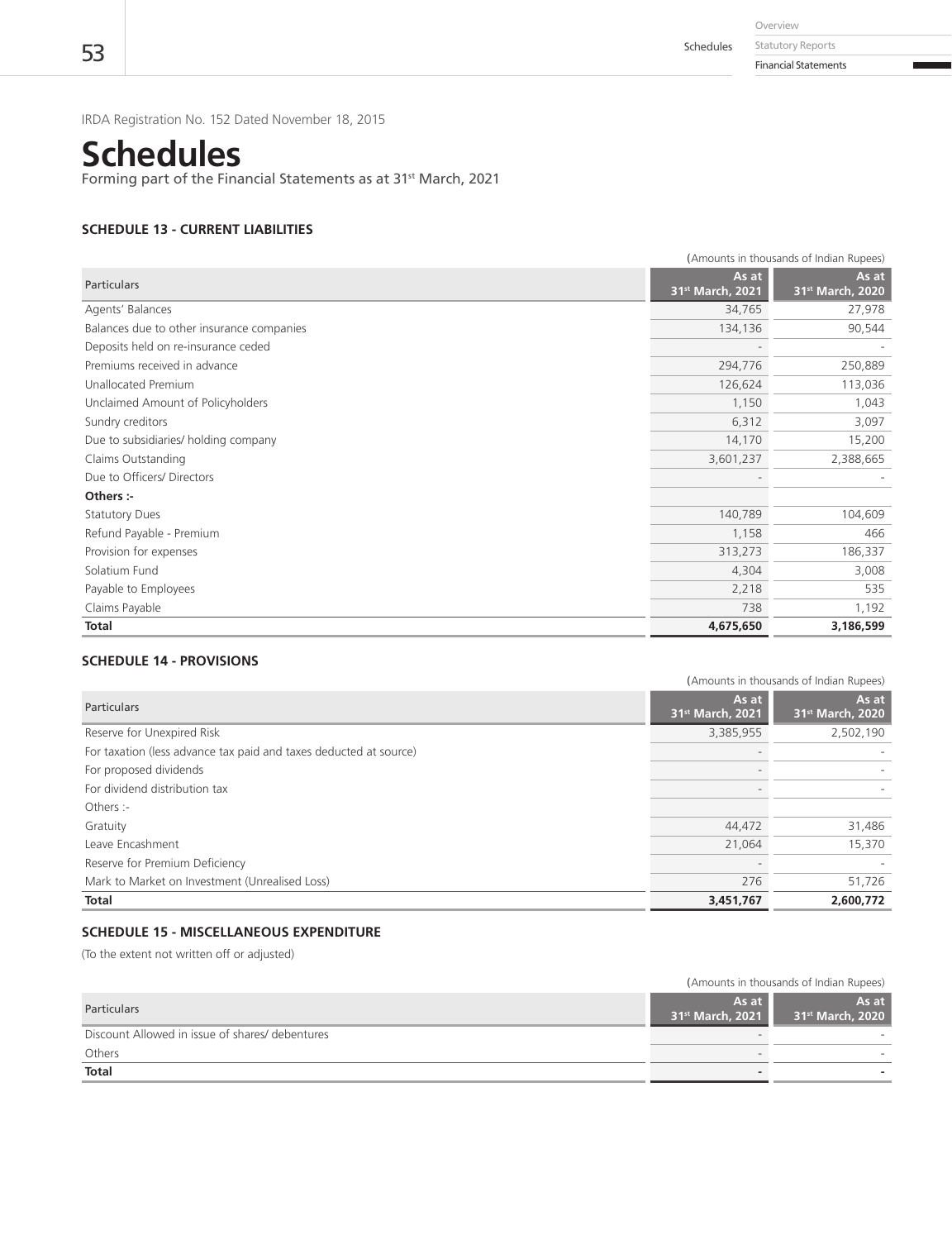IRDA Registration No. 152 Dated November 18, 2015

# Schedules

Forming part of the Financial Statements as at 31st March, 2021

### SCHEDULE 13 - CURRENT LIABILITIES

(Amounts in thousands of Indian Rupees)

| Particulars | As at 31st March, 2021 | As at 31st March, 2020 |
|---|---|---|
| Agents' Balances | 34,765 | 27,978 |
| Balances due to other insurance companies | 134,136 | 90,544 |
| Deposits held on re-insurance ceded | - | - |
| Premiums received in advance | 294,776 | 250,889 |
| Unallocated Premium | 126,624 | 113,036 |
| Unclaimed Amount of Policyholders | 1,150 | 1,043 |
| Sundry creditors | 6,312 | 3,097 |
| Due to subsidiaries/ holding company | 14,170 | 15,200 |
| Claims Outstanding | 3,601,237 | 2,388,665 |
| Due to Officers/ Directors | - | - |
| **Others :-** | | |
| Statutory Dues | 140,789 | 104,609 |
| Refund Payable - Premium | 1,158 | 466 |
| Provision for expenses | 313,273 | 186,337 |
| Solatium Fund | 4,304 | 3,008 |
| Payable to Employees | 2,218 | 535 |
| Claims Payable | 738 | 1,192 |
| **Total** | **4,675,650** | **3,186,599** |

### SCHEDULE 14 - PROVISIONS

(Amounts in thousands of Indian Rupees)

| Particulars | As at 31st March, 2021 | As at 31st March, 2020 |
|---|---|---|
| Reserve for Unexpired Risk | 3,385,955 | 2,502,190 |
| For taxation (less advance tax paid and taxes deducted at source) | - | - |
| For proposed dividends | - | - |
| For dividend distribution tax | - | - |
| Others :- | | |
| Gratuity | 44,472 | 31,486 |
| Leave Encashment | 21,064 | 15,370 |
| Reserve for Premium Deficiency | - | - |
| Mark to Market on Investment (Unrealised Loss) | 276 | 51,726 |
| **Total** | **3,451,767** | **2,600,772** |

### SCHEDULE 15 - MISCELLANEOUS EXPENDITURE

(To the extent not written off or adjusted)

(Amounts in thousands of Indian Rupees)

| Particulars | As at 31st March, 2021 | As at 31st March, 2020 |
|---|---|---|
| Discount Allowed in issue of shares/ debentures | - | - |
| Others | - | - |
| **Total** | **-** | **-** |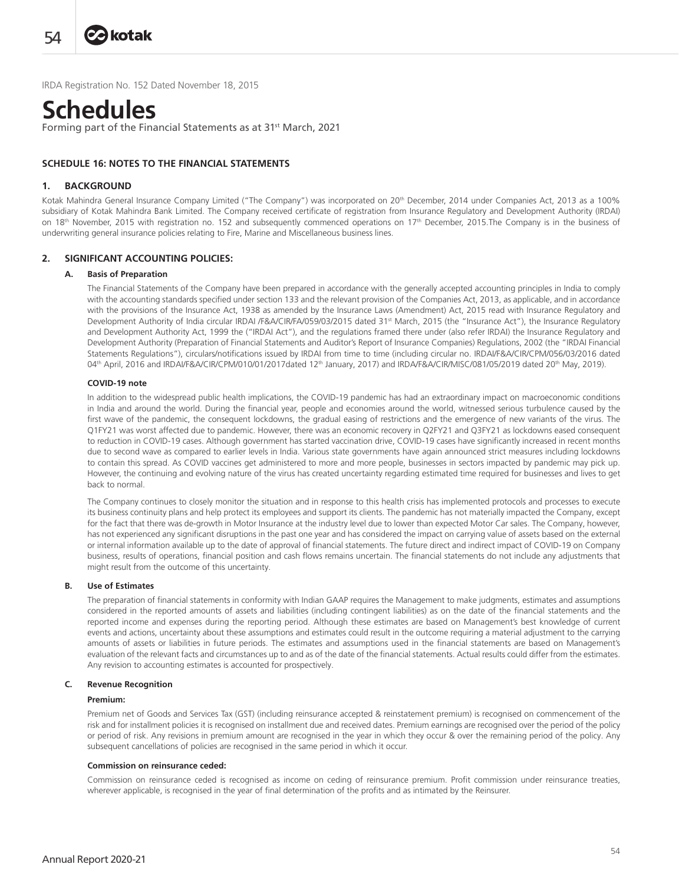IRDA Registration No. 152 Dated November 18, 2015

# Schedules

Forming part of the Financial Statements as at 31st March, 2021

## SCHEDULE 16: NOTES TO THE FINANCIAL STATEMENTS

### 1. BACKGROUND

Kotak Mahindra General Insurance Company Limited ("The Company") was incorporated on 20th December, 2014 under Companies Act, 2013 as a 100% subsidiary of Kotak Mahindra Bank Limited. The Company received certificate of registration from Insurance Regulatory and Development Authority (IRDAI) on 18th November, 2015 with registration no. 152 and subsequently commenced operations on 17th December, 2015.The Company is in the business of underwriting general insurance policies relating to Fire, Marine and Miscellaneous business lines.

### 2. SIGNIFICANT ACCOUNTING POLICIES:

#### A. Basis of Preparation

The Financial Statements of the Company have been prepared in accordance with the generally accepted accounting principles in India to comply with the accounting standards specified under section 133 and the relevant provision of the Companies Act, 2013, as applicable, and in accordance with the provisions of the Insurance Act, 1938 as amended by the Insurance Laws (Amendment) Act, 2015 read with Insurance Regulatory and Development Authority of India circular IRDAI /F&A/CIR/FA/059/03/2015 dated 31st March, 2015 (the "Insurance Act"), the Insurance Regulatory and Development Authority Act, 1999 the ("IRDAI Act"), and the regulations framed there under (also refer IRDAI) the Insurance Regulatory and Development Authority (Preparation of Financial Statements and Auditor's Report of Insurance Companies) Regulations, 2002 (the "IRDAI Financial Statements Regulations"), circulars/notifications issued by IRDAI from time to time (including circular no. IRDAI/F&A/CIR/CPM/056/03/2016 dated 04th April, 2016 and IRDAI/F&A/CIR/CPM/010/01/2017dated 12th January, 2017) and IRDA/F&A/CIR/MISC/081/05/2019 dated 20th May, 2019).

**COVID-19 note**

In addition to the widespread public health implications, the COVID-19 pandemic has had an extraordinary impact on macroeconomic conditions in India and around the world. During the financial year, people and economies around the world, witnessed serious turbulence caused by the first wave of the pandemic, the consequent lockdowns, the gradual easing of restrictions and the emergence of new variants of the virus. The Q1FY21 was worst affected due to pandemic. However, there was an economic recovery in Q2FY21 and Q3FY21 as lockdowns eased consequent to reduction in COVID-19 cases. Although government has started vaccination drive, COVID-19 cases have significantly increased in recent months due to second wave as compared to earlier levels in India. Various state governments have again announced strict measures including lockdowns to contain this spread. As COVID vaccines get administered to more and more people, businesses in sectors impacted by pandemic may pick up. However, the continuing and evolving nature of the virus has created uncertainty regarding estimated time required for businesses and lives to get back to normal.

The Company continues to closely monitor the situation and in response to this health crisis has implemented protocols and processes to execute its business continuity plans and help protect its employees and support its clients. The pandemic has not materially impacted the Company, except for the fact that there was de-growth in Motor Insurance at the industry level due to lower than expected Motor Car sales. The Company, however, has not experienced any significant disruptions in the past one year and has considered the impact on carrying value of assets based on the external or internal information available up to the date of approval of financial statements. The future direct and indirect impact of COVID-19 on Company business, results of operations, financial position and cash flows remains uncertain. The financial statements do not include any adjustments that might result from the outcome of this uncertainty.

#### B. Use of Estimates

The preparation of financial statements in conformity with Indian GAAP requires the Management to make judgments, estimates and assumptions considered in the reported amounts of assets and liabilities (including contingent liabilities) as on the date of the financial statements and the reported income and expenses during the reporting period. Although these estimates are based on Management's best knowledge of current events and actions, uncertainty about these assumptions and estimates could result in the outcome requiring a material adjustment to the carrying amounts of assets or liabilities in future periods. The estimates and assumptions used in the financial statements are based on Management's evaluation of the relevant facts and circumstances up to and as of the date of the financial statements. Actual results could differ from the estimates. Any revision to accounting estimates is accounted for prospectively.

#### C. Revenue Recognition

**Premium:**

Premium net of Goods and Services Tax (GST) (including reinsurance accepted & reinstatement premium) is recognised on commencement of the risk and for installment policies it is recognised on installment due and received dates. Premium earnings are recognised over the period of the policy or period of risk. Any revisions in premium amount are recognised in the year in which they occur & over the remaining period of the policy. Any subsequent cancellations of policies are recognised in the same period in which it occur.

**Commission on reinsurance ceded:**

Commission on reinsurance ceded is recognised as income on ceding of reinsurance premium. Profit commission under reinsurance treaties, wherever applicable, is recognised in the year of final determination of the profits and as intimated by the Reinsurer.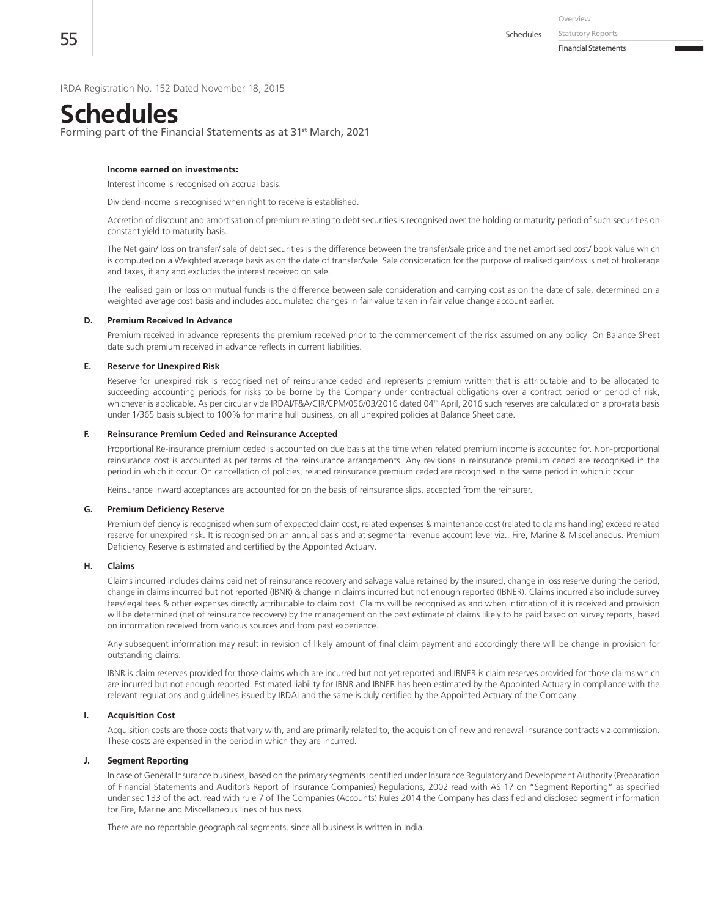IRDA Registration No. 152 Dated November 18, 2015

# Schedules

Forming part of the Financial Statements as at 31st March, 2021

**Income earned on investments:**

Interest income is recognised on accrual basis.

Dividend income is recognised when right to receive is established.

Accretion of discount and amortisation of premium relating to debt securities is recognised over the holding or maturity period of such securities on constant yield to maturity basis.

The Net gain/ loss on transfer/ sale of debt securities is the difference between the transfer/sale price and the net amortised cost/ book value which is computed on a Weighted average basis as on the date of transfer/sale. Sale consideration for the purpose of realised gain/loss is net of brokerage and taxes, if any and excludes the interest received on sale.

The realised gain or loss on mutual funds is the difference between sale consideration and carrying cost as on the date of sale, determined on a weighted average cost basis and includes accumulated changes in fair value taken in fair value change account earlier.

### D. Premium Received In Advance

Premium received in advance represents the premium received prior to the commencement of the risk assumed on any policy. On Balance Sheet date such premium received in advance reflects in current liabilities.

### E. Reserve for Unexpired Risk

Reserve for unexpired risk is recognised net of reinsurance ceded and represents premium written that is attributable and to be allocated to succeeding accounting periods for risks to be borne by the Company under contractual obligations over a contract period or period of risk, whichever is applicable. As per circular vide IRDAI/F&A/CIR/CPM/056/03/2016 dated 04th April, 2016 such reserves are calculated on a pro-rata basis under 1/365 basis subject to 100% for marine hull business, on all unexpired policies at Balance Sheet date.

### F. Reinsurance Premium Ceded and Reinsurance Accepted

Proportional Re-insurance premium ceded is accounted on due basis at the time when related premium income is accounted for. Non-proportional reinsurance cost is accounted as per terms of the reinsurance arrangements. Any revisions in reinsurance premium ceded are recognised in the period in which it occur. On cancellation of policies, related reinsurance premium ceded are recognised in the same period in which it occur.

Reinsurance inward acceptances are accounted for on the basis of reinsurance slips, accepted from the reinsurer.

### G. Premium Deficiency Reserve

Premium deficiency is recognised when sum of expected claim cost, related expenses & maintenance cost (related to claims handling) exceed related reserve for unexpired risk. It is recognised on an annual basis and at segmental revenue account level viz., Fire, Marine & Miscellaneous. Premium Deficiency Reserve is estimated and certified by the Appointed Actuary.

### H. Claims

Claims incurred includes claims paid net of reinsurance recovery and salvage value retained by the insured, change in loss reserve during the period, change in claims incurred but not reported (IBNR) & change in claims incurred but not enough reported (IBNER). Claims incurred also include survey fees/legal fees & other expenses directly attributable to claim cost. Claims will be recognised as and when intimation of it is received and provision will be determined (net of reinsurance recovery) by the management on the best estimate of claims likely to be paid based on survey reports, based on information received from various sources and from past experience.

Any subsequent information may result in revision of likely amount of final claim payment and accordingly there will be change in provision for outstanding claims.

IBNR is claim reserves provided for those claims which are incurred but not yet reported and IBNER is claim reserves provided for those claims which are incurred but not enough reported. Estimated liability for IBNR and IBNER has been estimated by the Appointed Actuary in compliance with the relevant regulations and guidelines issued by IRDAI and the same is duly certified by the Appointed Actuary of the Company.

### I. Acquisition Cost

Acquisition costs are those costs that vary with, and are primarily related to, the acquisition of new and renewal insurance contracts viz commission. These costs are expensed in the period in which they are incurred.

### J. Segment Reporting

In case of General Insurance business, based on the primary segments identified under Insurance Regulatory and Development Authority (Preparation of Financial Statements and Auditor's Report of Insurance Companies) Regulations, 2002 read with AS 17 on "Segment Reporting" as specified under sec 133 of the act, read with rule 7 of The Companies (Accounts) Rules 2014 the Company has classified and disclosed segment information for Fire, Marine and Miscellaneous lines of business.

There are no reportable geographical segments, since all business is written in India.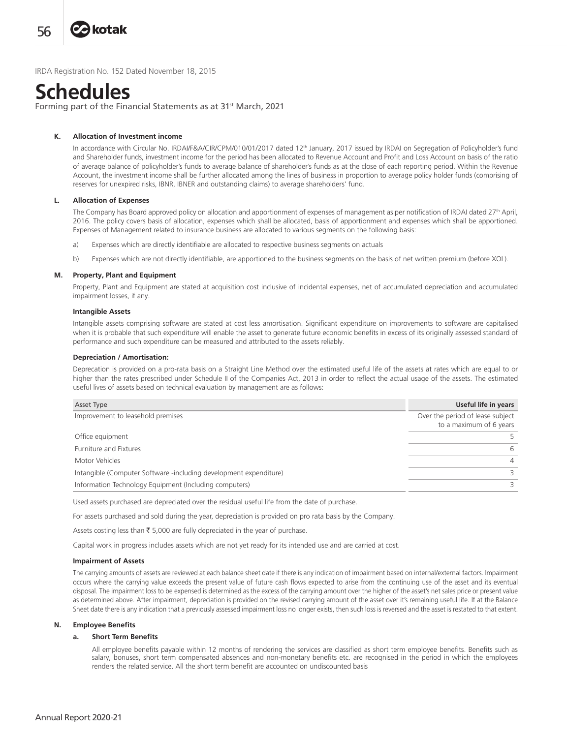IRDA Registration No. 152 Dated November 18, 2015

# Schedules

Forming part of the Financial Statements as at 31st March, 2021

**K. Allocation of Investment income**

In accordance with Circular No. IRDAI/F&A/CIR/CPM/010/01/2017 dated 12th January, 2017 issued by IRDAI on Segregation of Policyholder's fund and Shareholder funds, investment income for the period has been allocated to Revenue Account and Profit and Loss Account on basis of the ratio of average balance of policyholder's funds to average balance of shareholder's funds as at the close of each reporting period. Within the Revenue Account, the investment income shall be further allocated among the lines of business in proportion to average policy holder funds (comprising of reserves for unexpired risks, IBNR, IBNER and outstanding claims) to average shareholders' fund.

**L. Allocation of Expenses**

The Company has Board approved policy on allocation and apportionment of expenses of management as per notification of IRDAI dated 27th April, 2016. The policy covers basis of allocation, expenses which shall be allocated, basis of apportionment and expenses which shall be apportioned. Expenses of Management related to insurance business are allocated to various segments on the following basis:

a) Expenses which are directly identifiable are allocated to respective business segments on actuals

b) Expenses which are not directly identifiable, are apportioned to the business segments on the basis of net written premium (before XOL).

**M. Property, Plant and Equipment**

Property, Plant and Equipment are stated at acquisition cost inclusive of incidental expenses, net of accumulated depreciation and accumulated impairment losses, if any.

**Intangible Assets**

Intangible assets comprising software are stated at cost less amortisation. Significant expenditure on improvements to software are capitalised when it is probable that such expenditure will enable the asset to generate future economic benefits in excess of its originally assessed standard of performance and such expenditure can be measured and attributed to the assets reliably.

**Depreciation / Amortisation:**

Deprecation is provided on a pro-rata basis on a Straight Line Method over the estimated useful life of the assets at rates which are equal to or higher than the rates prescribed under Schedule II of the Companies Act, 2013 in order to reflect the actual usage of the assets. The estimated useful lives of assets based on technical evaluation by management are as follows:

| Asset Type | Useful life in years |
|---|---|
| Improvement to leasehold premises | Over the period of lease subject to a maximum of 6 years |
| Office equipment | 5 |
| Furniture and Fixtures | 6 |
| Motor Vehicles | 4 |
| Intangible (Computer Software -including development expenditure) | 3 |
| Information Technology Equipment (Including computers) | 3 |

Used assets purchased are depreciated over the residual useful life from the date of purchase.

For assets purchased and sold during the year, depreciation is provided on pro rata basis by the Company.

Assets costing less than ₹ 5,000 are fully depreciated in the year of purchase.

Capital work in progress includes assets which are not yet ready for its intended use and are carried at cost.

**Impairment of Assets**

The carrying amounts of assets are reviewed at each balance sheet date if there is any indication of impairment based on internal/external factors. Impairment occurs where the carrying value exceeds the present value of future cash flows expected to arise from the continuing use of the asset and its eventual disposal. The impairment loss to be expensed is determined as the excess of the carrying amount over the higher of the asset's net sales price or present value as determined above. After impairment, depreciation is provided on the revised carrying amount of the asset over it's remaining useful life. If at the Balance Sheet date there is any indication that a previously assessed impairment loss no longer exists, then such loss is reversed and the asset is restated to that extent.

**N. Employee Benefits**

**a. Short Term Benefits**

All employee benefits payable within 12 months of rendering the services are classified as short term employee benefits. Benefits such as salary, bonuses, short term compensated absences and non-monetary benefits etc. are recognised in the period in which the employees renders the related service. All the short term benefit are accounted on undiscounted basis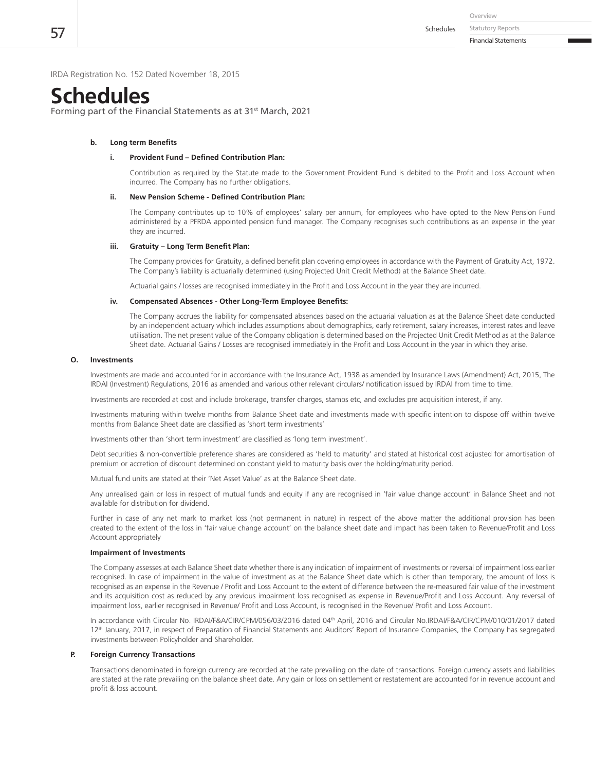IRDA Registration No. 152 Dated November 18, 2015

# Schedules

Forming part of the Financial Statements as at 31st March, 2021

**b. Long term Benefits**

**i. Provident Fund – Defined Contribution Plan:**

Contribution as required by the Statute made to the Government Provident Fund is debited to the Profit and Loss Account when incurred. The Company has no further obligations.

**ii. New Pension Scheme - Defined Contribution Plan:**

The Company contributes up to 10% of employees' salary per annum, for employees who have opted to the New Pension Fund administered by a PFRDA appointed pension fund manager. The Company recognises such contributions as an expense in the year they are incurred.

**iii. Gratuity – Long Term Benefit Plan:**

The Company provides for Gratuity, a defined benefit plan covering employees in accordance with the Payment of Gratuity Act, 1972. The Company's liability is actuarially determined (using Projected Unit Credit Method) at the Balance Sheet date.

Actuarial gains / losses are recognised immediately in the Profit and Loss Account in the year they are incurred.

**iv. Compensated Absences - Other Long-Term Employee Benefits:**

The Company accrues the liability for compensated absences based on the actuarial valuation as at the Balance Sheet date conducted by an independent actuary which includes assumptions about demographics, early retirement, salary increases, interest rates and leave utilisation. The net present value of the Company obligation is determined based on the Projected Unit Credit Method as at the Balance Sheet date. Actuarial Gains / Losses are recognised immediately in the Profit and Loss Account in the year in which they arise.

**O. Investments**

Investments are made and accounted for in accordance with the Insurance Act, 1938 as amended by Insurance Laws (Amendment) Act, 2015, The IRDAI (Investment) Regulations, 2016 as amended and various other relevant circulars/ notification issued by IRDAI from time to time.

Investments are recorded at cost and include brokerage, transfer charges, stamps etc, and excludes pre acquisition interest, if any.

Investments maturing within twelve months from Balance Sheet date and investments made with specific intention to dispose off within twelve months from Balance Sheet date are classified as 'short term investments'

Investments other than 'short term investment' are classified as 'long term investment'.

Debt securities & non-convertible preference shares are considered as 'held to maturity' and stated at historical cost adjusted for amortisation of premium or accretion of discount determined on constant yield to maturity basis over the holding/maturity period.

Mutual fund units are stated at their 'Net Asset Value' as at the Balance Sheet date.

Any unrealised gain or loss in respect of mutual funds and equity if any are recognised in 'fair value change account' in Balance Sheet and not available for distribution for dividend.

Further in case of any net mark to market loss (not permanent in nature) in respect of the above matter the additional provision has been created to the extent of the loss in 'fair value change account' on the balance sheet date and impact has been taken to Revenue/Profit and Loss Account appropriately

**Impairment of Investments**

The Company assesses at each Balance Sheet date whether there is any indication of impairment of investments or reversal of impairment loss earlier recognised. In case of impairment in the value of investment as at the Balance Sheet date which is other than temporary, the amount of loss is recognised as an expense in the Revenue / Profit and Loss Account to the extent of difference between the re-measured fair value of the investment and its acquisition cost as reduced by any previous impairment loss recognised as expense in Revenue/Profit and Loss Account. Any reversal of impairment loss, earlier recognised in Revenue/ Profit and Loss Account, is recognised in the Revenue/ Profit and Loss Account.

In accordance with Circular No. IRDAI/F&A/CIR/CPM/056/03/2016 dated 04th April, 2016 and Circular No.IRDAI/F&A/CIR/CPM/010/01/2017 dated 12th January, 2017, in respect of Preparation of Financial Statements and Auditors' Report of Insurance Companies, the Company has segregated investments between Policyholder and Shareholder.

**P. Foreign Currency Transactions**

Transactions denominated in foreign currency are recorded at the rate prevailing on the date of transactions. Foreign currency assets and liabilities are stated at the rate prevailing on the balance sheet date. Any gain or loss on settlement or restatement are accounted for in revenue account and profit & loss account.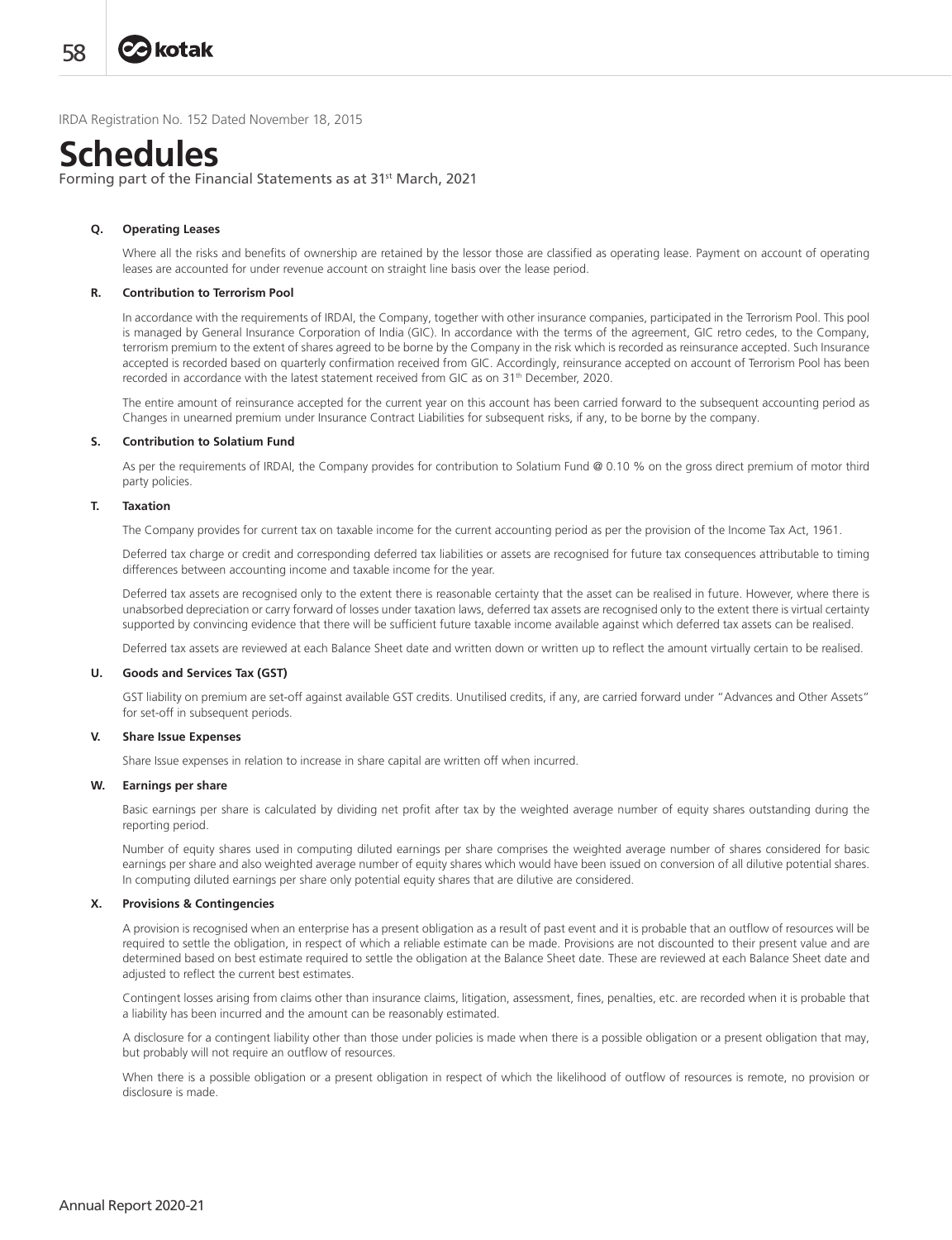IRDA Registration No. 152 Dated November 18, 2015

# Schedules

Forming part of the Financial Statements as at 31st March, 2021

**Q. Operating Leases**

Where all the risks and benefits of ownership are retained by the lessor those are classified as operating lease. Payment on account of operating leases are accounted for under revenue account on straight line basis over the lease period.

**R. Contribution to Terrorism Pool**

In accordance with the requirements of IRDAI, the Company, together with other insurance companies, participated in the Terrorism Pool. This pool is managed by General Insurance Corporation of India (GIC). In accordance with the terms of the agreement, GIC retro cedes, to the Company, terrorism premium to the extent of shares agreed to be borne by the Company in the risk which is recorded as reinsurance accepted. Such Insurance accepted is recorded based on quarterly confirmation received from GIC. Accordingly, reinsurance accepted on account of Terrorism Pool has been recorded in accordance with the latest statement received from GIC as on 31th December, 2020.

The entire amount of reinsurance accepted for the current year on this account has been carried forward to the subsequent accounting period as Changes in unearned premium under Insurance Contract Liabilities for subsequent risks, if any, to be borne by the company.

**S. Contribution to Solatium Fund**

As per the requirements of IRDAI, the Company provides for contribution to Solatium Fund @ 0.10 % on the gross direct premium of motor third party policies.

**T. Taxation**

The Company provides for current tax on taxable income for the current accounting period as per the provision of the Income Tax Act, 1961.

Deferred tax charge or credit and corresponding deferred tax liabilities or assets are recognised for future tax consequences attributable to timing differences between accounting income and taxable income for the year.

Deferred tax assets are recognised only to the extent there is reasonable certainty that the asset can be realised in future. However, where there is unabsorbed depreciation or carry forward of losses under taxation laws, deferred tax assets are recognised only to the extent there is virtual certainty supported by convincing evidence that there will be sufficient future taxable income available against which deferred tax assets can be realised.

Deferred tax assets are reviewed at each Balance Sheet date and written down or written up to reflect the amount virtually certain to be realised.

**U. Goods and Services Tax (GST)**

GST liability on premium are set-off against available GST credits. Unutilised credits, if any, are carried forward under "Advances and Other Assets" for set-off in subsequent periods.

**V. Share Issue Expenses**

Share Issue expenses in relation to increase in share capital are written off when incurred.

**W. Earnings per share**

Basic earnings per share is calculated by dividing net profit after tax by the weighted average number of equity shares outstanding during the reporting period.

Number of equity shares used in computing diluted earnings per share comprises the weighted average number of shares considered for basic earnings per share and also weighted average number of equity shares which would have been issued on conversion of all dilutive potential shares. In computing diluted earnings per share only potential equity shares that are dilutive are considered.

**X. Provisions & Contingencies**

A provision is recognised when an enterprise has a present obligation as a result of past event and it is probable that an outflow of resources will be required to settle the obligation, in respect of which a reliable estimate can be made. Provisions are not discounted to their present value and are determined based on best estimate required to settle the obligation at the Balance Sheet date. These are reviewed at each Balance Sheet date and adjusted to reflect the current best estimates.

Contingent losses arising from claims other than insurance claims, litigation, assessment, fines, penalties, etc. are recorded when it is probable that a liability has been incurred and the amount can be reasonably estimated.

A disclosure for a contingent liability other than those under policies is made when there is a possible obligation or a present obligation that may, but probably will not require an outflow of resources.

When there is a possible obligation or a present obligation in respect of which the likelihood of outflow of resources is remote, no provision or disclosure is made.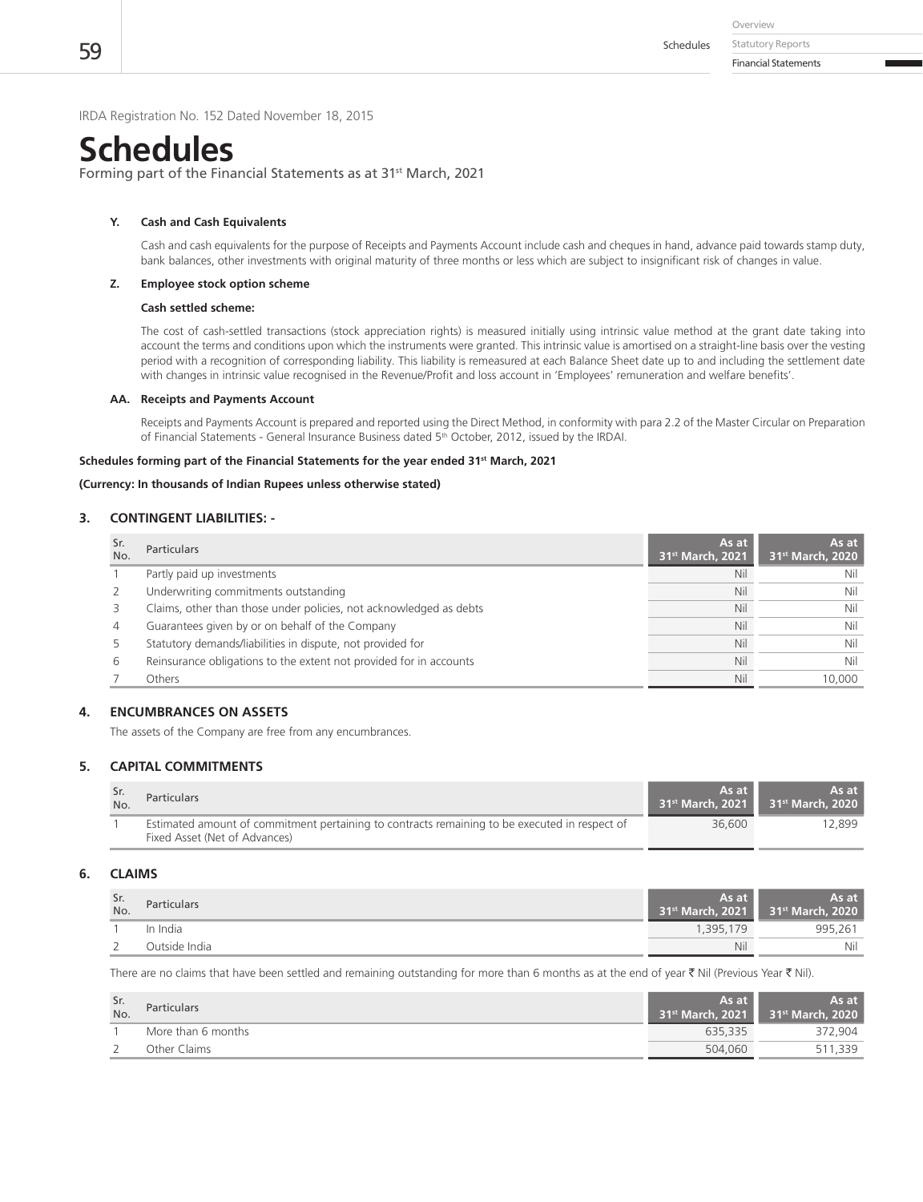IRDA Registration No. 152 Dated November 18, 2015

# Schedules

Forming part of the Financial Statements as at 31st March, 2021

**Y. Cash and Cash Equivalents**

Cash and cash equivalents for the purpose of Receipts and Payments Account include cash and cheques in hand, advance paid towards stamp duty, bank balances, other investments with original maturity of three months or less which are subject to insignificant risk of changes in value.

**Z. Employee stock option scheme**

**Cash settled scheme:**

The cost of cash-settled transactions (stock appreciation rights) is measured initially using intrinsic value method at the grant date taking into account the terms and conditions upon which the instruments were granted. This intrinsic value is amortised on a straight-line basis over the vesting period with a recognition of corresponding liability. This liability is remeasured at each Balance Sheet date up to and including the settlement date with changes in intrinsic value recognised in the Revenue/Profit and loss account in 'Employees' remuneration and welfare benefits'.

**AA. Receipts and Payments Account**

Receipts and Payments Account is prepared and reported using the Direct Method, in conformity with para 2.2 of the Master Circular on Preparation of Financial Statements - General Insurance Business dated 5th October, 2012, issued by the IRDAI.

**Schedules forming part of the Financial Statements for the year ended 31st March, 2021**

**(Currency: In thousands of Indian Rupees unless otherwise stated)**

## 3. CONTINGENT LIABILITIES: -

| Sr. No. | Particulars | As at 31st March, 2021 | As at 31st March, 2020 |
|---|---|---|---|
| 1 | Partly paid up investments | Nil | Nil |
| 2 | Underwriting commitments outstanding | Nil | Nil |
| 3 | Claims, other than those under policies, not acknowledged as debts | Nil | Nil |
| 4 | Guarantees given by or on behalf of the Company | Nil | Nil |
| 5 | Statutory demands/liabilities in dispute, not provided for | Nil | Nil |
| 6 | Reinsurance obligations to the extent not provided for in accounts | Nil | Nil |
| 7 | Others | Nil | 10,000 |

## 4. ENCUMBRANCES ON ASSETS

The assets of the Company are free from any encumbrances.

## 5. CAPITAL COMMITMENTS

| Sr. No. | Particulars | As at 31st March, 2021 | As at 31st March, 2020 |
|---|---|---|---|
| 1 | Estimated amount of commitment pertaining to contracts remaining to be executed in respect of Fixed Asset (Net of Advances) | 36,600 | 12,899 |

## 6. CLAIMS

| Sr. No. | Particulars | As at 31st March, 2021 | As at 31st March, 2020 |
|---|---|---|---|
| 1 | In India | 1,395,179 | 995,261 |
| 2 | Outside India | Nil | Nil |

There are no claims that have been settled and remaining outstanding for more than 6 months as at the end of year ₹ Nil (Previous Year ₹ Nil).

| Sr. No. | Particulars | As at 31st March, 2021 | As at 31st March, 2020 |
|---|---|---|---|
| 1 | More than 6 months | 635,335 | 372,904 |
| 2 | Other Claims | 504,060 | 511,339 |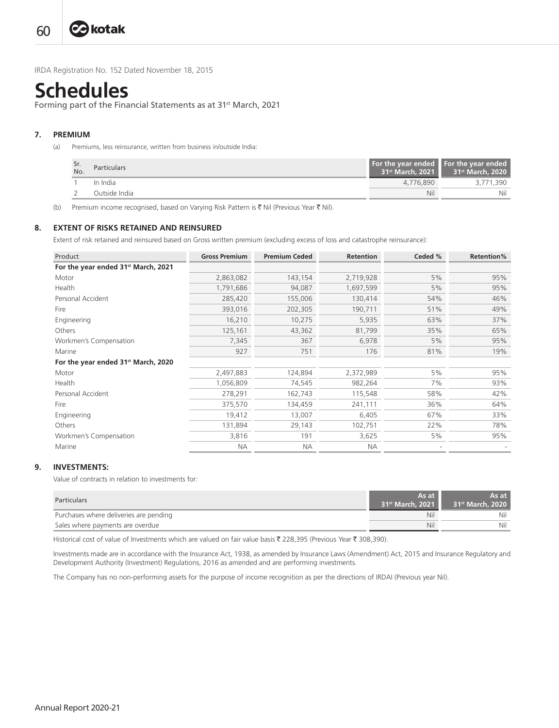IRDA Registration No. 152 Dated November 18, 2015

# Schedules

Forming part of the Financial Statements as at 31st March, 2021

## 7. PREMIUM

(a) Premiums, less reinsurance, written from business in/outside India:

| Sr. No. | Particulars | For the year ended 31st March, 2021 | For the year ended 31st March, 2020 |
|---|---|---|---|
| 1 | In India | 4,776,890 | 3,771,390 |
| 2 | Outside India | Nil | Nil |

(b) Premium income recognised, based on Varying Risk Pattern is ₹ Nil (Previous Year ₹ Nil).

## 8. EXTENT OF RISKS RETAINED AND REINSURED

Extent of risk retained and reinsured based on Gross written premium (excluding excess of loss and catastrophe reinsurance):

| Product | Gross Premium | Premium Ceded | Retention | Ceded % | Retention% |
|---|---|---|---|---|---|
| **For the year ended 31st March, 2021** | | | | | |
| Motor | 2,863,082 | 143,154 | 2,719,928 | 5% | 95% |
| Health | 1,791,686 | 94,087 | 1,697,599 | 5% | 95% |
| Personal Accident | 285,420 | 155,006 | 130,414 | 54% | 46% |
| Fire | 393,016 | 202,305 | 190,711 | 51% | 49% |
| Engineering | 16,210 | 10,275 | 5,935 | 63% | 37% |
| Others | 125,161 | 43,362 | 81,799 | 35% | 65% |
| Workmen's Compensation | 7,345 | 367 | 6,978 | 5% | 95% |
| Marine | 927 | 751 | 176 | 81% | 19% |
| **For the year ended 31st March, 2020** | | | | | |
| Motor | 2,497,883 | 124,894 | 2,372,989 | 5% | 95% |
| Health | 1,056,809 | 74,545 | 982,264 | 7% | 93% |
| Personal Accident | 278,291 | 162,743 | 115,548 | 58% | 42% |
| Fire | 375,570 | 134,459 | 241,111 | 36% | 64% |
| Engineering | 19,412 | 13,007 | 6,405 | 67% | 33% |
| Others | 131,894 | 29,143 | 102,751 | 22% | 78% |
| Workmen's Compensation | 3,816 | 191 | 3,625 | 5% | 95% |
| Marine | NA | NA | NA | - | - |

## 9. INVESTMENTS:

Value of contracts in relation to investments for:

| Particulars | As at 31st March, 2021 | As at 31st March, 2020 |
|---|---|---|
| Purchases where deliveries are pending | Nil | Nil |
| Sales where payments are overdue | Nil | Nil |

Historical cost of value of Investments which are valued on fair value basis ₹ 228,395 (Previous Year ₹ 308,390).

Investments made are in accordance with the Insurance Act, 1938, as amended by Insurance Laws (Amendment) Act, 2015 and Insurance Regulatory and Development Authority (Investment) Regulations, 2016 as amended and are performing investments.

The Company has no non-performing assets for the purpose of income recognition as per the directions of IRDAI (Previous year Nil).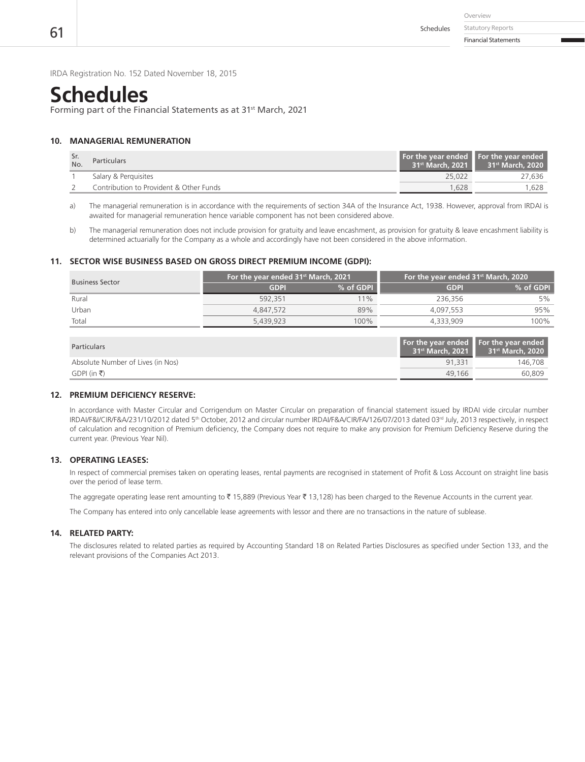IRDA Registration No. 152 Dated November 18, 2015

# Schedules

Forming part of the Financial Statements as at 31st March, 2021

### 10. MANAGERIAL REMUNERATION

| Sr. No. | Particulars | For the year ended 31st March, 2021 | For the year ended 31st March, 2020 |
|---|---|---|---|
| 1 | Salary & Perquisites | 25,022 | 27,636 |
| 2 | Contribution to Provident & Other Funds | 1,628 | 1,628 |

a) The managerial remuneration is in accordance with the requirements of section 34A of the Insurance Act, 1938. However, approval from IRDAI is awaited for managerial remuneration hence variable component has not been considered above.

b) The managerial remuneration does not include provision for gratuity and leave encashment, as provision for gratuity & leave encashment liability is determined actuarially for the Company as a whole and accordingly have not been considered in the above information.

### 11. SECTOR WISE BUSINESS BASED ON GROSS DIRECT PREMIUM INCOME (GDPI):

| Business Sector | For the year ended 31st March, 2021 | | For the year ended 31st March, 2020 | |
|---|---|---|---|---|
| | GDPI | % of GDPI | GDPI | % of GDPI |
| Rural | 592,351 | 11% | 236,356 | 5% |
| Urban | 4,847,572 | 89% | 4,097,553 | 95% |
| Total | 5,439,923 | 100% | 4,333,909 | 100% |

| Particulars | For the year ended 31st March, 2021 | For the year ended 31st March, 2020 |
|---|---|---|
| Absolute Number of Lives (in Nos) | 91,331 | 146,708 |
| GDPI (in ₹) | 49,166 | 60,809 |

### 12. PREMIUM DEFICIENCY RESERVE:

In accordance with Master Circular and Corrigendum on Master Circular on preparation of financial statement issued by IRDAI vide circular number IRDAI/F&I/CIR/F&A/231/10/2012 dated 5th October, 2012 and circular number IRDAI/F&A/CIR/FA/126/07/2013 dated 03rd July, 2013 respectively, in respect of calculation and recognition of Premium deficiency, the Company does not require to make any provision for Premium Deficiency Reserve during the current year. (Previous Year Nil).

### 13. OPERATING LEASES:

In respect of commercial premises taken on operating leases, rental payments are recognised in statement of Profit & Loss Account on straight line basis over the period of lease term.

The aggregate operating lease rent amounting to ₹ 15,889 (Previous Year ₹ 13,128) has been charged to the Revenue Accounts in the current year.

The Company has entered into only cancellable lease agreements with lessor and there are no transactions in the nature of sublease.

### 14. RELATED PARTY:

The disclosures related to related parties as required by Accounting Standard 18 on Related Parties Disclosures as specified under Section 133, and the relevant provisions of the Companies Act 2013.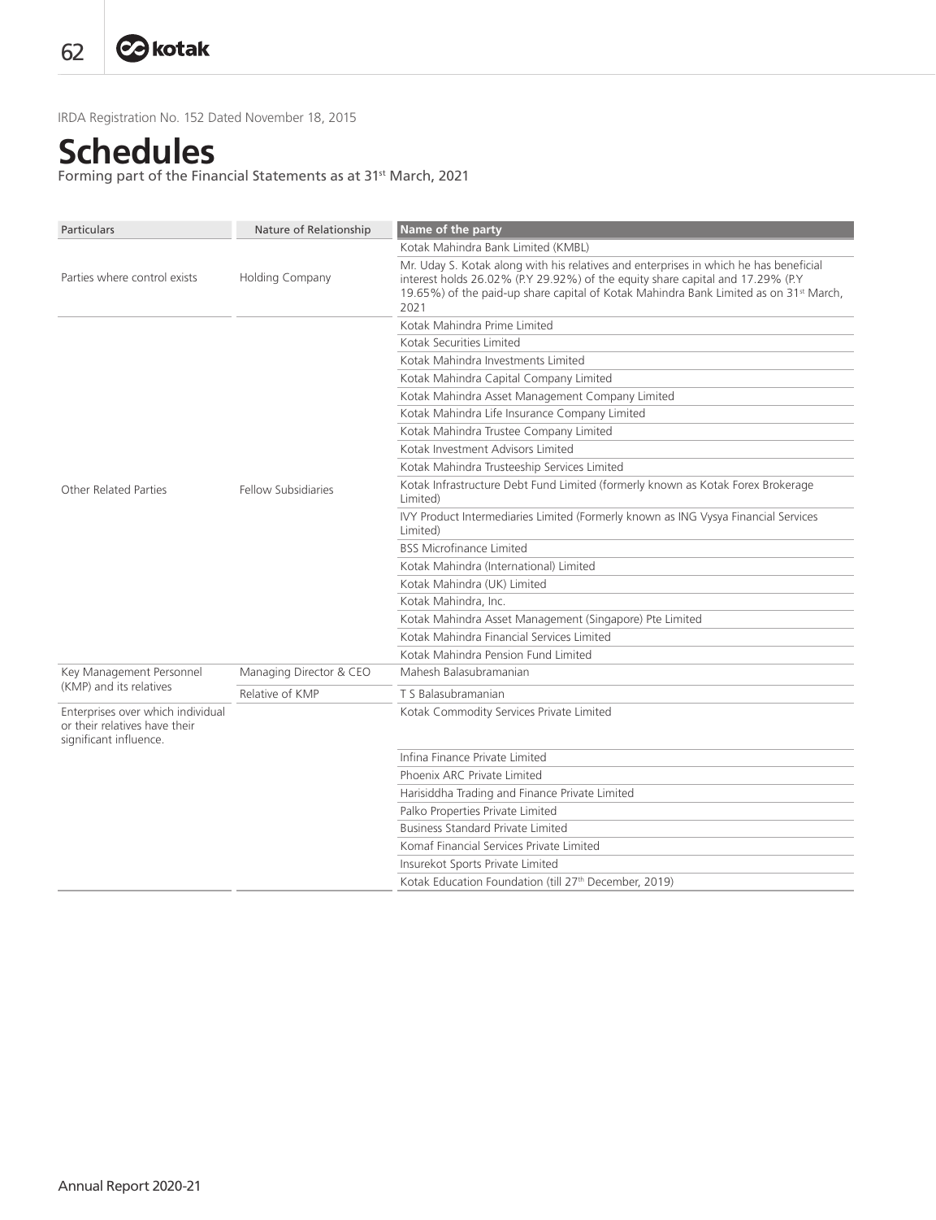IRDA Registration No. 152 Dated November 18, 2015

# Schedules

Forming part of the Financial Statements as at 31st March, 2021

| Particulars | Nature of Relationship | Name of the party |
|---|---|---|
| Parties where control exists | Holding Company | Kotak Mahindra Bank Limited (KMBL) |
| | | Mr. Uday S. Kotak along with his relatives and enterprises in which he has beneficial interest holds 26.02% (P.Y 29.92%) of the equity share capital and 17.29% (P.Y 19.65%) of the paid-up share capital of Kotak Mahindra Bank Limited as on 31st March, 2021 |
| Other Related Parties | Fellow Subsidiaries | Kotak Mahindra Prime Limited |
| | | Kotak Securities Limited |
| | | Kotak Mahindra Investments Limited |
| | | Kotak Mahindra Capital Company Limited |
| | | Kotak Mahindra Asset Management Company Limited |
| | | Kotak Mahindra Life Insurance Company Limited |
| | | Kotak Mahindra Trustee Company Limited |
| | | Kotak Investment Advisors Limited |
| | | Kotak Mahindra Trusteeship Services Limited |
| | | Kotak Infrastructure Debt Fund Limited (formerly known as Kotak Forex Brokerage Limited) |
| | | IVY Product Intermediaries Limited (Formerly known as ING Vysya Financial Services Limited) |
| | | BSS Microfinance Limited |
| | | Kotak Mahindra (International) Limited |
| | | Kotak Mahindra (UK) Limited |
| | | Kotak Mahindra, Inc. |
| | | Kotak Mahindra Asset Management (Singapore) Pte Limited |
| | | Kotak Mahindra Financial Services Limited |
| | | Kotak Mahindra Pension Fund Limited |
| Key Management Personnel (KMP) and its relatives | Managing Director & CEO | Mahesh Balasubramanian |
| | Relative of KMP | T S Balasubramanian |
| Enterprises over which individual or their relatives have their significant influence. | | Kotak Commodity Services Private Limited |
| | | Infina Finance Private Limited |
| | | Phoenix ARC Private Limited |
| | | Harisiddha Trading and Finance Private Limited |
| | | Palko Properties Private Limited |
| | | Business Standard Private Limited |
| | | Komaf Financial Services Private Limited |
| | | Insurekot Sports Private Limited |
| | | Kotak Education Foundation (till 27th December, 2019) |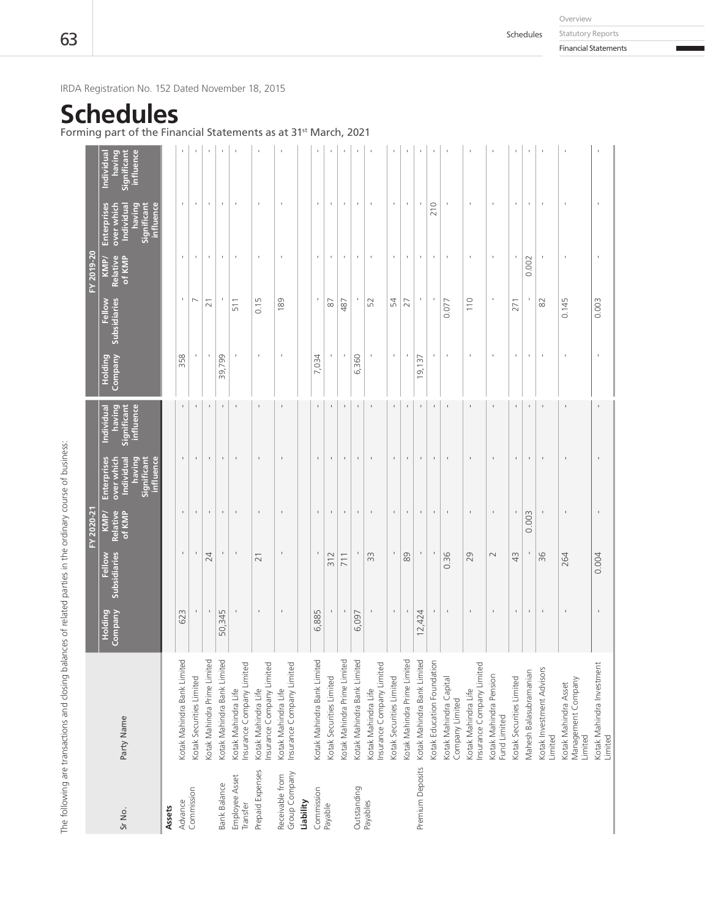IRDA Registration No. 152 Dated November 18, 2015

# Schedules

Forming part of the Financial Statements as at 31st March, 2021

The following are transactions and closing balances of related parties in the ordinary course of business:

| Sr No. | Party Name | FY 2020-21 | | | | | FY 2019-20 | | | | |
|---|---|---|---|---|---|---|---|---|---|---|---|
| | | Holding Company | Fellow Subsidiaries | KMP/ Relative of KMP | Enterprises over which Individual having Significant influence | Individual having Significant influence | Holding Company | Fellow Subsidiaries | KMP/ Relative of KMP | Enterprises over which Individual having Significant influence | Individual having Significant influence |
| **Assets** | | | | | | | | | | | |
| Advance Commission | Kotak Mahindra Bank Limited | 623 | - | - | - | - | 358 | - | - | - | - |
| | Kotak Securities Limited | - | - | - | - | - | - | 7 | - | - | - |
| | Kotak Mahindra Prime Limited | - | 24 | - | - | - | - | 21 | - | - | - |
| Bank Balance | Kotak Mahindra Bank Limited | 50,345 | - | - | - | - | 39,799 | - | - | - | - |
| Employee Asset Transfer | Kotak Mahindra Life Insurance Company Limited | - | - | - | - | - | - | 511 | - | - | - |
| Prepaid Expenses | Kotak Mahindra Life Insurance Company Limited | - | 21 | - | - | - | - | 0.15 | - | - | - |
| Receivable from Group Company | Kotak Mahindra Life Insurance Company Limited | - | - | - | - | - | - | 189 | - | - | - |
| **Liability** | | | | | | | | | | | |
| Commission Payable | Kotak Mahindra Bank Limited | 6,885 | - | - | - | - | 7,034 | - | - | - | - |
| | Kotak Securities Limited | - | 312 | - | - | - | - | 87 | - | - | - |
| | Kotak Mahindra Prime Limited | - | 711 | - | - | - | - | 487 | - | - | - |
| Outstanding Payables | Kotak Mahindra Bank Limited | 6,097 | - | - | - | - | 6,360 | - | - | - | - |
| | Kotak Mahindra Life Insurance Company Limited | - | 33 | - | - | - | - | 52 | - | - | - |
| | Kotak Securities Limited | - | - | - | - | - | - | 54 | - | - | - |
| | Kotak Mahindra Prime Limited | - | 89 | - | - | - | - | 27 | - | - | - |
| Premium Deposits | Kotak Mahindra Bank Limited | 12,424 | - | - | - | - | 19,137 | - | - | - | - |
| | Kotak Education Foundation | - | - | - | - | - | - | - | - | 210 | - |
| | Kotak Mahindra Capital Company Limited | - | 0.36 | - | - | - | - | 0.077 | - | - | - |
| | Kotak Mahindra Life Insurance Company Limited | - | 29 | - | - | - | - | 110 | - | - | - |
| | Kotak Mahindra Pension Fund Limited | - | 2 | - | - | - | - | - | - | - | - |
| | Kotak Securities Limited | - | 43 | - | - | - | - | 271 | - | - | - |
| | Mahesh Balasubramanian | - | - | 0.003 | - | - | - | - | 0.002 | - | - |
| | Kotak Investment Advisors Limited | - | 36 | - | - | - | - | 82 | - | - | - |
| | Kotak Mahindra Asset Management Company Limited | - | 264 | - | - | - | - | 0.145 | - | - | - |
| | Kotak Mahindra Investment Limited | - | 0.004 | - | - | - | - | 0.003 | - | - | - |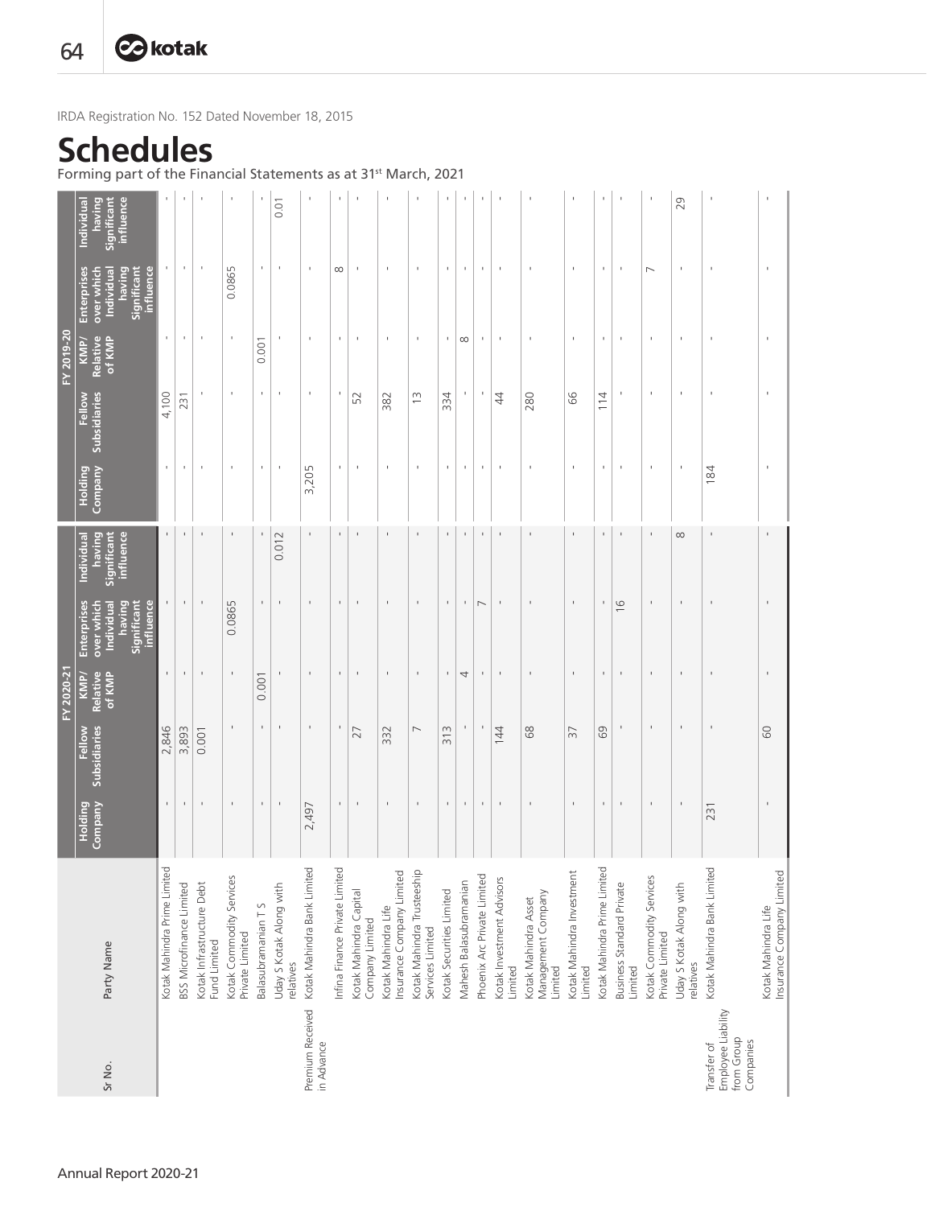IRDA Registration No. 152 Dated November 18, 2015

# Schedules

Forming part of the Financial Statements as at 31st March, 2021

| Sr No. | Party Name | FY 2020-21 | | | | | FY 2019-20 | | | | |
|---|---|---|---|---|---|---|---|---|---|---|---|
| | | Holding Company | Fellow Subsidiaries | KMP/ Relative of KMP | Enterprises over which Individual having Significant influence | Individual having Significant influence | Holding Company | Fellow Subsidiaries | KMP/ Relative of KMP | Enterprises over which Individual having Significant influence | Individual having Significant influence |
| | Kotak Mahindra Prime Limited | - | 2,846 | - | - | - | - | 4,100 | - | - | - |
| | BSS Microfinance Limited | - | 3,893 | - | - | - | - | 231 | - | - | - |
| | Kotak Infrastructure Debt Fund Limited | - | 0.001 | - | - | - | - | - | - | - | - |
| | Kotak Commodity Services Private Limited | - | - | - | 0.0865 | - | - | - | - | 0.0865 | - |
| | Balasubramanian T S | - | - | 0.001 | - | - | - | - | 0.001 | - | - |
| | Uday S Kotak Along with relatives | - | - | - | - | 0.012 | - | - | - | - | 0.01 |
| Premium Received in Advance | Kotak Mahindra Bank Limited | 2,497 | - | - | - | - | 3,205 | - | - | - | - |
| | Infina Finance Private Limited | - | - | - | - | - | - | - | - | 8 | - |
| | Kotak Mahindra Capital Company Limited | - | 27 | - | - | - | - | 52 | - | - | - |
| | Kotak Mahindra Life Insurance Company Limited | - | 332 | - | - | - | - | 382 | - | - | - |
| | Kotak Mahindra Trusteeship Services Limited | - | 7 | - | - | - | - | 13 | - | - | - |
| | Kotak Securities Limited | - | 313 | - | - | - | - | 334 | - | - | - |
| | Mahesh Balasubramanian | - | - | 4 | - | - | - | - | 8 | - | - |
| | Phoenix Arc Private Limited | - | - | - | 7 | - | - | - | - | - | - |
| | Kotak Investment Advisors Limited | - | 144 | - | - | - | - | 44 | - | - | - |
| | Kotak Mahindra Asset Management Company Limited | - | 68 | - | - | - | - | 280 | - | - | - |
| | Kotak Mahindra Investment Limited | - | 37 | - | - | - | - | 66 | - | - | - |
| | Kotak Mahindra Prime Limited | - | 69 | - | - | - | - | 114 | - | - | - |
| | Business Standard Private Limited | - | - | - | 16 | - | - | - | - | - | - |
| | Kotak Commodity Services Private Limited | - | - | - | - | - | - | - | - | 7 | - |
| | Uday S Kotak Along with relatives | - | - | - | - | 8 | - | - | - | - | 29 |
| Transfer of Employee Liability from Group Companies | Kotak Mahindra Bank Limited | 231 | - | - | - | - | 184 | - | - | - | - |
| | Kotak Mahindra Life Insurance Company Limited | - | 60 | - | - | - | - | - | - | - | - |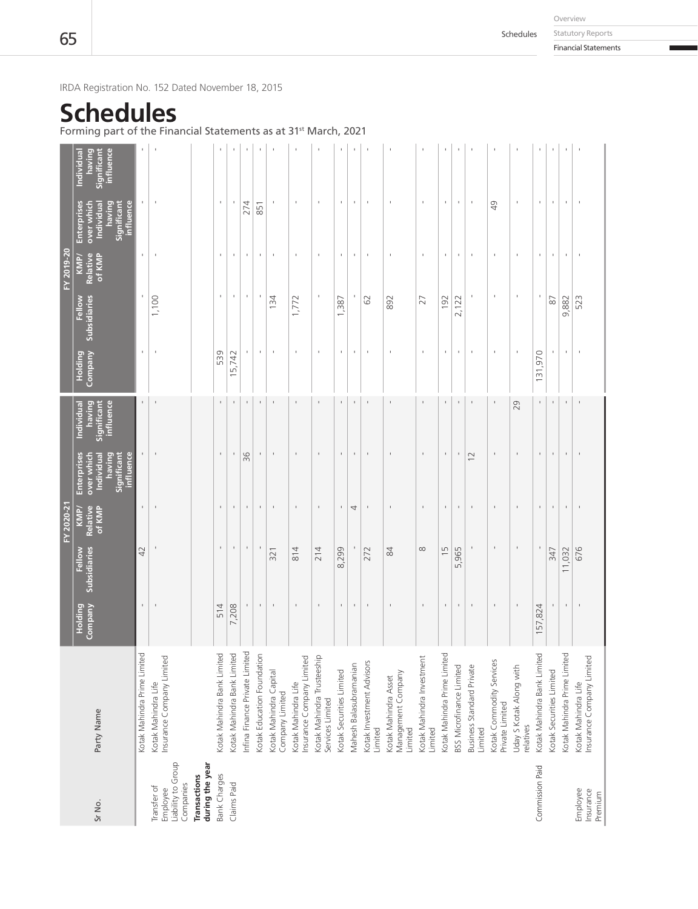IRDA Registration No. 152 Dated November 18, 2015

# Schedules

Forming part of the Financial Statements as at 31st March, 2021

| Sr No. | Party Name | FY 2020-21 | | | | | FY 2019-20 | | | | |
|---|---|---|---|---|---|---|---|---|---|---|---|
| | | Holding Company | Fellow Subsidiaries | KMP/ Relative of KMP | Enterprises over which Individual having Significant influence | Individual having Significant influence | Holding Company | Fellow Subsidiaries | KMP/ Relative of KMP | Enterprises over which Individual having Significant influence | Individual having Significant influence |
| | Kotak Mahindra Prime Limited | - | 42 | - | - | - | - | - | - | - | - |
| Transfer of Employee Liability to Group Companies | Kotak Mahindra Life Insurance Company Limited | - | - | - | - | - | - | 1,100 | - | - | - |
| **Transactions during the year** | | | | | | | | | | | |
| Bank Charges | Kotak Mahindra Bank Limited | 514 | - | - | - | - | 539 | - | - | - | - |
| Claims Paid | Kotak Mahindra Bank Limited | 7,208 | - | - | - | - | 15,742 | - | - | - | - |
| | Infina Finance Private Limited | - | - | - | 36 | - | - | - | - | 274 | - |
| | Kotak Education Foundation | - | - | - | - | - | - | - | - | 851 | - |
| | Kotak Mahindra Capital Company Limited | - | 321 | - | - | - | - | 134 | - | - | - |
| | Kotak Mahindra Life Insurance Company Limited | - | 814 | - | - | - | - | 1,772 | - | - | - |
| | Kotak Mahindra Trusteeship Services Limited | - | 214 | - | - | - | - | - | - | - | - |
| | Kotak Securities Limited | - | 8,299 | - | - | - | - | 1,387 | - | - | - |
| | Mahesh Balasubramanian | - | - | 4 | - | - | - | - | - | - | - |
| | Kotak Investment Advisors Limited | - | 272 | - | - | - | - | 62 | - | - | - |
| | Kotak Mahindra Asset Management Company Limited | - | 84 | - | - | - | - | 892 | - | - | - |
| | Kotak Mahindra Investment Limited | - | 8 | - | - | - | - | 27 | - | - | - |
| | Kotak Mahindra Prime Limited | - | 15 | - | - | - | - | 192 | - | - | - |
| | BSS Microfinance Limited | - | 5,965 | - | - | - | - | 2,122 | - | - | - |
| | Business Standard Private Limited | - | - | - | 12 | - | - | - | - | - | - |
| | Kotak Commodity Services Private Limited | - | - | - | - | - | - | - | - | 49 | - |
| | Uday S Kotak Along with relatives | - | - | - | - | 29 | - | - | - | - | - |
| Commission Paid | Kotak Mahindra Bank Limited | 157,824 | - | - | - | - | 131,970 | - | - | - | - |
| | Kotak Securities Limited | - | 347 | - | - | - | - | 87 | - | - | - |
| | Kotak Mahindra Prime Limited | - | 11,032 | - | - | - | - | 9,882 | - | - | - |
| Employee Insurance Premium | Kotak Mahindra Life Insurance Company Limited | - | 676 | - | - | - | - | 523 | - | - | - |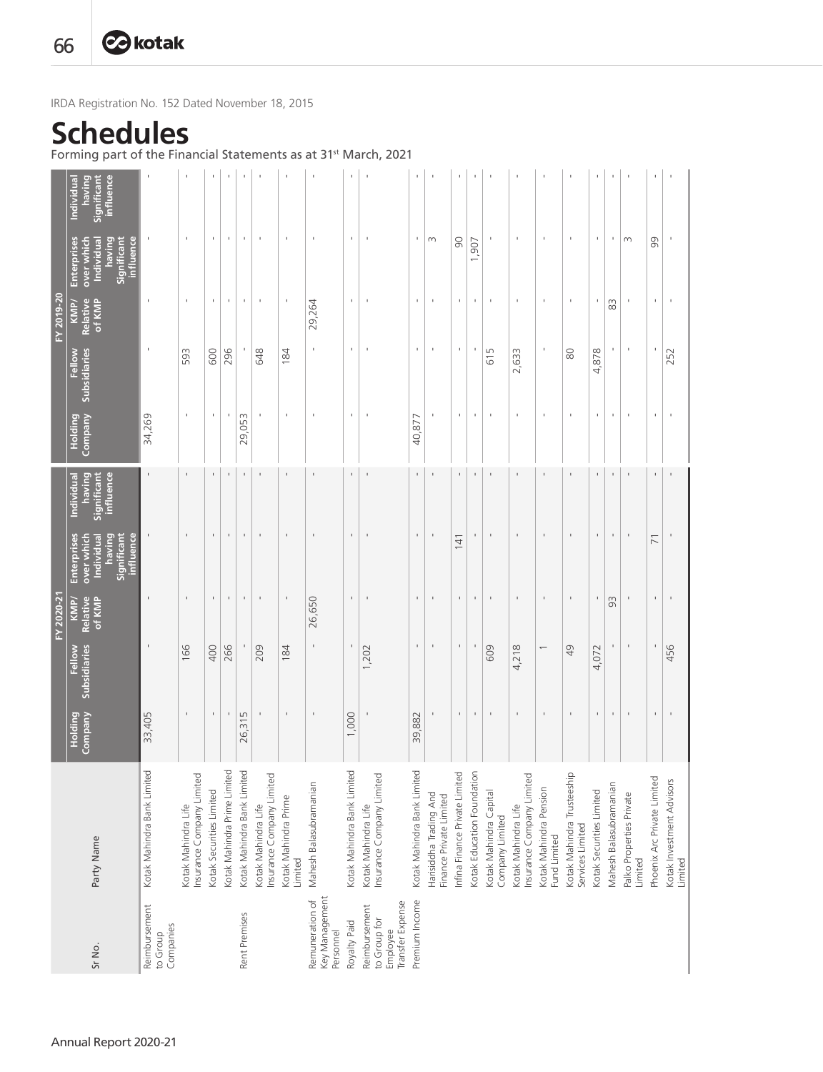IRDA Registration No. 152 Dated November 18, 2015

# Schedules

Forming part of the Financial Statements as at 31st March, 2021

| Sr No. | Party Name | FY 2020-21 | | | | | FY 2019-20 | | | | |
|---|---|---|---|---|---|---|---|---|---|---|---|
| | | Holding Company | Fellow Subsidiaries | KMP/ Relative of KMP | Enterprises over which Individual having Significant influence | Individual having Significant influence | Holding Company | Fellow Subsidiaries | KMP/ Relative of KMP | Enterprises over which Individual having Significant influence | Individual having Significant influence |
| Reimbursement to Group Companies | Kotak Mahindra Bank Limited | 33,405 | - | - | - | - | 34,269 | - | - | - | - |
| | Kotak Mahindra Life Insurance Company Limited | - | 166 | - | - | - | - | 593 | - | - | - |
| | Kotak Securities Limited | - | 400 | - | - | - | - | 600 | - | - | - |
| | Kotak Mahindra Prime Limited | - | 266 | - | - | - | - | 296 | - | - | - |
| Rent Premises | Kotak Mahindra Bank Limited | 26,315 | - | - | - | - | 29,053 | - | - | - | - |
| | Kotak Mahindra Life Insurance Company Limited | - | 209 | - | - | - | - | 648 | - | - | - |
| | Kotak Mahindra Prime Limited | - | 184 | - | - | - | - | 184 | - | - | - |
| Remuneration of Key Management Personnel | Mahesh Balasubramanian | - | - | 26,650 | - | - | - | - | 29,264 | - | - |
| Royalty Paid | Kotak Mahindra Bank Limited | 1,000 | - | - | - | - | - | - | - | - | - |
| Reimbursement to Group for Employee Transfer Expense | Kotak Mahindra Life Insurance Company Limited | - | 1,202 | - | - | - | - | - | - | - | - |
| Premium Income | Kotak Mahindra Bank Limited | 39,882 | - | - | - | - | 40,877 | - | - | - | - |
| | Harisiddha Trading And Finance Private Limited | - | - | - | - | - | - | - | - | 3 | - |
| | Infina Finance Private Limited | - | - | - | 141 | - | - | - | - | 90 | - |
| | Kotak Education Foundation | - | - | - | - | - | - | - | - | 1,907 | - |
| | Kotak Mahindra Capital Company Limited | - | 609 | - | - | - | - | 615 | - | - | - |
| | Kotak Mahindra Life Insurance Company Limited | - | 4,218 | - | - | - | - | 2,633 | - | - | - |
| | Kotak Mahindra Pension Fund Limited | - | 1 | - | - | - | - | - | - | - | - |
| | Kotak Mahindra Trusteeship Services Limited | - | 49 | - | - | - | - | 80 | - | - | - |
| | Kotak Securities Limited | - | 4,072 | - | - | - | - | 4,878 | - | - | - |
| | Mahesh Balasubramanian | - | - | 93 | - | - | - | - | 83 | - | - |
| | Palko Properties Private Limited | - | - | - | - | - | - | - | - | 3 | - |
| | Phoenix Arc Private Limited | - | - | - | 71 | - | - | - | - | 99 | - |
| | Kotak Investment Advisors Limited | - | 456 | - | - | - | - | 252 | - | - | - |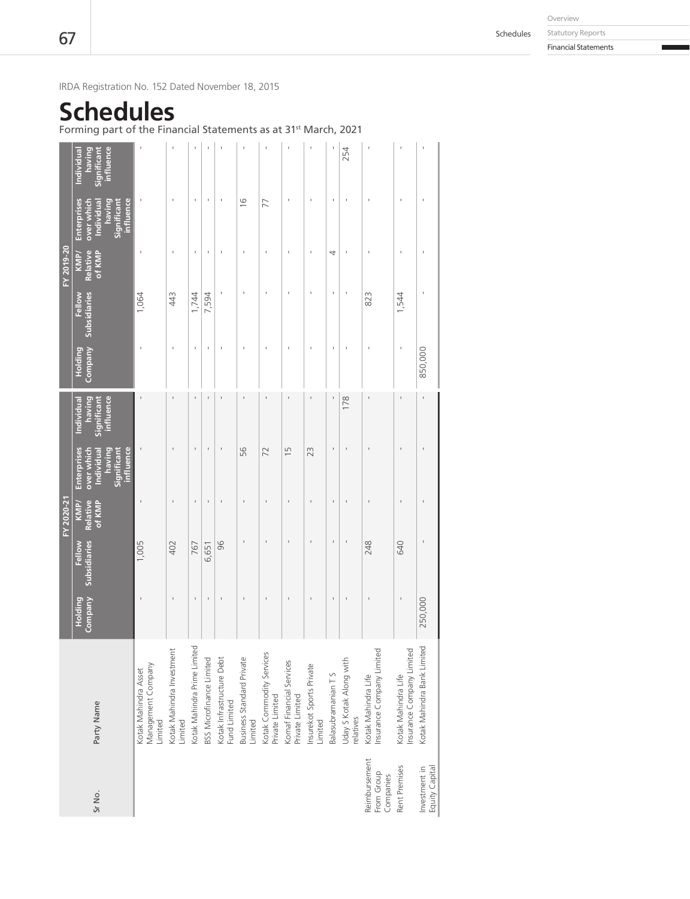IRDA Registration No. 152 Dated November 18, 2015

# Schedules

Forming part of the Financial Statements as at 31st March, 2021

| Sr No. | Party Name | FY 2020-21 | | | | | FY 2019-20 | | | | |
|---|---|---|---|---|---|---|---|---|---|---|---|
| | | Holding Company | Fellow Subsidiaries | KMP/ Relative of KMP | Enterprises over which Individual having Significant influence | Individual having Significant influence | Holding Company | Fellow Subsidiaries | KMP/ Relative of KMP | Enterprises over which Individual having Significant influence | Individual having Significant influence |
| | Kotak Mahindra Asset Management Company Limited | - | 1,005 | - | - | - | - | 1,064 | - | - | - |
| | Kotak Mahindra Investment Limited | - | 402 | - | - | - | - | 443 | - | - | - |
| | Kotak Mahindra Prime Limited | - | 767 | - | - | - | - | 1,744 | - | - | - |
| | BSS Microfinance Limited | - | 6,651 | - | - | - | - | 7,594 | - | - | - |
| | Kotak Infrastructure Debt Fund Limited | - | 96 | - | - | - | - | - | - | - | - |
| | Business Standard Private Limited | - | - | - | 56 | - | - | - | - | 16 | - |
| | Kotak Commodity Services Private Limited | - | - | - | 72 | - | - | - | - | 77 | - |
| | Komaf Financial Services Private Limited | - | - | - | 15 | - | - | - | - | - | - |
| | Insurekot Sports Private Limited | - | - | - | 23 | - | - | - | - | - | - |
| | Balasubramanian T S | - | - | - | - | - | - | - | 4 | - | - |
| | Uday S Kotak Along with relatives | - | - | - | - | 178 | - | - | - | - | 254 |
| Reimbursement From Group Companies | Kotak Mahindra Life Insurance Company Limited | - | 248 | - | - | - | - | 823 | - | - | - |
| Rent Premises | Kotak Mahindra Life Insurance Company Limited | - | 640 | - | - | - | - | 1,544 | - | - | - |
| Investment in Equity Capital | Kotak Mahindra Bank Limited | 250,000 | - | - | - | - | 850,000 | - | - | - | - |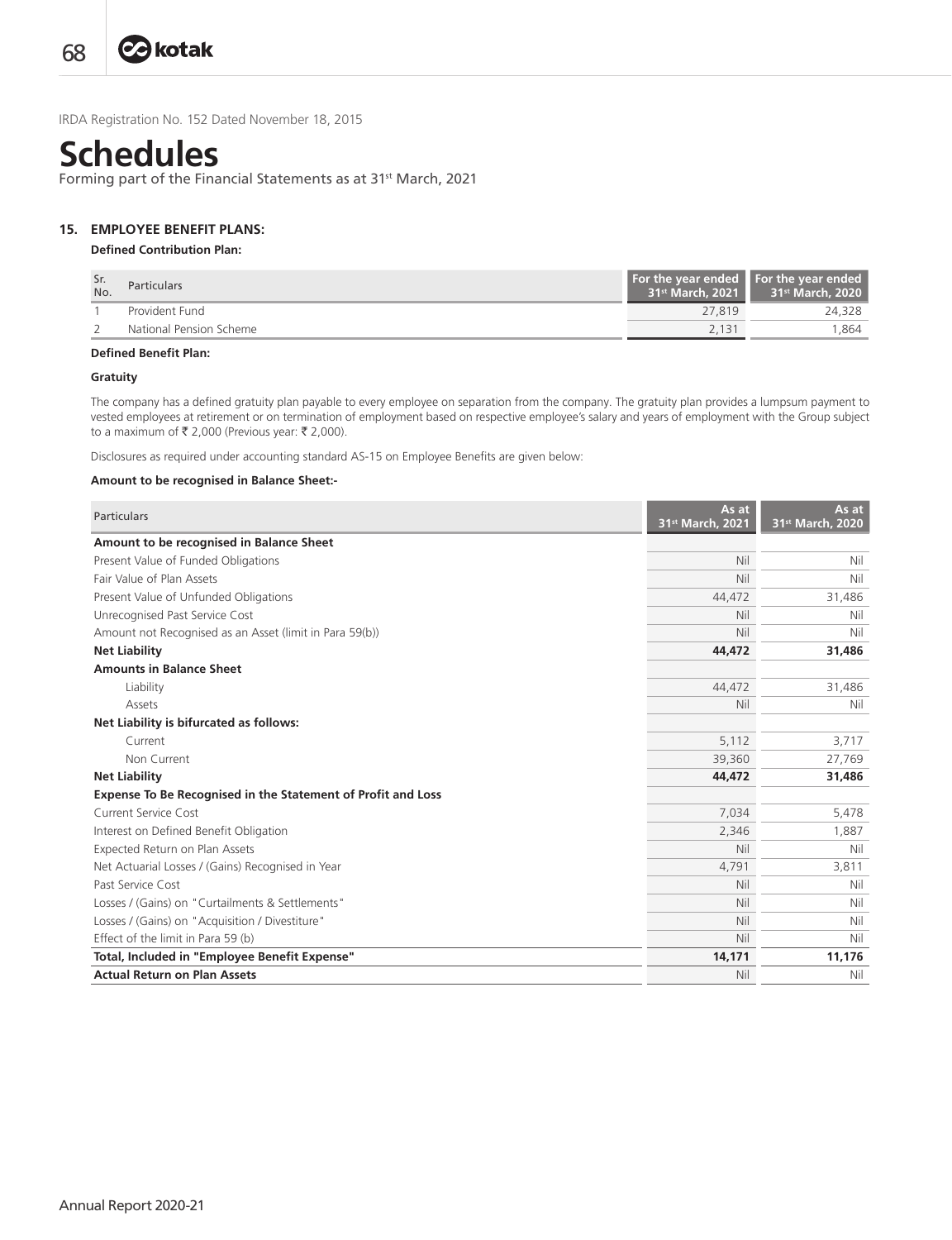IRDA Registration No. 152 Dated November 18, 2015

# Schedules

Forming part of the Financial Statements as at 31st March, 2021

## 15. EMPLOYEE BENEFIT PLANS:

**Defined Contribution Plan:**

| Sr. No. | Particulars | For the year ended 31st March, 2021 | For the year ended 31st March, 2020 |
|---|---|---|---|
| 1 | Provident Fund | 27,819 | 24,328 |
| 2 | National Pension Scheme | 2,131 | 1,864 |

**Defined Benefit Plan:**

**Gratuity**

The company has a defined gratuity plan payable to every employee on separation from the company. The gratuity plan provides a lumpsum payment to vested employees at retirement or on termination of employment based on respective employee's salary and years of employment with the Group subject to a maximum of ₹ 2,000 (Previous year: ₹ 2,000).

Disclosures as required under accounting standard AS-15 on Employee Benefits are given below:

**Amount to be recognised in Balance Sheet:-**

| Particulars | As at 31st March, 2021 | As at 31st March, 2020 |
|---|---|---|
| **Amount to be recognised in Balance Sheet** | | |
| Present Value of Funded Obligations | Nil | Nil |
| Fair Value of Plan Assets | Nil | Nil |
| Present Value of Unfunded Obligations | 44,472 | 31,486 |
| Unrecognised Past Service Cost | Nil | Nil |
| Amount not Recognised as an Asset (limit in Para 59(b)) | Nil | Nil |
| **Net Liability** | **44,472** | **31,486** |
| **Amounts in Balance Sheet** | | |
| Liability | 44,472 | 31,486 |
| Assets | Nil | Nil |
| **Net Liability is bifurcated as follows:** | | |
| Current | 5,112 | 3,717 |
| Non Current | 39,360 | 27,769 |
| **Net Liability** | **44,472** | **31,486** |
| **Expense To Be Recognised in the Statement of Profit and Loss** | | |
| Current Service Cost | 7,034 | 5,478 |
| Interest on Defined Benefit Obligation | 2,346 | 1,887 |
| Expected Return on Plan Assets | Nil | Nil |
| Net Actuarial Losses / (Gains) Recognised in Year | 4,791 | 3,811 |
| Past Service Cost | Nil | Nil |
| Losses / (Gains) on "Curtailments & Settlements" | Nil | Nil |
| Losses / (Gains) on "Acquisition / Divestiture" | Nil | Nil |
| Effect of the limit in Para 59 (b) | Nil | Nil |
| **Total, Included in "Employee Benefit Expense"** | **14,171** | **11,176** |
| **Actual Return on Plan Assets** | Nil | Nil |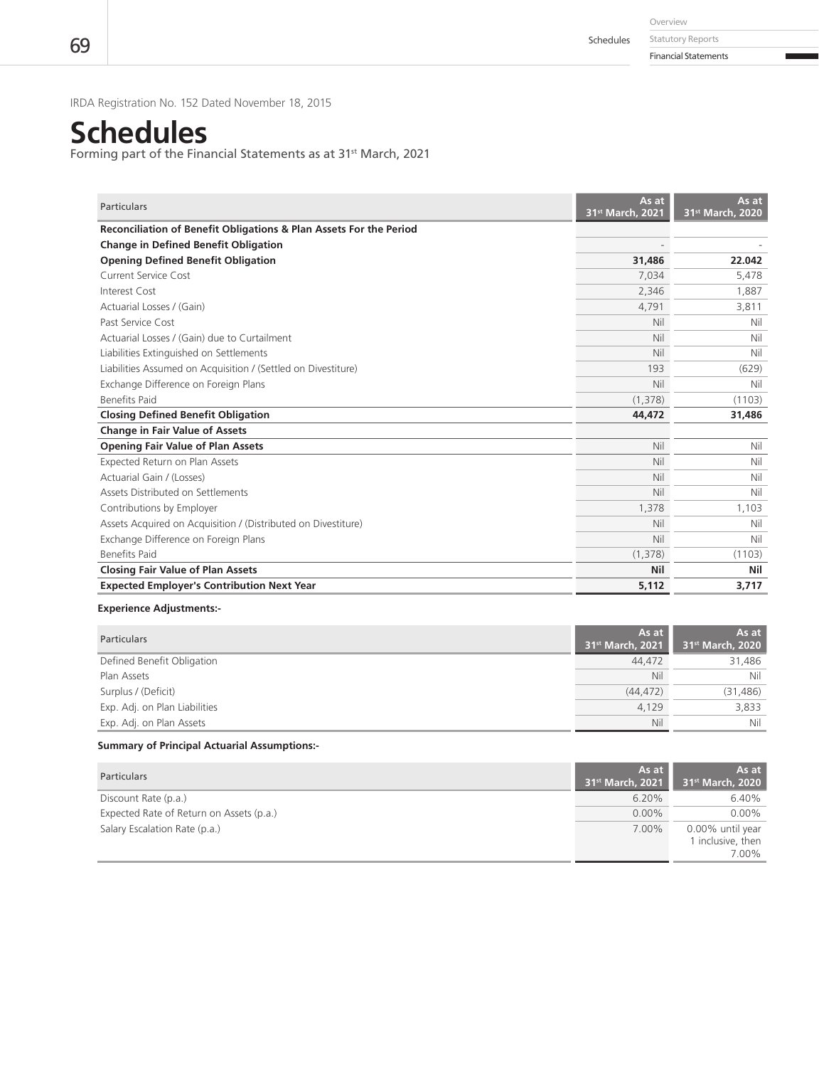IRDA Registration No. 152 Dated November 18, 2015

# Schedules

Forming part of the Financial Statements as at 31st March, 2021

| Particulars | As at 31st March, 2021 | As at 31st March, 2020 |
|---|---|---|
| **Reconciliation of Benefit Obligations & Plan Assets For the Period** | | |
| **Change in Defined Benefit Obligation** | - | - |
| **Opening Defined Benefit Obligation** | **31,486** | **22.042** |
| Current Service Cost | 7,034 | 5,478 |
| Interest Cost | 2,346 | 1,887 |
| Actuarial Losses / (Gain) | 4,791 | 3,811 |
| Past Service Cost | Nil | Nil |
| Actuarial Losses / (Gain) due to Curtailment | Nil | Nil |
| Liabilities Extinguished on Settlements | Nil | Nil |
| Liabilities Assumed on Acquisition / (Settled on Divestiture) | 193 | (629) |
| Exchange Difference on Foreign Plans | Nil | Nil |
| Benefits Paid | (1,378) | (1103) |
| **Closing Defined Benefit Obligation** | **44,472** | **31,486** |
| **Change in Fair Value of Assets** | | |
| **Opening Fair Value of Plan Assets** | Nil | Nil |
| Expected Return on Plan Assets | Nil | Nil |
| Actuarial Gain / (Losses) | Nil | Nil |
| Assets Distributed on Settlements | Nil | Nil |
| Contributions by Employer | 1,378 | 1,103 |
| Assets Acquired on Acquisition / (Distributed on Divestiture) | Nil | Nil |
| Exchange Difference on Foreign Plans | Nil | Nil |
| Benefits Paid | (1,378) | (1103) |
| **Closing Fair Value of Plan Assets** | **Nil** | **Nil** |
| **Expected Employer's Contribution Next Year** | **5,112** | **3,717** |

**Experience Adjustments:-**

| Particulars | As at 31st March, 2021 | As at 31st March, 2020 |
|---|---|---|
| Defined Benefit Obligation | 44,472 | 31,486 |
| Plan Assets | Nil | Nil |
| Surplus / (Deficit) | (44,472) | (31,486) |
| Exp. Adj. on Plan Liabilities | 4,129 | 3,833 |
| Exp. Adj. on Plan Assets | Nil | Nil |

**Summary of Principal Actuarial Assumptions:-**

| Particulars | As at 31st March, 2021 | As at 31st March, 2020 |
|---|---|---|
| Discount Rate (p.a.) | 6.20% | 6.40% |
| Expected Rate of Return on Assets (p.a.) | 0.00% | 0.00% |
| Salary Escalation Rate (p.a.) | 7.00% | 0.00% until year 1 inclusive, then 7.00% |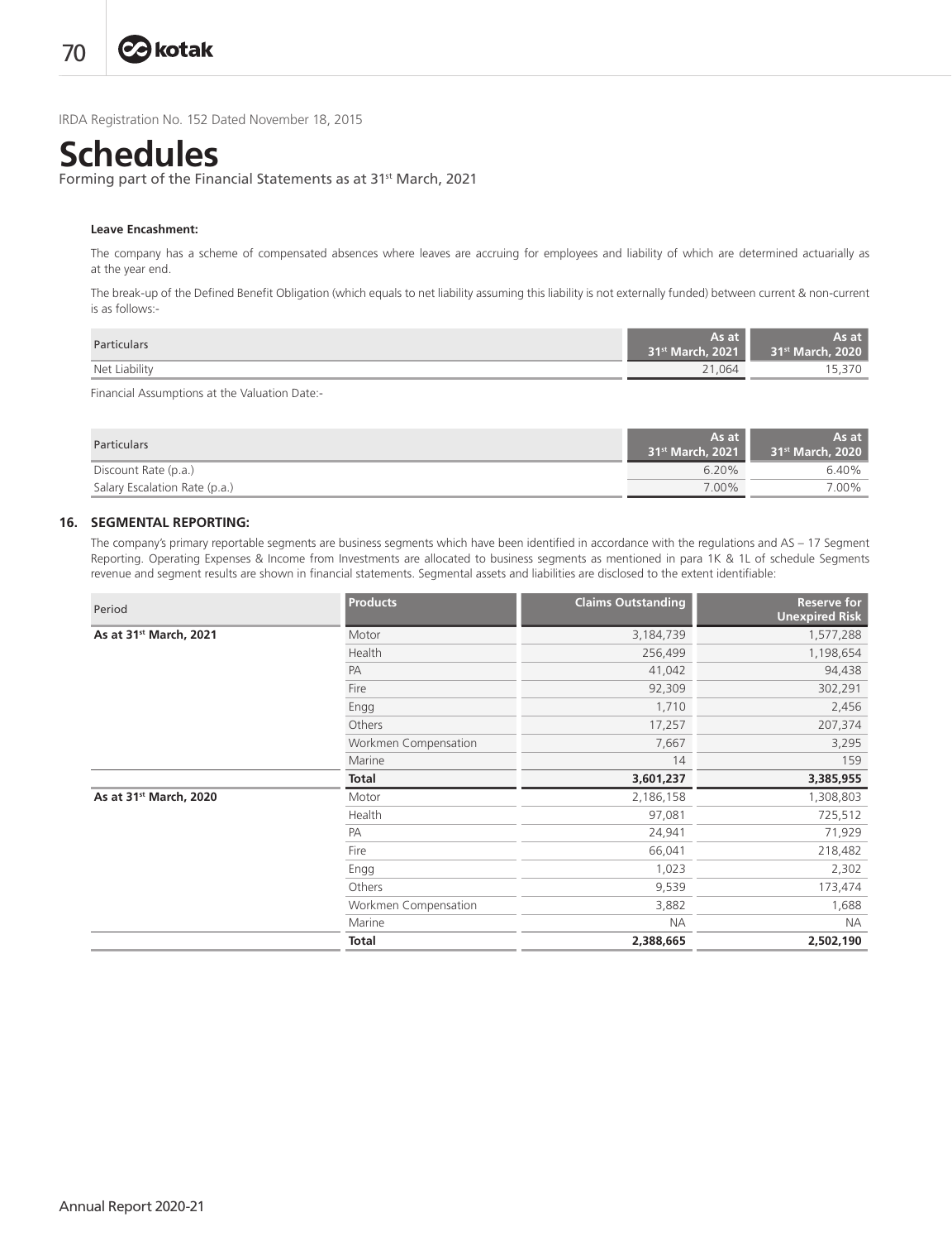IRDA Registration No. 152 Dated November 18, 2015

# Schedules

Forming part of the Financial Statements as at 31st March, 2021

**Leave Encashment:**

The company has a scheme of compensated absences where leaves are accruing for employees and liability of which are determined actuarially as at the year end.

The break-up of the Defined Benefit Obligation (which equals to net liability assuming this liability is not externally funded) between current & non-current is as follows:-

| Particulars | As at 31st March, 2021 | As at 31st March, 2020 |
|---|---|---|
| Net Liability | 21,064 | 15,370 |

Financial Assumptions at the Valuation Date:-

| Particulars | As at 31st March, 2021 | As at 31st March, 2020 |
|---|---|---|
| Discount Rate (p.a.) | 6.20% | 6.40% |
| Salary Escalation Rate (p.a.) | 7.00% | 7.00% |

## 16. SEGMENTAL REPORTING:

The company's primary reportable segments are business segments which have been identified in accordance with the regulations and AS – 17 Segment Reporting. Operating Expenses & Income from Investments are allocated to business segments as mentioned in para 1K & 1L of schedule Segments revenue and segment results are shown in financial statements. Segmental assets and liabilities are disclosed to the extent identifiable:

| Period | Products | Claims Outstanding | Reserve for Unexpired Risk |
|---|---|---|---|
| **As at 31st March, 2021** | Motor | 3,184,739 | 1,577,288 |
| | Health | 256,499 | 1,198,654 |
| | PA | 41,042 | 94,438 |
| | Fire | 92,309 | 302,291 |
| | Engg | 1,710 | 2,456 |
| | Others | 17,257 | 207,374 |
| | Workmen Compensation | 7,667 | 3,295 |
| | Marine | 14 | 159 |
| | **Total** | **3,601,237** | **3,385,955** |
| **As at 31st March, 2020** | Motor | 2,186,158 | 1,308,803 |
| | Health | 97,081 | 725,512 |
| | PA | 24,941 | 71,929 |
| | Fire | 66,041 | 218,482 |
| | Engg | 1,023 | 2,302 |
| | Others | 9,539 | 173,474 |
| | Workmen Compensation | 3,882 | 1,688 |
| | Marine | NA | NA |
| | **Total** | **2,388,665** | **2,502,190** |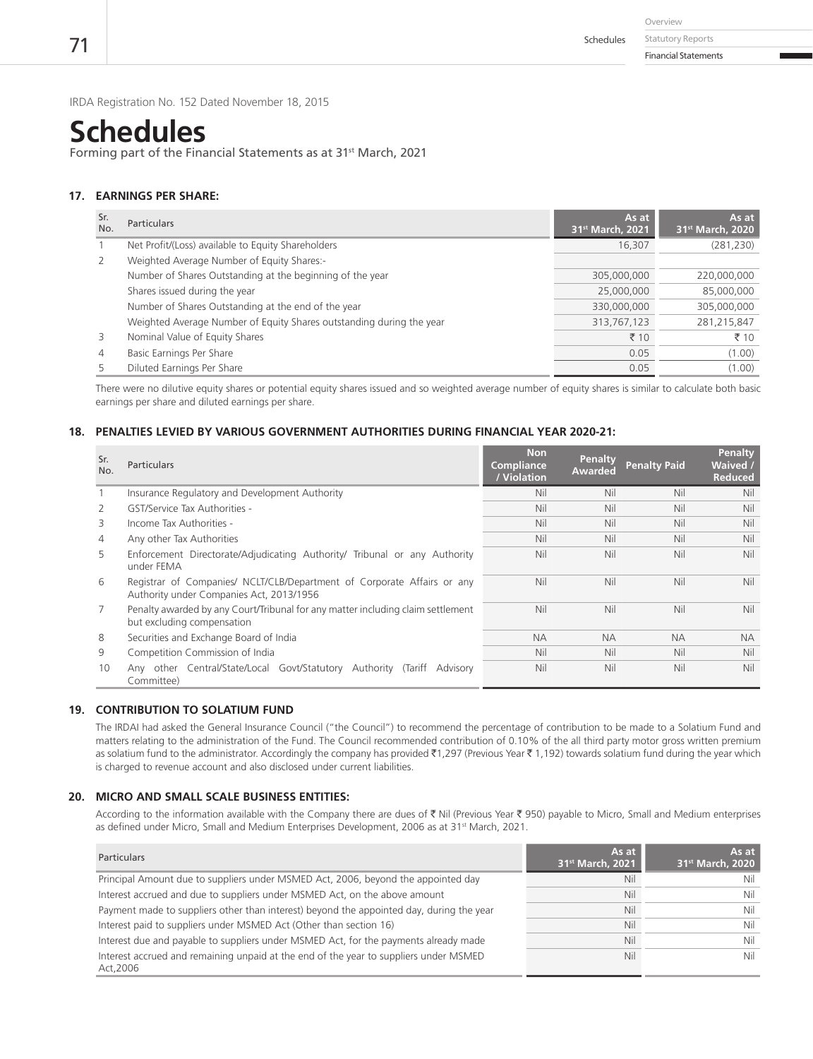IRDA Registration No. 152 Dated November 18, 2015

# Schedules

Forming part of the Financial Statements as at 31st March, 2021

### 17. EARNINGS PER SHARE:

| Sr. No. | Particulars | As at 31st March, 2021 | As at 31st March, 2020 |
|---|---|---|---|
| 1 | Net Profit/(Loss) available to Equity Shareholders | 16,307 | (281,230) |
| 2 | Weighted Average Number of Equity Shares:- | | |
| | Number of Shares Outstanding at the beginning of the year | 305,000,000 | 220,000,000 |
| | Shares issued during the year | 25,000,000 | 85,000,000 |
| | Number of Shares Outstanding at the end of the year | 330,000,000 | 305,000,000 |
| | Weighted Average Number of Equity Shares outstanding during the year | 313,767,123 | 281,215,847 |
| 3 | Nominal Value of Equity Shares | ₹ 10 | ₹ 10 |
| 4 | Basic Earnings Per Share | 0.05 | (1.00) |
| 5 | Diluted Earnings Per Share | 0.05 | (1.00) |

There were no dilutive equity shares or potential equity shares issued and so weighted average number of equity shares is similar to calculate both basic earnings per share and diluted earnings per share.

### 18. PENALTIES LEVIED BY VARIOUS GOVERNMENT AUTHORITIES DURING FINANCIAL YEAR 2020-21:

| Sr. No. | Particulars | Non Compliance / Violation | Penalty Awarded | Penalty Paid | Penalty Waived / Reduced |
|---|---|---|---|---|---|
| 1 | Insurance Regulatory and Development Authority | Nil | Nil | Nil | Nil |
| 2 | GST/Service Tax Authorities - | Nil | Nil | Nil | Nil |
| 3 | Income Tax Authorities - | Nil | Nil | Nil | Nil |
| 4 | Any other Tax Authorities | Nil | Nil | Nil | Nil |
| 5 | Enforcement Directorate/Adjudicating Authority/ Tribunal or any Authority under FEMA | Nil | Nil | Nil | Nil |
| 6 | Registrar of Companies/ NCLT/CLB/Department of Corporate Affairs or any Authority under Companies Act, 2013/1956 | Nil | Nil | Nil | Nil |
| 7 | Penalty awarded by any Court/Tribunal for any matter including claim settlement but excluding compensation | Nil | Nil | Nil | Nil |
| 8 | Securities and Exchange Board of India | NA | NA | NA | NA |
| 9 | Competition Commission of India | Nil | Nil | Nil | Nil |
| 10 | Any other Central/State/Local Govt/Statutory Authority (Tariff Advisory Committee) | Nil | Nil | Nil | Nil |

### 19. CONTRIBUTION TO SOLATIUM FUND

The IRDAI had asked the General Insurance Council ("the Council") to recommend the percentage of contribution to be made to a Solatium Fund and matters relating to the administration of the Fund. The Council recommended contribution of 0.10% of the all third party motor gross written premium as solatium fund to the administrator. Accordingly the company has provided ₹1,297 (Previous Year ₹ 1,192) towards solatium fund during the year which is charged to revenue account and also disclosed under current liabilities.

### 20. MICRO AND SMALL SCALE BUSINESS ENTITIES:

According to the information available with the Company there are dues of ₹ Nil (Previous Year ₹ 950) payable to Micro, Small and Medium enterprises as defined under Micro, Small and Medium Enterprises Development, 2006 as at 31st March, 2021.

| Particulars | As at 31st March, 2021 | As at 31st March, 2020 |
|---|---|---|
| Principal Amount due to suppliers under MSMED Act, 2006, beyond the appointed day | Nil | Nil |
| Interest accrued and due to suppliers under MSMED Act, on the above amount | Nil | Nil |
| Payment made to suppliers other than interest) beyond the appointed day, during the year | Nil | Nil |
| Interest paid to suppliers under MSMED Act (Other than section 16) | Nil | Nil |
| Interest due and payable to suppliers under MSMED Act, for the payments already made | Nil | Nil |
| Interest accrued and remaining unpaid at the end of the year to suppliers under MSMED Act,2006 | Nil | Nil |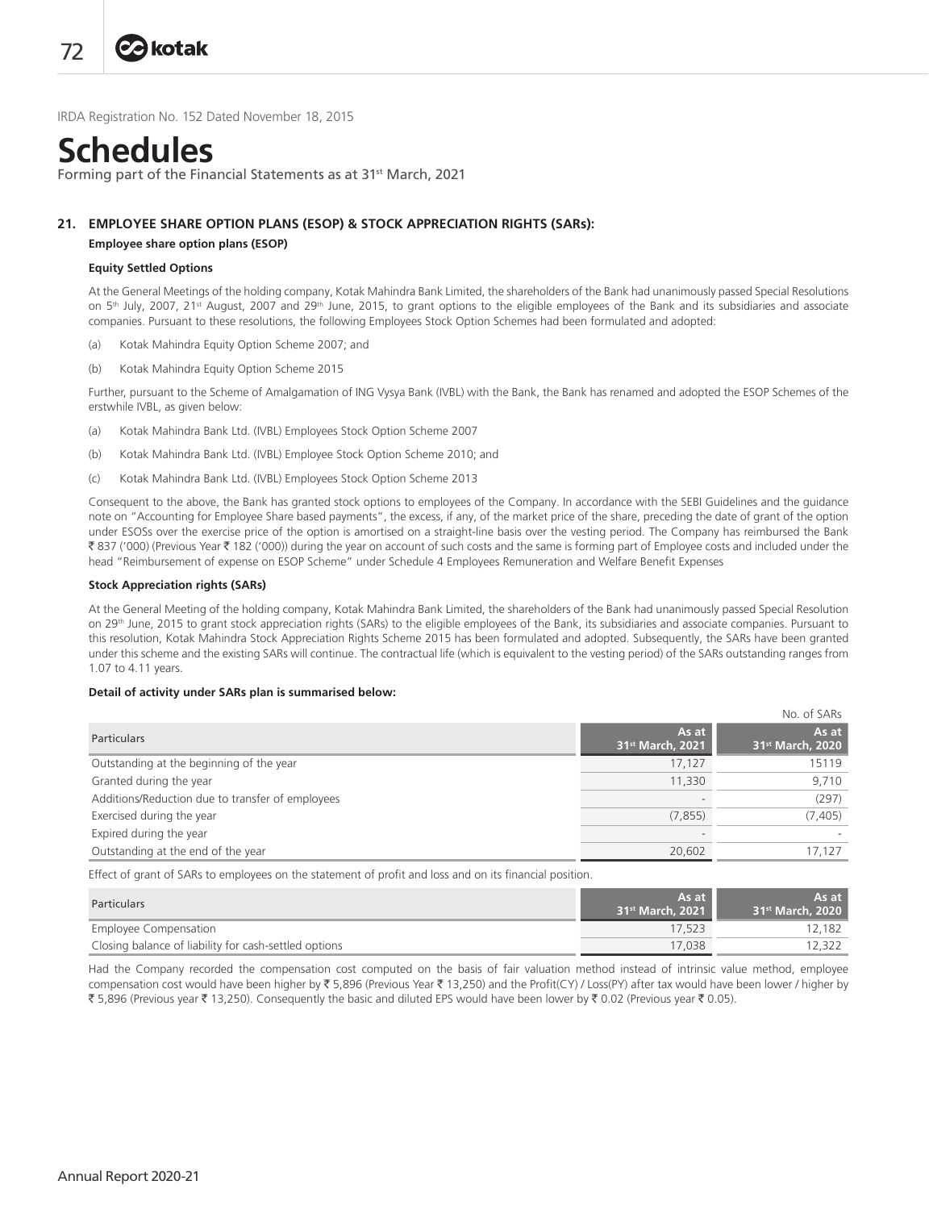IRDA Registration No. 152 Dated November 18, 2015

# Schedules

Forming part of the Financial Statements as at 31st March, 2021

### 21. EMPLOYEE SHARE OPTION PLANS (ESOP) & STOCK APPRECIATION RIGHTS (SARs):

**Employee share option plans (ESOP)**

**Equity Settled Options**

At the General Meetings of the holding company, Kotak Mahindra Bank Limited, the shareholders of the Bank had unanimously passed Special Resolutions on 5th July, 2007, 21st August, 2007 and 29th June, 2015, to grant options to the eligible employees of the Bank and its subsidiaries and associate companies. Pursuant to these resolutions, the following Employees Stock Option Schemes had been formulated and adopted:

(a) Kotak Mahindra Equity Option Scheme 2007; and

(b) Kotak Mahindra Equity Option Scheme 2015

Further, pursuant to the Scheme of Amalgamation of ING Vysya Bank (IVBL) with the Bank, the Bank has renamed and adopted the ESOP Schemes of the erstwhile IVBL, as given below:

(a) Kotak Mahindra Bank Ltd. (IVBL) Employees Stock Option Scheme 2007

(b) Kotak Mahindra Bank Ltd. (IVBL) Employee Stock Option Scheme 2010; and

(c) Kotak Mahindra Bank Ltd. (IVBL) Employees Stock Option Scheme 2013

Consequent to the above, the Bank has granted stock options to employees of the Company. In accordance with the SEBI Guidelines and the guidance note on "Accounting for Employee Share based payments", the excess, if any, of the market price of the share, preceding the date of grant of the option under ESOSs over the exercise price of the option is amortised on a straight-line basis over the vesting period. The Company has reimbursed the Bank ₹ 837 ('000) (Previous Year ₹ 182 ('000)) during the year on account of such costs and the same is forming part of Employee costs and included under the head "Reimbursement of expense on ESOP Scheme" under Schedule 4 Employees Remuneration and Welfare Benefit Expenses

**Stock Appreciation rights (SARs)**

At the General Meeting of the holding company, Kotak Mahindra Bank Limited, the shareholders of the Bank had unanimously passed Special Resolution on 29th June, 2015 to grant stock appreciation rights (SARs) to the eligible employees of the Bank, its subsidiaries and associate companies. Pursuant to this resolution, Kotak Mahindra Stock Appreciation Rights Scheme 2015 has been formulated and adopted. Subsequently, the SARs have been granted under this scheme and the existing SARs will continue. The contractual life (which is equivalent to the vesting period) of the SARs outstanding ranges from 1.07 to 4.11 years.

**Detail of activity under SARs plan is summarised below:**

No. of SARs

| Particulars | As at 31st March, 2021 | As at 31st March, 2020 |
|---|---|---|
| Outstanding at the beginning of the year | 17,127 | 15119 |
| Granted during the year | 11,330 | 9,710 |
| Additions/Reduction due to transfer of employees | - | (297) |
| Exercised during the year | (7,855) | (7,405) |
| Expired during the year | - | - |
| Outstanding at the end of the year | 20,602 | 17,127 |

Effect of grant of SARs to employees on the statement of profit and loss and on its financial position.

| Particulars | As at 31st March, 2021 | As at 31st March, 2020 |
|---|---|---|
| Employee Compensation | 17,523 | 12,182 |
| Closing balance of liability for cash-settled options | 17,038 | 12,322 |

Had the Company recorded the compensation cost computed on the basis of fair valuation method instead of intrinsic value method, employee compensation cost would have been higher by ₹ 5,896 (Previous Year ₹ 13,250) and the Profit(CY) / Loss(PY) after tax would have been lower / higher by ₹ 5,896 (Previous year ₹ 13,250). Consequently the basic and diluted EPS would have been lower by ₹ 0.02 (Previous year ₹ 0.05).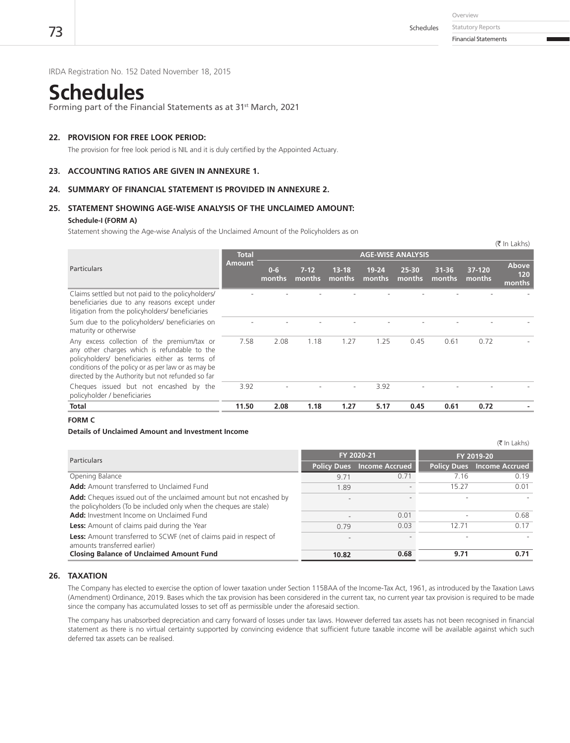IRDA Registration No. 152 Dated November 18, 2015

# Schedules

Forming part of the Financial Statements as at 31st March, 2021

### 22. PROVISION FOR FREE LOOK PERIOD:

The provision for free look period is NIL and it is duly certified by the Appointed Actuary.

### 23. ACCOUNTING RATIOS ARE GIVEN IN ANNEXURE 1.

### 24. SUMMARY OF FINANCIAL STATEMENT IS PROVIDED IN ANNEXURE 2.

### 25. STATEMENT SHOWING AGE-WISE ANALYSIS OF THE UNCLAIMED AMOUNT:

**Schedule-I (FORM A)**

Statement showing the Age-wise Analysis of the Unclaimed Amount of the Policyholders as on

(₹ In Lakhs)

| Particulars | Total Amount | AGE-WISE ANALYSIS | | | | | | | |
|---|---|---|---|---|---|---|---|---|---|
| | | 0-6 months | 7-12 months | 13-18 months | 19-24 months | 25-30 months | 31-36 months | 37-120 months | Above 120 months |
| Claims settled but not paid to the policyholders/ beneficiaries due to any reasons except under litigation from the policyholders/ beneficiaries | - | - | - | - | - | - | - | - | - |
| Sum due to the policyholders/ beneficiaries on maturity or otherwise | - | - | - | - | - | - | - | - | - |
| Any excess collection of the premium/tax or any other charges which is refundable to the policyholders/ beneficiaries either as terms of conditions of the policy or as per law or as may be directed by the Authority but not refunded so far | 7.58 | 2.08 | 1.18 | 1.27 | 1.25 | 0.45 | 0.61 | 0.72 | - |
| Cheques issued but not encashed by the policyholder / beneficiaries | 3.92 | - | - | - | 3.92 | - | - | - | - |
| **Total** | **11.50** | **2.08** | **1.18** | **1.27** | **5.17** | **0.45** | **0.61** | **0.72** | **-** |

**FORM C**

**Details of Unclaimed Amount and Investment Income**

(₹ In Lakhs)

| Particulars | FY 2020-21 | | FY 2019-20 | |
|---|---|---|---|---|
| | Policy Dues | Income Accrued | Policy Dues | Income Accrued |
| Opening Balance | 9.71 | 0.71 | 7.16 | 0.19 |
| **Add:** Amount transferred to Unclaimed Fund | 1.89 | - | 15.27 | 0.01 |
| **Add:** Cheques issued out of the unclaimed amount but not encashed by the policyholders (To be included only when the cheques are stale) | - | - | - | - |
| **Add:** Investment Income on Unclaimed Fund | - | 0.01 | - | 0.68 |
| **Less:** Amount of claims paid during the Year | 0.79 | 0.03 | 12.71 | 0.17 |
| **Less:** Amount transferred to SCWF (net of claims paid in respect of amounts transferred earlier) | - | - | - | - |
| **Closing Balance of Unclaimed Amount Fund** | **10.82** | **0.68** | **9.71** | **0.71** |

### 26. TAXATION

The Company has elected to exercise the option of lower taxation under Section 115BAA of the Income-Tax Act, 1961, as introduced by the Taxation Laws (Amendment) Ordinance, 2019. Bases which the tax provision has been considered in the current tax, no current year tax provision is required to be made since the company has accumulated losses to set off as permissible under the aforesaid section.

The company has unabsorbed depreciation and carry forward of losses under tax laws. However deferred tax assets has not been recognised in financial statement as there is no virtual certainty supported by convincing evidence that sufficient future taxable income will be available against which such deferred tax assets can be realised.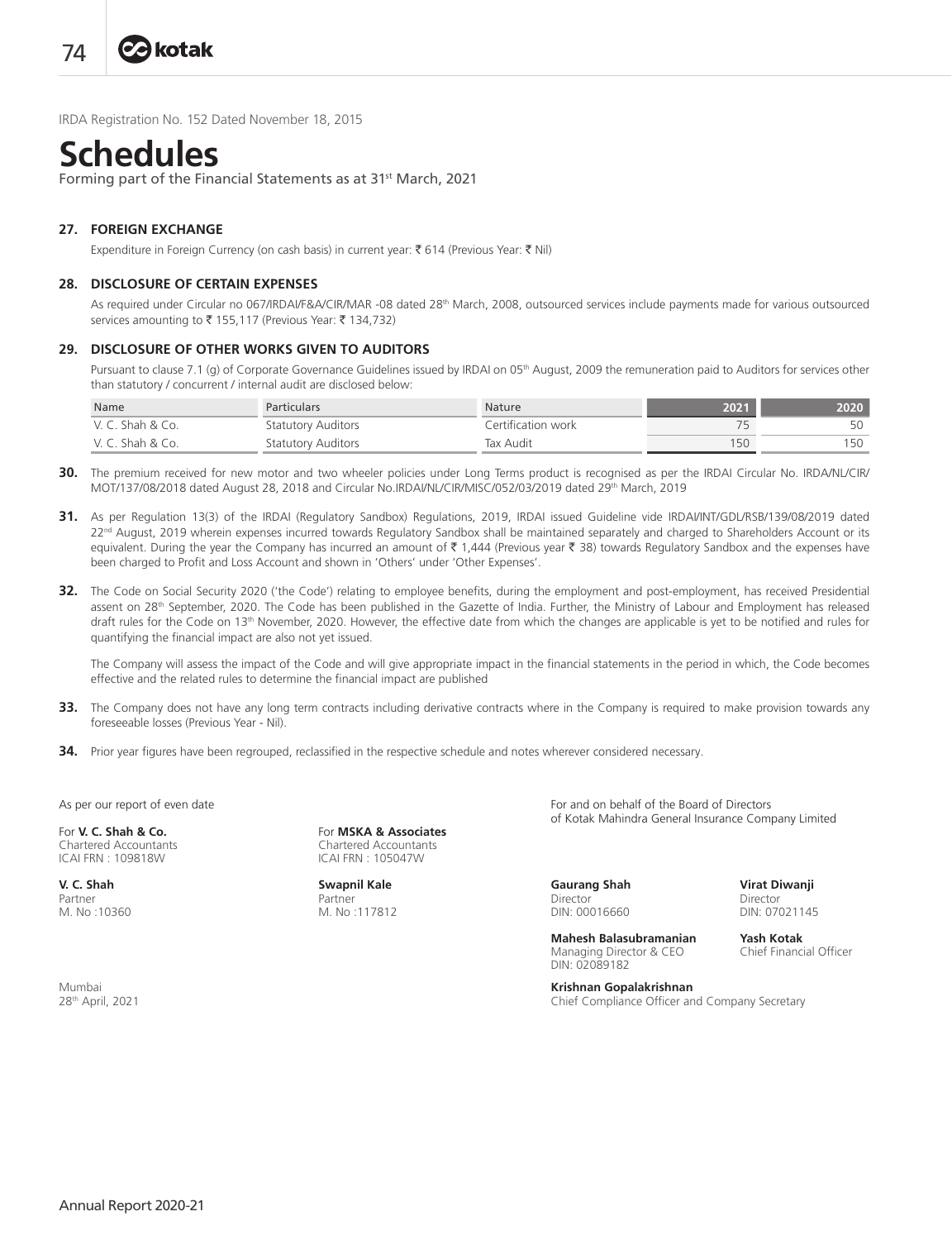IRDA Registration No. 152 Dated November 18, 2015

# Schedules

Forming part of the Financial Statements as at 31st March, 2021

### 27. FOREIGN EXCHANGE

Expenditure in Foreign Currency (on cash basis) in current year: ₹ 614 (Previous Year: ₹ Nil)

### 28. DISCLOSURE OF CERTAIN EXPENSES

As required under Circular no 067/IRDAI/F&A/CIR/MAR -08 dated 28th March, 2008, outsourced services include payments made for various outsourced services amounting to ₹ 155,117 (Previous Year: ₹ 134,732)

### 29. DISCLOSURE OF OTHER WORKS GIVEN TO AUDITORS

Pursuant to clause 7.1 (g) of Corporate Governance Guidelines issued by IRDAI on 05th August, 2009 the remuneration paid to Auditors for services other than statutory / concurrent / internal audit are disclosed below:

| Name | Particulars | Nature | 2021 | 2020 |
|---|---|---|---|---|
| V. C. Shah & Co. | Statutory Auditors | Certification work | 75 | 50 |
| V. C. Shah & Co. | Statutory Auditors | Tax Audit | 150 | 150 |

**30.** The premium received for new motor and two wheeler policies under Long Terms product is recognised as per the IRDAI Circular No. IRDA/NL/CIR/MOT/137/08/2018 dated August 28, 2018 and Circular No.IRDAI/NL/CIR/MISC/052/03/2019 dated 29th March, 2019

**31.** As per Regulation 13(3) of the IRDAI (Regulatory Sandbox) Regulations, 2019, IRDAI issued Guideline vide IRDAI/INT/GDL/RSB/139/08/2019 dated 22nd August, 2019 wherein expenses incurred towards Regulatory Sandbox shall be maintained separately and charged to Shareholders Account or its equivalent. During the year the Company has incurred an amount of ₹ 1,444 (Previous year ₹ 38) towards Regulatory Sandbox and the expenses have been charged to Profit and Loss Account and shown in 'Others' under 'Other Expenses'.

**32.** The Code on Social Security 2020 ('the Code') relating to employee benefits, during the employment and post-employment, has received Presidential assent on 28th September, 2020. The Code has been published in the Gazette of India. Further, the Ministry of Labour and Employment has released draft rules for the Code on 13th November, 2020. However, the effective date from which the changes are applicable is yet to be notified and rules for quantifying the financial impact are also not yet issued.

The Company will assess the impact of the Code and will give appropriate impact in the financial statements in the period in which, the Code becomes effective and the related rules to determine the financial impact are published

**33.** The Company does not have any long term contracts including derivative contracts where in the Company is required to make provision towards any foreseeable losses (Previous Year - Nil).

**34.** Prior year figures have been regrouped, reclassified in the respective schedule and notes wherever considered necessary.

As per our report of even date

For **V. C. Shah & Co.**
Chartered Accountants
ICAI FRN : 109818W

**V. C. Shah**
Partner
M. No :10360

For **MSKA & Associates**
Chartered Accountants
ICAI FRN : 105047W

**Swapnil Kale**
Partner
M. No :117812

Mumbai
28th April, 2021

For and on behalf of the Board of Directors
of Kotak Mahindra General Insurance Company Limited

**Gaurang Shah**
Director
DIN: 00016660

**Virat Diwanji**
Director
DIN: 07021145

**Mahesh Balasubramanian**
Managing Director & CEO
DIN: 02089182

**Yash Kotak**
Chief Financial Officer

**Krishnan Gopalakrishnan**
Chief Compliance Officer and Company Secretary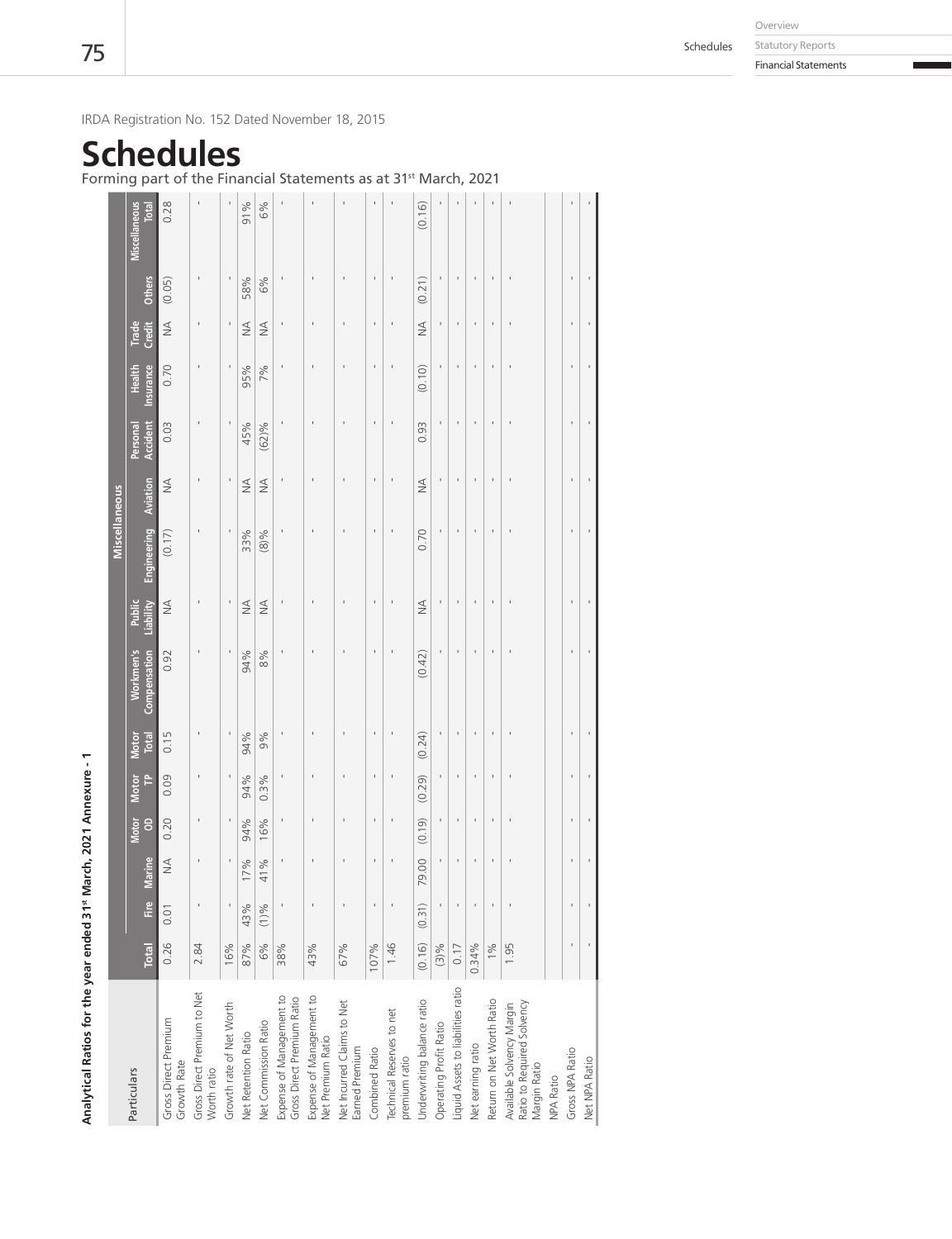IRDA Registration No. 152 Dated November 18, 2015

# Schedules

Forming part of the Financial Statements as at 31st March, 2021

**Analytical Ratios for the year ended 31st March, 2021 Annexure - 1**

| Particulars | Total | Fire | Marine | Motor OD | Motor TP | Motor Total | Miscellaneous | | | | | | | | |
|---|---|---|---|---|---|---|---|---|---|---|---|---|---|---|---|
| | | | | | | | Workmen's Compensation | Public Liability | Engineering | Aviation | Personal Accident | Health Insurance | Trade Credit | Others | Miscellaneous Total |
| Gross Direct Premium Growth Rate | 0.26 | 0.01 | NA | 0.20 | 0.09 | 0.15 | 0.92 | NA | (0.17) | NA | 0.03 | 0.70 | NA | (0.05) | 0.28 |
| Gross Direct Premium to Net Worth ratio | 2.84 | - | - | - | - | - | - | - | - | - | - | - | - | - | - |
| Growth rate of Net Worth | 16% | - | - | - | - | - | - | - | - | - | - | - | - | - | - |
| Net Retention Ratio | 87% | 43% | 17% | 94% | 94% | 94% | 94% | NA | 33% | NA | 45% | 95% | NA | 58% | 91% |
| Net Commission Ratio | 6% | (1)% | 41% | 16% | 0.3% | 9% | 8% | NA | (8)% | NA | (62)% | 7% | NA | 6% | 6% |
| Expense of Management to Gross Direct Premium Ratio | 38% | - | - | - | - | - | - | - | - | - | - | - | - | - | - |
| Expense of Management to Net Premium Ratio | 43% | - | - | - | - | - | - | - | - | - | - | - | - | - | - |
| Net Incurred Claims to Net Earned Premium | 67% | - | - | - | - | - | - | - | - | - | - | - | - | - | - |
| Combined Ratio | 107% | - | - | - | - | - | - | - | - | - | - | - | - | - | - |
| Technical Reserves to net premium ratio | 1.46 | - | - | - | - | - | - | - | - | - | - | - | - | - | - |
| Underwriting balance ratio | (0.16) | (0.31) | 79.00 | (0.19) | (0.29) | (0.24) | (0.42) | NA | 0.70 | NA | 0.93 | (0.10) | NA | (0.21) | (0.16) |
| Operating Profit Ratio | (3)% | - | - | - | - | - | - | - | - | - | - | - | - | - | - |
| Liquid Assets to liabilities ratio | 0.17 | - | - | - | - | - | - | - | - | - | - | - | - | - | - |
| Net earning ratio | 0.34% | - | - | - | - | - | - | - | - | - | - | - | - | - | - |
| Return on Net Worth Ratio | 1% | - | - | - | - | - | - | - | - | - | - | - | - | - | - |
| Available Solvency Margin Ratio to Required Solvency Margin Ratio | 1.95 | - | - | - | - | - | - | - | - | - | - | - | - | - | - |
| NPA Ratio | | | | | | | | | | | | | | | |
| Gross NPA Ratio | - | - | - | - | - | - | - | - | - | - | - | - | - | - | - |
| Net NPA Ratio | - | - | - | - | - | - | - | - | - | - | - | - | - | - | - |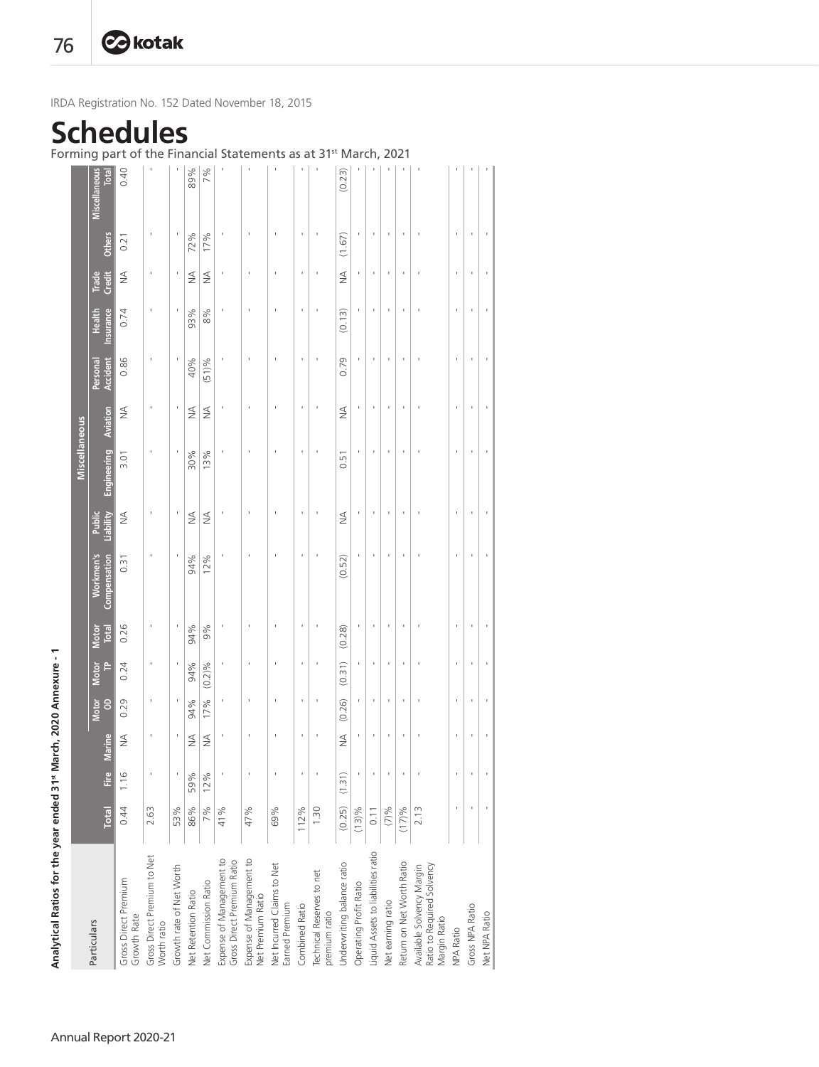IRDA Registration No. 152 Dated November 18, 2015

# Schedules

Forming part of the Financial Statements as at 31st March, 2021

**Analytical Ratios for the year ended 31st March, 2020 Annexure - 1**

| Particulars | Total | Fire | Marine | Motor OD | Motor TP | Motor Total | Workmen's Compensation | Public Liability | Engineering | Aviation | Personal Accident | Health Insurance | Trade Credit | Others | Miscellaneous Total |
|---|---|---|---|---|---|---|---|---|---|---|---|---|---|---|---|
| | | | | | | | Miscellaneous | | | | | | | | |
| Gross Direct Premium Growth Rate | 0.44 | 1.16 | NA | 0.29 | 0.24 | 0.26 | 0.31 | NA | 3.01 | NA | 0.86 | 0.74 | NA | 0.21 | 0.40 |
| Gross Direct Premium to Net Worth ratio | 2.63 | - | - | - | - | - | - | - | - | - | - | - | - | - | - |
| Growth rate of Net Worth | 53% | - | - | - | - | - | - | - | - | - | - | - | - | - | - |
| Net Retention Ratio | 86% | 59% | NA | 94% | 94% | 94% | 94% | NA | 30% | NA | 40% | 93% | NA | 72% | 89% |
| Net Commission Ratio | 7% | 12% | NA | 17% | (0.2)% | 9% | 12% | NA | 13% | NA | (51)% | 8% | NA | 17% | 7% |
| Expense of Management to Gross Direct Premium Ratio | 41% | - | - | - | - | - | - | - | - | - | - | - | - | - | - |
| Expense of Management to Net Premium Ratio | 47% | - | - | - | - | - | - | - | - | - | - | - | - | - | - |
| Net Incurred Claims to Net Earned Premium | 69% | - | - | - | - | - | - | - | - | - | - | - | - | - | - |
| Combined Ratio | 112% | - | - | - | - | - | - | - | - | - | - | - | - | - | - |
| Technical Reserves to net premium ratio | 1.30 | - | - | - | - | - | - | - | - | - | - | - | - | - | - |
| Underwriting balance ratio | (0.25) | (1.31) | NA | (0.26) | (0.31) | (0.28) | (0.52) | NA | 0.51 | NA | 0.79 | (0.13) | NA | (1.67) | (0.23) |
| Operating Profit Ratio | (13)% | - | - | - | - | - | - | - | - | - | - | - | - | - | - |
| Liquid Assets to liabilities ratio | 0.11 | - | - | - | - | - | - | - | - | - | - | - | - | - | - |
| Net earning ratio | (7)% | - | - | - | - | - | - | - | - | - | - | - | - | - | - |
| Return on Net Worth Ratio | (17)% | - | - | - | - | - | - | - | - | - | - | - | - | - | - |
| Available Solvency Margin Ratio to Required Solvency Margin Ratio | 2.13 | - | - | - | - | - | - | - | - | - | - | - | - | - | - |
| NPA Ratio | - | - | - | - | - | - | - | - | - | - | - | - | - | - | - |
| Gross NPA Ratio | - | - | - | - | - | - | - | - | - | - | - | - | - | - | - |
| Net NPA Ratio | - | - | - | - | - | - | - | - | - | - | - | - | - | - | - |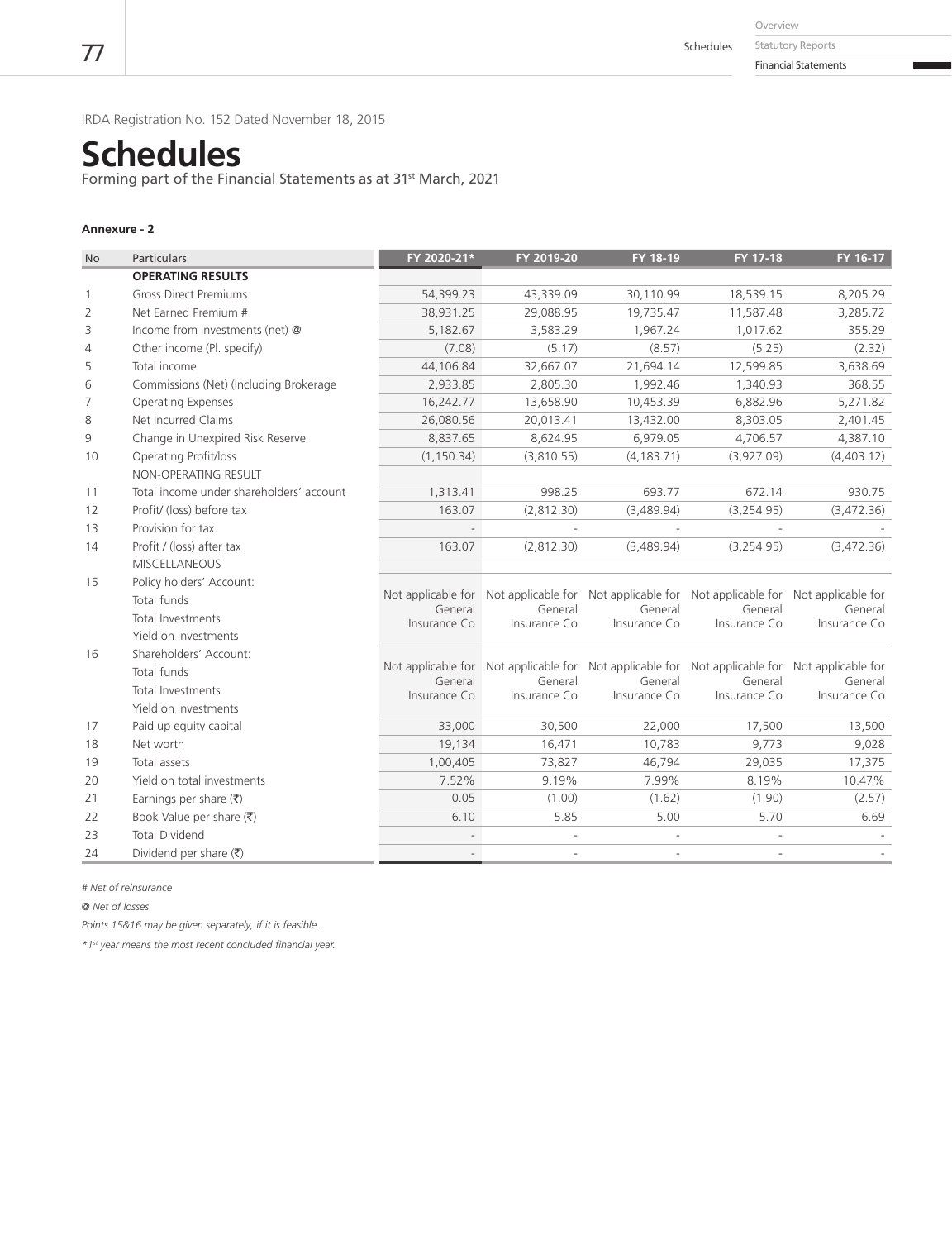IRDA Registration No. 152 Dated November 18, 2015

# Schedules

Forming part of the Financial Statements as at 31st March, 2021

**Annexure - 2**

| No | Particulars | FY 2020-21* | FY 2019-20 | FY 18-19 | FY 17-18 | FY 16-17 |
|---|---|---|---|---|---|---|
| | **OPERATING RESULTS** | | | | | |
| 1 | Gross Direct Premiums | 54,399.23 | 43,339.09 | 30,110.99 | 18,539.15 | 8,205.29 |
| 2 | Net Earned Premium # | 38,931.25 | 29,088.95 | 19,735.47 | 11,587.48 | 3,285.72 |
| 3 | Income from investments (net) @ | 5,182.67 | 3,583.29 | 1,967.24 | 1,017.62 | 355.29 |
| 4 | Other income (Pl. specify) | (7.08) | (5.17) | (8.57) | (5.25) | (2.32) |
| 5 | Total income | 44,106.84 | 32,667.07 | 21,694.14 | 12,599.85 | 3,638.69 |
| 6 | Commissions (Net) (Including Brokerage | 2,933.85 | 2,805.30 | 1,992.46 | 1,340.93 | 368.55 |
| 7 | Operating Expenses | 16,242.77 | 13,658.90 | 10,453.39 | 6,882.96 | 5,271.82 |
| 8 | Net Incurred Claims | 26,080.56 | 20,013.41 | 13,432.00 | 8,303.05 | 2,401.45 |
| 9 | Change in Unexpired Risk Reserve | 8,837.65 | 8,624.95 | 6,979.05 | 4,706.57 | 4,387.10 |
| 10 | Operating Profit/loss | (1,150.34) | (3,810.55) | (4,183.71) | (3,927.09) | (4,403.12) |
| | NON-OPERATING RESULT | | | | | |
| 11 | Total income under shareholders' account | 1,313.41 | 998.25 | 693.77 | 672.14 | 930.75 |
| 12 | Profit/ (loss) before tax | 163.07 | (2,812.30) | (3,489.94) | (3,254.95) | (3,472.36) |
| 13 | Provision for tax | - | - | - | - | - |
| 14 | Profit / (loss) after tax | 163.07 | (2,812.30) | (3,489.94) | (3,254.95) | (3,472.36) |
| | MISCELLANEOUS | | | | | |
| 15 | Policy holders' Account:<br>Total funds<br>Total Investments<br>Yield on investments | Not applicable for General Insurance Co | Not applicable for General Insurance Co | Not applicable for General Insurance Co | Not applicable for General Insurance Co | Not applicable for General Insurance Co |
| 16 | Shareholders' Account:<br>Total funds<br>Total Investments<br>Yield on investments | Not applicable for General Insurance Co | Not applicable for General Insurance Co | Not applicable for General Insurance Co | Not applicable for General Insurance Co | Not applicable for General Insurance Co |
| 17 | Paid up equity capital | 33,000 | 30,500 | 22,000 | 17,500 | 13,500 |
| 18 | Net worth | 19,134 | 16,471 | 10,783 | 9,773 | 9,028 |
| 19 | Total assets | 1,00,405 | 73,827 | 46,794 | 29,035 | 17,375 |
| 20 | Yield on total investments | 7.52% | 9.19% | 7.99% | 8.19% | 10.47% |
| 21 | Earnings per share (₹) | 0.05 | (1.00) | (1.62) | (1.90) | (2.57) |
| 22 | Book Value per share (₹) | 6.10 | 5.85 | 5.00 | 5.70 | 6.69 |
| 23 | Total Dividend | - | - | - | - | - |
| 24 | Dividend per share (₹) | - | - | - | - | - |

*# Net of reinsurance*

*@ Net of losses*

*Points 15&16 may be given separately, if it is feasible.*

*\*1st year means the most recent concluded financial year.*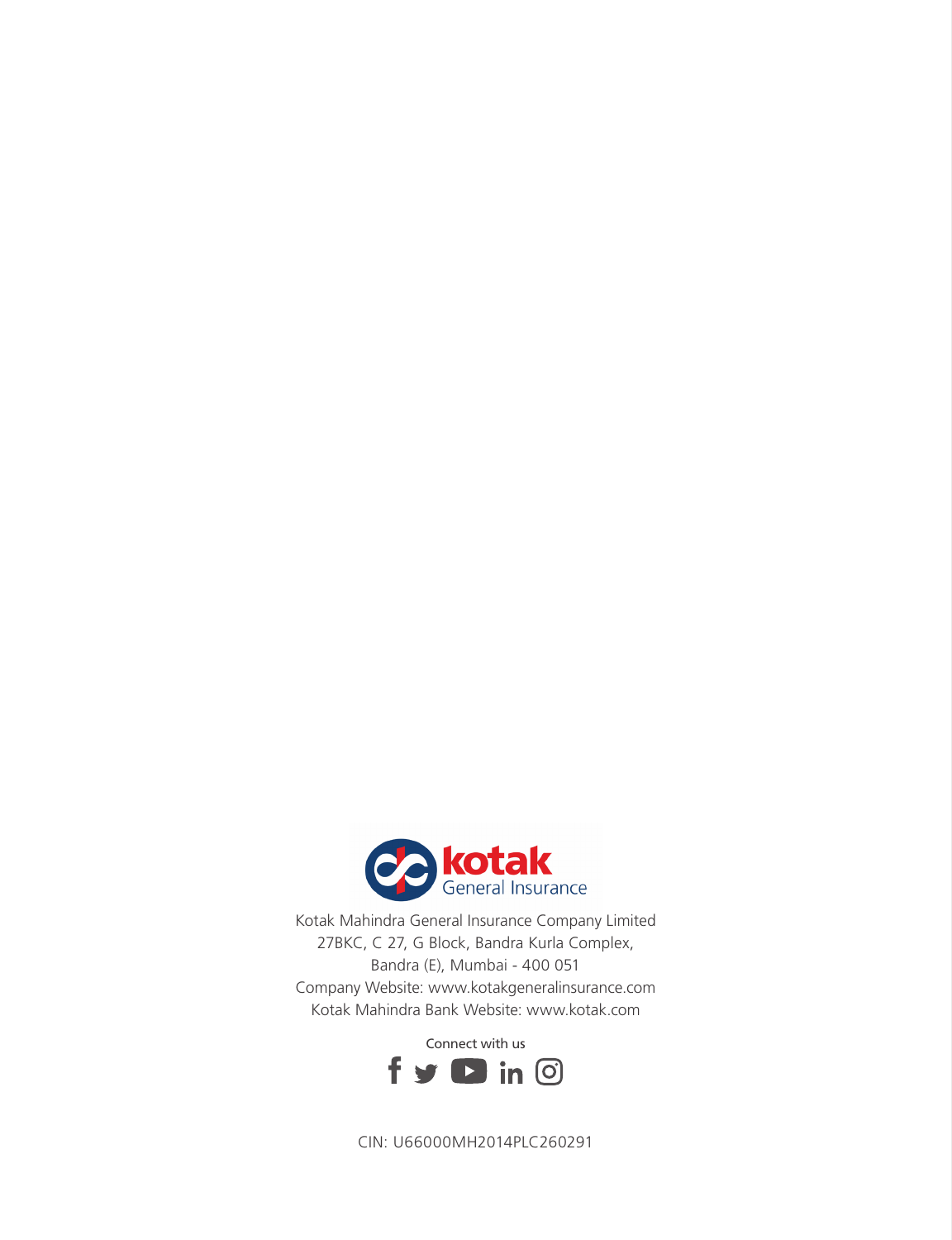kotak
General Insurance

Kotak Mahindra General Insurance Company Limited
27BKC, C 27, G Block, Bandra Kurla Complex,
Bandra (E), Mumbai - 400 051
Company Website: www.kotakgeneralinsurance.com
Kotak Mahindra Bank Website: www.kotak.com

Connect with us

CIN: U66000MH2014PLC260291